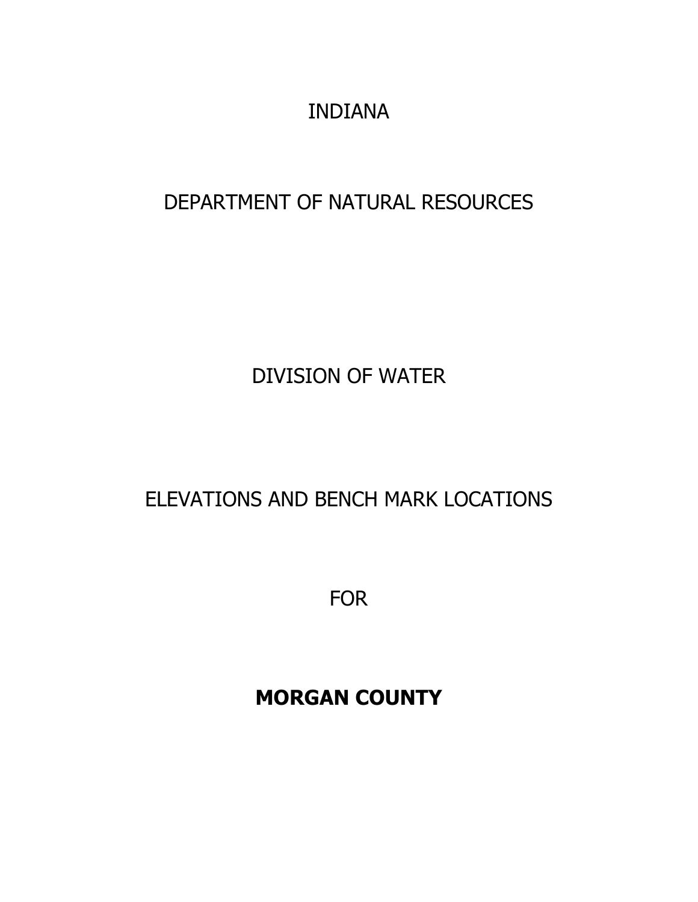# INDIANA

# DEPARTMENT OF NATURAL RESOURCES

## DIVISION OF WATER

## ELEVATIONS AND BENCH MARK LOCATIONS

## FOR

## **MORGAN COUNTY**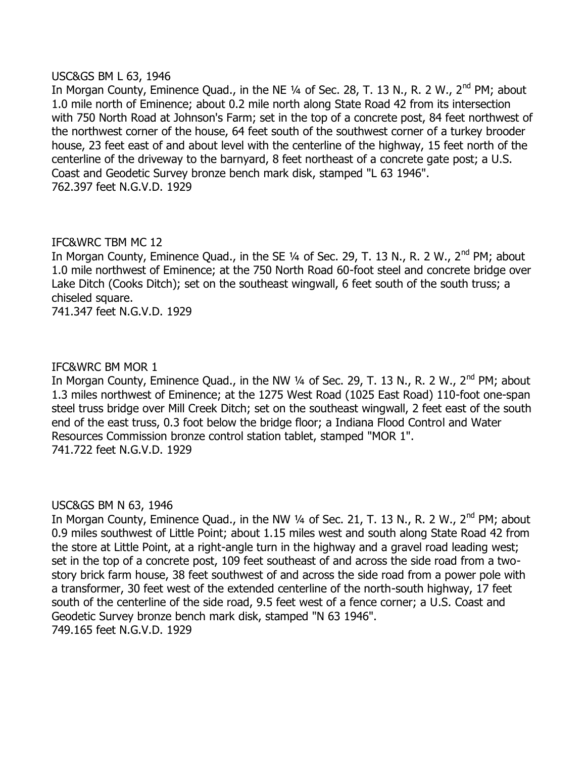USC&GS BM L 63, 1946

In Morgan County, Eminence Quad., in the NE ¼ of Sec. 28, T. 13 N., R. 2 W., 2nd PM; about 1.0 mile north of Eminence; about 0.2 mile north along State Road 42 from its intersection with 750 North Road at Johnson's Farm; set in the top of a concrete post, 84 feet northwest of the northwest corner of the house, 64 feet south of the southwest corner of a turkey brooder house, 23 feet east of and about level with the centerline of the highway, 15 feet north of the centerline of the driveway to the barnyard, 8 feet northeast of a concrete gate post; a U.S. Coast and Geodetic Survey bronze bench mark disk, stamped "L 63 1946".
762.397 feet N.G.V.D. 1929

IFC&WRC TBM MC 12

In Morgan County, Eminence Quad., in the SE ¼ of Sec. 29, T. 13 N., R. 2 W., 2nd PM; about 1.0 mile northwest of Eminence; at the 750 North Road 60-foot steel and concrete bridge over Lake Ditch (Cooks Ditch); set on the southeast wingwall, 6 feet south of the south truss; a chiseled square.
741.347 feet N.G.V.D. 1929

IFC&WRC BM MOR 1

In Morgan County, Eminence Quad., in the NW ¼ of Sec. 29, T. 13 N., R. 2 W., 2nd PM; about 1.3 miles northwest of Eminence; at the 1275 West Road (1025 East Road) 110-foot one-span steel truss bridge over Mill Creek Ditch; set on the southeast wingwall, 2 feet east of the south end of the east truss, 0.3 foot below the bridge floor; a Indiana Flood Control and Water Resources Commission bronze control station tablet, stamped "MOR 1".
741.722 feet N.G.V.D. 1929

USC&GS BM N 63, 1946

In Morgan County, Eminence Quad., in the NW ¼ of Sec. 21, T. 13 N., R. 2 W., 2nd PM; about 0.9 miles southwest of Little Point; about 1.15 miles west and south along State Road 42 from the store at Little Point, at a right-angle turn in the highway and a gravel road leading west; set in the top of a concrete post, 109 feet southeast of and across the side road from a two-story brick farm house, 38 feet southwest of and across the side road from a power pole with a transformer, 30 feet west of the extended centerline of the north-south highway, 17 feet south of the centerline of the side road, 9.5 feet west of a fence corner; a U.S. Coast and Geodetic Survey bronze bench mark disk, stamped "N 63 1946".
749.165 feet N.G.V.D. 1929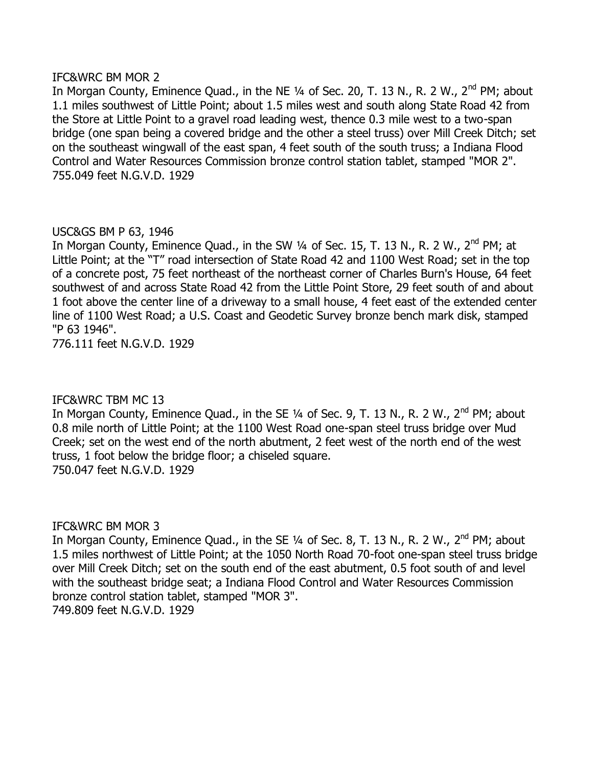IFC&WRC BM MOR 2

In Morgan County, Eminence Quad., in the NE ¼ of Sec. 20, T. 13 N., R. 2 W., 2nd PM; about 1.1 miles southwest of Little Point; about 1.5 miles west and south along State Road 42 from the Store at Little Point to a gravel road leading west, thence 0.3 mile west to a two-span bridge (one span being a covered bridge and the other a steel truss) over Mill Creek Ditch; set on the southeast wingwall of the east span, 4 feet south of the south truss; a Indiana Flood Control and Water Resources Commission bronze control station tablet, stamped "MOR 2".
755.049 feet N.G.V.D. 1929

USC&GS BM P 63, 1946

In Morgan County, Eminence Quad., in the SW ¼ of Sec. 15, T. 13 N., R. 2 W., 2nd PM; at Little Point; at the "T" road intersection of State Road 42 and 1100 West Road; set in the top of a concrete post, 75 feet northeast of the northeast corner of Charles Burn's House, 64 feet southwest of and across State Road 42 from the Little Point Store, 29 feet south of and about 1 foot above the center line of a driveway to a small house, 4 feet east of the extended center line of 1100 West Road; a U.S. Coast and Geodetic Survey bronze bench mark disk, stamped "P 63 1946".
776.111 feet N.G.V.D. 1929

IFC&WRC TBM MC 13

In Morgan County, Eminence Quad., in the SE ¼ of Sec. 9, T. 13 N., R. 2 W., 2nd PM; about 0.8 mile north of Little Point; at the 1100 West Road one-span steel truss bridge over Mud Creek; set on the west end of the north abutment, 2 feet west of the north end of the west truss, 1 foot below the bridge floor; a chiseled square.
750.047 feet N.G.V.D. 1929

IFC&WRC BM MOR 3

In Morgan County, Eminence Quad., in the SE ¼ of Sec. 8, T. 13 N., R. 2 W., 2nd PM; about 1.5 miles northwest of Little Point; at the 1050 North Road 70-foot one-span steel truss bridge over Mill Creek Ditch; set on the south end of the east abutment, 0.5 foot south of and level with the southeast bridge seat; a Indiana Flood Control and Water Resources Commission bronze control station tablet, stamped "MOR 3".
749.809 feet N.G.V.D. 1929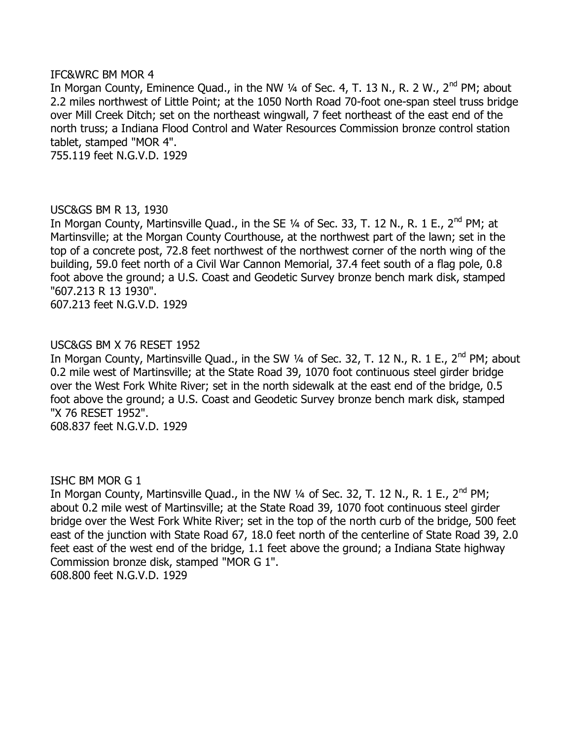IFC&WRC BM MOR 4

In Morgan County, Eminence Quad., in the NW ¼ of Sec. 4, T. 13 N., R. 2 W., 2nd PM; about 2.2 miles northwest of Little Point; at the 1050 North Road 70-foot one-span steel truss bridge over Mill Creek Ditch; set on the northeast wingwall, 7 feet northeast of the east end of the north truss; a Indiana Flood Control and Water Resources Commission bronze control station tablet, stamped "MOR 4".

755.119 feet N.G.V.D. 1929

USC&GS BM R 13, 1930

In Morgan County, Martinsville Quad., in the SE ¼ of Sec. 33, T. 12 N., R. 1 E., 2nd PM; at Martinsville; at the Morgan County Courthouse, at the northwest part of the lawn; set in the top of a concrete post, 72.8 feet northwest of the northwest corner of the north wing of the building, 59.0 feet north of a Civil War Cannon Memorial, 37.4 feet south of a flag pole, 0.8 foot above the ground; a U.S. Coast and Geodetic Survey bronze bench mark disk, stamped "607.213 R 13 1930".

607.213 feet N.G.V.D. 1929

USC&GS BM X 76 RESET 1952

In Morgan County, Martinsville Quad., in the SW ¼ of Sec. 32, T. 12 N., R. 1 E., 2nd PM; about 0.2 mile west of Martinsville; at the State Road 39, 1070 foot continuous steel girder bridge over the West Fork White River; set in the north sidewalk at the east end of the bridge, 0.5 foot above the ground; a U.S. Coast and Geodetic Survey bronze bench mark disk, stamped "X 76 RESET 1952".

608.837 feet N.G.V.D. 1929

ISHC BM MOR G 1

In Morgan County, Martinsville Quad., in the NW ¼ of Sec. 32, T. 12 N., R. 1 E., 2nd PM; about 0.2 mile west of Martinsville; at the State Road 39, 1070 foot continuous steel girder bridge over the West Fork White River; set in the top of the north curb of the bridge, 500 feet east of the junction with State Road 67, 18.0 feet north of the centerline of State Road 39, 2.0 feet east of the west end of the bridge, 1.1 feet above the ground; a Indiana State highway Commission bronze disk, stamped "MOR G 1".

608.800 feet N.G.V.D. 1929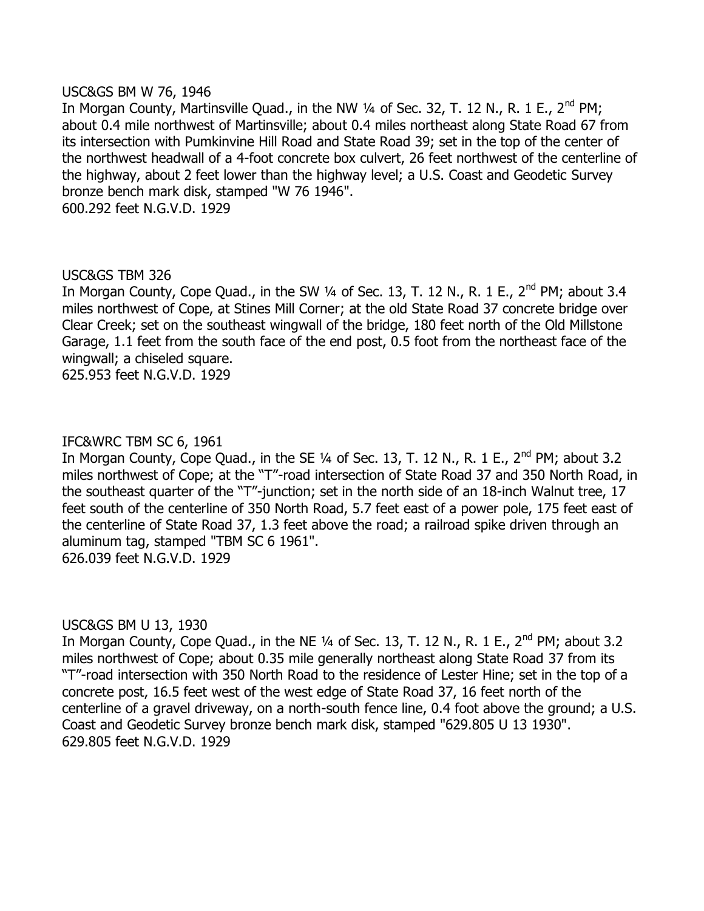USC&GS BM W 76, 1946

In Morgan County, Martinsville Quad., in the NW ¼ of Sec. 32, T. 12 N., R. 1 E., 2nd PM; about 0.4 mile northwest of Martinsville; about 0.4 miles northeast along State Road 67 from its intersection with Pumkinvine Hill Road and State Road 39; set in the top of the center of the northwest headwall of a 4-foot concrete box culvert, 26 feet northwest of the centerline of the highway, about 2 feet lower than the highway level; a U.S. Coast and Geodetic Survey bronze bench mark disk, stamped "W 76 1946".

600.292 feet N.G.V.D. 1929

USC&GS TBM 326

In Morgan County, Cope Quad., in the SW ¼ of Sec. 13, T. 12 N., R. 1 E., 2nd PM; about 3.4 miles northwest of Cope, at Stines Mill Corner; at the old State Road 37 concrete bridge over Clear Creek; set on the southeast wingwall of the bridge, 180 feet north of the Old Millstone Garage, 1.1 feet from the south face of the end post, 0.5 foot from the northeast face of the wingwall; a chiseled square.

625.953 feet N.G.V.D. 1929

IFC&WRC TBM SC 6, 1961

In Morgan County, Cope Quad., in the SE ¼ of Sec. 13, T. 12 N., R. 1 E., 2nd PM; about 3.2 miles northwest of Cope; at the "T"-road intersection of State Road 37 and 350 North Road, in the southeast quarter of the "T"-junction; set in the north side of an 18-inch Walnut tree, 17 feet south of the centerline of 350 North Road, 5.7 feet east of a power pole, 175 feet east of the centerline of State Road 37, 1.3 feet above the road; a railroad spike driven through an aluminum tag, stamped "TBM SC 6 1961".

626.039 feet N.G.V.D. 1929

USC&GS BM U 13, 1930

In Morgan County, Cope Quad., in the NE ¼ of Sec. 13, T. 12 N., R. 1 E., 2nd PM; about 3.2 miles northwest of Cope; about 0.35 mile generally northeast along State Road 37 from its "T"-road intersection with 350 North Road to the residence of Lester Hine; set in the top of a concrete post, 16.5 feet west of the west edge of State Road 37, 16 feet north of the centerline of a gravel driveway, on a north-south fence line, 0.4 foot above the ground; a U.S. Coast and Geodetic Survey bronze bench mark disk, stamped "629.805 U 13 1930".

629.805 feet N.G.V.D. 1929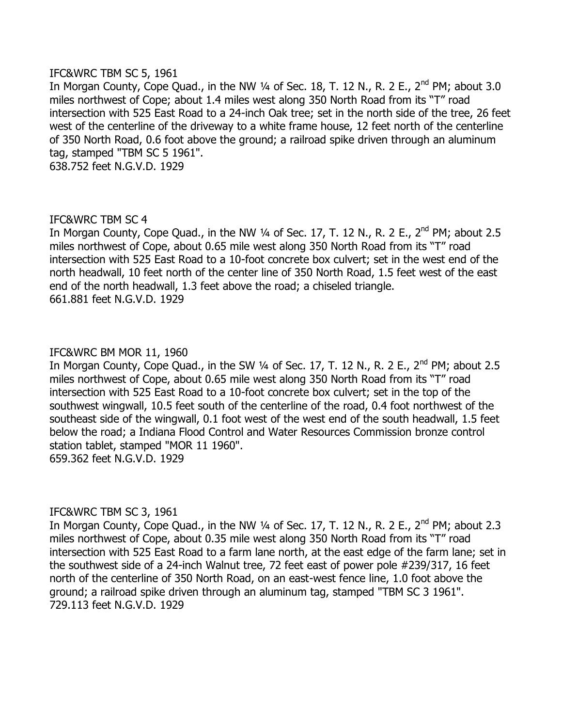IFC&WRC TBM SC 5, 1961

In Morgan County, Cope Quad., in the NW ¼ of Sec. 18, T. 12 N., R. 2 E., 2nd PM; about 3.0 miles northwest of Cope; about 1.4 miles west along 350 North Road from its "T" road intersection with 525 East Road to a 24-inch Oak tree; set in the north side of the tree, 26 feet west of the centerline of the driveway to a white frame house, 12 feet north of the centerline of 350 North Road, 0.6 foot above the ground; a railroad spike driven through an aluminum tag, stamped "TBM SC 5 1961".

638.752 feet N.G.V.D. 1929

IFC&WRC TBM SC 4

In Morgan County, Cope Quad., in the NW ¼ of Sec. 17, T. 12 N., R. 2 E., 2nd PM; about 2.5 miles northwest of Cope, about 0.65 mile west along 350 North Road from its "T" road intersection with 525 East Road to a 10-foot concrete box culvert; set in the west end of the north headwall, 10 feet north of the center line of 350 North Road, 1.5 feet west of the east end of the north headwall, 1.3 feet above the road; a chiseled triangle.

661.881 feet N.G.V.D. 1929

IFC&WRC BM MOR 11, 1960

In Morgan County, Cope Quad., in the SW ¼ of Sec. 17, T. 12 N., R. 2 E., 2nd PM; about 2.5 miles northwest of Cope, about 0.65 mile west along 350 North Road from its "T" road intersection with 525 East Road to a 10-foot concrete box culvert; set in the top of the southwest wingwall, 10.5 feet south of the centerline of the road, 0.4 foot northwest of the southeast side of the wingwall, 0.1 foot west of the west end of the south headwall, 1.5 feet below the road; a Indiana Flood Control and Water Resources Commission bronze control station tablet, stamped "MOR 11 1960".

659.362 feet N.G.V.D. 1929

IFC&WRC TBM SC 3, 1961

In Morgan County, Cope Quad., in the NW ¼ of Sec. 17, T. 12 N., R. 2 E., 2nd PM; about 2.3 miles northwest of Cope, about 0.35 mile west along 350 North Road from its "T" road intersection with 525 East Road to a farm lane north, at the east edge of the farm lane; set in the southwest side of a 24-inch Walnut tree, 72 feet east of power pole #239/317, 16 feet north of the centerline of 350 North Road, on an east-west fence line, 1.0 foot above the ground; a railroad spike driven through an aluminum tag, stamped "TBM SC 3 1961".

729.113 feet N.G.V.D. 1929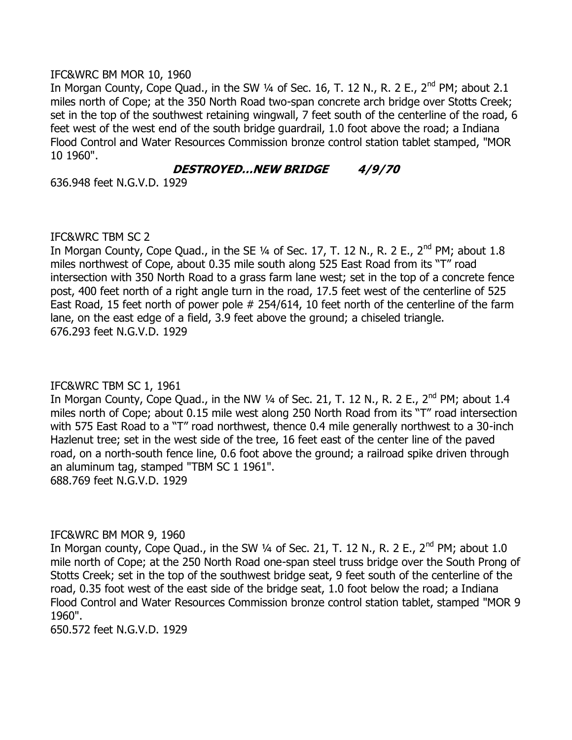IFC&WRC BM MOR 10, 1960

In Morgan County, Cope Quad., in the SW ¼ of Sec. 16, T. 12 N., R. 2 E., 2nd PM; about 2.1 miles north of Cope; at the 350 North Road two-span concrete arch bridge over Stotts Creek; set in the top of the southwest retaining wingwall, 7 feet south of the centerline of the road, 6 feet west of the west end of the south bridge guardrail, 1.0 foot above the road; a Indiana Flood Control and Water Resources Commission bronze control station tablet stamped, "MOR 10 1960".

***DESTROYED...NEW BRIDGE 4/9/70***

636.948 feet N.G.V.D. 1929

IFC&WRC TBM SC 2

In Morgan County, Cope Quad., in the SE ¼ of Sec. 17, T. 12 N., R. 2 E., 2nd PM; about 1.8 miles northwest of Cope, about 0.35 mile south along 525 East Road from its "T" road intersection with 350 North Road to a grass farm lane west; set in the top of a concrete fence post, 400 feet north of a right angle turn in the road, 17.5 feet west of the centerline of 525 East Road, 15 feet north of power pole # 254/614, 10 feet north of the centerline of the farm lane, on the east edge of a field, 3.9 feet above the ground; a chiseled triangle.

676.293 feet N.G.V.D. 1929

IFC&WRC TBM SC 1, 1961

In Morgan County, Cope Quad., in the NW ¼ of Sec. 21, T. 12 N., R. 2 E., 2nd PM; about 1.4 miles north of Cope; about 0.15 mile west along 250 North Road from its "T" road intersection with 575 East Road to a "T" road northwest, thence 0.4 mile generally northwest to a 30-inch Hazlenut tree; set in the west side of the tree, 16 feet east of the center line of the paved road, on a north-south fence line, 0.6 foot above the ground; a railroad spike driven through an aluminum tag, stamped "TBM SC 1 1961".

688.769 feet N.G.V.D. 1929

IFC&WRC BM MOR 9, 1960

In Morgan county, Cope Quad., in the SW ¼ of Sec. 21, T. 12 N., R. 2 E., 2nd PM; about 1.0 mile north of Cope; at the 250 North Road one-span steel truss bridge over the South Prong of Stotts Creek; set in the top of the southwest bridge seat, 9 feet south of the centerline of the road, 0.35 foot west of the east side of the bridge seat, 1.0 foot below the road; a Indiana Flood Control and Water Resources Commission bronze control station tablet, stamped "MOR 9 1960".

650.572 feet N.G.V.D. 1929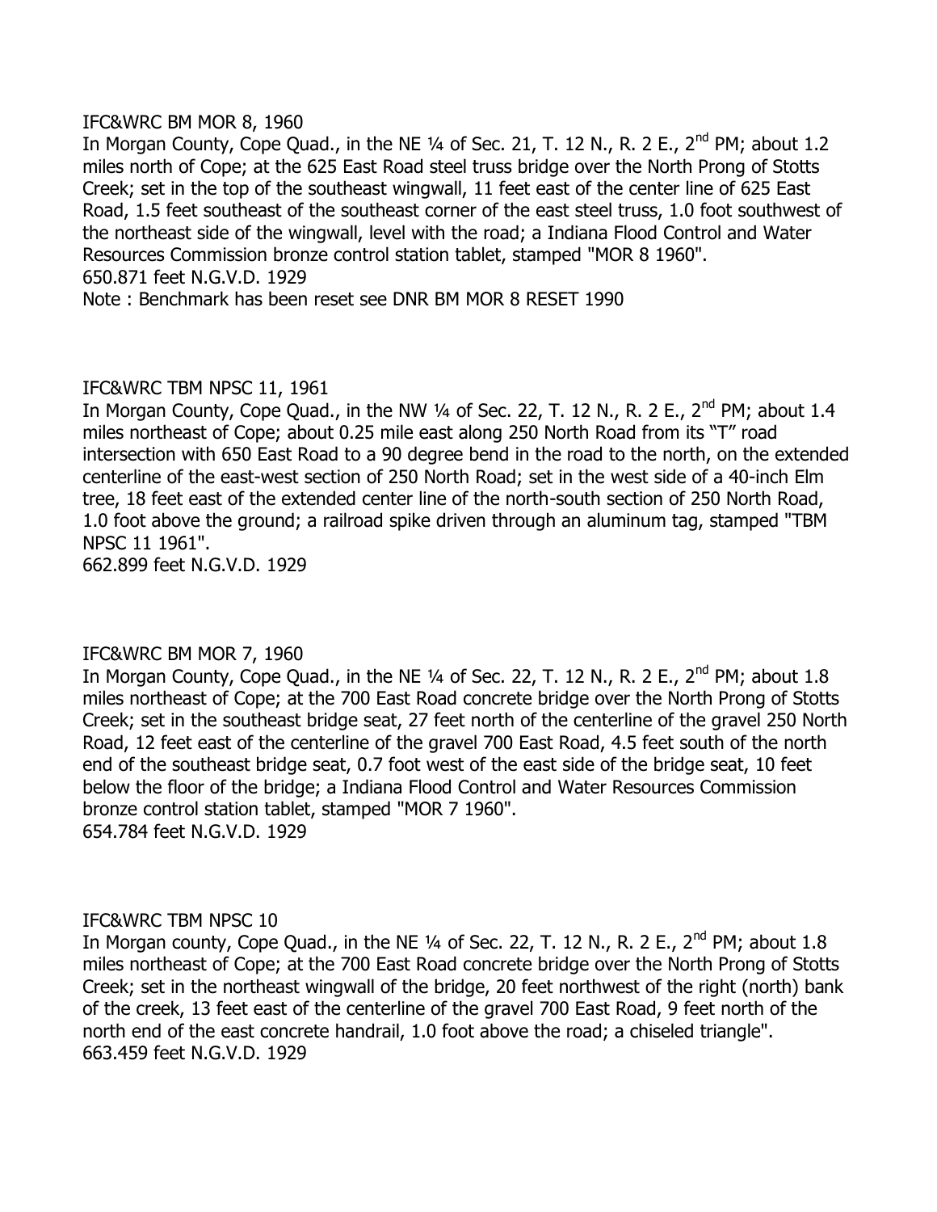IFC&WRC BM MOR 8, 1960

In Morgan County, Cope Quad., in the NE ¼ of Sec. 21, T. 12 N., R. 2 E., 2nd PM; about 1.2 miles north of Cope; at the 625 East Road steel truss bridge over the North Prong of Stotts Creek; set in the top of the southeast wingwall, 11 feet east of the center line of 625 East Road, 1.5 feet southeast of the southeast corner of the east steel truss, 1.0 foot southwest of the northeast side of the wingwall, level with the road; a Indiana Flood Control and Water Resources Commission bronze control station tablet, stamped "MOR 8 1960".

650.871 feet N.G.V.D. 1929

Note : Benchmark has been reset see DNR BM MOR 8 RESET 1990

IFC&WRC TBM NPSC 11, 1961

In Morgan County, Cope Quad., in the NW ¼ of Sec. 22, T. 12 N., R. 2 E., 2nd PM; about 1.4 miles northeast of Cope; about 0.25 mile east along 250 North Road from its "T" road intersection with 650 East Road to a 90 degree bend in the road to the north, on the extended centerline of the east-west section of 250 North Road; set in the west side of a 40-inch Elm tree, 18 feet east of the extended center line of the north-south section of 250 North Road, 1.0 foot above the ground; a railroad spike driven through an aluminum tag, stamped "TBM NPSC 11 1961".

662.899 feet N.G.V.D. 1929

IFC&WRC BM MOR 7, 1960

In Morgan County, Cope Quad., in the NE ¼ of Sec. 22, T. 12 N., R. 2 E., 2nd PM; about 1.8 miles northeast of Cope; at the 700 East Road concrete bridge over the North Prong of Stotts Creek; set in the southeast bridge seat, 27 feet north of the centerline of the gravel 250 North Road, 12 feet east of the centerline of the gravel 700 East Road, 4.5 feet south of the north end of the southeast bridge seat, 0.7 foot west of the east side of the bridge seat, 10 feet below the floor of the bridge; a Indiana Flood Control and Water Resources Commission bronze control station tablet, stamped "MOR 7 1960".

654.784 feet N.G.V.D. 1929

IFC&WRC TBM NPSC 10

In Morgan county, Cope Quad., in the NE ¼ of Sec. 22, T. 12 N., R. 2 E., 2nd PM; about 1.8 miles northeast of Cope; at the 700 East Road concrete bridge over the North Prong of Stotts Creek; set in the northeast wingwall of the bridge, 20 feet northwest of the right (north) bank of the creek, 13 feet east of the centerline of the gravel 700 East Road, 9 feet north of the north end of the east concrete handrail, 1.0 foot above the road; a chiseled triangle".

663.459 feet N.G.V.D. 1929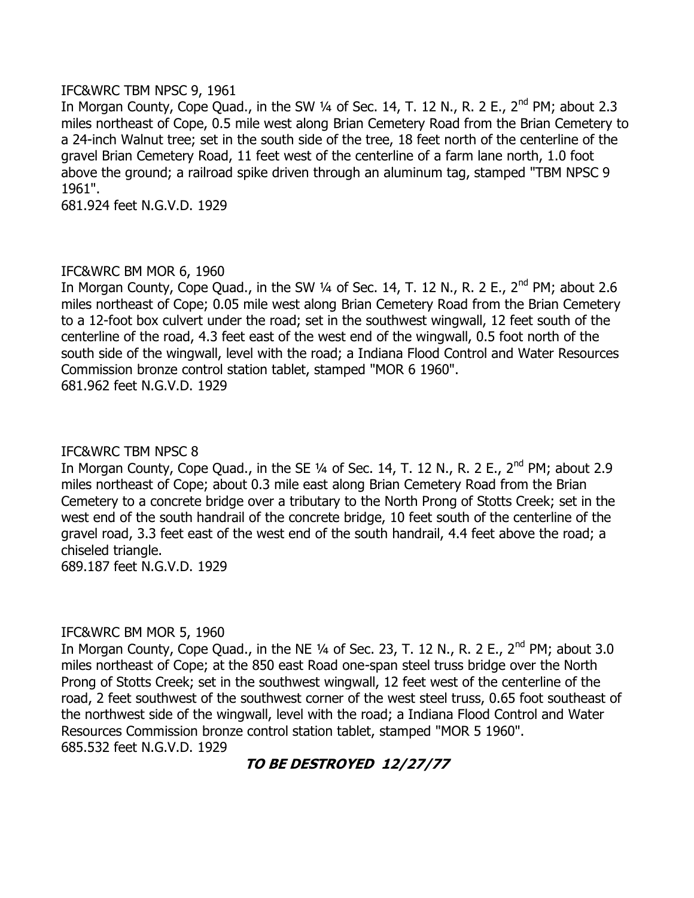IFC&WRC TBM NPSC 9, 1961

In Morgan County, Cope Quad., in the SW ¼ of Sec. 14, T. 12 N., R. 2 E., 2nd PM; about 2.3 miles northeast of Cope, 0.5 mile west along Brian Cemetery Road from the Brian Cemetery to a 24-inch Walnut tree; set in the south side of the tree, 18 feet north of the centerline of the gravel Brian Cemetery Road, 11 feet west of the centerline of a farm lane north, 1.0 foot above the ground; a railroad spike driven through an aluminum tag, stamped "TBM NPSC 9 1961".

681.924 feet N.G.V.D. 1929

IFC&WRC BM MOR 6, 1960

In Morgan County, Cope Quad., in the SW ¼ of Sec. 14, T. 12 N., R. 2 E., 2nd PM; about 2.6 miles northeast of Cope; 0.05 mile west along Brian Cemetery Road from the Brian Cemetery to a 12-foot box culvert under the road; set in the southwest wingwall, 12 feet south of the centerline of the road, 4.3 feet east of the west end of the wingwall, 0.5 foot north of the south side of the wingwall, level with the road; a Indiana Flood Control and Water Resources Commission bronze control station tablet, stamped "MOR 6 1960".

681.962 feet N.G.V.D. 1929

IFC&WRC TBM NPSC 8

In Morgan County, Cope Quad., in the SE ¼ of Sec. 14, T. 12 N., R. 2 E., 2nd PM; about 2.9 miles northeast of Cope; about 0.3 mile east along Brian Cemetery Road from the Brian Cemetery to a concrete bridge over a tributary to the North Prong of Stotts Creek; set in the west end of the south handrail of the concrete bridge, 10 feet south of the centerline of the gravel road, 3.3 feet east of the west end of the south handrail, 4.4 feet above the road; a chiseled triangle.

689.187 feet N.G.V.D. 1929

IFC&WRC BM MOR 5, 1960

In Morgan County, Cope Quad., in the NE ¼ of Sec. 23, T. 12 N., R. 2 E., 2nd PM; about 3.0 miles northeast of Cope; at the 850 east Road one-span steel truss bridge over the North Prong of Stotts Creek; set in the southwest wingwall, 12 feet west of the centerline of the road, 2 feet southwest of the southwest corner of the west steel truss, 0.65 foot southeast of the northwest side of the wingwall, level with the road; a Indiana Flood Control and Water Resources Commission bronze control station tablet, stamped "MOR 5 1960".

685.532 feet N.G.V.D. 1929

***TO BE DESTROYED 12/27/77***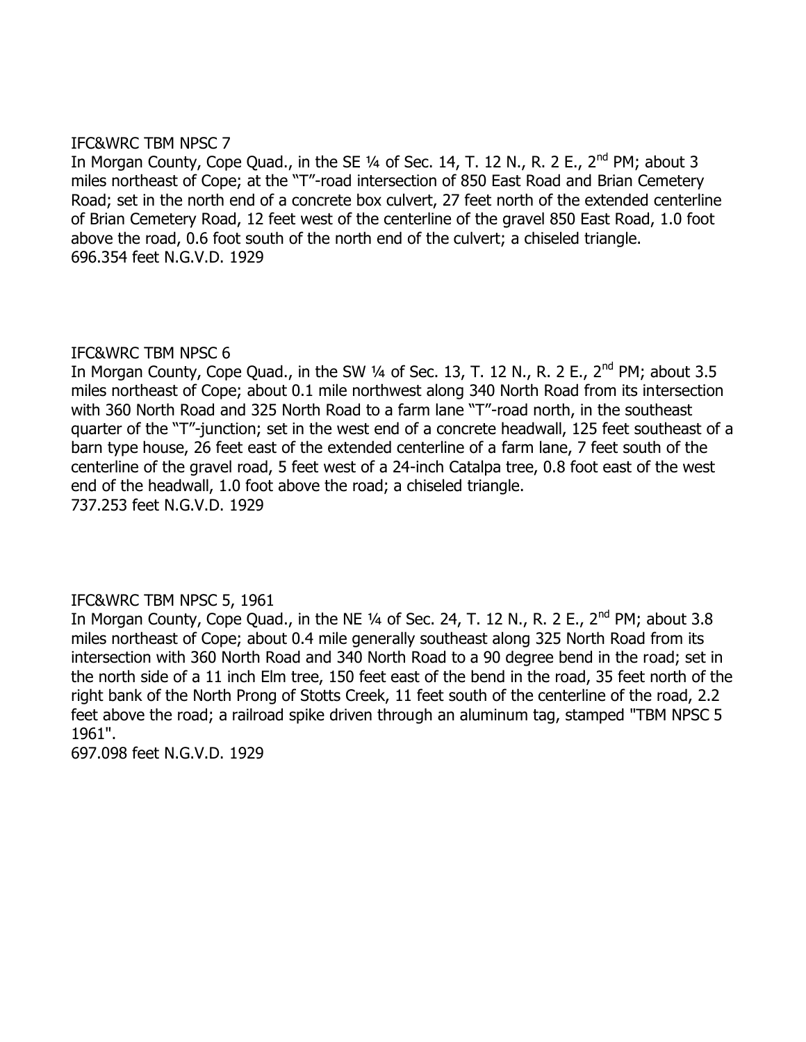IFC&WRC TBM NPSC 7

In Morgan County, Cope Quad., in the SE ¼ of Sec. 14, T. 12 N., R. 2 E., 2nd PM; about 3 miles northeast of Cope; at the "T"-road intersection of 850 East Road and Brian Cemetery Road; set in the north end of a concrete box culvert, 27 feet north of the extended centerline of Brian Cemetery Road, 12 feet west of the centerline of the gravel 850 East Road, 1.0 foot above the road, 0.6 foot south of the north end of the culvert; a chiseled triangle.
696.354 feet N.G.V.D. 1929

IFC&WRC TBM NPSC 6

In Morgan County, Cope Quad., in the SW ¼ of Sec. 13, T. 12 N., R. 2 E., 2nd PM; about 3.5 miles northeast of Cope; about 0.1 mile northwest along 340 North Road from its intersection with 360 North Road and 325 North Road to a farm lane "T"-road north, in the southeast quarter of the "T"-junction; set in the west end of a concrete headwall, 125 feet southeast of a barn type house, 26 feet east of the extended centerline of a farm lane, 7 feet south of the centerline of the gravel road, 5 feet west of a 24-inch Catalpa tree, 0.8 foot east of the west end of the headwall, 1.0 foot above the road; a chiseled triangle.
737.253 feet N.G.V.D. 1929

IFC&WRC TBM NPSC 5, 1961

In Morgan County, Cope Quad., in the NE ¼ of Sec. 24, T. 12 N., R. 2 E., 2nd PM; about 3.8 miles northeast of Cope; about 0.4 mile generally southeast along 325 North Road from its intersection with 360 North Road and 340 North Road to a 90 degree bend in the road; set in the north side of a 11 inch Elm tree, 150 feet east of the bend in the road, 35 feet north of the right bank of the North Prong of Stotts Creek, 11 feet south of the centerline of the road, 2.2 feet above the road; a railroad spike driven through an aluminum tag, stamped "TBM NPSC 5 1961".
697.098 feet N.G.V.D. 1929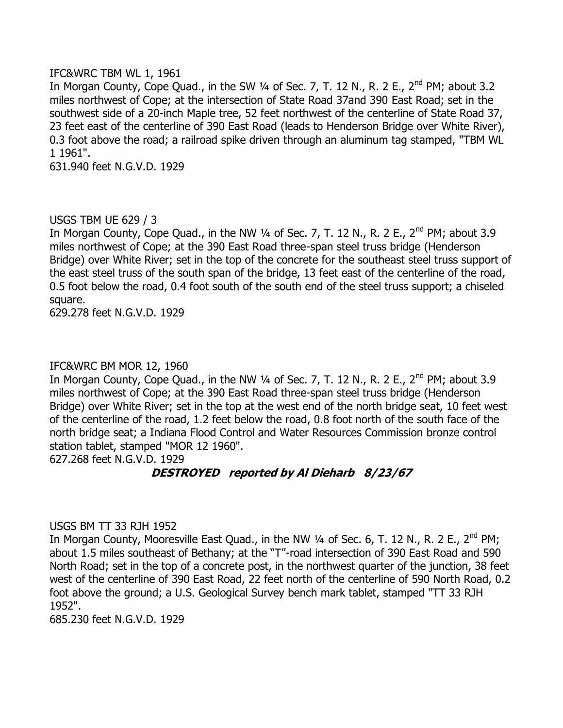IFC&WRC TBM WL 1, 1961

In Morgan County, Cope Quad., in the SW ¼ of Sec. 7, T. 12 N., R. 2 E., 2nd PM; about 3.2 miles northwest of Cope; at the intersection of State Road 37and 390 East Road; set in the southwest side of a 20-inch Maple tree, 52 feet northwest of the centerline of State Road 37, 23 feet east of the centerline of 390 East Road (leads to Henderson Bridge over White River), 0.3 foot above the road; a railroad spike driven through an aluminum tag stamped, "TBM WL 1 1961".

631.940 feet N.G.V.D. 1929

USGS TBM UE 629 / 3

In Morgan County, Cope Quad., in the NW ¼ of Sec. 7, T. 12 N., R. 2 E., 2nd PM; about 3.9 miles northwest of Cope; at the 390 East Road three-span steel truss bridge (Henderson Bridge) over White River; set in the top of the concrete for the southeast steel truss support of the east steel truss of the south span of the bridge, 13 feet east of the centerline of the road, 0.5 foot below the road, 0.4 foot south of the south end of the steel truss support; a chiseled square.

629.278 feet N.G.V.D. 1929

IFC&WRC BM MOR 12, 1960

In Morgan County, Cope Quad., in the NW ¼ of Sec. 7, T. 12 N., R. 2 E., 2nd PM; about 3.9 miles northwest of Cope; at the 390 East Road three-span steel truss bridge (Henderson Bridge) over White River; set in the top at the west end of the north bridge seat, 10 feet west of the centerline of the road, 1.2 feet below the road, 0.8 foot north of the south face of the north bridge seat; a Indiana Flood Control and Water Resources Commission bronze control station tablet, stamped "MOR 12 1960".

627.268 feet N.G.V.D. 1929

***DESTROYED reported by Al Dieharb 8/23/67***

USGS BM TT 33 RJH 1952

In Morgan County, Mooresville East Quad., in the NW ¼ of Sec. 6, T. 12 N., R. 2 E., 2nd PM; about 1.5 miles southeast of Bethany; at the "T"-road intersection of 390 East Road and 590 North Road; set in the top of a concrete post, in the northwest quarter of the junction, 38 feet west of the centerline of 390 East Road, 22 feet north of the centerline of 590 North Road, 0.2 foot above the ground; a U.S. Geological Survey bench mark tablet, stamped "TT 33 RJH 1952".

685.230 feet N.G.V.D. 1929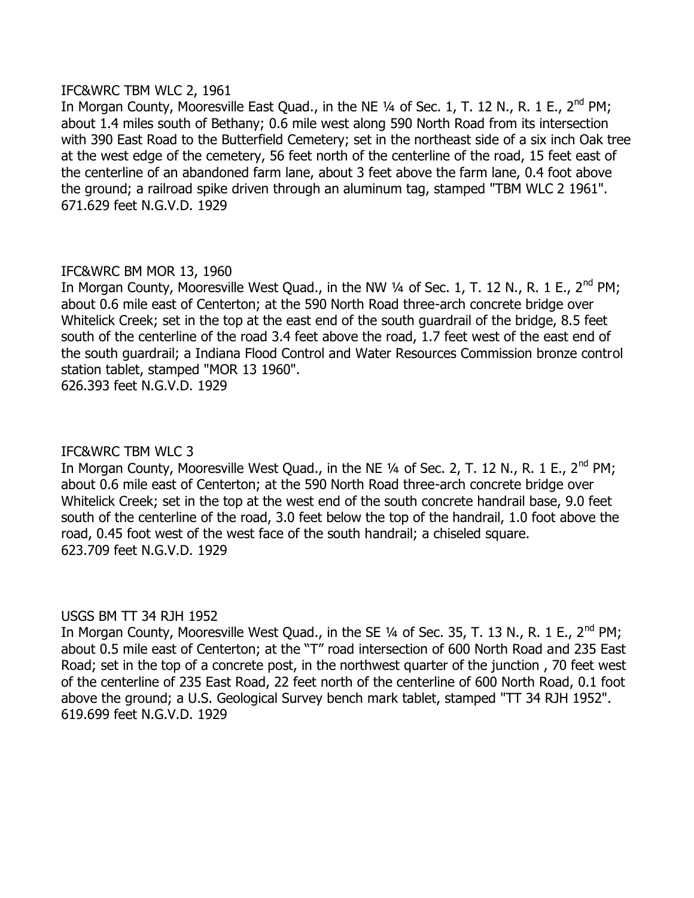IFC&WRC TBM WLC 2, 1961

In Morgan County, Mooresville East Quad., in the NE ¼ of Sec. 1, T. 12 N., R. 1 E., 2nd PM; about 1.4 miles south of Bethany; 0.6 mile west along 590 North Road from its intersection with 390 East Road to the Butterfield Cemetery; set in the northeast side of a six inch Oak tree at the west edge of the cemetery, 56 feet north of the centerline of the road, 15 feet east of the centerline of an abandoned farm lane, about 3 feet above the farm lane, 0.4 foot above the ground; a railroad spike driven through an aluminum tag, stamped "TBM WLC 2 1961".
671.629 feet N.G.V.D. 1929

IFC&WRC BM MOR 13, 1960

In Morgan County, Mooresville West Quad., in the NW ¼ of Sec. 1, T. 12 N., R. 1 E., 2nd PM; about 0.6 mile east of Centerton; at the 590 North Road three-arch concrete bridge over Whitelick Creek; set in the top at the east end of the south guardrail of the bridge, 8.5 feet south of the centerline of the road 3.4 feet above the road, 1.7 feet west of the east end of the south guardrail; a Indiana Flood Control and Water Resources Commission bronze control station tablet, stamped "MOR 13 1960".
626.393 feet N.G.V.D. 1929

IFC&WRC TBM WLC 3

In Morgan County, Mooresville West Quad., in the NE ¼ of Sec. 2, T. 12 N., R. 1 E., 2nd PM; about 0.6 mile east of Centerton; at the 590 North Road three-arch concrete bridge over Whitelick Creek; set in the top at the west end of the south concrete handrail base, 9.0 feet south of the centerline of the road, 3.0 feet below the top of the handrail, 1.0 foot above the road, 0.45 foot west of the west face of the south handrail; a chiseled square.
623.709 feet N.G.V.D. 1929

USGS BM TT 34 RJH 1952

In Morgan County, Mooresville West Quad., in the SE ¼ of Sec. 35, T. 13 N., R. 1 E., 2nd PM; about 0.5 mile east of Centerton; at the "T" road intersection of 600 North Road and 235 East Road; set in the top of a concrete post, in the northwest quarter of the junction , 70 feet west of the centerline of 235 East Road, 22 feet north of the centerline of 600 North Road, 0.1 foot above the ground; a U.S. Geological Survey bench mark tablet, stamped "TT 34 RJH 1952".
619.699 feet N.G.V.D. 1929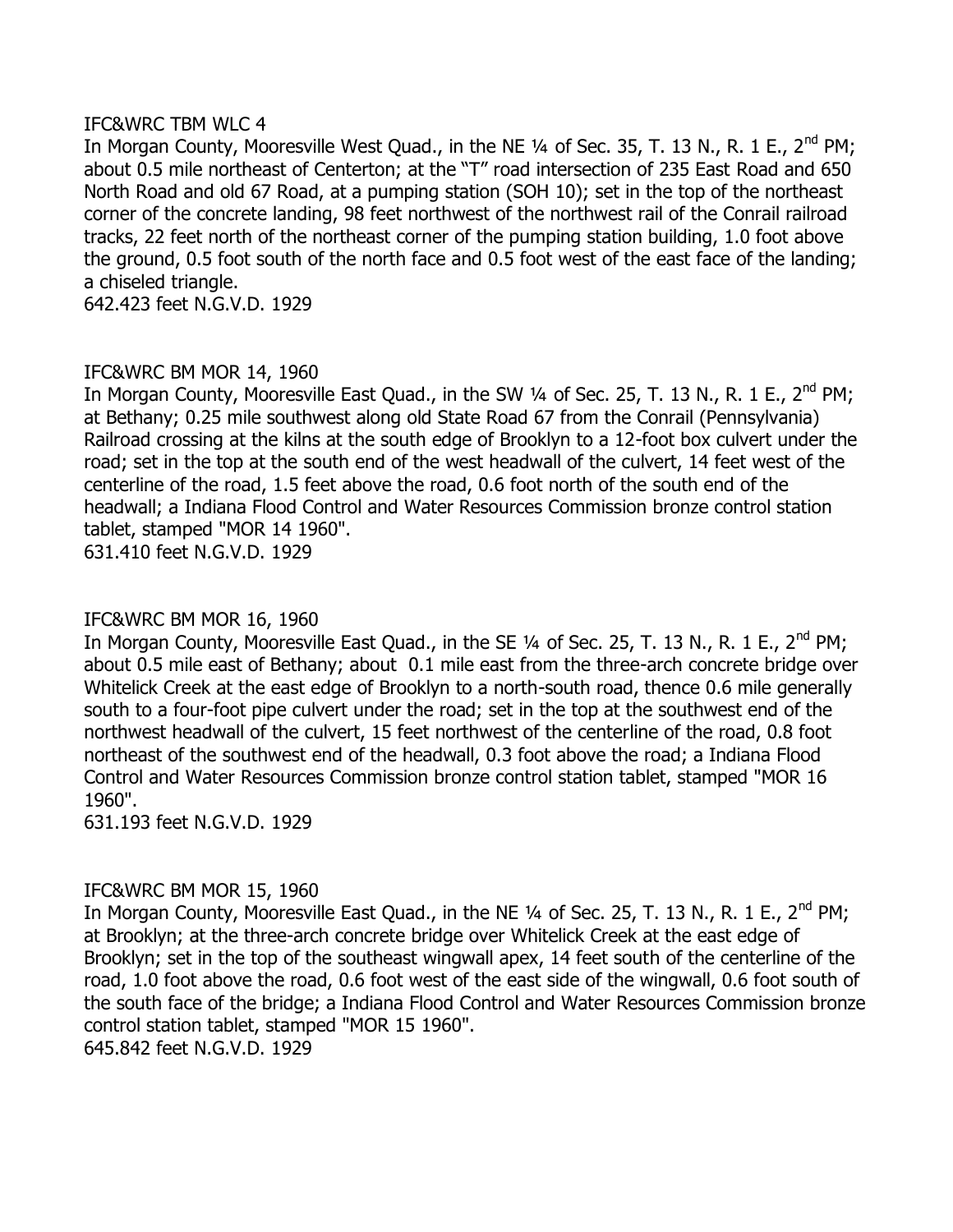IFC&WRC TBM WLC 4

In Morgan County, Mooresville West Quad., in the NE ¼ of Sec. 35, T. 13 N., R. 1 E., 2nd PM; about 0.5 mile northeast of Centerton; at the "T" road intersection of 235 East Road and 650 North Road and old 67 Road, at a pumping station (SOH 10); set in the top of the northeast corner of the concrete landing, 98 feet northwest of the northwest rail of the Conrail railroad tracks, 22 feet north of the northeast corner of the pumping station building, 1.0 foot above the ground, 0.5 foot south of the north face and 0.5 foot west of the east face of the landing; a chiseled triangle.

642.423 feet N.G.V.D. 1929

IFC&WRC BM MOR 14, 1960

In Morgan County, Mooresville East Quad., in the SW ¼ of Sec. 25, T. 13 N., R. 1 E., 2nd PM; at Bethany; 0.25 mile southwest along old State Road 67 from the Conrail (Pennsylvania) Railroad crossing at the kilns at the south edge of Brooklyn to a 12-foot box culvert under the road; set in the top at the south end of the west headwall of the culvert, 14 feet west of the centerline of the road, 1.5 feet above the road, 0.6 foot north of the south end of the headwall; a Indiana Flood Control and Water Resources Commission bronze control station tablet, stamped "MOR 14 1960".

631.410 feet N.G.V.D. 1929

IFC&WRC BM MOR 16, 1960

In Morgan County, Mooresville East Quad., in the SE ¼ of Sec. 25, T. 13 N., R. 1 E., 2nd PM; about 0.5 mile east of Bethany; about 0.1 mile east from the three-arch concrete bridge over Whitelick Creek at the east edge of Brooklyn to a north-south road, thence 0.6 mile generally south to a four-foot pipe culvert under the road; set in the top at the southwest end of the northwest headwall of the culvert, 15 feet northwest of the centerline of the road, 0.8 foot northeast of the southwest end of the headwall, 0.3 foot above the road; a Indiana Flood Control and Water Resources Commission bronze control station tablet, stamped "MOR 16 1960".

631.193 feet N.G.V.D. 1929

IFC&WRC BM MOR 15, 1960

In Morgan County, Mooresville East Quad., in the NE ¼ of Sec. 25, T. 13 N., R. 1 E., 2nd PM; at Brooklyn; at the three-arch concrete bridge over Whitelick Creek at the east edge of Brooklyn; set in the top of the southeast wingwall apex, 14 feet south of the centerline of the road, 1.0 foot above the road, 0.6 foot west of the east side of the wingwall, 0.6 foot south of the south face of the bridge; a Indiana Flood Control and Water Resources Commission bronze control station tablet, stamped "MOR 15 1960".

645.842 feet N.G.V.D. 1929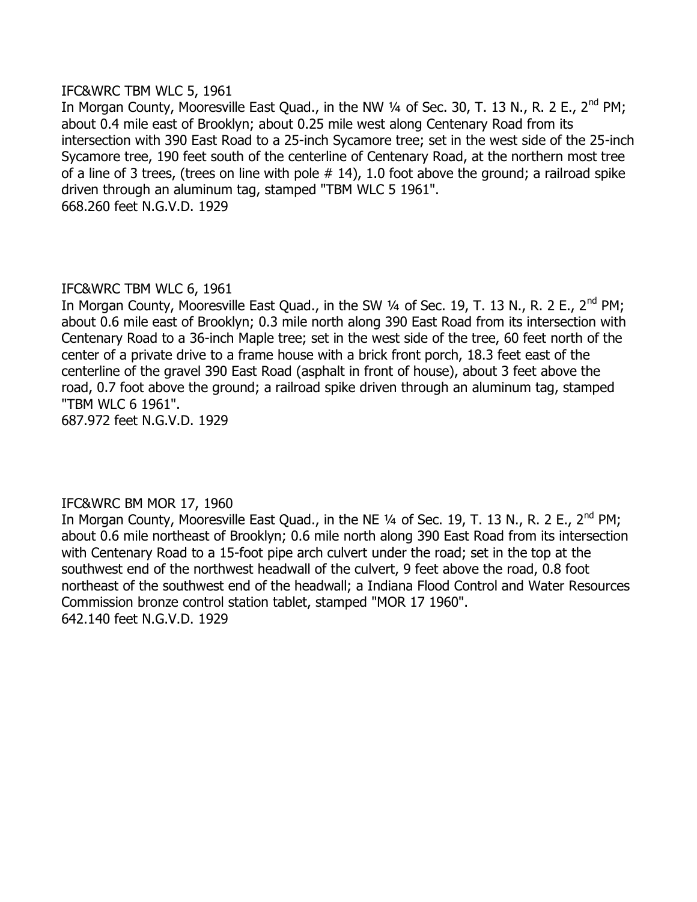IFC&WRC TBM WLC 5, 1961

In Morgan County, Mooresville East Quad., in the NW ¼ of Sec. 30, T. 13 N., R. 2 E., 2nd PM; about 0.4 mile east of Brooklyn; about 0.25 mile west along Centenary Road from its intersection with 390 East Road to a 25-inch Sycamore tree; set in the west side of the 25-inch Sycamore tree, 190 feet south of the centerline of Centenary Road, at the northern most tree of a line of 3 trees, (trees on line with pole # 14), 1.0 foot above the ground; a railroad spike driven through an aluminum tag, stamped "TBM WLC 5 1961".

668.260 feet N.G.V.D. 1929

IFC&WRC TBM WLC 6, 1961

In Morgan County, Mooresville East Quad., in the SW ¼ of Sec. 19, T. 13 N., R. 2 E., 2nd PM; about 0.6 mile east of Brooklyn; 0.3 mile north along 390 East Road from its intersection with Centenary Road to a 36-inch Maple tree; set in the west side of the tree, 60 feet north of the center of a private drive to a frame house with a brick front porch, 18.3 feet east of the centerline of the gravel 390 East Road (asphalt in front of house), about 3 feet above the road, 0.7 foot above the ground; a railroad spike driven through an aluminum tag, stamped "TBM WLC 6 1961".

687.972 feet N.G.V.D. 1929

IFC&WRC BM MOR 17, 1960

In Morgan County, Mooresville East Quad., in the NE ¼ of Sec. 19, T. 13 N., R. 2 E., 2nd PM; about 0.6 mile northeast of Brooklyn; 0.6 mile north along 390 East Road from its intersection with Centenary Road to a 15-foot pipe arch culvert under the road; set in the top at the southwest end of the northwest headwall of the culvert, 9 feet above the road, 0.8 foot northeast of the southwest end of the headwall; a Indiana Flood Control and Water Resources Commission bronze control station tablet, stamped "MOR 17 1960".

642.140 feet N.G.V.D. 1929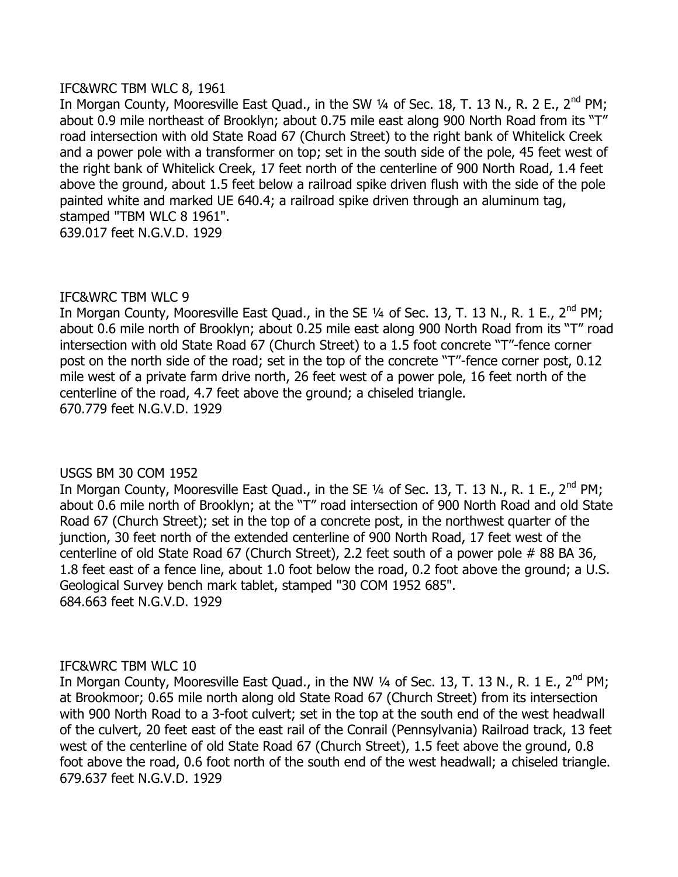IFC&WRC TBM WLC 8, 1961

In Morgan County, Mooresville East Quad., in the SW ¼ of Sec. 18, T. 13 N., R. 2 E., 2nd PM; about 0.9 mile northeast of Brooklyn; about 0.75 mile east along 900 North Road from its "T" road intersection with old State Road 67 (Church Street) to the right bank of Whitelick Creek and a power pole with a transformer on top; set in the south side of the pole, 45 feet west of the right bank of Whitelick Creek, 17 feet north of the centerline of 900 North Road, 1.4 feet above the ground, about 1.5 feet below a railroad spike driven flush with the side of the pole painted white and marked UE 640.4; a railroad spike driven through an aluminum tag, stamped "TBM WLC 8 1961".

639.017 feet N.G.V.D. 1929

IFC&WRC TBM WLC 9

In Morgan County, Mooresville East Quad., in the SE ¼ of Sec. 13, T. 13 N., R. 1 E., 2nd PM; about 0.6 mile north of Brooklyn; about 0.25 mile east along 900 North Road from its "T" road intersection with old State Road 67 (Church Street) to a 1.5 foot concrete "T"-fence corner post on the north side of the road; set in the top of the concrete "T"-fence corner post, 0.12 mile west of a private farm drive north, 26 feet west of a power pole, 16 feet north of the centerline of the road, 4.7 feet above the ground; a chiseled triangle.

670.779 feet N.G.V.D. 1929

USGS BM 30 COM 1952

In Morgan County, Mooresville East Quad., in the SE ¼ of Sec. 13, T. 13 N., R. 1 E., 2nd PM; about 0.6 mile north of Brooklyn; at the "T" road intersection of 900 North Road and old State Road 67 (Church Street); set in the top of a concrete post, in the northwest quarter of the junction, 30 feet north of the extended centerline of 900 North Road, 17 feet west of the centerline of old State Road 67 (Church Street), 2.2 feet south of a power pole # 88 BA 36, 1.8 feet east of a fence line, about 1.0 foot below the road, 0.2 foot above the ground; a U.S. Geological Survey bench mark tablet, stamped "30 COM 1952 685".

684.663 feet N.G.V.D. 1929

IFC&WRC TBM WLC 10

In Morgan County, Mooresville East Quad., in the NW ¼ of Sec. 13, T. 13 N., R. 1 E., 2nd PM; at Brookmoor; 0.65 mile north along old State Road 67 (Church Street) from its intersection with 900 North Road to a 3-foot culvert; set in the top at the south end of the west headwall of the culvert, 20 feet east of the east rail of the Conrail (Pennsylvania) Railroad track, 13 feet west of the centerline of old State Road 67 (Church Street), 1.5 feet above the ground, 0.8 foot above the road, 0.6 foot north of the south end of the west headwall; a chiseled triangle.

679.637 feet N.G.V.D. 1929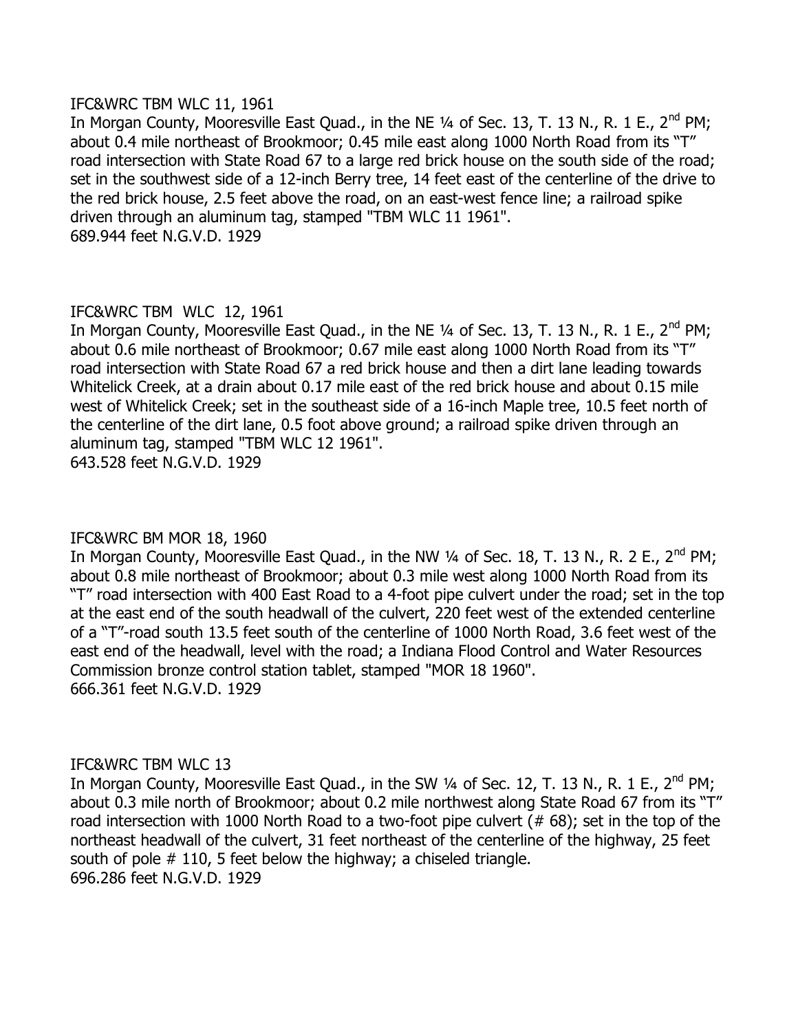IFC&WRC TBM WLC 11, 1961

In Morgan County, Mooresville East Quad., in the NE ¼ of Sec. 13, T. 13 N., R. 1 E., 2nd PM; about 0.4 mile northeast of Brookmoor; 0.45 mile east along 1000 North Road from its "T" road intersection with State Road 67 to a large red brick house on the south side of the road; set in the southwest side of a 12-inch Berry tree, 14 feet east of the centerline of the drive to the red brick house, 2.5 feet above the road, on an east-west fence line; a railroad spike driven through an aluminum tag, stamped "TBM WLC 11 1961".

689.944 feet N.G.V.D. 1929

IFC&WRC TBM WLC 12, 1961

In Morgan County, Mooresville East Quad., in the NE ¼ of Sec. 13, T. 13 N., R. 1 E., 2nd PM; about 0.6 mile northeast of Brookmoor; 0.67 mile east along 1000 North Road from its "T" road intersection with State Road 67 a red brick house and then a dirt lane leading towards Whitelick Creek, at a drain about 0.17 mile east of the red brick house and about 0.15 mile west of Whitelick Creek; set in the southeast side of a 16-inch Maple tree, 10.5 feet north of the centerline of the dirt lane, 0.5 foot above ground; a railroad spike driven through an aluminum tag, stamped "TBM WLC 12 1961".

643.528 feet N.G.V.D. 1929

IFC&WRC BM MOR 18, 1960

In Morgan County, Mooresville East Quad., in the NW ¼ of Sec. 18, T. 13 N., R. 2 E., 2nd PM; about 0.8 mile northeast of Brookmoor; about 0.3 mile west along 1000 North Road from its "T" road intersection with 400 East Road to a 4-foot pipe culvert under the road; set in the top at the east end of the south headwall of the culvert, 220 feet west of the extended centerline of a "T"-road south 13.5 feet south of the centerline of 1000 North Road, 3.6 feet west of the east end of the headwall, level with the road; a Indiana Flood Control and Water Resources Commission bronze control station tablet, stamped "MOR 18 1960".

666.361 feet N.G.V.D. 1929

IFC&WRC TBM WLC 13

In Morgan County, Mooresville East Quad., in the SW ¼ of Sec. 12, T. 13 N., R. 1 E., 2nd PM; about 0.3 mile north of Brookmoor; about 0.2 mile northwest along State Road 67 from its "T" road intersection with 1000 North Road to a two-foot pipe culvert (# 68); set in the top of the northeast headwall of the culvert, 31 feet northeast of the centerline of the highway, 25 feet south of pole # 110, 5 feet below the highway; a chiseled triangle.

696.286 feet N.G.V.D. 1929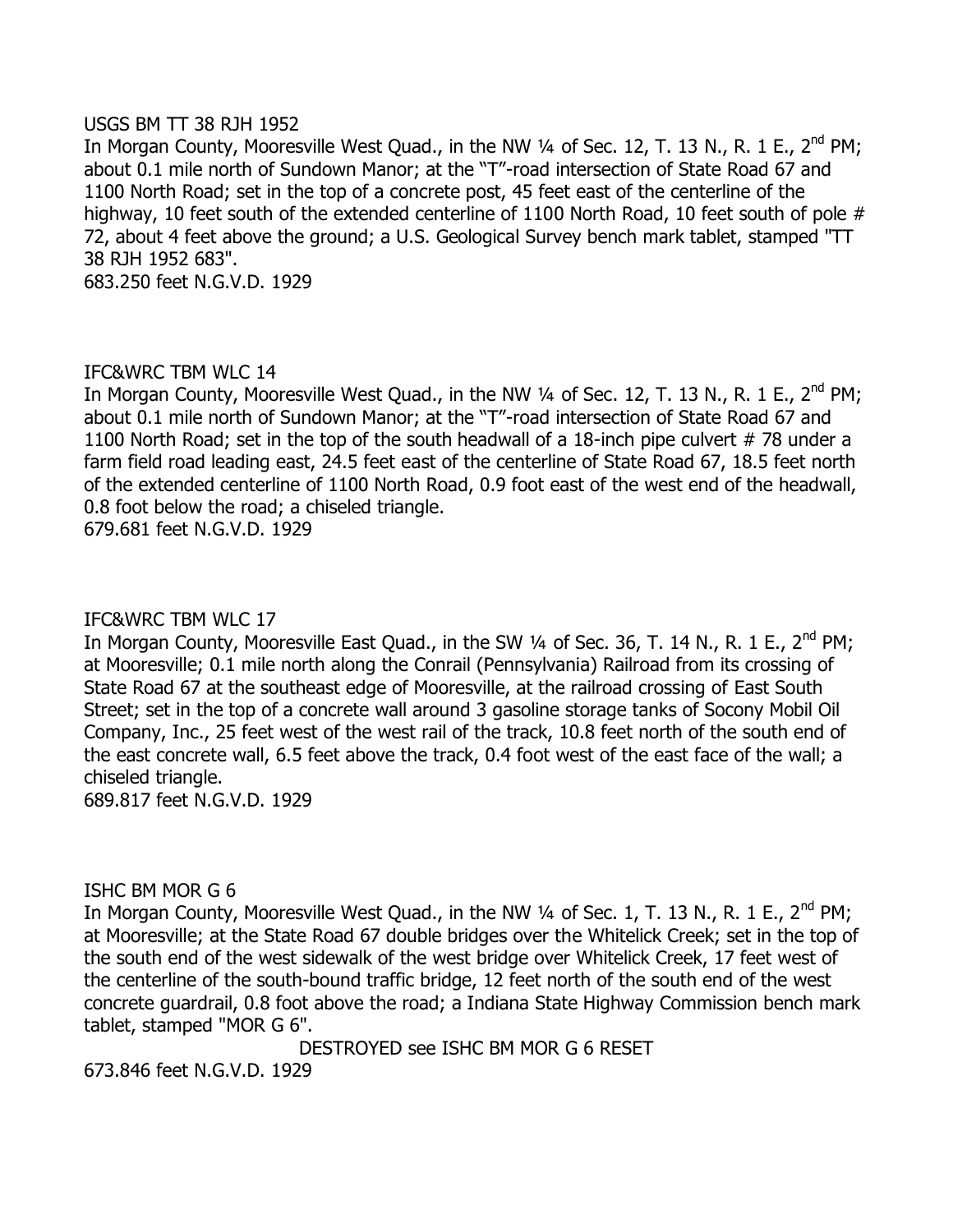USGS BM TT 38 RJH 1952

In Morgan County, Mooresville West Quad., in the NW ¼ of Sec. 12, T. 13 N., R. 1 E., 2nd PM; about 0.1 mile north of Sundown Manor; at the "T"-road intersection of State Road 67 and 1100 North Road; set in the top of a concrete post, 45 feet east of the centerline of the highway, 10 feet south of the extended centerline of 1100 North Road, 10 feet south of pole # 72, about 4 feet above the ground; a U.S. Geological Survey bench mark tablet, stamped "TT 38 RJH 1952 683".

683.250 feet N.G.V.D. 1929

IFC&WRC TBM WLC 14

In Morgan County, Mooresville West Quad., in the NW ¼ of Sec. 12, T. 13 N., R. 1 E., 2nd PM; about 0.1 mile north of Sundown Manor; at the "T"-road intersection of State Road 67 and 1100 North Road; set in the top of the south headwall of a 18-inch pipe culvert # 78 under a farm field road leading east, 24.5 feet east of the centerline of State Road 67, 18.5 feet north of the extended centerline of 1100 North Road, 0.9 foot east of the west end of the headwall, 0.8 foot below the road; a chiseled triangle.

679.681 feet N.G.V.D. 1929

IFC&WRC TBM WLC 17

In Morgan County, Mooresville East Quad., in the SW ¼ of Sec. 36, T. 14 N., R. 1 E., 2nd PM; at Mooresville; 0.1 mile north along the Conrail (Pennsylvania) Railroad from its crossing of State Road 67 at the southeast edge of Mooresville, at the railroad crossing of East South Street; set in the top of a concrete wall around 3 gasoline storage tanks of Socony Mobil Oil Company, Inc., 25 feet west of the west rail of the track, 10.8 feet north of the south end of the east concrete wall, 6.5 feet above the track, 0.4 foot west of the east face of the wall; a chiseled triangle.

689.817 feet N.G.V.D. 1929

ISHC BM MOR G 6

In Morgan County, Mooresville West Quad., in the NW ¼ of Sec. 1, T. 13 N., R. 1 E., 2nd PM; at Mooresville; at the State Road 67 double bridges over the Whitelick Creek; set in the top of the south end of the west sidewalk of the west bridge over Whitelick Creek, 17 feet west of the centerline of the south-bound traffic bridge, 12 feet north of the south end of the west concrete guardrail, 0.8 foot above the road; a Indiana State Highway Commission bench mark tablet, stamped "MOR G 6".

DESTROYED see ISHC BM MOR G 6 RESET

673.846 feet N.G.V.D. 1929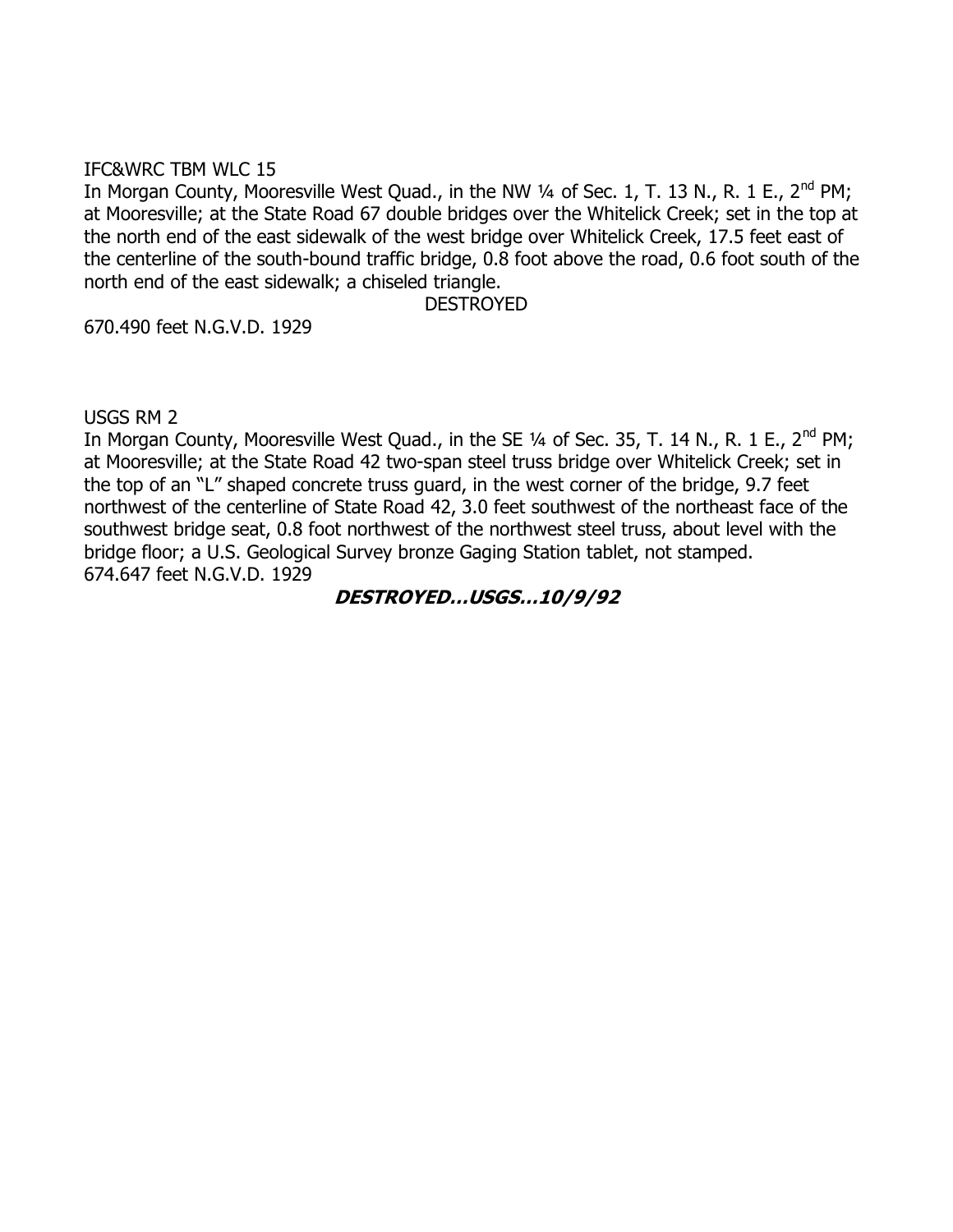IFC&WRC TBM WLC 15

In Morgan County, Mooresville West Quad., in the NW ¼ of Sec. 1, T. 13 N., R. 1 E., 2nd PM; at Mooresville; at the State Road 67 double bridges over the Whitelick Creek; set in the top at the north end of the east sidewalk of the west bridge over Whitelick Creek, 17.5 feet east of the centerline of the south-bound traffic bridge, 0.8 foot above the road, 0.6 foot south of the north end of the east sidewalk; a chiseled triangle.

DESTROYED

670.490 feet N.G.V.D. 1929

USGS RM 2

In Morgan County, Mooresville West Quad., in the SE ¼ of Sec. 35, T. 14 N., R. 1 E., 2nd PM; at Mooresville; at the State Road 42 two-span steel truss bridge over Whitelick Creek; set in the top of an "L" shaped concrete truss guard, in the west corner of the bridge, 9.7 feet northwest of the centerline of State Road 42, 3.0 feet southwest of the northeast face of the southwest bridge seat, 0.8 foot northwest of the northwest steel truss, about level with the bridge floor; a U.S. Geological Survey bronze Gaging Station tablet, not stamped.

674.647 feet N.G.V.D. 1929

***DESTROYED…USGS…10/9/92***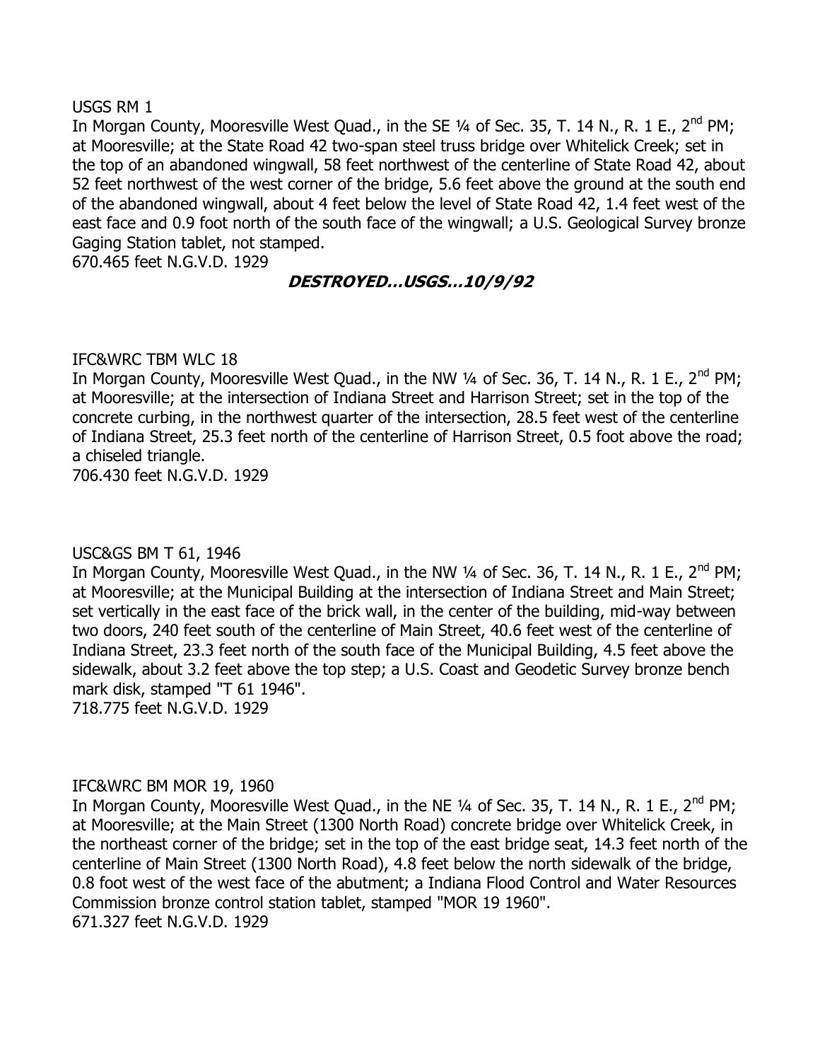USGS RM 1

In Morgan County, Mooresville West Quad., in the SE ¼ of Sec. 35, T. 14 N., R. 1 E., 2nd PM; at Mooresville; at the State Road 42 two-span steel truss bridge over Whitelick Creek; set in the top of an abandoned wingwall, 58 feet northwest of the centerline of State Road 42, about 52 feet northwest of the west corner of the bridge, 5.6 feet above the ground at the south end of the abandoned wingwall, about 4 feet below the level of State Road 42, 1.4 feet west of the east face and 0.9 foot north of the south face of the wingwall; a U.S. Geological Survey bronze Gaging Station tablet, not stamped.
670.465 feet N.G.V.D. 1929

***DESTROYED...USGS...10/9/92***

IFC&WRC TBM WLC 18

In Morgan County, Mooresville West Quad., in the NW ¼ of Sec. 36, T. 14 N., R. 1 E., 2nd PM; at Mooresville; at the intersection of Indiana Street and Harrison Street; set in the top of the concrete curbing, in the northwest quarter of the intersection, 28.5 feet west of the centerline of Indiana Street, 25.3 feet north of the centerline of Harrison Street, 0.5 foot above the road; a chiseled triangle.
706.430 feet N.G.V.D. 1929

USC&GS BM T 61, 1946

In Morgan County, Mooresville West Quad., in the NW ¼ of Sec. 36, T. 14 N., R. 1 E., 2nd PM; at Mooresville; at the Municipal Building at the intersection of Indiana Street and Main Street; set vertically in the east face of the brick wall, in the center of the building, mid-way between two doors, 240 feet south of the centerline of Main Street, 40.6 feet west of the centerline of Indiana Street, 23.3 feet north of the south face of the Municipal Building, 4.5 feet above the sidewalk, about 3.2 feet above the top step; a U.S. Coast and Geodetic Survey bronze bench mark disk, stamped "T 61 1946".
718.775 feet N.G.V.D. 1929

IFC&WRC BM MOR 19, 1960

In Morgan County, Mooresville West Quad., in the NE ¼ of Sec. 35, T. 14 N., R. 1 E., 2nd PM; at Mooresville; at the Main Street (1300 North Road) concrete bridge over Whitelick Creek, in the northeast corner of the bridge; set in the top of the east bridge seat, 14.3 feet north of the centerline of Main Street (1300 North Road), 4.8 feet below the north sidewalk of the bridge, 0.8 foot west of the west face of the abutment; a Indiana Flood Control and Water Resources Commission bronze control station tablet, stamped "MOR 19 1960".
671.327 feet N.G.V.D. 1929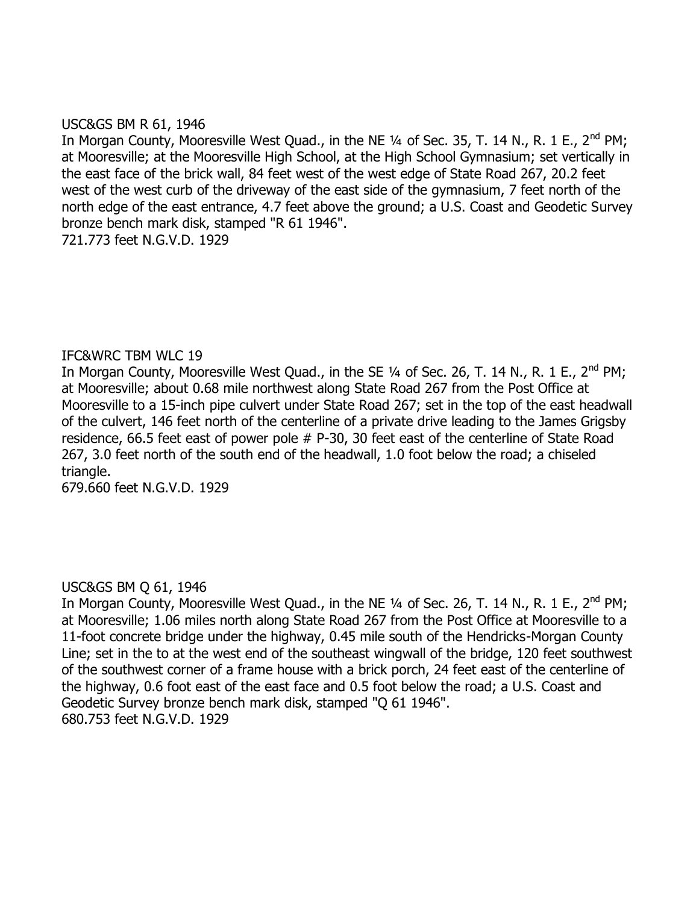USC&GS BM R 61, 1946

In Morgan County, Mooresville West Quad., in the NE ¼ of Sec. 35, T. 14 N., R. 1 E., 2nd PM; at Mooresville; at the Mooresville High School, at the High School Gymnasium; set vertically in the east face of the brick wall, 84 feet west of the west edge of State Road 267, 20.2 feet west of the west curb of the driveway of the east side of the gymnasium, 7 feet north of the north edge of the east entrance, 4.7 feet above the ground; a U.S. Coast and Geodetic Survey bronze bench mark disk, stamped "R 61 1946".

721.773 feet N.G.V.D. 1929

IFC&WRC TBM WLC 19

In Morgan County, Mooresville West Quad., in the SE ¼ of Sec. 26, T. 14 N., R. 1 E., 2nd PM; at Mooresville; about 0.68 mile northwest along State Road 267 from the Post Office at Mooresville to a 15-inch pipe culvert under State Road 267; set in the top of the east headwall of the culvert, 146 feet north of the centerline of a private drive leading to the James Grigsby residence, 66.5 feet east of power pole # P-30, 30 feet east of the centerline of State Road 267, 3.0 feet north of the south end of the headwall, 1.0 foot below the road; a chiseled triangle.

679.660 feet N.G.V.D. 1929

USC&GS BM Q 61, 1946

In Morgan County, Mooresville West Quad., in the NE ¼ of Sec. 26, T. 14 N., R. 1 E., 2nd PM; at Mooresville; 1.06 miles north along State Road 267 from the Post Office at Mooresville to a 11-foot concrete bridge under the highway, 0.45 mile south of the Hendricks-Morgan County Line; set in the to at the west end of the southeast wingwall of the bridge, 120 feet southwest of the southwest corner of a frame house with a brick porch, 24 feet east of the centerline of the highway, 0.6 foot east of the east face and 0.5 foot below the road; a U.S. Coast and Geodetic Survey bronze bench mark disk, stamped "Q 61 1946".

680.753 feet N.G.V.D. 1929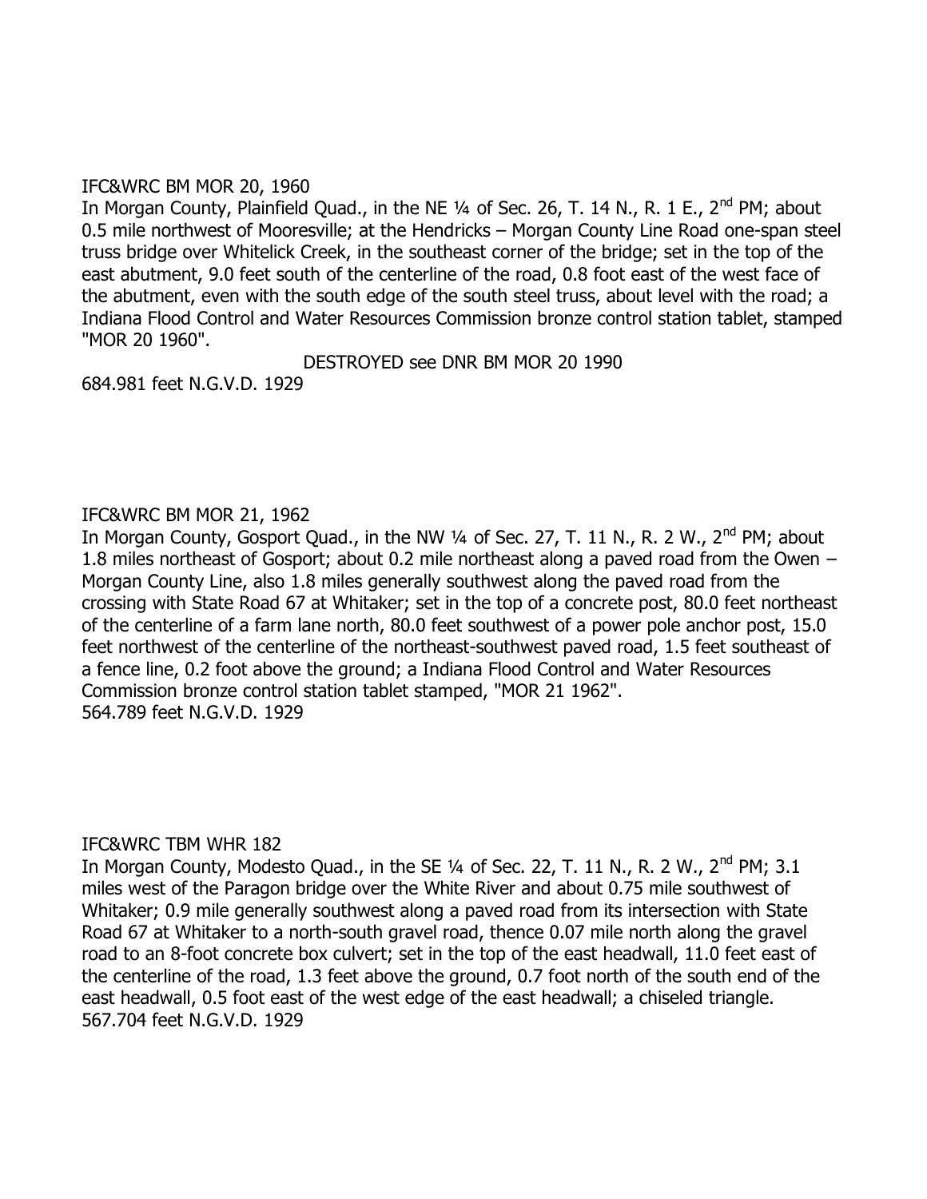IFC&WRC BM MOR 20, 1960

In Morgan County, Plainfield Quad., in the NE ¼ of Sec. 26, T. 14 N., R. 1 E., 2nd PM; about 0.5 mile northwest of Mooresville; at the Hendricks – Morgan County Line Road one-span steel truss bridge over Whitelick Creek, in the southeast corner of the bridge; set in the top of the east abutment, 9.0 feet south of the centerline of the road, 0.8 foot east of the west face of the abutment, even with the south edge of the south steel truss, about level with the road; a Indiana Flood Control and Water Resources Commission bronze control station tablet, stamped "MOR 20 1960".

DESTROYED see DNR BM MOR 20 1990

684.981 feet N.G.V.D. 1929

IFC&WRC BM MOR 21, 1962

In Morgan County, Gosport Quad., in the NW ¼ of Sec. 27, T. 11 N., R. 2 W., 2nd PM; about 1.8 miles northeast of Gosport; about 0.2 mile northeast along a paved road from the Owen – Morgan County Line, also 1.8 miles generally southwest along the paved road from the crossing with State Road 67 at Whitaker; set in the top of a concrete post, 80.0 feet northeast of the centerline of a farm lane north, 80.0 feet southwest of a power pole anchor post, 15.0 feet northwest of the centerline of the northeast-southwest paved road, 1.5 feet southeast of a fence line, 0.2 foot above the ground; a Indiana Flood Control and Water Resources Commission bronze control station tablet stamped, "MOR 21 1962".

564.789 feet N.G.V.D. 1929

IFC&WRC TBM WHR 182

In Morgan County, Modesto Quad., in the SE ¼ of Sec. 22, T. 11 N., R. 2 W., 2nd PM; 3.1 miles west of the Paragon bridge over the White River and about 0.75 mile southwest of Whitaker; 0.9 mile generally southwest along a paved road from its intersection with State Road 67 at Whitaker to a north-south gravel road, thence 0.07 mile north along the gravel road to an 8-foot concrete box culvert; set in the top of the east headwall, 11.0 feet east of the centerline of the road, 1.3 feet above the ground, 0.7 foot north of the south end of the east headwall, 0.5 foot east of the west edge of the east headwall; a chiseled triangle.

567.704 feet N.G.V.D. 1929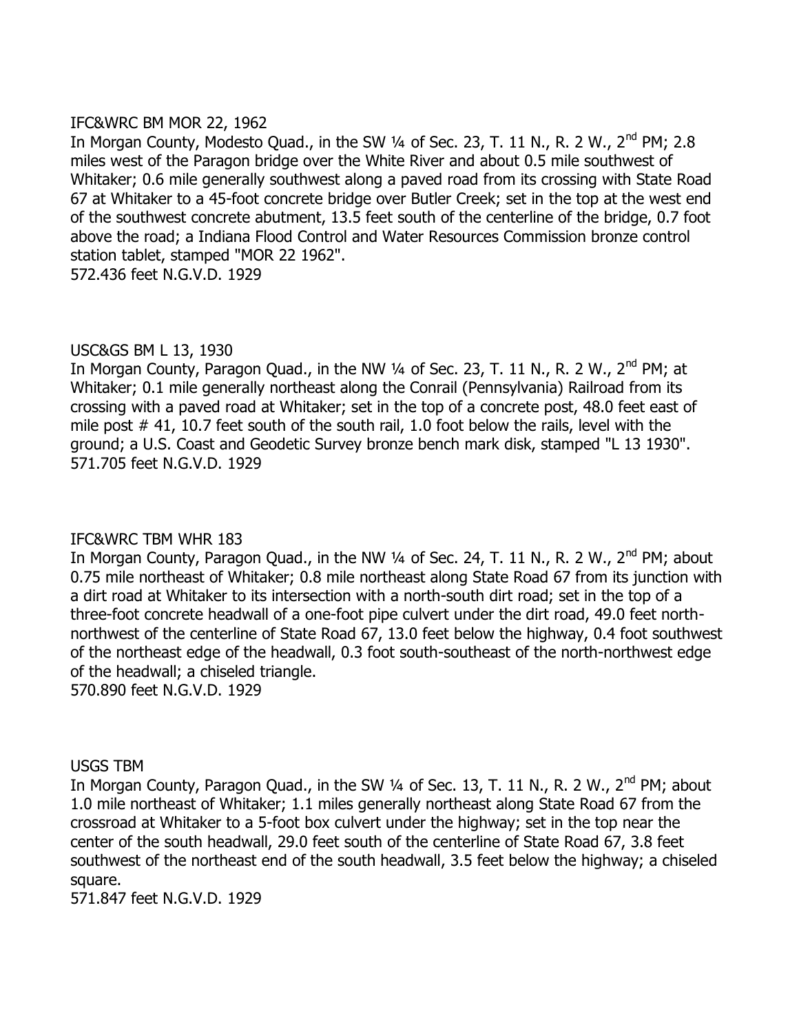IFC&WRC BM MOR 22, 1962

In Morgan County, Modesto Quad., in the SW ¼ of Sec. 23, T. 11 N., R. 2 W., 2nd PM; 2.8 miles west of the Paragon bridge over the White River and about 0.5 mile southwest of Whitaker; 0.6 mile generally southwest along a paved road from its crossing with State Road 67 at Whitaker to a 45-foot concrete bridge over Butler Creek; set in the top at the west end of the southwest concrete abutment, 13.5 feet south of the centerline of the bridge, 0.7 foot above the road; a Indiana Flood Control and Water Resources Commission bronze control station tablet, stamped "MOR 22 1962".
572.436 feet N.G.V.D. 1929

USC&GS BM L 13, 1930

In Morgan County, Paragon Quad., in the NW ¼ of Sec. 23, T. 11 N., R. 2 W., 2nd PM; at Whitaker; 0.1 mile generally northeast along the Conrail (Pennsylvania) Railroad from its crossing with a paved road at Whitaker; set in the top of a concrete post, 48.0 feet east of mile post # 41, 10.7 feet south of the south rail, 1.0 foot below the rails, level with the ground; a U.S. Coast and Geodetic Survey bronze bench mark disk, stamped "L 13 1930".
571.705 feet N.G.V.D. 1929

IFC&WRC TBM WHR 183

In Morgan County, Paragon Quad., in the NW ¼ of Sec. 24, T. 11 N., R. 2 W., 2nd PM; about 0.75 mile northeast of Whitaker; 0.8 mile northeast along State Road 67 from its junction with a dirt road at Whitaker to its intersection with a north-south dirt road; set in the top of a three-foot concrete headwall of a one-foot pipe culvert under the dirt road, 49.0 feet north-northwest of the centerline of State Road 67, 13.0 feet below the highway, 0.4 foot southwest of the northeast edge of the headwall, 0.3 foot south-southeast of the north-northwest edge of the headwall; a chiseled triangle.
570.890 feet N.G.V.D. 1929

USGS TBM

In Morgan County, Paragon Quad., in the SW ¼ of Sec. 13, T. 11 N., R. 2 W., 2nd PM; about 1.0 mile northeast of Whitaker; 1.1 miles generally northeast along State Road 67 from the crossroad at Whitaker to a 5-foot box culvert under the highway; set in the top near the center of the south headwall, 29.0 feet south of the centerline of State Road 67, 3.8 feet southwest of the northeast end of the south headwall, 3.5 feet below the highway; a chiseled square.
571.847 feet N.G.V.D. 1929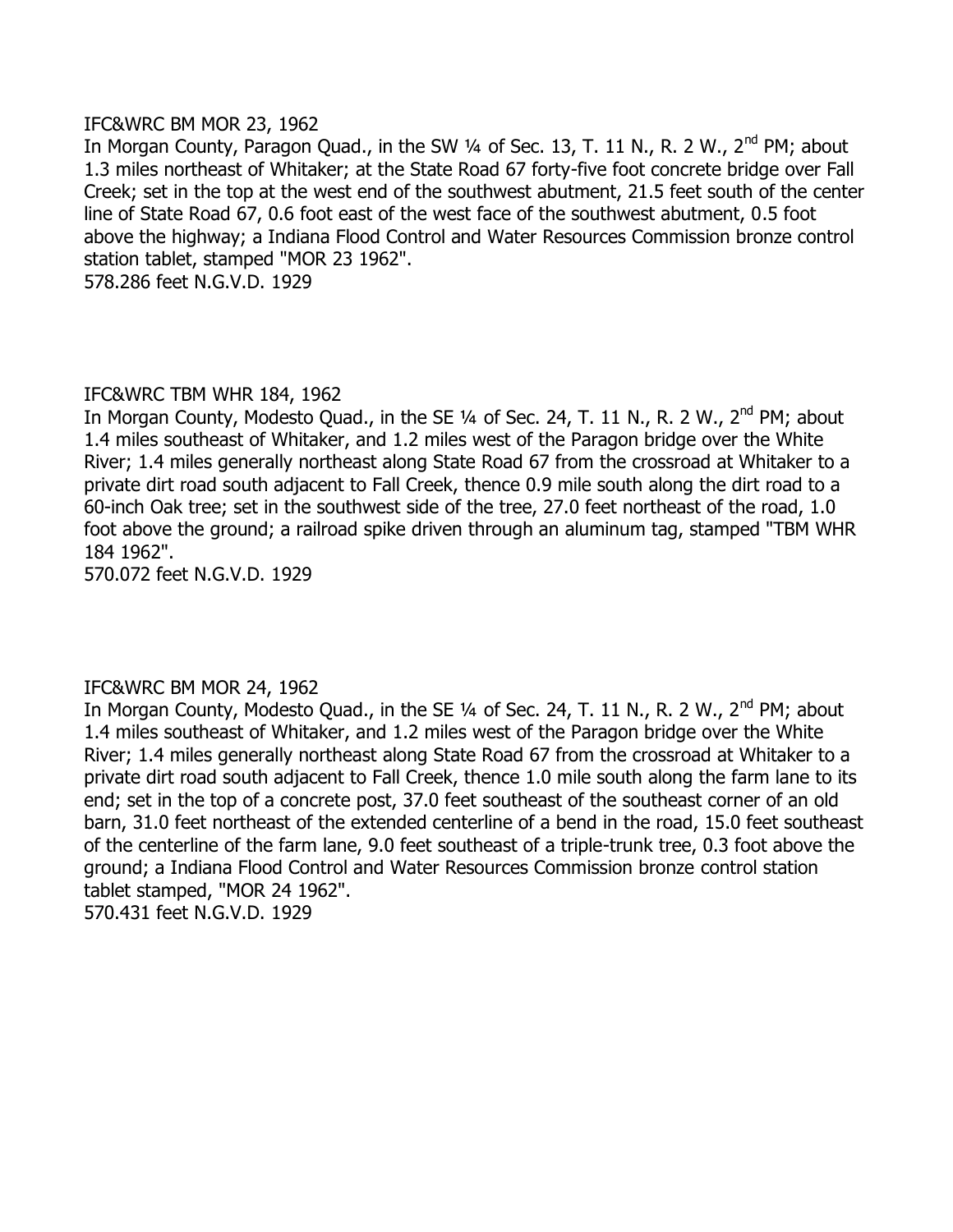IFC&WRC BM MOR 23, 1962

In Morgan County, Paragon Quad., in the SW ¼ of Sec. 13, T. 11 N., R. 2 W., 2nd PM; about 1.3 miles northeast of Whitaker; at the State Road 67 forty-five foot concrete bridge over Fall Creek; set in the top at the west end of the southwest abutment, 21.5 feet south of the center line of State Road 67, 0.6 foot east of the west face of the southwest abutment, 0.5 foot above the highway; a Indiana Flood Control and Water Resources Commission bronze control station tablet, stamped "MOR 23 1962".

578.286 feet N.G.V.D. 1929

IFC&WRC TBM WHR 184, 1962

In Morgan County, Modesto Quad., in the SE ¼ of Sec. 24, T. 11 N., R. 2 W., 2nd PM; about 1.4 miles southeast of Whitaker, and 1.2 miles west of the Paragon bridge over the White River; 1.4 miles generally northeast along State Road 67 from the crossroad at Whitaker to a private dirt road south adjacent to Fall Creek, thence 0.9 mile south along the dirt road to a 60-inch Oak tree; set in the southwest side of the tree, 27.0 feet northeast of the road, 1.0 foot above the ground; a railroad spike driven through an aluminum tag, stamped "TBM WHR 184 1962".

570.072 feet N.G.V.D. 1929

IFC&WRC BM MOR 24, 1962

In Morgan County, Modesto Quad., in the SE ¼ of Sec. 24, T. 11 N., R. 2 W., 2nd PM; about 1.4 miles southeast of Whitaker, and 1.2 miles west of the Paragon bridge over the White River; 1.4 miles generally northeast along State Road 67 from the crossroad at Whitaker to a private dirt road south adjacent to Fall Creek, thence 1.0 mile south along the farm lane to its end; set in the top of a concrete post, 37.0 feet southeast of the southeast corner of an old barn, 31.0 feet northeast of the extended centerline of a bend in the road, 15.0 feet southeast of the centerline of the farm lane, 9.0 feet southeast of a triple-trunk tree, 0.3 foot above the ground; a Indiana Flood Control and Water Resources Commission bronze control station tablet stamped, "MOR 24 1962".

570.431 feet N.G.V.D. 1929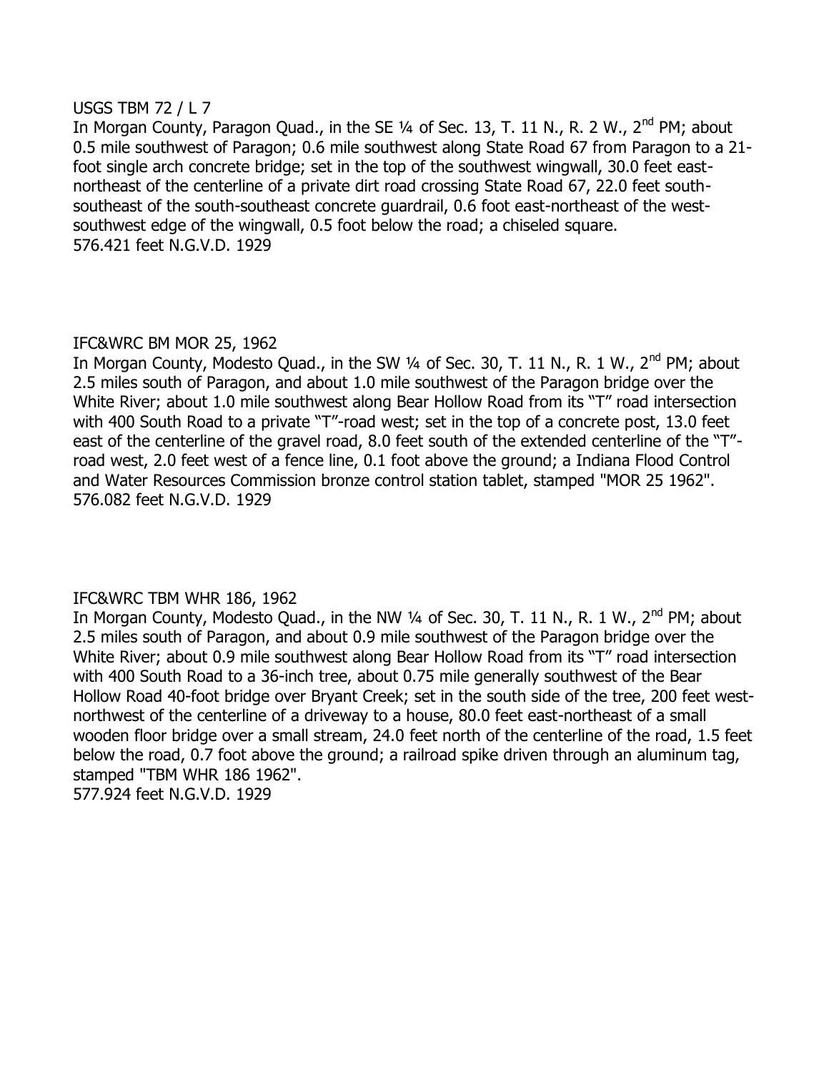USGS TBM 72 / L 7

In Morgan County, Paragon Quad., in the SE ¼ of Sec. 13, T. 11 N., R. 2 W., 2nd PM; about 0.5 mile southwest of Paragon; 0.6 mile southwest along State Road 67 from Paragon to a 21-foot single arch concrete bridge; set in the top of the southwest wingwall, 30.0 feet east-northeast of the centerline of a private dirt road crossing State Road 67, 22.0 feet south-southeast of the south-southeast concrete guardrail, 0.6 foot east-northeast of the west-southwest edge of the wingwall, 0.5 foot below the road; a chiseled square.
576.421 feet N.G.V.D. 1929

IFC&WRC BM MOR 25, 1962

In Morgan County, Modesto Quad., in the SW ¼ of Sec. 30, T. 11 N., R. 1 W., 2nd PM; about 2.5 miles south of Paragon, and about 1.0 mile southwest of the Paragon bridge over the White River; about 1.0 mile southwest along Bear Hollow Road from its "T" road intersection with 400 South Road to a private "T"-road west; set in the top of a concrete post, 13.0 feet east of the centerline of the gravel road, 8.0 feet south of the extended centerline of the "T"-road west, 2.0 feet west of a fence line, 0.1 foot above the ground; a Indiana Flood Control and Water Resources Commission bronze control station tablet, stamped "MOR 25 1962".
576.082 feet N.G.V.D. 1929

IFC&WRC TBM WHR 186, 1962

In Morgan County, Modesto Quad., in the NW ¼ of Sec. 30, T. 11 N., R. 1 W., 2nd PM; about 2.5 miles south of Paragon, and about 0.9 mile southwest of the Paragon bridge over the White River; about 0.9 mile southwest along Bear Hollow Road from its "T" road intersection with 400 South Road to a 36-inch tree, about 0.75 mile generally southwest of the Bear Hollow Road 40-foot bridge over Bryant Creek; set in the south side of the tree, 200 feet west-northwest of the centerline of a driveway to a house, 80.0 feet east-northeast of a small wooden floor bridge over a small stream, 24.0 feet north of the centerline of the road, 1.5 feet below the road, 0.7 foot above the ground; a railroad spike driven through an aluminum tag, stamped "TBM WHR 186 1962".
577.924 feet N.G.V.D. 1929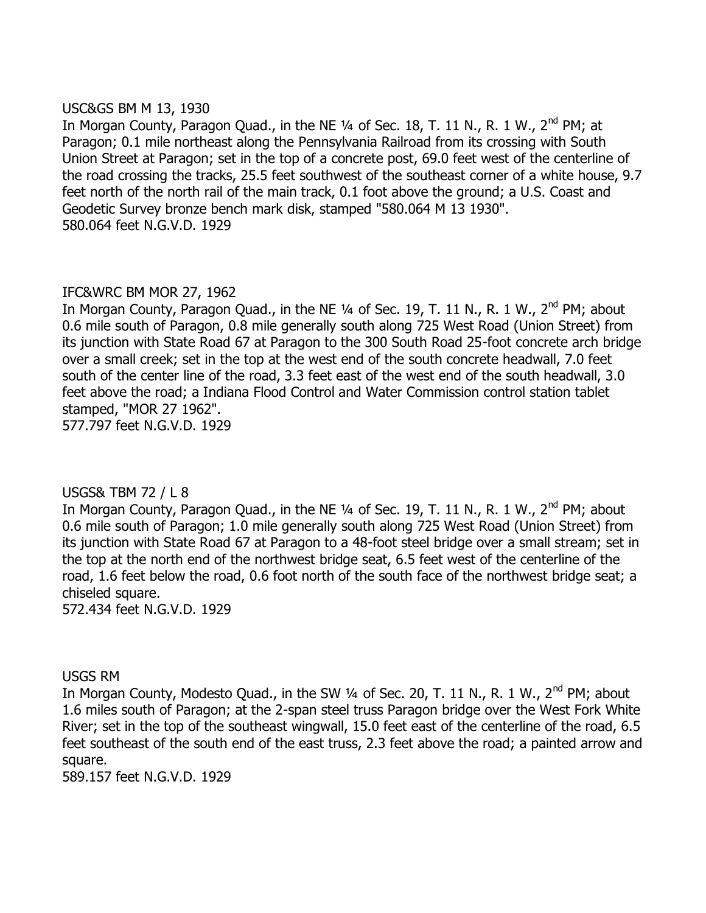USC&GS BM M 13, 1930

In Morgan County, Paragon Quad., in the NE ¼ of Sec. 18, T. 11 N., R. 1 W., 2nd PM; at Paragon; 0.1 mile northeast along the Pennsylvania Railroad from its crossing with South Union Street at Paragon; set in the top of a concrete post, 69.0 feet west of the centerline of the road crossing the tracks, 25.5 feet southwest of the southeast corner of a white house, 9.7 feet north of the north rail of the main track, 0.1 foot above the ground; a U.S. Coast and Geodetic Survey bronze bench mark disk, stamped "580.064 M 13 1930".
580.064 feet N.G.V.D. 1929

IFC&WRC BM MOR 27, 1962

In Morgan County, Paragon Quad., in the NE ¼ of Sec. 19, T. 11 N., R. 1 W., 2nd PM; about 0.6 mile south of Paragon, 0.8 mile generally south along 725 West Road (Union Street) from its junction with State Road 67 at Paragon to the 300 South Road 25-foot concrete arch bridge over a small creek; set in the top at the west end of the south concrete headwall, 7.0 feet south of the center line of the road, 3.3 feet east of the west end of the south headwall, 3.0 feet above the road; a Indiana Flood Control and Water Commission control station tablet stamped, "MOR 27 1962".
577.797 feet N.G.V.D. 1929

USGS& TBM 72 / L 8

In Morgan County, Paragon Quad., in the NE ¼ of Sec. 19, T. 11 N., R. 1 W., 2nd PM; about 0.6 mile south of Paragon; 1.0 mile generally south along 725 West Road (Union Street) from its junction with State Road 67 at Paragon to a 48-foot steel bridge over a small stream; set in the top at the north end of the northwest bridge seat, 6.5 feet west of the centerline of the road, 1.6 feet below the road, 0.6 foot north of the south face of the northwest bridge seat; a chiseled square.
572.434 feet N.G.V.D. 1929

USGS RM

In Morgan County, Modesto Quad., in the SW ¼ of Sec. 20, T. 11 N., R. 1 W., 2nd PM; about 1.6 miles south of Paragon; at the 2-span steel truss Paragon bridge over the West Fork White River; set in the top of the southeast wingwall, 15.0 feet east of the centerline of the road, 6.5 feet southeast of the south end of the east truss, 2.3 feet above the road; a painted arrow and square.
589.157 feet N.G.V.D. 1929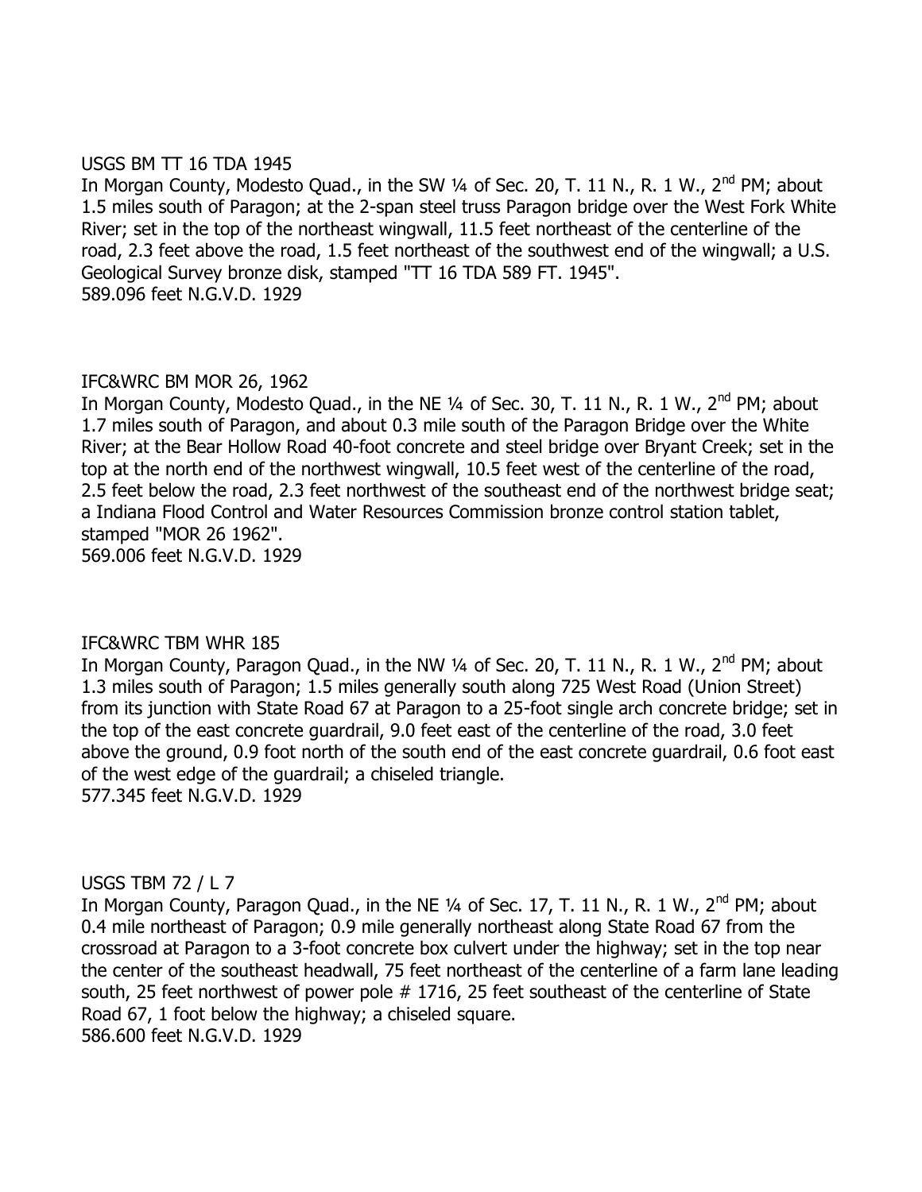USGS BM TT 16 TDA 1945

In Morgan County, Modesto Quad., in the SW ¼ of Sec. 20, T. 11 N., R. 1 W., 2nd PM; about 1.5 miles south of Paragon; at the 2-span steel truss Paragon bridge over the West Fork White River; set in the top of the northeast wingwall, 11.5 feet northeast of the centerline of the road, 2.3 feet above the road, 1.5 feet northeast of the southwest end of the wingwall; a U.S. Geological Survey bronze disk, stamped "TT 16 TDA 589 FT. 1945".
589.096 feet N.G.V.D. 1929

IFC&WRC BM MOR 26, 1962

In Morgan County, Modesto Quad., in the NE ¼ of Sec. 30, T. 11 N., R. 1 W., 2nd PM; about 1.7 miles south of Paragon, and about 0.3 mile south of the Paragon Bridge over the White River; at the Bear Hollow Road 40-foot concrete and steel bridge over Bryant Creek; set in the top at the north end of the northwest wingwall, 10.5 feet west of the centerline of the road, 2.5 feet below the road, 2.3 feet northwest of the southeast end of the northwest bridge seat; a Indiana Flood Control and Water Resources Commission bronze control station tablet, stamped "MOR 26 1962".
569.006 feet N.G.V.D. 1929

IFC&WRC TBM WHR 185

In Morgan County, Paragon Quad., in the NW ¼ of Sec. 20, T. 11 N., R. 1 W., 2nd PM; about 1.3 miles south of Paragon; 1.5 miles generally south along 725 West Road (Union Street) from its junction with State Road 67 at Paragon to a 25-foot single arch concrete bridge; set in the top of the east concrete guardrail, 9.0 feet east of the centerline of the road, 3.0 feet above the ground, 0.9 foot north of the south end of the east concrete guardrail, 0.6 foot east of the west edge of the guardrail; a chiseled triangle.
577.345 feet N.G.V.D. 1929

USGS TBM 72 / L 7

In Morgan County, Paragon Quad., in the NE ¼ of Sec. 17, T. 11 N., R. 1 W., 2nd PM; about 0.4 mile northeast of Paragon; 0.9 mile generally northeast along State Road 67 from the crossroad at Paragon to a 3-foot concrete box culvert under the highway; set in the top near the center of the southeast headwall, 75 feet northeast of the centerline of a farm lane leading south, 25 feet northwest of power pole # 1716, 25 feet southeast of the centerline of State Road 67, 1 foot below the highway; a chiseled square.
586.600 feet N.G.V.D. 1929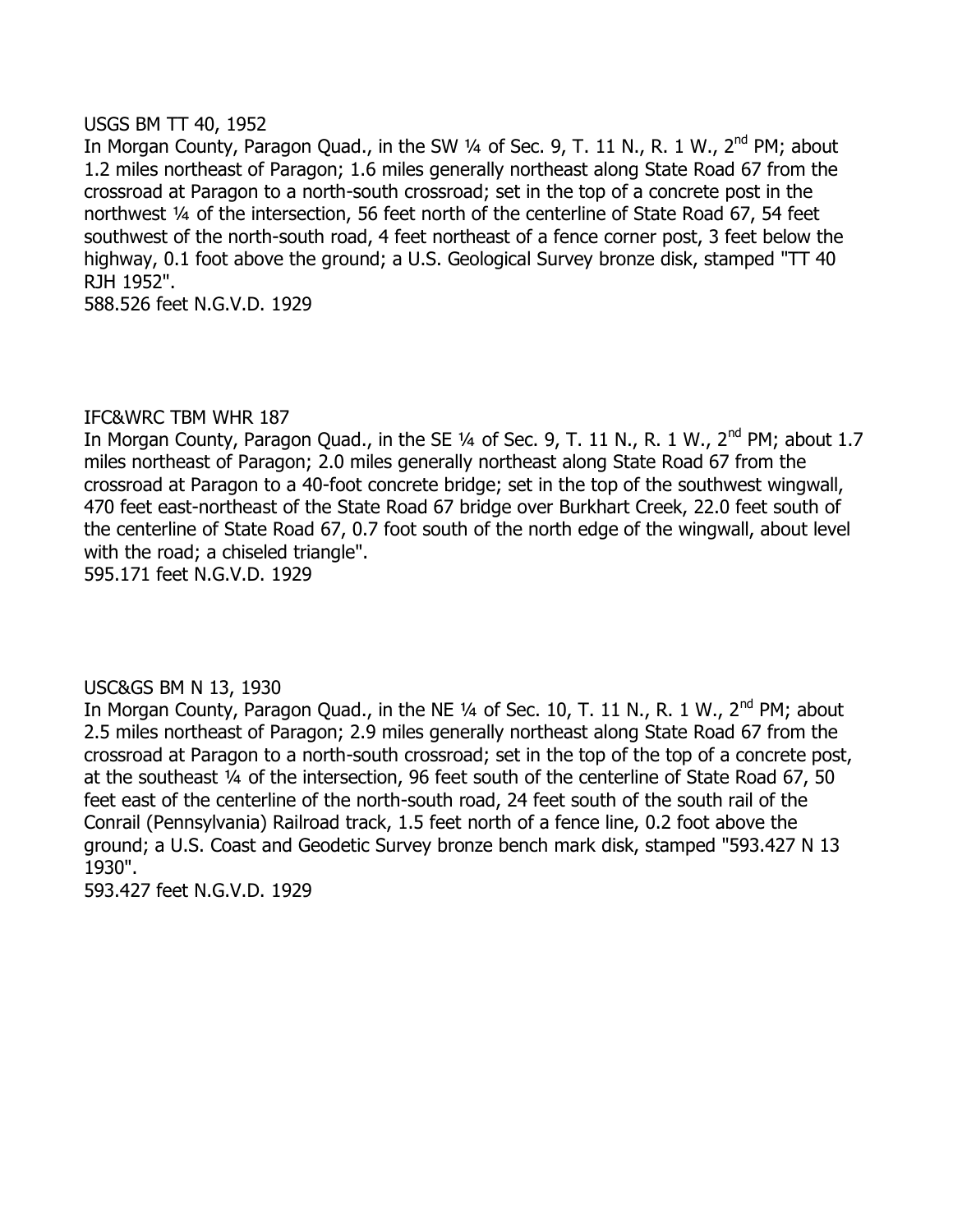USGS BM TT 40, 1952

In Morgan County, Paragon Quad., in the SW ¼ of Sec. 9, T. 11 N., R. 1 W., 2nd PM; about 1.2 miles northeast of Paragon; 1.6 miles generally northeast along State Road 67 from the crossroad at Paragon to a north-south crossroad; set in the top of a concrete post in the northwest ¼ of the intersection, 56 feet north of the centerline of State Road 67, 54 feet southwest of the north-south road, 4 feet northeast of a fence corner post, 3 feet below the highway, 0.1 foot above the ground; a U.S. Geological Survey bronze disk, stamped "TT 40 RJH 1952".

588.526 feet N.G.V.D. 1929

IFC&WRC TBM WHR 187

In Morgan County, Paragon Quad., in the SE ¼ of Sec. 9, T. 11 N., R. 1 W., 2nd PM; about 1.7 miles northeast of Paragon; 2.0 miles generally northeast along State Road 67 from the crossroad at Paragon to a 40-foot concrete bridge; set in the top of the southwest wingwall, 470 feet east-northeast of the State Road 67 bridge over Burkhart Creek, 22.0 feet south of the centerline of State Road 67, 0.7 foot south of the north edge of the wingwall, about level with the road; a chiseled triangle".

595.171 feet N.G.V.D. 1929

USC&GS BM N 13, 1930

In Morgan County, Paragon Quad., in the NE ¼ of Sec. 10, T. 11 N., R. 1 W., 2nd PM; about 2.5 miles northeast of Paragon; 2.9 miles generally northeast along State Road 67 from the crossroad at Paragon to a north-south crossroad; set in the top of the top of a concrete post, at the southeast ¼ of the intersection, 96 feet south of the centerline of State Road 67, 50 feet east of the centerline of the north-south road, 24 feet south of the south rail of the Conrail (Pennsylvania) Railroad track, 1.5 feet north of a fence line, 0.2 foot above the ground; a U.S. Coast and Geodetic Survey bronze bench mark disk, stamped "593.427 N 13 1930".

593.427 feet N.G.V.D. 1929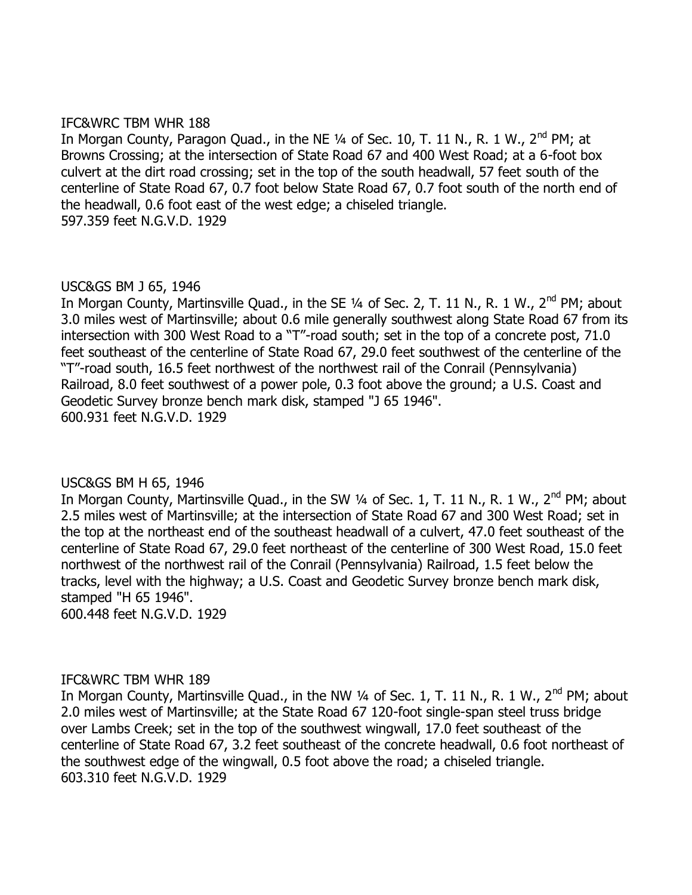IFC&WRC TBM WHR 188

In Morgan County, Paragon Quad., in the NE ¼ of Sec. 10, T. 11 N., R. 1 W., 2nd PM; at Browns Crossing; at the intersection of State Road 67 and 400 West Road; at a 6-foot box culvert at the dirt road crossing; set in the top of the south headwall, 57 feet south of the centerline of State Road 67, 0.7 foot below State Road 67, 0.7 foot south of the north end of the headwall, 0.6 foot east of the west edge; a chiseled triangle.
597.359 feet N.G.V.D. 1929

USC&GS BM J 65, 1946

In Morgan County, Martinsville Quad., in the SE ¼ of Sec. 2, T. 11 N., R. 1 W., 2nd PM; about 3.0 miles west of Martinsville; about 0.6 mile generally southwest along State Road 67 from its intersection with 300 West Road to a "T"-road south; set in the top of a concrete post, 71.0 feet southeast of the centerline of State Road 67, 29.0 feet southwest of the centerline of the "T"-road south, 16.5 feet northwest of the northwest rail of the Conrail (Pennsylvania) Railroad, 8.0 feet southwest of a power pole, 0.3 foot above the ground; a U.S. Coast and Geodetic Survey bronze bench mark disk, stamped "J 65 1946".
600.931 feet N.G.V.D. 1929

USC&GS BM H 65, 1946

In Morgan County, Martinsville Quad., in the SW ¼ of Sec. 1, T. 11 N., R. 1 W., 2nd PM; about 2.5 miles west of Martinsville; at the intersection of State Road 67 and 300 West Road; set in the top at the northeast end of the southeast headwall of a culvert, 47.0 feet southeast of the centerline of State Road 67, 29.0 feet northeast of the centerline of 300 West Road, 15.0 feet northwest of the northwest rail of the Conrail (Pennsylvania) Railroad, 1.5 feet below the tracks, level with the highway; a U.S. Coast and Geodetic Survey bronze bench mark disk, stamped "H 65 1946".
600.448 feet N.G.V.D. 1929

IFC&WRC TBM WHR 189

In Morgan County, Martinsville Quad., in the NW ¼ of Sec. 1, T. 11 N., R. 1 W., 2nd PM; about 2.0 miles west of Martinsville; at the State Road 67 120-foot single-span steel truss bridge over Lambs Creek; set in the top of the southwest wingwall, 17.0 feet southeast of the centerline of State Road 67, 3.2 feet southeast of the concrete headwall, 0.6 foot northeast of the southwest edge of the wingwall, 0.5 foot above the road; a chiseled triangle.
603.310 feet N.G.V.D. 1929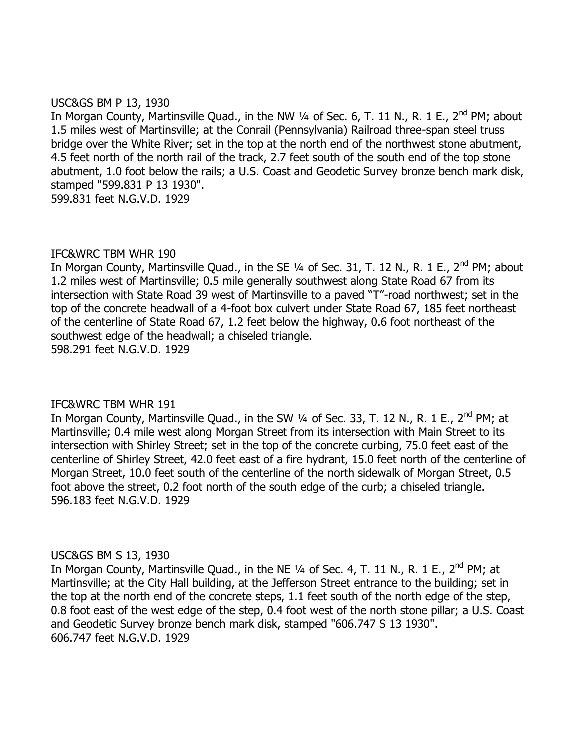USC&GS BM P 13, 1930

In Morgan County, Martinsville Quad., in the NW ¼ of Sec. 6, T. 11 N., R. 1 E., 2nd PM; about 1.5 miles west of Martinsville; at the Conrail (Pennsylvania) Railroad three-span steel truss bridge over the White River; set in the top at the north end of the northwest stone abutment, 4.5 feet north of the north rail of the track, 2.7 feet south of the south end of the top stone abutment, 1.0 foot below the rails; a U.S. Coast and Geodetic Survey bronze bench mark disk, stamped "599.831 P 13 1930".

599.831 feet N.G.V.D. 1929

IFC&WRC TBM WHR 190

In Morgan County, Martinsville Quad., in the SE ¼ of Sec. 31, T. 12 N., R. 1 E., 2nd PM; about 1.2 miles west of Martinsville; 0.5 mile generally southwest along State Road 67 from its intersection with State Road 39 west of Martinsville to a paved "T"-road northwest; set in the top of the concrete headwall of a 4-foot box culvert under State Road 67, 185 feet northeast of the centerline of State Road 67, 1.2 feet below the highway, 0.6 foot northeast of the southwest edge of the headwall; a chiseled triangle.

598.291 feet N.G.V.D. 1929

IFC&WRC TBM WHR 191

In Morgan County, Martinsville Quad., in the SW ¼ of Sec. 33, T. 12 N., R. 1 E., 2nd PM; at Martinsville; 0.4 mile west along Morgan Street from its intersection with Main Street to its intersection with Shirley Street; set in the top of the concrete curbing, 75.0 feet east of the centerline of Shirley Street, 42.0 feet east of a fire hydrant, 15.0 feet north of the centerline of Morgan Street, 10.0 feet south of the centerline of the north sidewalk of Morgan Street, 0.5 foot above the street, 0.2 foot north of the south edge of the curb; a chiseled triangle.

596.183 feet N.G.V.D. 1929

USC&GS BM S 13, 1930

In Morgan County, Martinsville Quad., in the NE ¼ of Sec. 4, T. 11 N., R. 1 E., 2nd PM; at Martinsville; at the City Hall building, at the Jefferson Street entrance to the building; set in the top at the north end of the concrete steps, 1.1 feet south of the north edge of the step, 0.8 foot east of the west edge of the step, 0.4 foot west of the north stone pillar; a U.S. Coast and Geodetic Survey bronze bench mark disk, stamped "606.747 S 13 1930".

606.747 feet N.G.V.D. 1929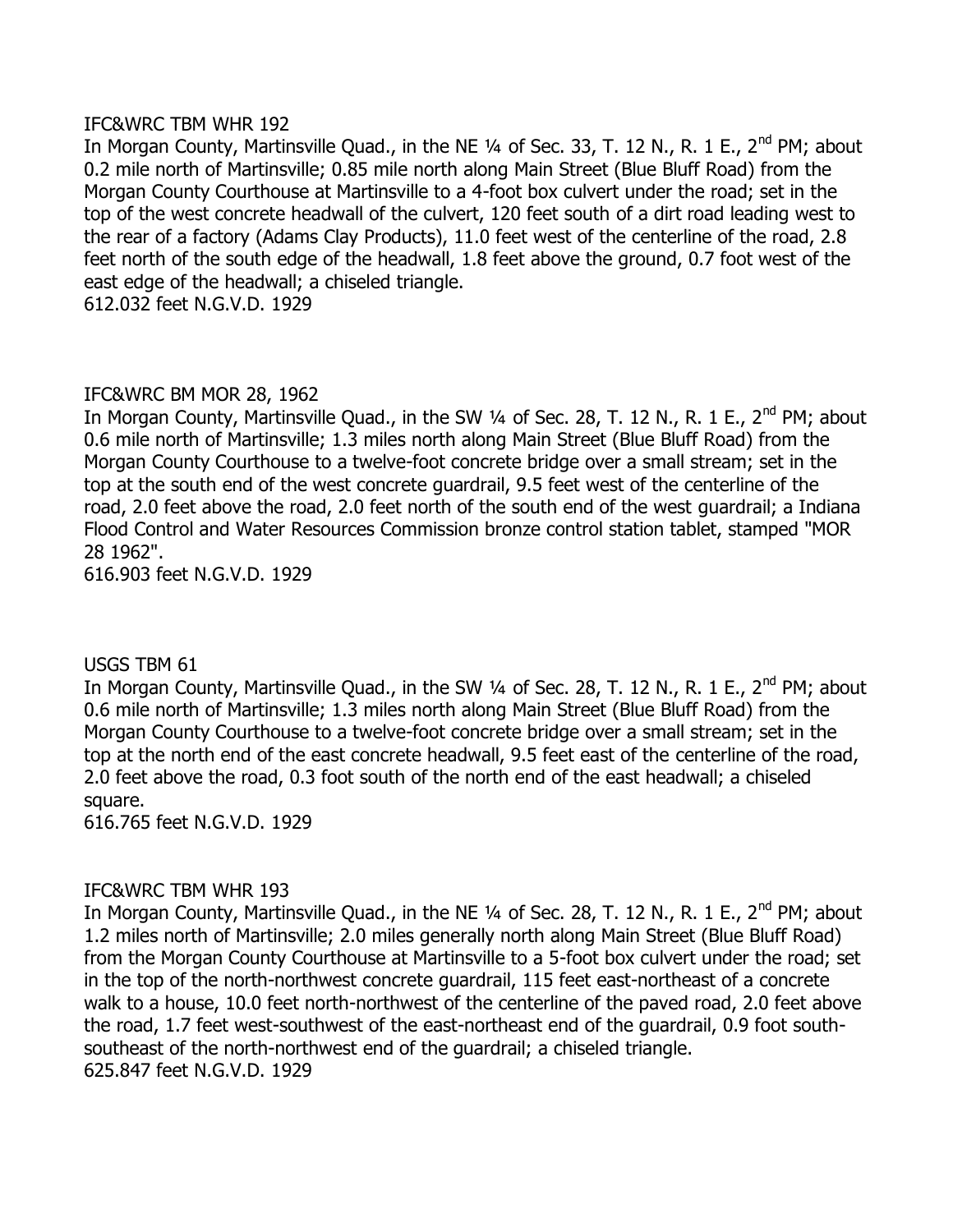IFC&WRC TBM WHR 192

In Morgan County, Martinsville Quad., in the NE ¼ of Sec. 33, T. 12 N., R. 1 E., 2nd PM; about 0.2 mile north of Martinsville; 0.85 mile north along Main Street (Blue Bluff Road) from the Morgan County Courthouse at Martinsville to a 4-foot box culvert under the road; set in the top of the west concrete headwall of the culvert, 120 feet south of a dirt road leading west to the rear of a factory (Adams Clay Products), 11.0 feet west of the centerline of the road, 2.8 feet north of the south edge of the headwall, 1.8 feet above the ground, 0.7 foot west of the east edge of the headwall; a chiseled triangle.
612.032 feet N.G.V.D. 1929

IFC&WRC BM MOR 28, 1962

In Morgan County, Martinsville Quad., in the SW ¼ of Sec. 28, T. 12 N., R. 1 E., 2nd PM; about 0.6 mile north of Martinsville; 1.3 miles north along Main Street (Blue Bluff Road) from the Morgan County Courthouse to a twelve-foot concrete bridge over a small stream; set in the top at the south end of the west concrete guardrail, 9.5 feet west of the centerline of the road, 2.0 feet above the road, 2.0 feet north of the south end of the west guardrail; a Indiana Flood Control and Water Resources Commission bronze control station tablet, stamped "MOR 28 1962".
616.903 feet N.G.V.D. 1929

USGS TBM 61

In Morgan County, Martinsville Quad., in the SW ¼ of Sec. 28, T. 12 N., R. 1 E., 2nd PM; about 0.6 mile north of Martinsville; 1.3 miles north along Main Street (Blue Bluff Road) from the Morgan County Courthouse to a twelve-foot concrete bridge over a small stream; set in the top at the north end of the east concrete headwall, 9.5 feet east of the centerline of the road, 2.0 feet above the road, 0.3 foot south of the north end of the east headwall; a chiseled square.
616.765 feet N.G.V.D. 1929

IFC&WRC TBM WHR 193

In Morgan County, Martinsville Quad., in the NE ¼ of Sec. 28, T. 12 N., R. 1 E., 2nd PM; about 1.2 miles north of Martinsville; 2.0 miles generally north along Main Street (Blue Bluff Road) from the Morgan County Courthouse at Martinsville to a 5-foot box culvert under the road; set in the top of the north-northwest concrete guardrail, 115 feet east-northeast of a concrete walk to a house, 10.0 feet north-northwest of the centerline of the paved road, 2.0 feet above the road, 1.7 feet west-southwest of the east-northeast end of the guardrail, 0.9 foot south-southeast of the north-northwest end of the guardrail; a chiseled triangle.
625.847 feet N.G.V.D. 1929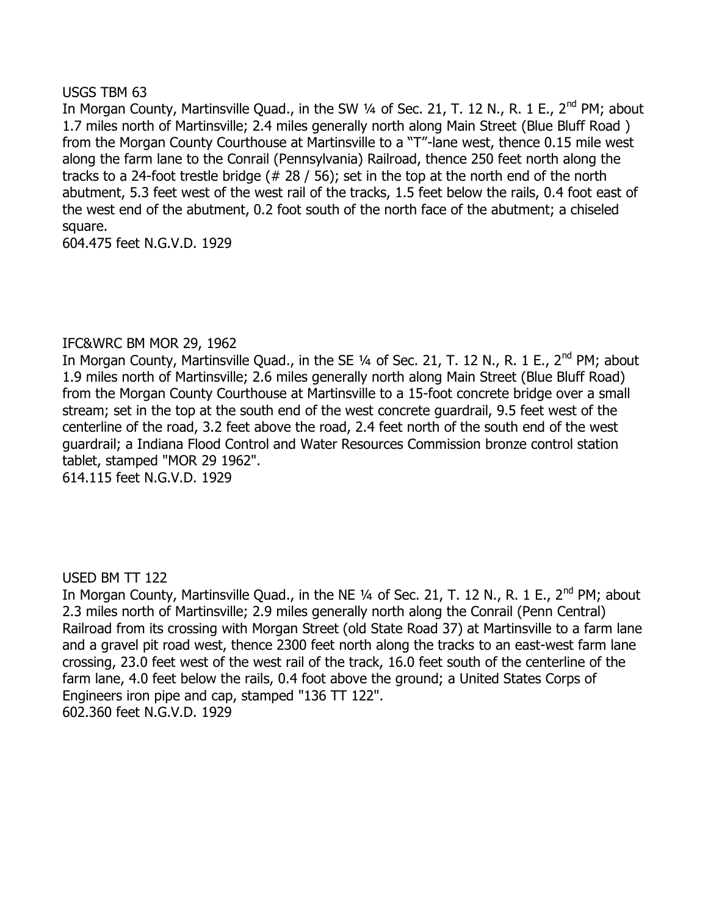USGS TBM 63

In Morgan County, Martinsville Quad., in the SW ¼ of Sec. 21, T. 12 N., R. 1 E., 2nd PM; about 1.7 miles north of Martinsville; 2.4 miles generally north along Main Street (Blue Bluff Road ) from the Morgan County Courthouse at Martinsville to a "T"-lane west, thence 0.15 mile west along the farm lane to the Conrail (Pennsylvania) Railroad, thence 250 feet north along the tracks to a 24-foot trestle bridge (# 28 / 56); set in the top at the north end of the north abutment, 5.3 feet west of the west rail of the tracks, 1.5 feet below the rails, 0.4 foot east of the west end of the abutment, 0.2 foot south of the north face of the abutment; a chiseled square.

604.475 feet N.G.V.D. 1929

IFC&WRC BM MOR 29, 1962

In Morgan County, Martinsville Quad., in the SE ¼ of Sec. 21, T. 12 N., R. 1 E., 2nd PM; about 1.9 miles north of Martinsville; 2.6 miles generally north along Main Street (Blue Bluff Road) from the Morgan County Courthouse at Martinsville to a 15-foot concrete bridge over a small stream; set in the top at the south end of the west concrete guardrail, 9.5 feet west of the centerline of the road, 3.2 feet above the road, 2.4 feet north of the south end of the west guardrail; a Indiana Flood Control and Water Resources Commission bronze control station tablet, stamped "MOR 29 1962".

614.115 feet N.G.V.D. 1929

USED BM TT 122

In Morgan County, Martinsville Quad., in the NE ¼ of Sec. 21, T. 12 N., R. 1 E., 2nd PM; about 2.3 miles north of Martinsville; 2.9 miles generally north along the Conrail (Penn Central) Railroad from its crossing with Morgan Street (old State Road 37) at Martinsville to a farm lane and a gravel pit road west, thence 2300 feet north along the tracks to an east-west farm lane crossing, 23.0 feet west of the west rail of the track, 16.0 feet south of the centerline of the farm lane, 4.0 feet below the rails, 0.4 foot above the ground; a United States Corps of Engineers iron pipe and cap, stamped "136 TT 122".

602.360 feet N.G.V.D. 1929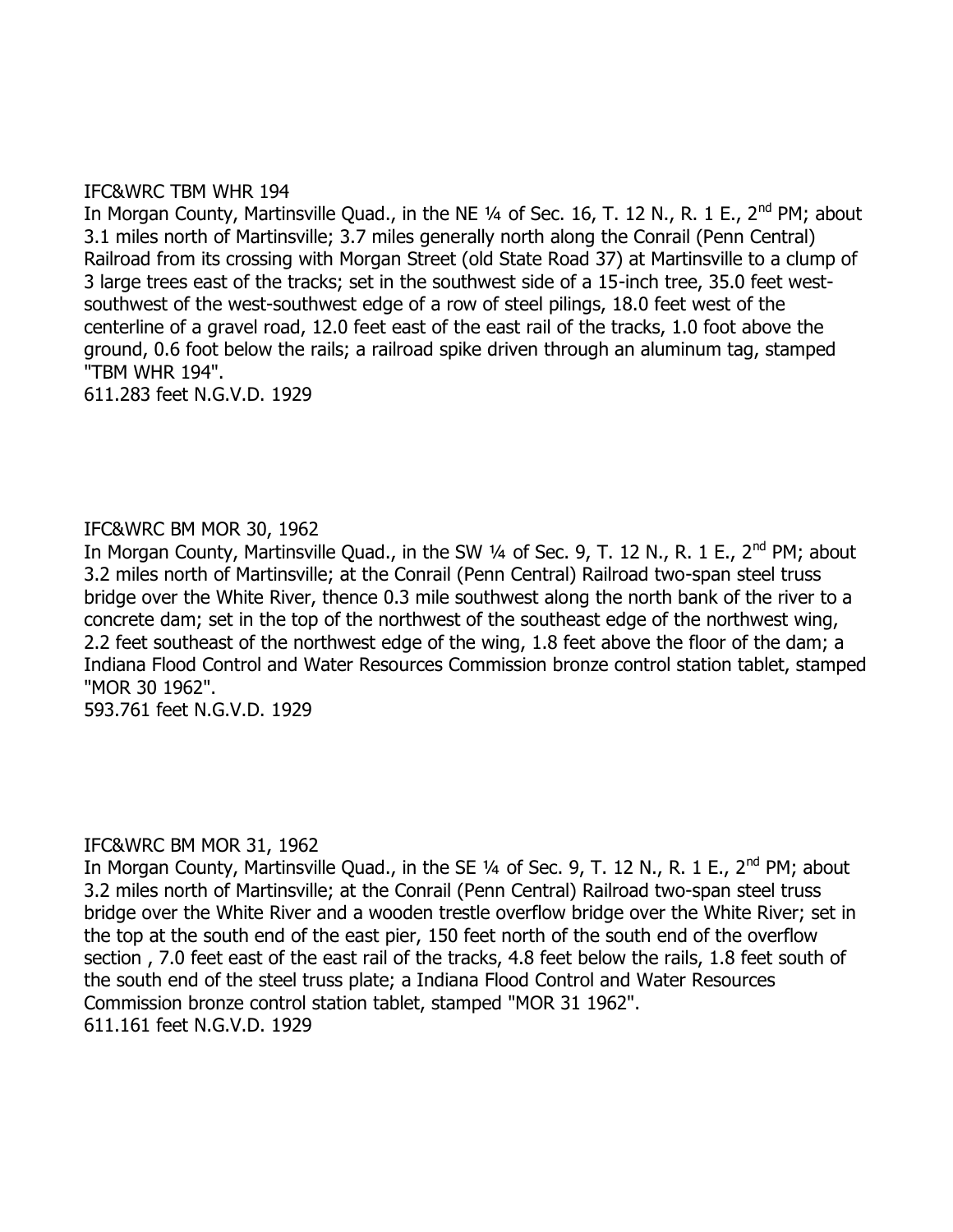IFC&WRC TBM WHR 194

In Morgan County, Martinsville Quad., in the NE ¼ of Sec. 16, T. 12 N., R. 1 E., 2nd PM; about 3.1 miles north of Martinsville; 3.7 miles generally north along the Conrail (Penn Central) Railroad from its crossing with Morgan Street (old State Road 37) at Martinsville to a clump of 3 large trees east of the tracks; set in the southwest side of a 15-inch tree, 35.0 feet west-southwest of the west-southwest edge of a row of steel pilings, 18.0 feet west of the centerline of a gravel road, 12.0 feet east of the east rail of the tracks, 1.0 foot above the ground, 0.6 foot below the rails; a railroad spike driven through an aluminum tag, stamped "TBM WHR 194".

611.283 feet N.G.V.D. 1929

IFC&WRC BM MOR 30, 1962

In Morgan County, Martinsville Quad., in the SW ¼ of Sec. 9, T. 12 N., R. 1 E., 2nd PM; about 3.2 miles north of Martinsville; at the Conrail (Penn Central) Railroad two-span steel truss bridge over the White River, thence 0.3 mile southwest along the north bank of the river to a concrete dam; set in the top of the northwest of the southeast edge of the northwest wing, 2.2 feet southeast of the northwest edge of the wing, 1.8 feet above the floor of the dam; a Indiana Flood Control and Water Resources Commission bronze control station tablet, stamped "MOR 30 1962".

593.761 feet N.G.V.D. 1929

IFC&WRC BM MOR 31, 1962

In Morgan County, Martinsville Quad., in the SE ¼ of Sec. 9, T. 12 N., R. 1 E., 2nd PM; about 3.2 miles north of Martinsville; at the Conrail (Penn Central) Railroad two-span steel truss bridge over the White River and a wooden trestle overflow bridge over the White River; set in the top at the south end of the east pier, 150 feet north of the south end of the overflow section , 7.0 feet east of the east rail of the tracks, 4.8 feet below the rails, 1.8 feet south of the south end of the steel truss plate; a Indiana Flood Control and Water Resources Commission bronze control station tablet, stamped "MOR 31 1962".

611.161 feet N.G.V.D. 1929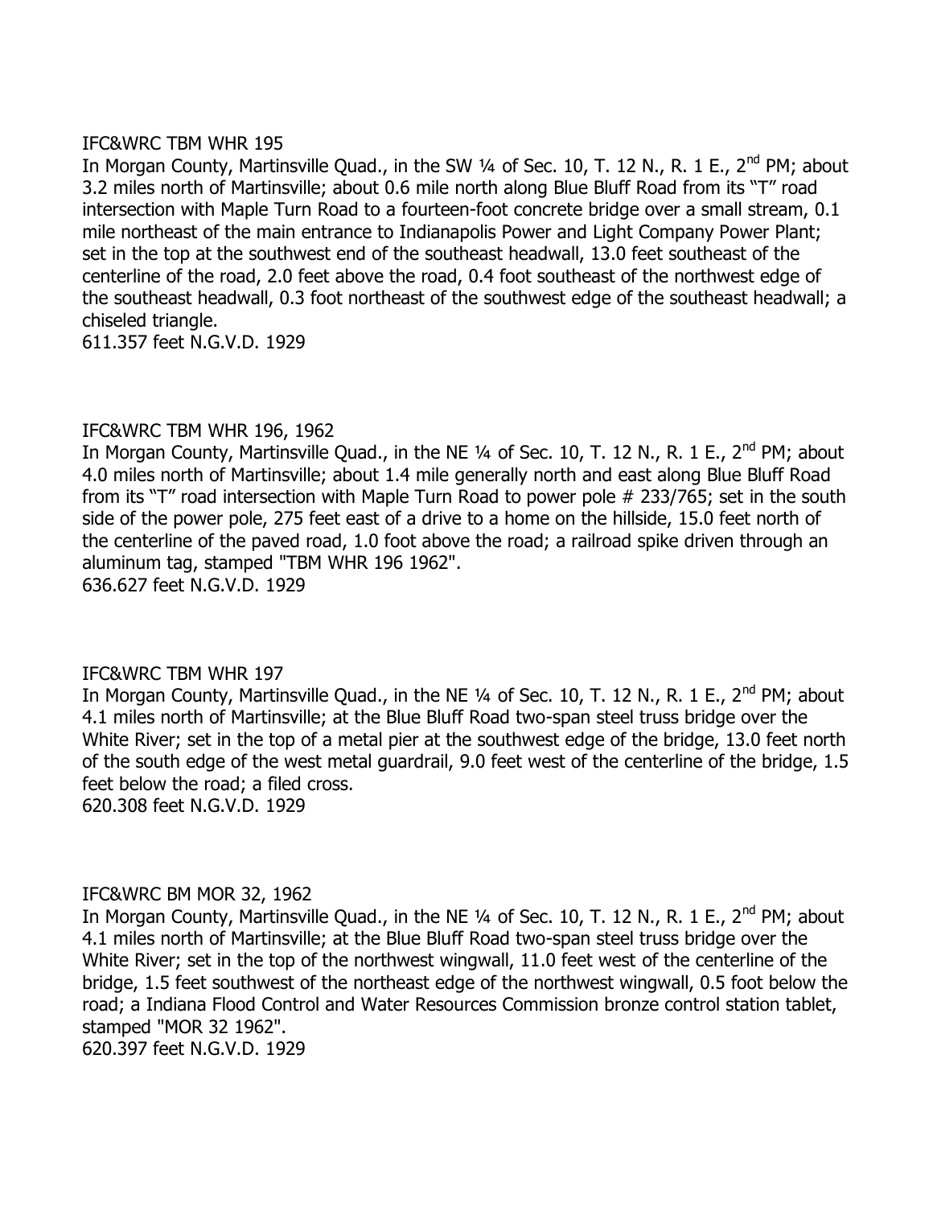IFC&WRC TBM WHR 195

In Morgan County, Martinsville Quad., in the SW ¼ of Sec. 10, T. 12 N., R. 1 E., 2nd PM; about 3.2 miles north of Martinsville; about 0.6 mile north along Blue Bluff Road from its "T" road intersection with Maple Turn Road to a fourteen-foot concrete bridge over a small stream, 0.1 mile northeast of the main entrance to Indianapolis Power and Light Company Power Plant; set in the top at the southwest end of the southeast headwall, 13.0 feet southeast of the centerline of the road, 2.0 feet above the road, 0.4 foot southeast of the northwest edge of the southeast headwall, 0.3 foot northeast of the southwest edge of the southeast headwall; a chiseled triangle.

611.357 feet N.G.V.D. 1929

IFC&WRC TBM WHR 196, 1962

In Morgan County, Martinsville Quad., in the NE ¼ of Sec. 10, T. 12 N., R. 1 E., 2nd PM; about 4.0 miles north of Martinsville; about 1.4 mile generally north and east along Blue Bluff Road from its "T" road intersection with Maple Turn Road to power pole # 233/765; set in the south side of the power pole, 275 feet east of a drive to a home on the hillside, 15.0 feet north of the centerline of the paved road, 1.0 foot above the road; a railroad spike driven through an aluminum tag, stamped "TBM WHR 196 1962".

636.627 feet N.G.V.D. 1929

IFC&WRC TBM WHR 197

In Morgan County, Martinsville Quad., in the NE ¼ of Sec. 10, T. 12 N., R. 1 E., 2nd PM; about 4.1 miles north of Martinsville; at the Blue Bluff Road two-span steel truss bridge over the White River; set in the top of a metal pier at the southwest edge of the bridge, 13.0 feet north of the south edge of the west metal guardrail, 9.0 feet west of the centerline of the bridge, 1.5 feet below the road; a filed cross.

620.308 feet N.G.V.D. 1929

IFC&WRC BM MOR 32, 1962

In Morgan County, Martinsville Quad., in the NE ¼ of Sec. 10, T. 12 N., R. 1 E., 2nd PM; about 4.1 miles north of Martinsville; at the Blue Bluff Road two-span steel truss bridge over the White River; set in the top of the northwest wingwall, 11.0 feet west of the centerline of the bridge, 1.5 feet southwest of the northeast edge of the northwest wingwall, 0.5 foot below the road; a Indiana Flood Control and Water Resources Commission bronze control station tablet, stamped "MOR 32 1962".

620.397 feet N.G.V.D. 1929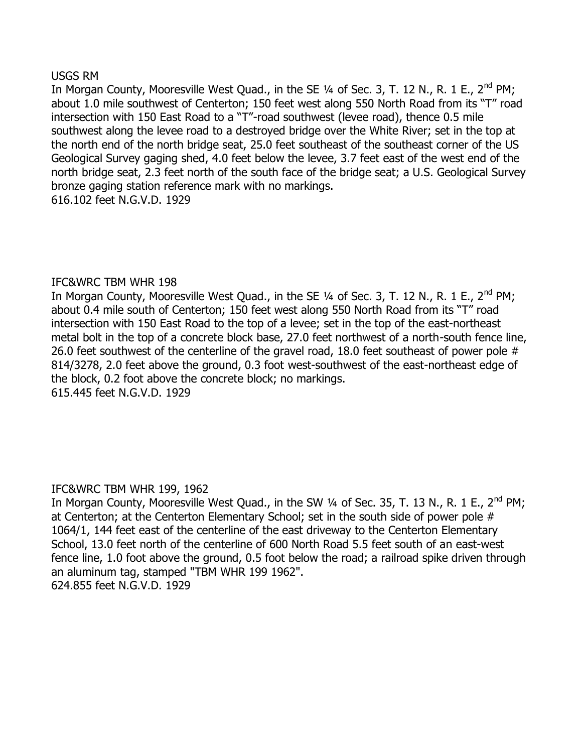USGS RM

In Morgan County, Mooresville West Quad., in the SE ¼ of Sec. 3, T. 12 N., R. 1 E., 2nd PM; about 1.0 mile southwest of Centerton; 150 feet west along 550 North Road from its "T" road intersection with 150 East Road to a "T"-road southwest (levee road), thence 0.5 mile southwest along the levee road to a destroyed bridge over the White River; set in the top at the north end of the north bridge seat, 25.0 feet southeast of the southeast corner of the US Geological Survey gaging shed, 4.0 feet below the levee, 3.7 feet east of the west end of the north bridge seat, 2.3 feet north of the south face of the bridge seat; a U.S. Geological Survey bronze gaging station reference mark with no markings.

616.102 feet N.G.V.D. 1929

IFC&WRC TBM WHR 198

In Morgan County, Mooresville West Quad., in the SE ¼ of Sec. 3, T. 12 N., R. 1 E., 2nd PM; about 0.4 mile south of Centerton; 150 feet west along 550 North Road from its "T" road intersection with 150 East Road to the top of a levee; set in the top of the east-northeast metal bolt in the top of a concrete block base, 27.0 feet northwest of a north-south fence line, 26.0 feet southwest of the centerline of the gravel road, 18.0 feet southeast of power pole # 814/3278, 2.0 feet above the ground, 0.3 foot west-southwest of the east-northeast edge of the block, 0.2 foot above the concrete block; no markings.

615.445 feet N.G.V.D. 1929

IFC&WRC TBM WHR 199, 1962

In Morgan County, Mooresville West Quad., in the SW ¼ of Sec. 35, T. 13 N., R. 1 E., 2nd PM; at Centerton; at the Centerton Elementary School; set in the south side of power pole # 1064/1, 144 feet east of the centerline of the east driveway to the Centerton Elementary School, 13.0 feet north of the centerline of 600 North Road 5.5 feet south of an east-west fence line, 1.0 foot above the ground, 0.5 foot below the road; a railroad spike driven through an aluminum tag, stamped "TBM WHR 199 1962".

624.855 feet N.G.V.D. 1929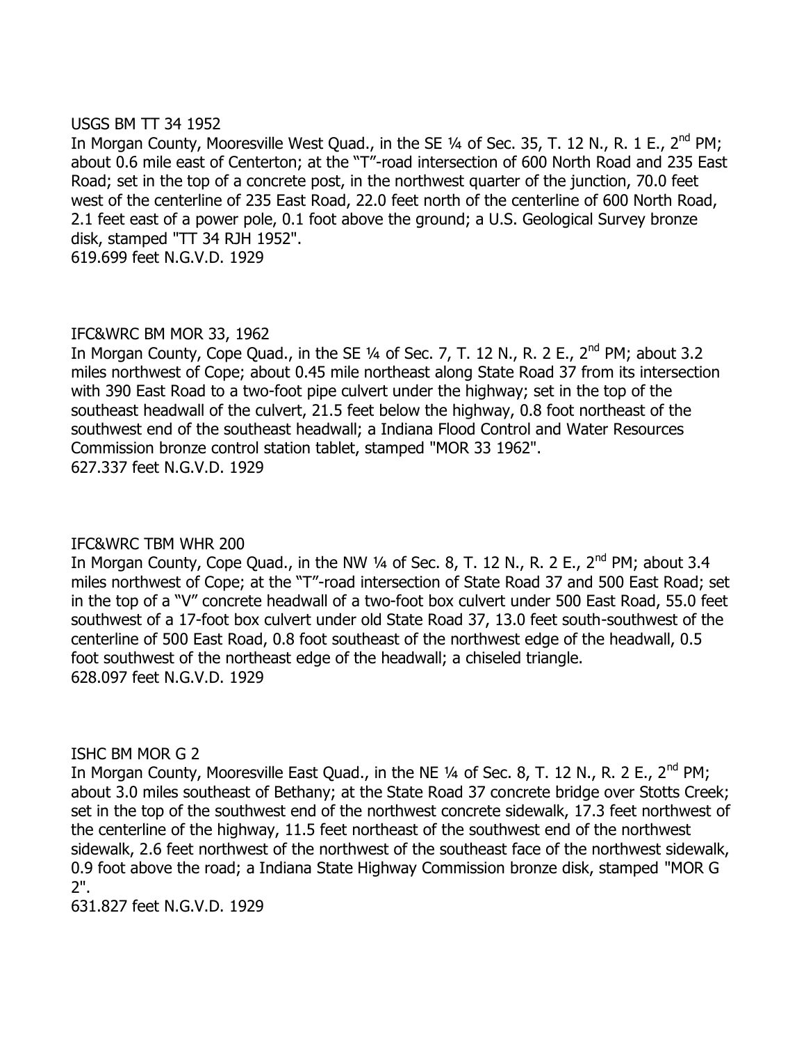USGS BM TT 34 1952

In Morgan County, Mooresville West Quad., in the SE ¼ of Sec. 35, T. 12 N., R. 1 E., 2nd PM; about 0.6 mile east of Centerton; at the "T"-road intersection of 600 North Road and 235 East Road; set in the top of a concrete post, in the northwest quarter of the junction, 70.0 feet west of the centerline of 235 East Road, 22.0 feet north of the centerline of 600 North Road, 2.1 feet east of a power pole, 0.1 foot above the ground; a U.S. Geological Survey bronze disk, stamped "TT 34 RJH 1952".

619.699 feet N.G.V.D. 1929

IFC&WRC BM MOR 33, 1962

In Morgan County, Cope Quad., in the SE ¼ of Sec. 7, T. 12 N., R. 2 E., 2nd PM; about 3.2 miles northwest of Cope; about 0.45 mile northeast along State Road 37 from its intersection with 390 East Road to a two-foot pipe culvert under the highway; set in the top of the southeast headwall of the culvert, 21.5 feet below the highway, 0.8 foot northeast of the southwest end of the southeast headwall; a Indiana Flood Control and Water Resources Commission bronze control station tablet, stamped "MOR 33 1962".

627.337 feet N.G.V.D. 1929

IFC&WRC TBM WHR 200

In Morgan County, Cope Quad., in the NW ¼ of Sec. 8, T. 12 N., R. 2 E., 2nd PM; about 3.4 miles northwest of Cope; at the "T"-road intersection of State Road 37 and 500 East Road; set in the top of a "V" concrete headwall of a two-foot box culvert under 500 East Road, 55.0 feet southwest of a 17-foot box culvert under old State Road 37, 13.0 feet south-southwest of the centerline of 500 East Road, 0.8 foot southeast of the northwest edge of the headwall, 0.5 foot southwest of the northeast edge of the headwall; a chiseled triangle.

628.097 feet N.G.V.D. 1929

ISHC BM MOR G 2

In Morgan County, Mooresville East Quad., in the NE ¼ of Sec. 8, T. 12 N., R. 2 E., 2nd PM; about 3.0 miles southeast of Bethany; at the State Road 37 concrete bridge over Stotts Creek; set in the top of the southwest end of the northwest concrete sidewalk, 17.3 feet northwest of the centerline of the highway, 11.5 feet northeast of the southwest end of the northwest sidewalk, 2.6 feet northwest of the northwest of the southeast face of the northwest sidewalk, 0.9 foot above the road; a Indiana State Highway Commission bronze disk, stamped "MOR G 2".

631.827 feet N.G.V.D. 1929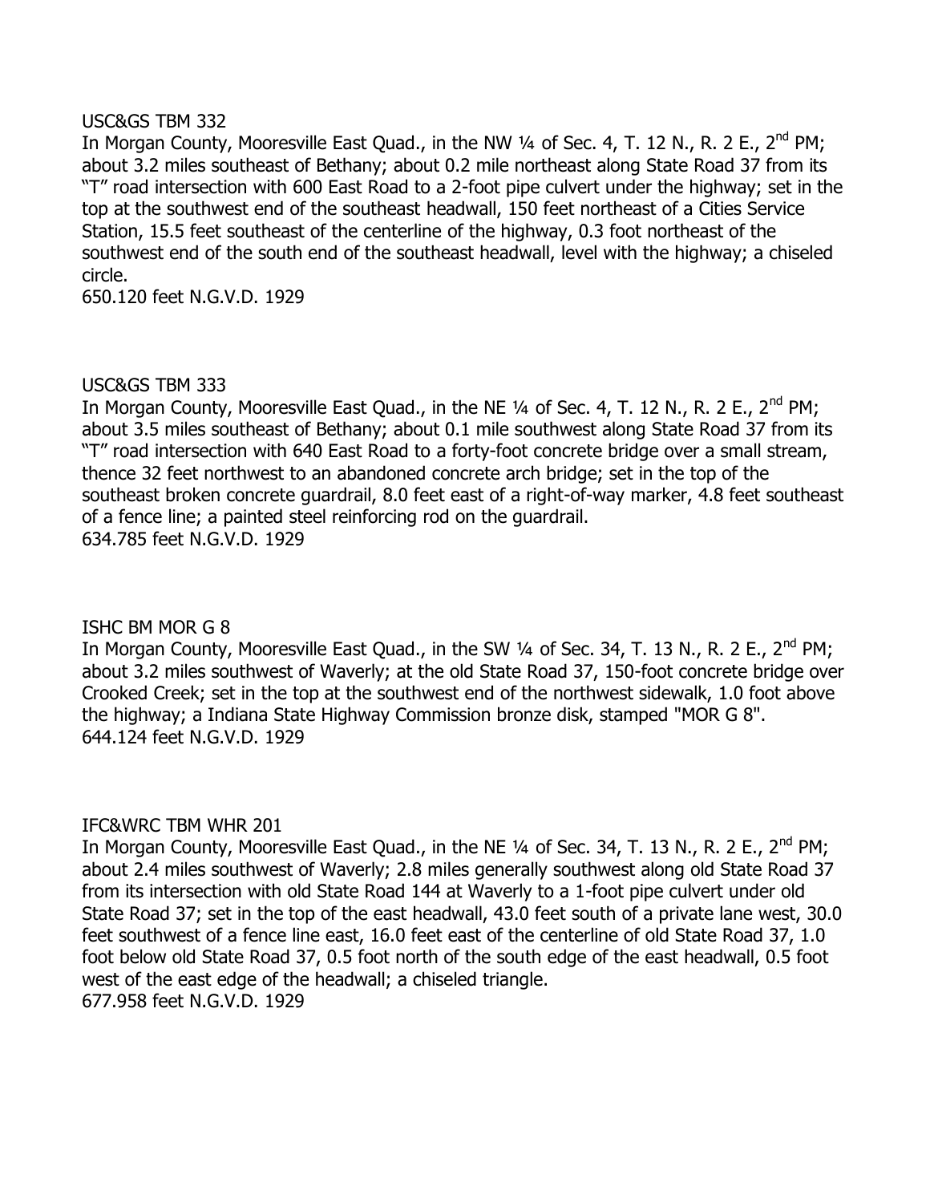USC&GS TBM 332

In Morgan County, Mooresville East Quad., in the NW ¼ of Sec. 4, T. 12 N., R. 2 E., 2nd PM; about 3.2 miles southeast of Bethany; about 0.2 mile northeast along State Road 37 from its "T" road intersection with 600 East Road to a 2-foot pipe culvert under the highway; set in the top at the southwest end of the southeast headwall, 150 feet northeast of a Cities Service Station, 15.5 feet southeast of the centerline of the highway, 0.3 foot northeast of the southwest end of the south end of the southeast headwall, level with the highway; a chiseled circle.

650.120 feet N.G.V.D. 1929

USC&GS TBM 333

In Morgan County, Mooresville East Quad., in the NE ¼ of Sec. 4, T. 12 N., R. 2 E., 2nd PM; about 3.5 miles southeast of Bethany; about 0.1 mile southwest along State Road 37 from its "T" road intersection with 640 East Road to a forty-foot concrete bridge over a small stream, thence 32 feet northwest to an abandoned concrete arch bridge; set in the top of the southeast broken concrete guardrail, 8.0 feet east of a right-of-way marker, 4.8 feet southeast of a fence line; a painted steel reinforcing rod on the guardrail.

634.785 feet N.G.V.D. 1929

ISHC BM MOR G 8

In Morgan County, Mooresville East Quad., in the SW ¼ of Sec. 34, T. 13 N., R. 2 E., 2nd PM; about 3.2 miles southwest of Waverly; at the old State Road 37, 150-foot concrete bridge over Crooked Creek; set in the top at the southwest end of the northwest sidewalk, 1.0 foot above the highway; a Indiana State Highway Commission bronze disk, stamped "MOR G 8".

644.124 feet N.G.V.D. 1929

IFC&WRC TBM WHR 201

In Morgan County, Mooresville East Quad., in the NE ¼ of Sec. 34, T. 13 N., R. 2 E., 2nd PM; about 2.4 miles southwest of Waverly; 2.8 miles generally southwest along old State Road 37 from its intersection with old State Road 144 at Waverly to a 1-foot pipe culvert under old State Road 37; set in the top of the east headwall, 43.0 feet south of a private lane west, 30.0 feet southwest of a fence line east, 16.0 feet east of the centerline of old State Road 37, 1.0 foot below old State Road 37, 0.5 foot north of the south edge of the east headwall, 0.5 foot west of the east edge of the headwall; a chiseled triangle.

677.958 feet N.G.V.D. 1929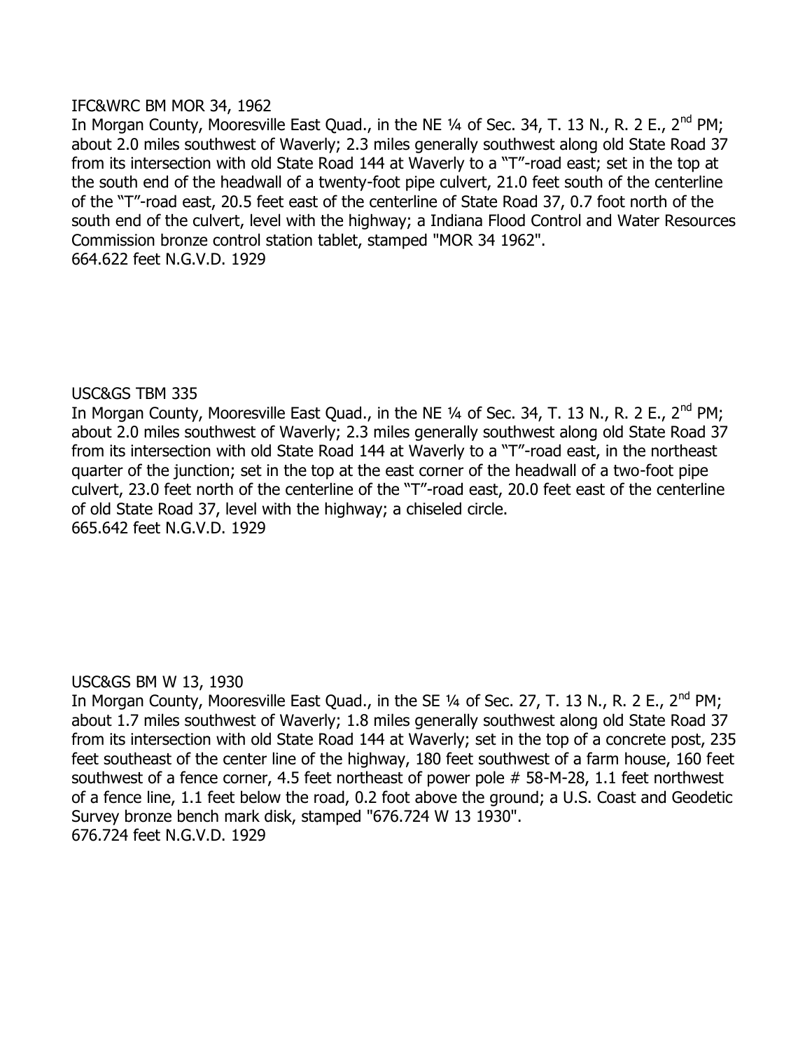IFC&WRC BM MOR 34, 1962

In Morgan County, Mooresville East Quad., in the NE ¼ of Sec. 34, T. 13 N., R. 2 E., 2nd PM; about 2.0 miles southwest of Waverly; 2.3 miles generally southwest along old State Road 37 from its intersection with old State Road 144 at Waverly to a "T"-road east; set in the top at the south end of the headwall of a twenty-foot pipe culvert, 21.0 feet south of the centerline of the "T"-road east, 20.5 feet east of the centerline of State Road 37, 0.7 foot north of the south end of the culvert, level with the highway; a Indiana Flood Control and Water Resources Commission bronze control station tablet, stamped "MOR 34 1962".

664.622 feet N.G.V.D. 1929

USC&GS TBM 335

In Morgan County, Mooresville East Quad., in the NE ¼ of Sec. 34, T. 13 N., R. 2 E., 2nd PM; about 2.0 miles southwest of Waverly; 2.3 miles generally southwest along old State Road 37 from its intersection with old State Road 144 at Waverly to a "T"-road east, in the northeast quarter of the junction; set in the top at the east corner of the headwall of a two-foot pipe culvert, 23.0 feet north of the centerline of the "T"-road east, 20.0 feet east of the centerline of old State Road 37, level with the highway; a chiseled circle.

665.642 feet N.G.V.D. 1929

USC&GS BM W 13, 1930

In Morgan County, Mooresville East Quad., in the SE ¼ of Sec. 27, T. 13 N., R. 2 E., 2nd PM; about 1.7 miles southwest of Waverly; 1.8 miles generally southwest along old State Road 37 from its intersection with old State Road 144 at Waverly; set in the top of a concrete post, 235 feet southeast of the center line of the highway, 180 feet southwest of a farm house, 160 feet southwest of a fence corner, 4.5 feet northeast of power pole # 58-M-28, 1.1 feet northwest of a fence line, 1.1 feet below the road, 0.2 foot above the ground; a U.S. Coast and Geodetic Survey bronze bench mark disk, stamped "676.724 W 13 1930".

676.724 feet N.G.V.D. 1929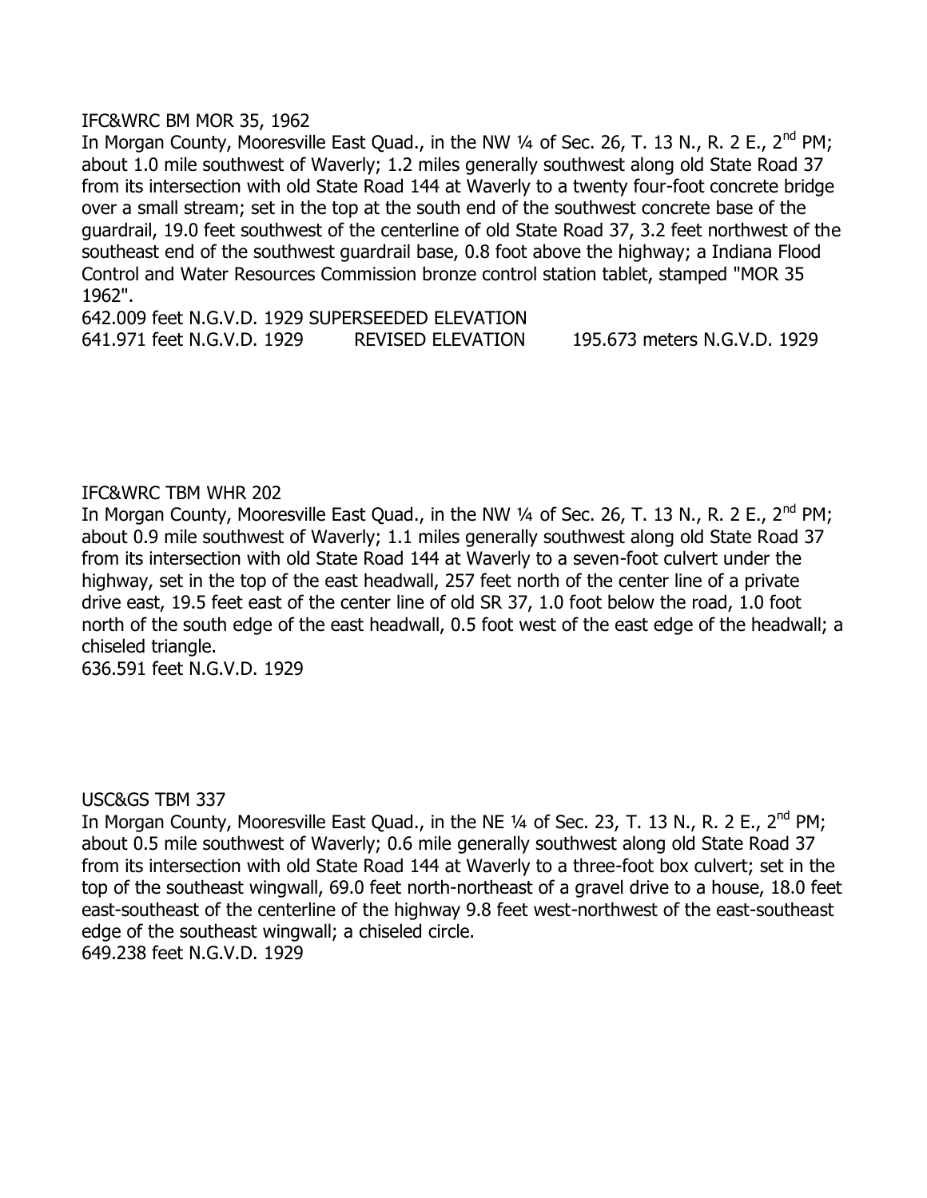IFC&WRC BM MOR 35, 1962

In Morgan County, Mooresville East Quad., in the NW ¼ of Sec. 26, T. 13 N., R. 2 E., 2nd PM; about 1.0 mile southwest of Waverly; 1.2 miles generally southwest along old State Road 37 from its intersection with old State Road 144 at Waverly to a twenty four-foot concrete bridge over a small stream; set in the top at the south end of the southwest concrete base of the guardrail, 19.0 feet southwest of the centerline of old State Road 37, 3.2 feet northwest of the southeast end of the southwest guardrail base, 0.8 foot above the highway; a Indiana Flood Control and Water Resources Commission bronze control station tablet, stamped "MOR 35 1962".

642.009 feet N.G.V.D. 1929 SUPERSEEDED ELEVATION

641.971 feet N.G.V.D. 1929 REVISED ELEVATION 195.673 meters N.G.V.D. 1929

IFC&WRC TBM WHR 202

In Morgan County, Mooresville East Quad., in the NW ¼ of Sec. 26, T. 13 N., R. 2 E., 2nd PM; about 0.9 mile southwest of Waverly; 1.1 miles generally southwest along old State Road 37 from its intersection with old State Road 144 at Waverly to a seven-foot culvert under the highway, set in the top of the east headwall, 257 feet north of the center line of a private drive east, 19.5 feet east of the center line of old SR 37, 1.0 foot below the road, 1.0 foot north of the south edge of the east headwall, 0.5 foot west of the east edge of the headwall; a chiseled triangle.

636.591 feet N.G.V.D. 1929

USC&GS TBM 337

In Morgan County, Mooresville East Quad., in the NE ¼ of Sec. 23, T. 13 N., R. 2 E., 2nd PM; about 0.5 mile southwest of Waverly; 0.6 mile generally southwest along old State Road 37 from its intersection with old State Road 144 at Waverly to a three-foot box culvert; set in the top of the southeast wingwall, 69.0 feet north-northeast of a gravel drive to a house, 18.0 feet east-southeast of the centerline of the highway 9.8 feet west-northwest of the east-southeast edge of the southeast wingwall; a chiseled circle.

649.238 feet N.G.V.D. 1929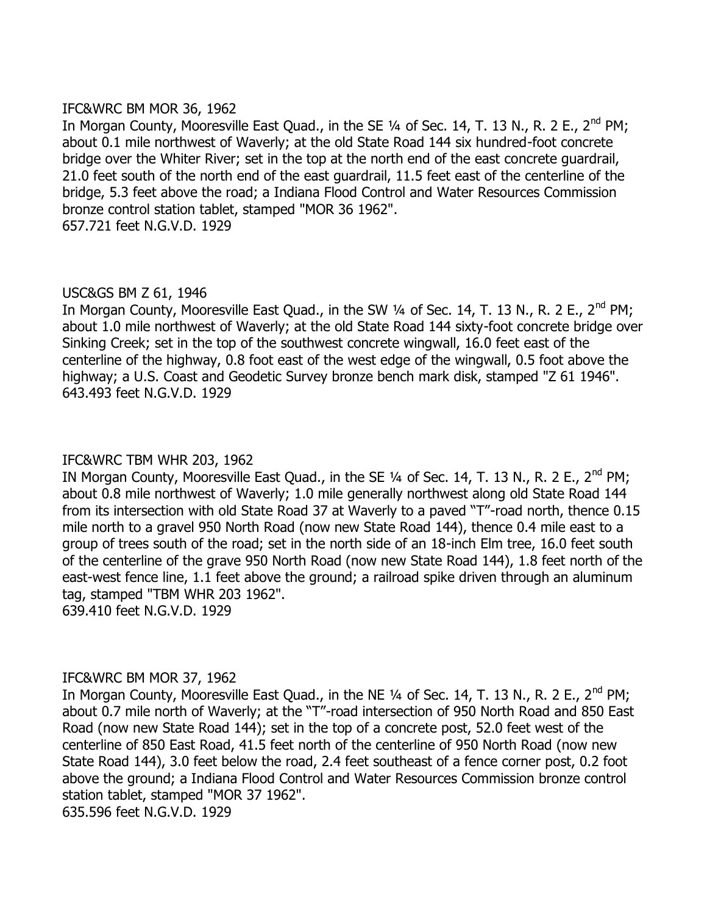IFC&WRC BM MOR 36, 1962

In Morgan County, Mooresville East Quad., in the SE ¼ of Sec. 14, T. 13 N., R. 2 E., 2nd PM; about 0.1 mile northwest of Waverly; at the old State Road 144 six hundred-foot concrete bridge over the Whiter River; set in the top at the north end of the east concrete guardrail, 21.0 feet south of the north end of the east guardrail, 11.5 feet east of the centerline of the bridge, 5.3 feet above the road; a Indiana Flood Control and Water Resources Commission bronze control station tablet, stamped "MOR 36 1962".

657.721 feet N.G.V.D. 1929

USC&GS BM Z 61, 1946

In Morgan County, Mooresville East Quad., in the SW ¼ of Sec. 14, T. 13 N., R. 2 E., 2nd PM; about 1.0 mile northwest of Waverly; at the old State Road 144 sixty-foot concrete bridge over Sinking Creek; set in the top of the southwest concrete wingwall, 16.0 feet east of the centerline of the highway, 0.8 foot east of the west edge of the wingwall, 0.5 foot above the highway; a U.S. Coast and Geodetic Survey bronze bench mark disk, stamped "Z 61 1946".

643.493 feet N.G.V.D. 1929

IFC&WRC TBM WHR 203, 1962

IN Morgan County, Mooresville East Quad., in the SE ¼ of Sec. 14, T. 13 N., R. 2 E., 2nd PM; about 0.8 mile northwest of Waverly; 1.0 mile generally northwest along old State Road 144 from its intersection with old State Road 37 at Waverly to a paved "T"-road north, thence 0.15 mile north to a gravel 950 North Road (now new State Road 144), thence 0.4 mile east to a group of trees south of the road; set in the north side of an 18-inch Elm tree, 16.0 feet south of the centerline of the grave 950 North Road (now new State Road 144), 1.8 feet north of the east-west fence line, 1.1 feet above the ground; a railroad spike driven through an aluminum tag, stamped "TBM WHR 203 1962".

639.410 feet N.G.V.D. 1929

IFC&WRC BM MOR 37, 1962

In Morgan County, Mooresville East Quad., in the NE ¼ of Sec. 14, T. 13 N., R. 2 E., 2nd PM; about 0.7 mile north of Waverly; at the "T"-road intersection of 950 North Road and 850 East Road (now new State Road 144); set in the top of a concrete post, 52.0 feet west of the centerline of 850 East Road, 41.5 feet north of the centerline of 950 North Road (now new State Road 144), 3.0 feet below the road, 2.4 feet southeast of a fence corner post, 0.2 foot above the ground; a Indiana Flood Control and Water Resources Commission bronze control station tablet, stamped "MOR 37 1962".

635.596 feet N.G.V.D. 1929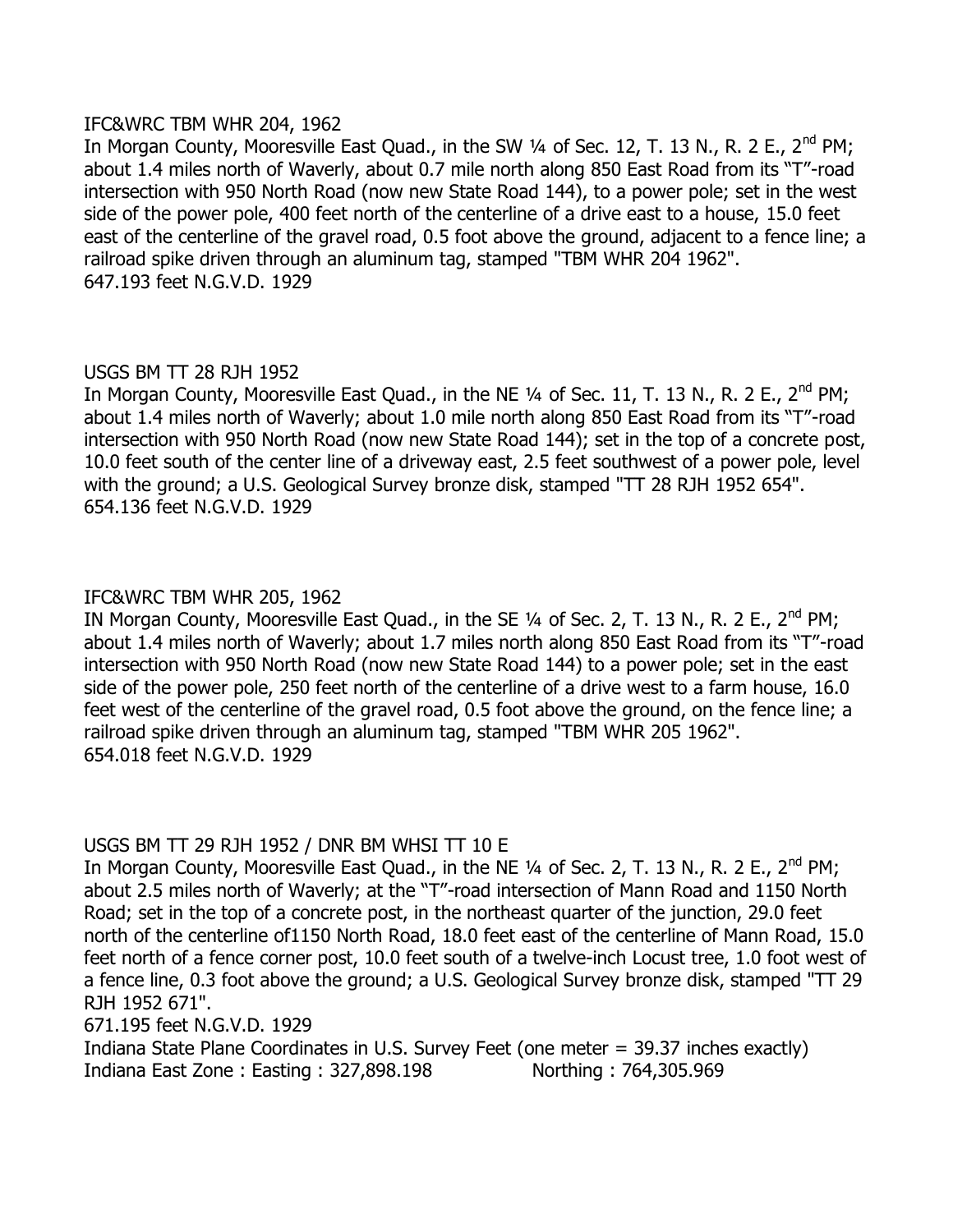IFC&WRC TBM WHR 204, 1962

In Morgan County, Mooresville East Quad., in the SW ¼ of Sec. 12, T. 13 N., R. 2 E., 2nd PM; about 1.4 miles north of Waverly, about 0.7 mile north along 850 East Road from its "T"-road intersection with 950 North Road (now new State Road 144), to a power pole; set in the west side of the power pole, 400 feet north of the centerline of a drive east to a house, 15.0 feet east of the centerline of the gravel road, 0.5 foot above the ground, adjacent to a fence line; a railroad spike driven through an aluminum tag, stamped "TBM WHR 204 1962".

647.193 feet N.G.V.D. 1929

USGS BM TT 28 RJH 1952

In Morgan County, Mooresville East Quad., in the NE ¼ of Sec. 11, T. 13 N., R. 2 E., 2nd PM; about 1.4 miles north of Waverly; about 1.0 mile north along 850 East Road from its "T"-road intersection with 950 North Road (now new State Road 144); set in the top of a concrete post, 10.0 feet south of the center line of a driveway east, 2.5 feet southwest of a power pole, level with the ground; a U.S. Geological Survey bronze disk, stamped "TT 28 RJH 1952 654".

654.136 feet N.G.V.D. 1929

IFC&WRC TBM WHR 205, 1962

IN Morgan County, Mooresville East Quad., in the SE ¼ of Sec. 2, T. 13 N., R. 2 E., 2nd PM; about 1.4 miles north of Waverly; about 1.7 miles north along 850 East Road from its "T"-road intersection with 950 North Road (now new State Road 144) to a power pole; set in the east side of the power pole, 250 feet north of the centerline of a drive west to a farm house, 16.0 feet west of the centerline of the gravel road, 0.5 foot above the ground, on the fence line; a railroad spike driven through an aluminum tag, stamped "TBM WHR 205 1962".

654.018 feet N.G.V.D. 1929

USGS BM TT 29 RJH 1952 / DNR BM WHSI TT 10 E

In Morgan County, Mooresville East Quad., in the NE ¼ of Sec. 2, T. 13 N., R. 2 E., 2nd PM; about 2.5 miles north of Waverly; at the "T"-road intersection of Mann Road and 1150 North Road; set in the top of a concrete post, in the northeast quarter of the junction, 29.0 feet north of the centerline of1150 North Road, 18.0 feet east of the centerline of Mann Road, 15.0 feet north of a fence corner post, 10.0 feet south of a twelve-inch Locust tree, 1.0 foot west of a fence line, 0.3 foot above the ground; a U.S. Geological Survey bronze disk, stamped "TT 29 RJH 1952 671".

671.195 feet N.G.V.D. 1929

Indiana State Plane Coordinates in U.S. Survey Feet (one meter = 39.37 inches exactly)

Indiana East Zone : Easting : 327,898.198 Northing : 764,305.969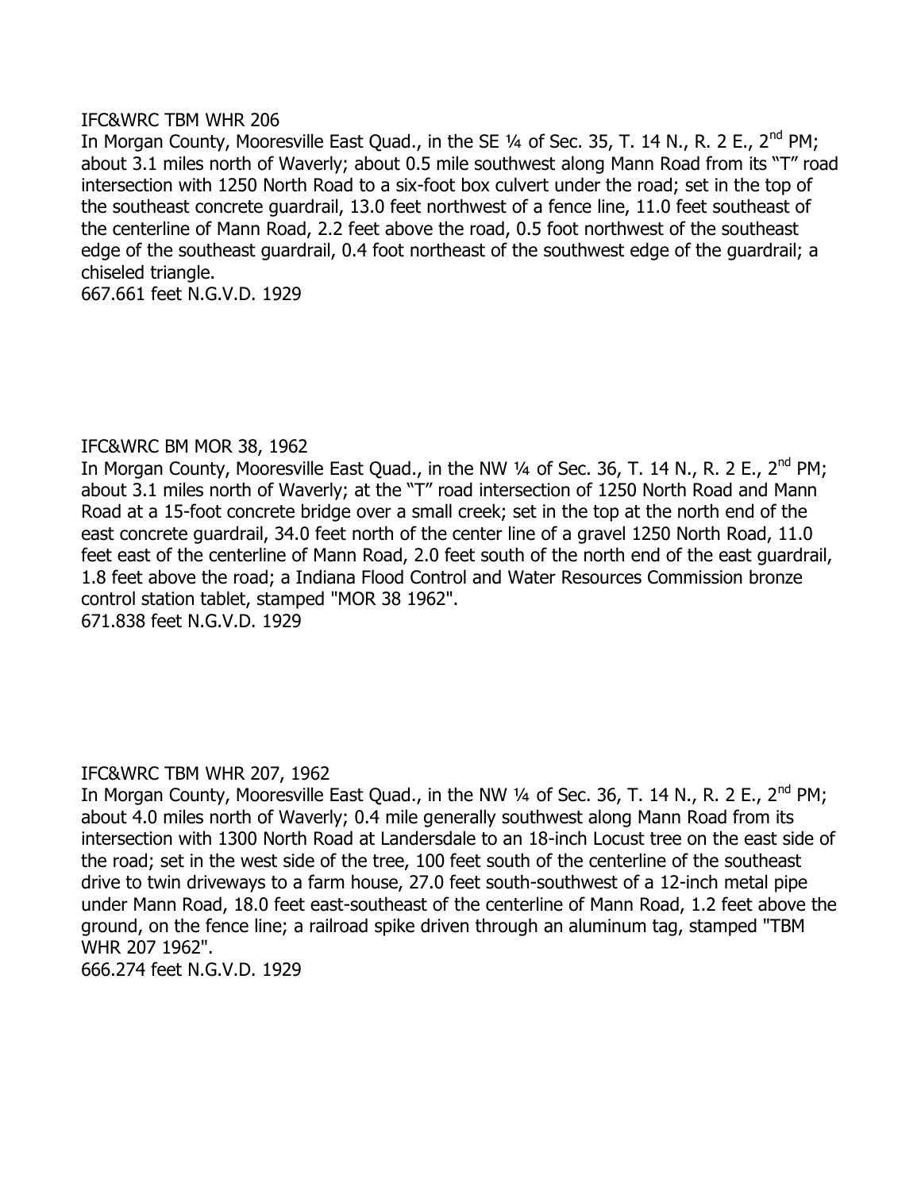IFC&WRC TBM WHR 206

In Morgan County, Mooresville East Quad., in the SE ¼ of Sec. 35, T. 14 N., R. 2 E., 2nd PM; about 3.1 miles north of Waverly; about 0.5 mile southwest along Mann Road from its "T" road intersection with 1250 North Road to a six-foot box culvert under the road; set in the top of the southeast concrete guardrail, 13.0 feet northwest of a fence line, 11.0 feet southeast of the centerline of Mann Road, 2.2 feet above the road, 0.5 foot northwest of the southeast edge of the southeast guardrail, 0.4 foot northeast of the southwest edge of the guardrail; a chiseled triangle.

667.661 feet N.G.V.D. 1929

IFC&WRC BM MOR 38, 1962

In Morgan County, Mooresville East Quad., in the NW ¼ of Sec. 36, T. 14 N., R. 2 E., 2nd PM; about 3.1 miles north of Waverly; at the "T" road intersection of 1250 North Road and Mann Road at a 15-foot concrete bridge over a small creek; set in the top at the north end of the east concrete guardrail, 34.0 feet north of the center line of a gravel 1250 North Road, 11.0 feet east of the centerline of Mann Road, 2.0 feet south of the north end of the east guardrail, 1.8 feet above the road; a Indiana Flood Control and Water Resources Commission bronze control station tablet, stamped "MOR 38 1962".

671.838 feet N.G.V.D. 1929

IFC&WRC TBM WHR 207, 1962

In Morgan County, Mooresville East Quad., in the NW ¼ of Sec. 36, T. 14 N., R. 2 E., 2nd PM; about 4.0 miles north of Waverly; 0.4 mile generally southwest along Mann Road from its intersection with 1300 North Road at Landersdale to an 18-inch Locust tree on the east side of the road; set in the west side of the tree, 100 feet south of the centerline of the southeast drive to twin driveways to a farm house, 27.0 feet south-southwest of a 12-inch metal pipe under Mann Road, 18.0 feet east-southeast of the centerline of Mann Road, 1.2 feet above the ground, on the fence line; a railroad spike driven through an aluminum tag, stamped "TBM WHR 207 1962".

666.274 feet N.G.V.D. 1929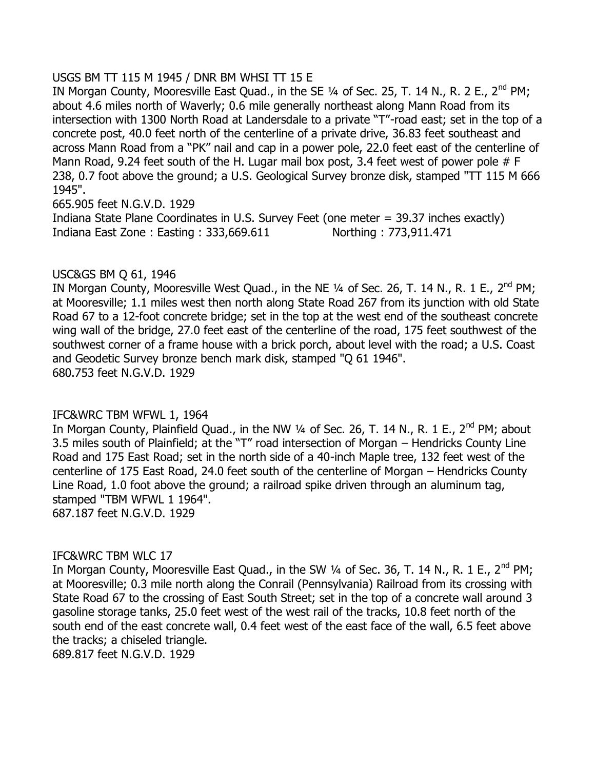USGS BM TT 115 M 1945 / DNR BM WHSI TT 15 E

IN Morgan County, Mooresville East Quad., in the SE ¼ of Sec. 25, T. 14 N., R. 2 E., 2nd PM; about 4.6 miles north of Waverly; 0.6 mile generally northeast along Mann Road from its intersection with 1300 North Road at Landersdale to a private "T"-road east; set in the top of a concrete post, 40.0 feet north of the centerline of a private drive, 36.83 feet southeast and across Mann Road from a "PK" nail and cap in a power pole, 22.0 feet east of the centerline of Mann Road, 9.24 feet south of the H. Lugar mail box post, 3.4 feet west of power pole # F 238, 0.7 foot above the ground; a U.S. Geological Survey bronze disk, stamped "TT 115 M 666 1945".

665.905 feet N.G.V.D. 1929

Indiana State Plane Coordinates in U.S. Survey Feet (one meter = 39.37 inches exactly)

Indiana East Zone : Easting : 333,669.611 Northing : 773,911.471

USC&GS BM Q 61, 1946

IN Morgan County, Mooresville West Quad., in the NE ¼ of Sec. 26, T. 14 N., R. 1 E., 2nd PM; at Mooresville; 1.1 miles west then north along State Road 267 from its junction with old State Road 67 to a 12-foot concrete bridge; set in the top at the west end of the southeast concrete wing wall of the bridge, 27.0 feet east of the centerline of the road, 175 feet southwest of the southwest corner of a frame house with a brick porch, about level with the road; a U.S. Coast and Geodetic Survey bronze bench mark disk, stamped "Q 61 1946".

680.753 feet N.G.V.D. 1929

IFC&WRC TBM WFWL 1, 1964

In Morgan County, Plainfield Quad., in the NW ¼ of Sec. 26, T. 14 N., R. 1 E., 2nd PM; about 3.5 miles south of Plainfield; at the "T" road intersection of Morgan – Hendricks County Line Road and 175 East Road; set in the north side of a 40-inch Maple tree, 132 feet west of the centerline of 175 East Road, 24.0 feet south of the centerline of Morgan – Hendricks County Line Road, 1.0 foot above the ground; a railroad spike driven through an aluminum tag, stamped "TBM WFWL 1 1964".

687.187 feet N.G.V.D. 1929

IFC&WRC TBM WLC 17

In Morgan County, Mooresville East Quad., in the SW ¼ of Sec. 36, T. 14 N., R. 1 E., 2nd PM; at Mooresville; 0.3 mile north along the Conrail (Pennsylvania) Railroad from its crossing with State Road 67 to the crossing of East South Street; set in the top of a concrete wall around 3 gasoline storage tanks, 25.0 feet west of the west rail of the tracks, 10.8 feet north of the south end of the east concrete wall, 0.4 feet west of the east face of the wall, 6.5 feet above the tracks; a chiseled triangle.

689.817 feet N.G.V.D. 1929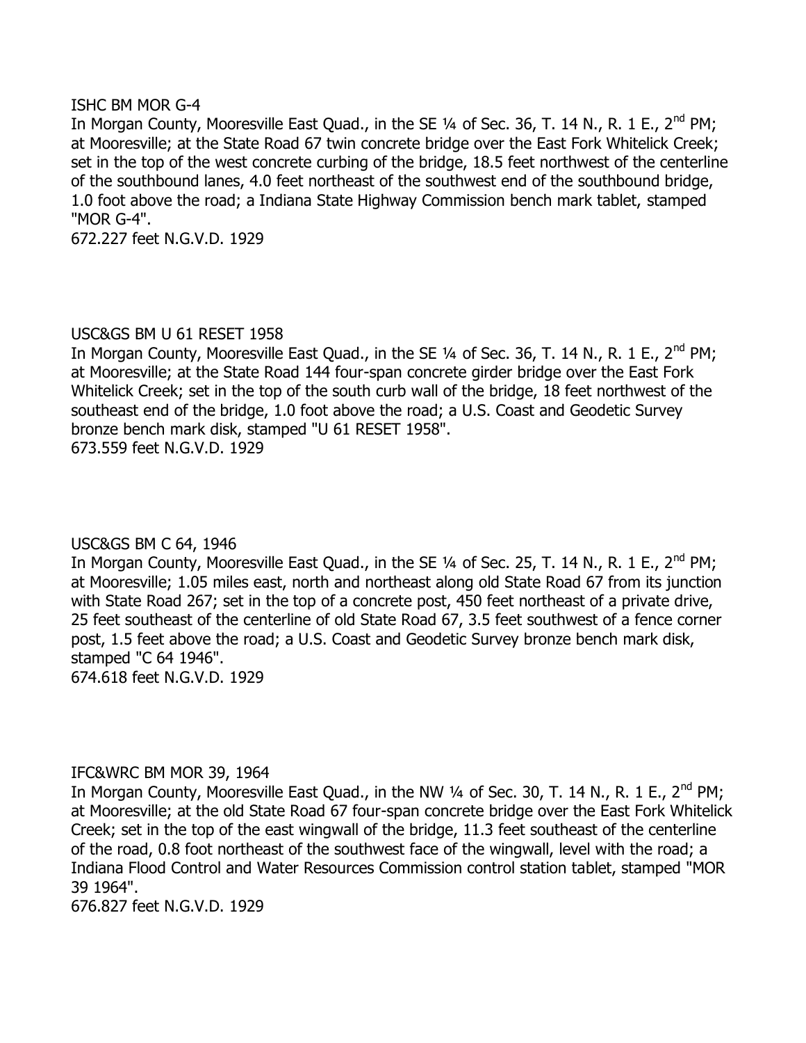ISHC BM MOR G-4

In Morgan County, Mooresville East Quad., in the SE ¼ of Sec. 36, T. 14 N., R. 1 E., 2nd PM; at Mooresville; at the State Road 67 twin concrete bridge over the East Fork Whitelick Creek; set in the top of the west concrete curbing of the bridge, 18.5 feet northwest of the centerline of the southbound lanes, 4.0 feet northeast of the southwest end of the southbound bridge, 1.0 foot above the road; a Indiana State Highway Commission bench mark tablet, stamped "MOR G-4".

672.227 feet N.G.V.D. 1929

USC&GS BM U 61 RESET 1958

In Morgan County, Mooresville East Quad., in the SE ¼ of Sec. 36, T. 14 N., R. 1 E., 2nd PM; at Mooresville; at the State Road 144 four-span concrete girder bridge over the East Fork Whitelick Creek; set in the top of the south curb wall of the bridge, 18 feet northwest of the southeast end of the bridge, 1.0 foot above the road; a U.S. Coast and Geodetic Survey bronze bench mark disk, stamped "U 61 RESET 1958".

673.559 feet N.G.V.D. 1929

USC&GS BM C 64, 1946

In Morgan County, Mooresville East Quad., in the SE ¼ of Sec. 25, T. 14 N., R. 1 E., 2nd PM; at Mooresville; 1.05 miles east, north and northeast along old State Road 67 from its junction with State Road 267; set in the top of a concrete post, 450 feet northeast of a private drive, 25 feet southeast of the centerline of old State Road 67, 3.5 feet southwest of a fence corner post, 1.5 feet above the road; a U.S. Coast and Geodetic Survey bronze bench mark disk, stamped "C 64 1946".

674.618 feet N.G.V.D. 1929

IFC&WRC BM MOR 39, 1964

In Morgan County, Mooresville East Quad., in the NW ¼ of Sec. 30, T. 14 N., R. 1 E., 2nd PM; at Mooresville; at the old State Road 67 four-span concrete bridge over the East Fork Whitelick Creek; set in the top of the east wingwall of the bridge, 11.3 feet southeast of the centerline of the road, 0.8 foot northeast of the southwest face of the wingwall, level with the road; a Indiana Flood Control and Water Resources Commission control station tablet, stamped "MOR 39 1964".

676.827 feet N.G.V.D. 1929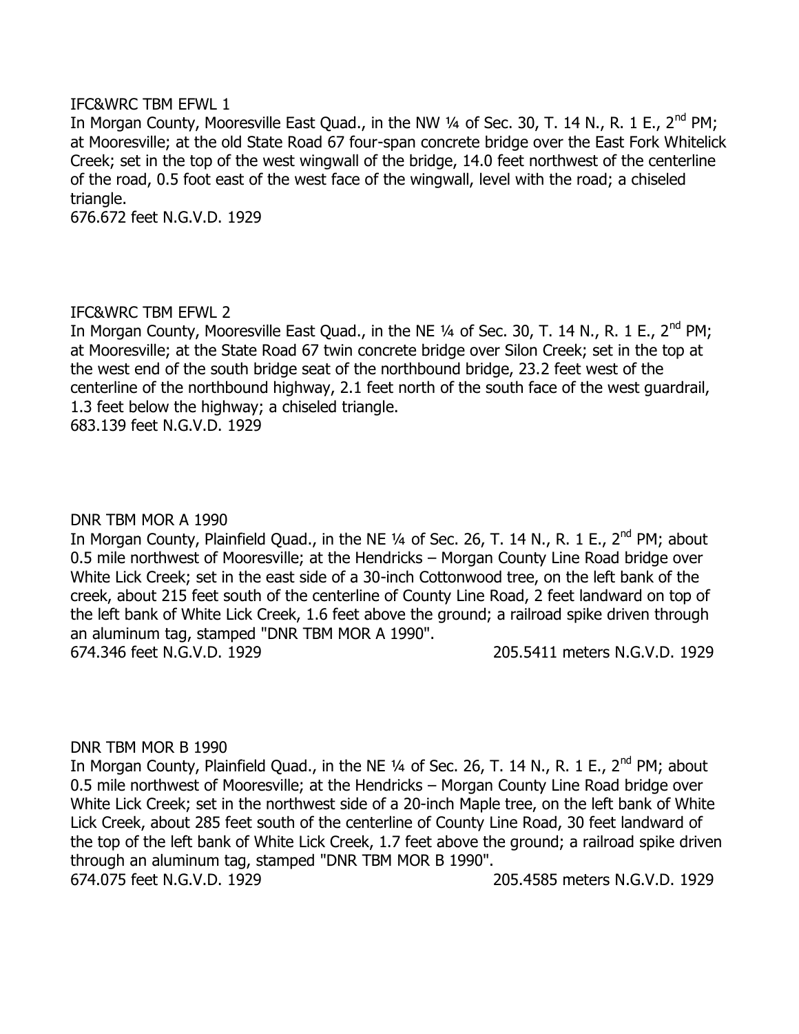IFC&WRC TBM EFWL 1

In Morgan County, Mooresville East Quad., in the NW ¼ of Sec. 30, T. 14 N., R. 1 E., 2nd PM; at Mooresville; at the old State Road 67 four-span concrete bridge over the East Fork Whitelick Creek; set in the top of the west wingwall of the bridge, 14.0 feet northwest of the centerline of the road, 0.5 foot east of the west face of the wingwall, level with the road; a chiseled triangle.

676.672 feet N.G.V.D. 1929

IFC&WRC TBM EFWL 2

In Morgan County, Mooresville East Quad., in the NE ¼ of Sec. 30, T. 14 N., R. 1 E., 2nd PM; at Mooresville; at the State Road 67 twin concrete bridge over Silon Creek; set in the top at the west end of the south bridge seat of the northbound bridge, 23.2 feet west of the centerline of the northbound highway, 2.1 feet north of the south face of the west guardrail, 1.3 feet below the highway; a chiseled triangle.

683.139 feet N.G.V.D. 1929

DNR TBM MOR A 1990

In Morgan County, Plainfield Quad., in the NE ¼ of Sec. 26, T. 14 N., R. 1 E., 2nd PM; about 0.5 mile northwest of Mooresville; at the Hendricks – Morgan County Line Road bridge over White Lick Creek; set in the east side of a 30-inch Cottonwood tree, on the left bank of the creek, about 215 feet south of the centerline of County Line Road, 2 feet landward on top of the left bank of White Lick Creek, 1.6 feet above the ground; a railroad spike driven through an aluminum tag, stamped "DNR TBM MOR A 1990".

674.346 feet N.G.V.D. 1929 205.5411 meters N.G.V.D. 1929

DNR TBM MOR B 1990

In Morgan County, Plainfield Quad., in the NE ¼ of Sec. 26, T. 14 N., R. 1 E., 2nd PM; about 0.5 mile northwest of Mooresville; at the Hendricks – Morgan County Line Road bridge over White Lick Creek; set in the northwest side of a 20-inch Maple tree, on the left bank of White Lick Creek, about 285 feet south of the centerline of County Line Road, 30 feet landward of the top of the left bank of White Lick Creek, 1.7 feet above the ground; a railroad spike driven through an aluminum tag, stamped "DNR TBM MOR B 1990".

674.075 feet N.G.V.D. 1929 205.4585 meters N.G.V.D. 1929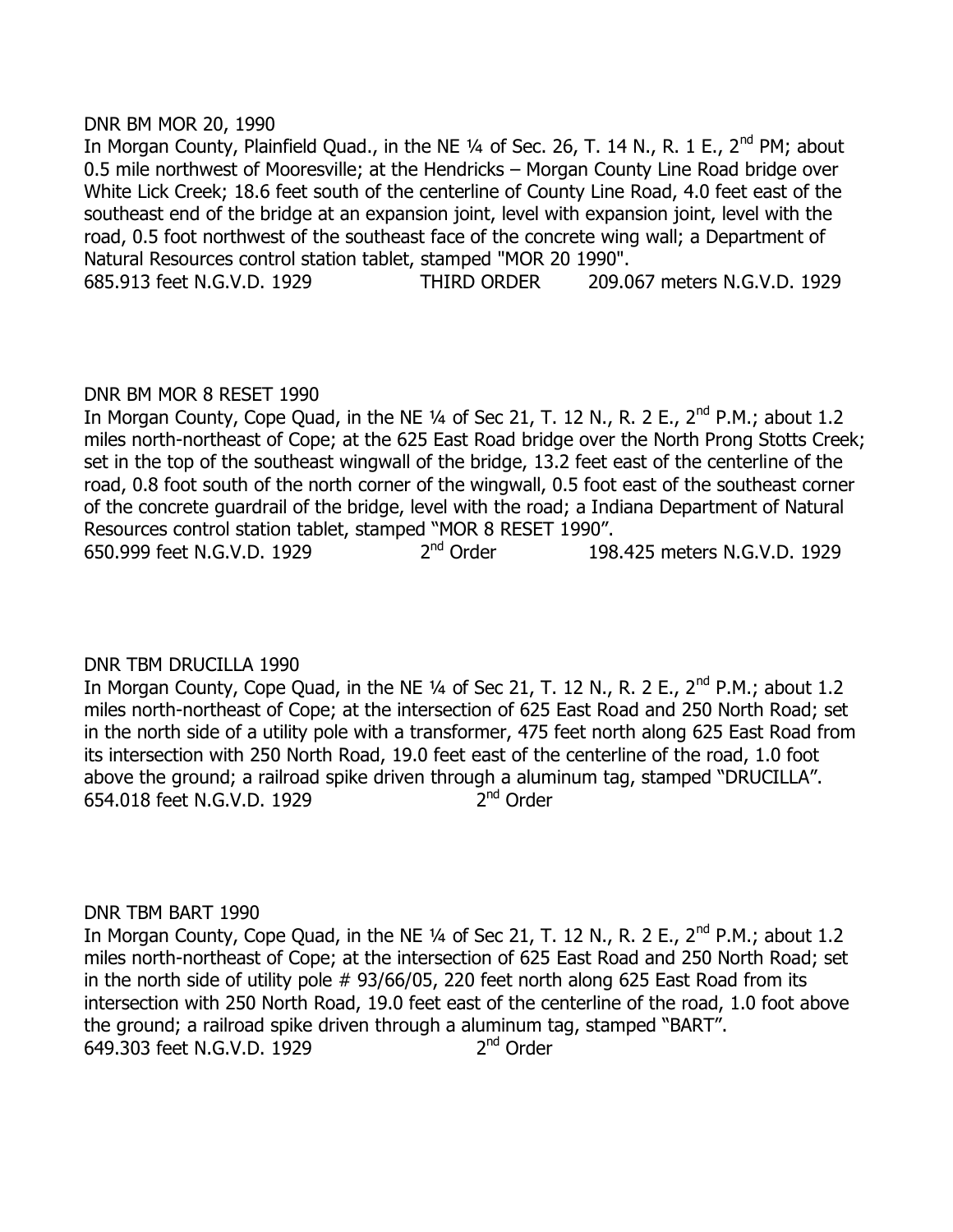DNR BM MOR 20, 1990

In Morgan County, Plainfield Quad., in the NE ¼ of Sec. 26, T. 14 N., R. 1 E., 2nd PM; about 0.5 mile northwest of Mooresville; at the Hendricks – Morgan County Line Road bridge over White Lick Creek; 18.6 feet south of the centerline of County Line Road, 4.0 feet east of the southeast end of the bridge at an expansion joint, level with expansion joint, level with the road, 0.5 foot northwest of the southeast face of the concrete wing wall; a Department of Natural Resources control station tablet, stamped "MOR 20 1990".

685.913 feet N.G.V.D. 1929 THIRD ORDER 209.067 meters N.G.V.D. 1929

DNR BM MOR 8 RESET 1990

In Morgan County, Cope Quad, in the NE ¼ of Sec 21, T. 12 N., R. 2 E., 2nd P.M.; about 1.2 miles north-northeast of Cope; at the 625 East Road bridge over the North Prong Stotts Creek; set in the top of the southeast wingwall of the bridge, 13.2 feet east of the centerline of the road, 0.8 foot south of the north corner of the wingwall, 0.5 foot east of the southeast corner of the concrete guardrail of the bridge, level with the road; a Indiana Department of Natural Resources control station tablet, stamped "MOR 8 RESET 1990".

650.999 feet N.G.V.D. 1929 2nd Order 198.425 meters N.G.V.D. 1929

DNR TBM DRUCILLA 1990

In Morgan County, Cope Quad, in the NE ¼ of Sec 21, T. 12 N., R. 2 E., 2nd P.M.; about 1.2 miles north-northeast of Cope; at the intersection of 625 East Road and 250 North Road; set in the north side of a utility pole with a transformer, 475 feet north along 625 East Road from its intersection with 250 North Road, 19.0 feet east of the centerline of the road, 1.0 foot above the ground; a railroad spike driven through a aluminum tag, stamped "DRUCILLA".

654.018 feet N.G.V.D. 1929 2nd Order

DNR TBM BART 1990

In Morgan County, Cope Quad, in the NE ¼ of Sec 21, T. 12 N., R. 2 E., 2nd P.M.; about 1.2 miles north-northeast of Cope; at the intersection of 625 East Road and 250 North Road; set in the north side of utility pole # 93/66/05, 220 feet north along 625 East Road from its intersection with 250 North Road, 19.0 feet east of the centerline of the road, 1.0 foot above the ground; a railroad spike driven through a aluminum tag, stamped "BART".

649.303 feet N.G.V.D. 1929 2nd Order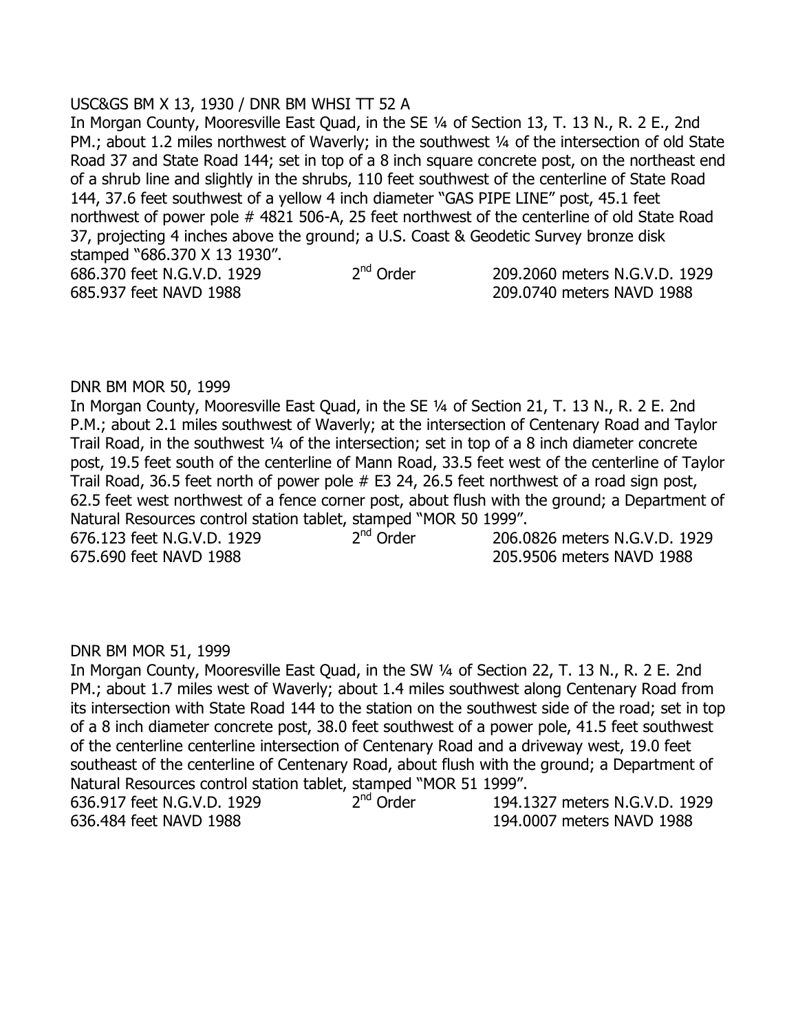USC&GS BM X 13, 1930 / DNR BM WHSI TT 52 A

In Morgan County, Mooresville East Quad, in the SE ¼ of Section 13, T. 13 N., R. 2 E., 2nd PM.; about 1.2 miles northwest of Waverly; in the southwest ¼ of the intersection of old State Road 37 and State Road 144; set in top of a 8 inch square concrete post, on the northeast end of a shrub line and slightly in the shrubs, 110 feet southwest of the centerline of State Road 144, 37.6 feet southwest of a yellow 4 inch diameter "GAS PIPE LINE" post, 45.1 feet northwest of power pole # 4821 506-A, 25 feet northwest of the centerline of old State Road 37, projecting 4 inches above the ground; a U.S. Coast & Geodetic Survey bronze disk stamped "686.370 X 13 1930".

686.370 feet N.G.V.D. 1929 2nd Order 209.2060 meters N.G.V.D. 1929
685.937 feet NAVD 1988 209.0740 meters NAVD 1988

DNR BM MOR 50, 1999

In Morgan County, Mooresville East Quad, in the SE ¼ of Section 21, T. 13 N., R. 2 E. 2nd P.M.; about 2.1 miles southwest of Waverly; at the intersection of Centenary Road and Taylor Trail Road, in the southwest ¼ of the intersection; set in top of a 8 inch diameter concrete post, 19.5 feet south of the centerline of Mann Road, 33.5 feet west of the centerline of Taylor Trail Road, 36.5 feet north of power pole # E3 24, 26.5 feet northwest of a road sign post, 62.5 feet west northwest of a fence corner post, about flush with the ground; a Department of Natural Resources control station tablet, stamped "MOR 50 1999".

676.123 feet N.G.V.D. 1929 2nd Order 206.0826 meters N.G.V.D. 1929
675.690 feet NAVD 1988 205.9506 meters NAVD 1988

DNR BM MOR 51, 1999

In Morgan County, Mooresville East Quad, in the SW ¼ of Section 22, T. 13 N., R. 2 E. 2nd PM.; about 1.7 miles west of Waverly; about 1.4 miles southwest along Centenary Road from its intersection with State Road 144 to the station on the southwest side of the road; set in top of a 8 inch diameter concrete post, 38.0 feet southwest of a power pole, 41.5 feet southwest of the centerline centerline intersection of Centenary Road and a driveway west, 19.0 feet southeast of the centerline of Centenary Road, about flush with the ground; a Department of Natural Resources control station tablet, stamped "MOR 51 1999".

636.917 feet N.G.V.D. 1929 2nd Order 194.1327 meters N.G.V.D. 1929
636.484 feet NAVD 1988 194.0007 meters NAVD 1988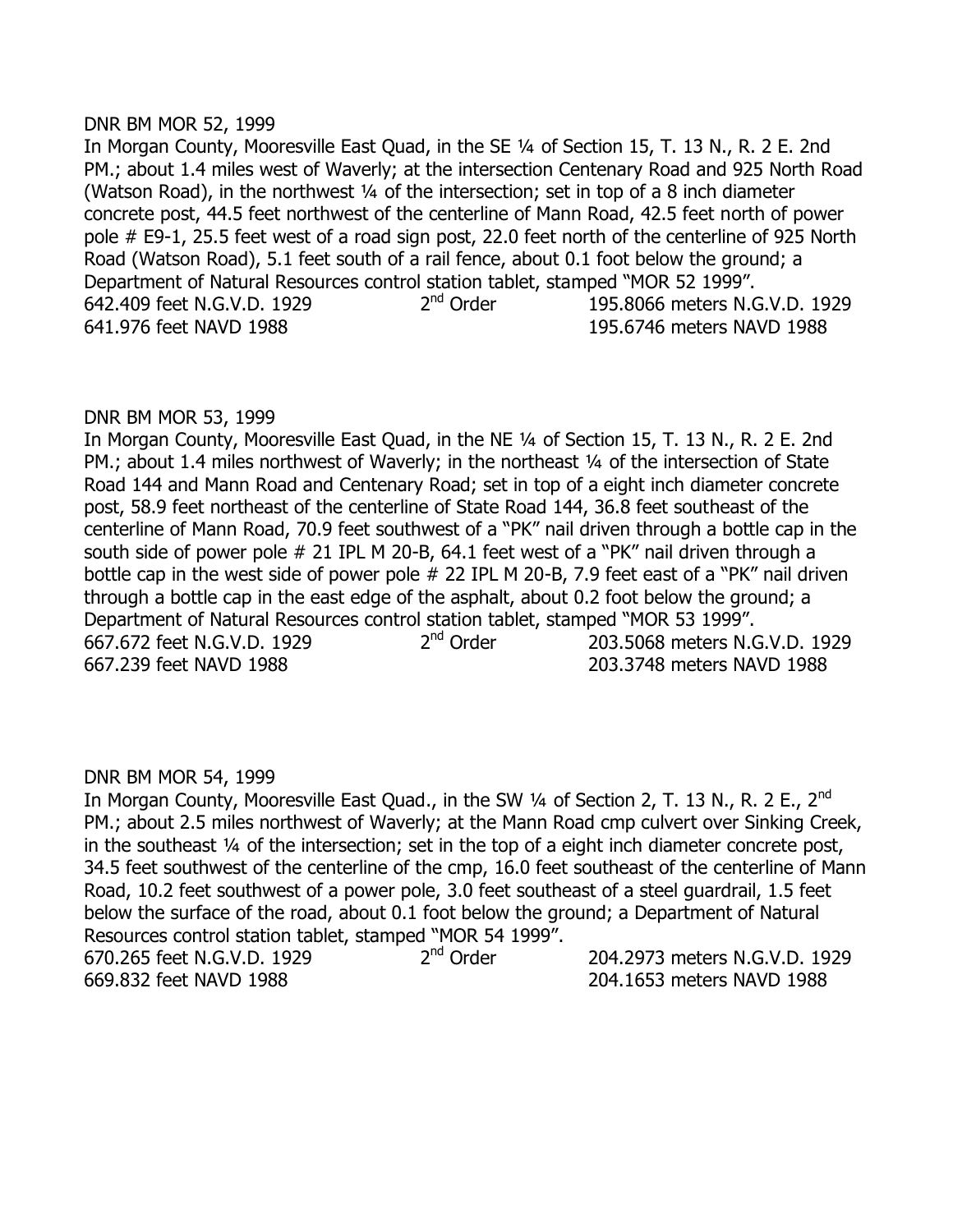DNR BM MOR 52, 1999

In Morgan County, Mooresville East Quad, in the SE ¼ of Section 15, T. 13 N., R. 2 E. 2nd PM.; about 1.4 miles west of Waverly; at the intersection Centenary Road and 925 North Road (Watson Road), in the northwest ¼ of the intersection; set in top of a 8 inch diameter concrete post, 44.5 feet northwest of the centerline of Mann Road, 42.5 feet north of power pole # E9-1, 25.5 feet west of a road sign post, 22.0 feet north of the centerline of 925 North Road (Watson Road), 5.1 feet south of a rail fence, about 0.1 foot below the ground; a Department of Natural Resources control station tablet, stamped "MOR 52 1999".

642.409 feet N.G.V.D. 1929    2nd Order    195.8066 meters N.G.V.D. 1929
641.976 feet NAVD 1988    195.6746 meters NAVD 1988

DNR BM MOR 53, 1999

In Morgan County, Mooresville East Quad, in the NE ¼ of Section 15, T. 13 N., R. 2 E. 2nd PM.; about 1.4 miles northwest of Waverly; in the northeast ¼ of the intersection of State Road 144 and Mann Road and Centenary Road; set in top of a eight inch diameter concrete post, 58.9 feet northeast of the centerline of State Road 144, 36.8 feet southeast of the centerline of Mann Road, 70.9 feet southwest of a "PK" nail driven through a bottle cap in the south side of power pole # 21 IPL M 20-B, 64.1 feet west of a "PK" nail driven through a bottle cap in the west side of power pole # 22 IPL M 20-B, 7.9 feet east of a "PK" nail driven through a bottle cap in the east edge of the asphalt, about 0.2 foot below the ground; a Department of Natural Resources control station tablet, stamped "MOR 53 1999".

667.672 feet N.G.V.D. 1929    2nd Order    203.5068 meters N.G.V.D. 1929
667.239 feet NAVD 1988    203.3748 meters NAVD 1988

DNR BM MOR 54, 1999

In Morgan County, Mooresville East Quad., in the SW ¼ of Section 2, T. 13 N., R. 2 E., 2nd PM.; about 2.5 miles northwest of Waverly; at the Mann Road cmp culvert over Sinking Creek, in the southeast ¼ of the intersection; set in the top of a eight inch diameter concrete post, 34.5 feet southwest of the centerline of the cmp, 16.0 feet southeast of the centerline of Mann Road, 10.2 feet southwest of a power pole, 3.0 feet southeast of a steel guardrail, 1.5 feet below the surface of the road, about 0.1 foot below the ground; a Department of Natural Resources control station tablet, stamped "MOR 54 1999".

670.265 feet N.G.V.D. 1929    2nd Order    204.2973 meters N.G.V.D. 1929
669.832 feet NAVD 1988    204.1653 meters NAVD 1988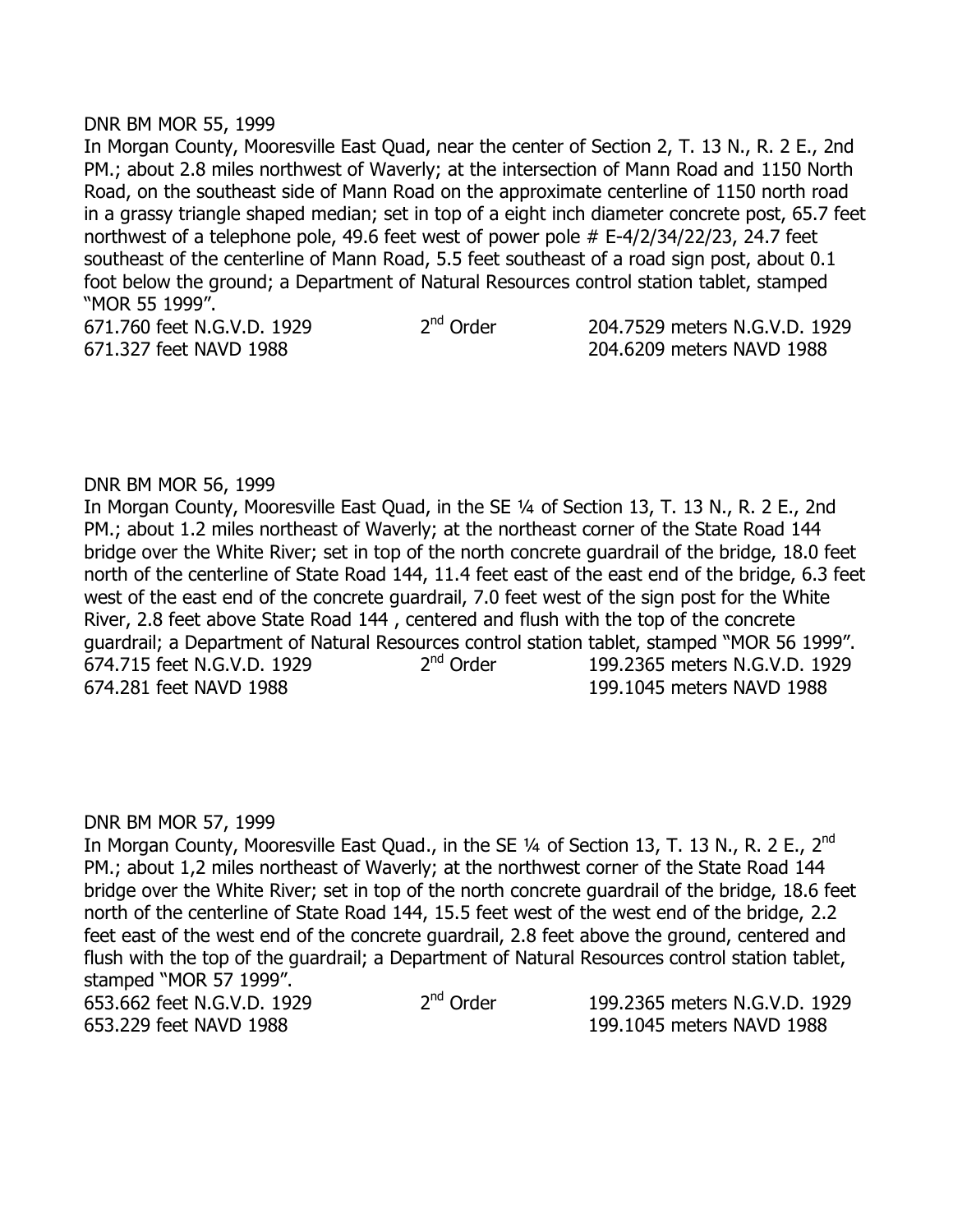DNR BM MOR 55, 1999

In Morgan County, Mooresville East Quad, near the center of Section 2, T. 13 N., R. 2 E., 2nd PM.; about 2.8 miles northwest of Waverly; at the intersection of Mann Road and 1150 North Road, on the southeast side of Mann Road on the approximate centerline of 1150 north road in a grassy triangle shaped median; set in top of a eight inch diameter concrete post, 65.7 feet northwest of a telephone pole, 49.6 feet west of power pole # E-4/2/34/22/23, 24.7 feet southeast of the centerline of Mann Road, 5.5 feet southeast of a road sign post, about 0.1 foot below the ground; a Department of Natural Resources control station tablet, stamped "MOR 55 1999".

| | | |
|---|---|---|
| 671.760 feet N.G.V.D. 1929 | 2nd Order | 204.7529 meters N.G.V.D. 1929 |
| 671.327 feet NAVD 1988 | | 204.6209 meters NAVD 1988 |

DNR BM MOR 56, 1999

In Morgan County, Mooresville East Quad, in the SE ¼ of Section 13, T. 13 N., R. 2 E., 2nd PM.; about 1.2 miles northeast of Waverly; at the northeast corner of the State Road 144 bridge over the White River; set in top of the north concrete guardrail of the bridge, 18.0 feet north of the centerline of State Road 144, 11.4 feet east of the east end of the bridge, 6.3 feet west of the east end of the concrete guardrail, 7.0 feet west of the sign post for the White River, 2.8 feet above State Road 144 , centered and flush with the top of the concrete guardrail; a Department of Natural Resources control station tablet, stamped "MOR 56 1999".

| | | |
|---|---|---|
| 674.715 feet N.G.V.D. 1929 | 2nd Order | 199.2365 meters N.G.V.D. 1929 |
| 674.281 feet NAVD 1988 | | 199.1045 meters NAVD 1988 |

DNR BM MOR 57, 1999

In Morgan County, Mooresville East Quad., in the SE ¼ of Section 13, T. 13 N., R. 2 E., 2nd PM.; about 1,2 miles northeast of Waverly; at the northwest corner of the State Road 144 bridge over the White River; set in top of the north concrete guardrail of the bridge, 18.6 feet north of the centerline of State Road 144, 15.5 feet west of the west end of the bridge, 2.2 feet east of the west end of the concrete guardrail, 2.8 feet above the ground, centered and flush with the top of the guardrail; a Department of Natural Resources control station tablet, stamped "MOR 57 1999".

| | | |
|---|---|---|
| 653.662 feet N.G.V.D. 1929 | 2nd Order | 199.2365 meters N.G.V.D. 1929 |
| 653.229 feet NAVD 1988 | | 199.1045 meters NAVD 1988 |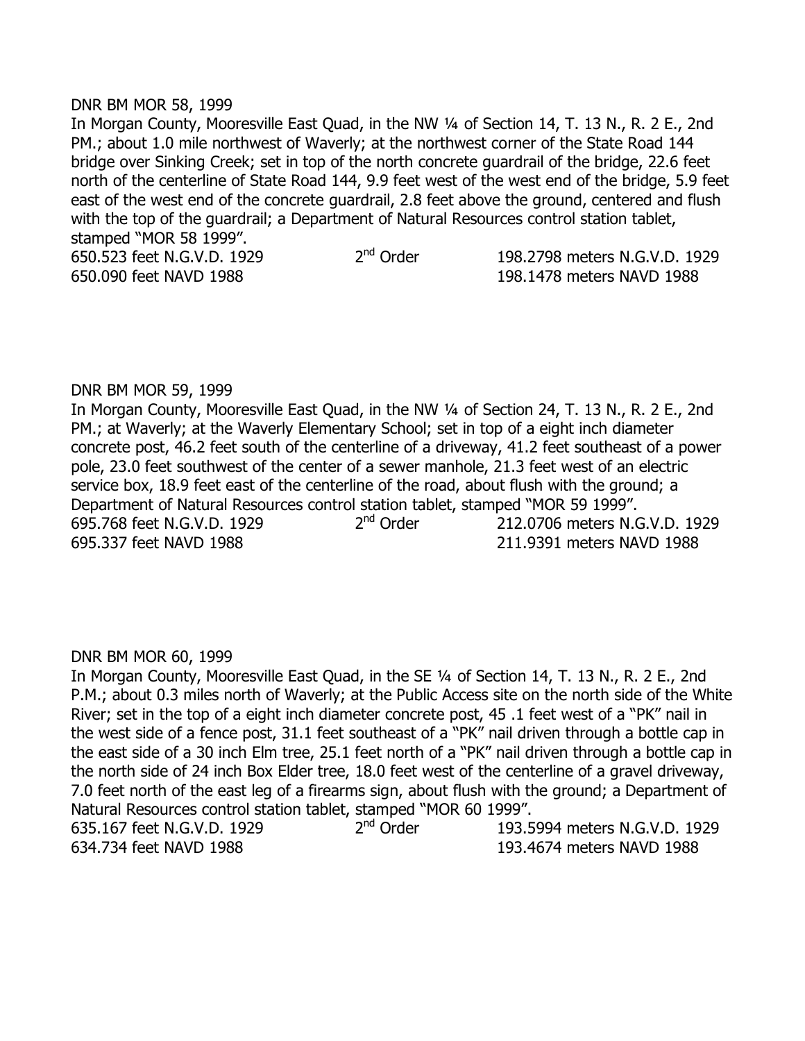DNR BM MOR 58, 1999

In Morgan County, Mooresville East Quad, in the NW ¼ of Section 14, T. 13 N., R. 2 E., 2nd PM.; about 1.0 mile northwest of Waverly; at the northwest corner of the State Road 144 bridge over Sinking Creek; set in top of the north concrete guardrail of the bridge, 22.6 feet north of the centerline of State Road 144, 9.9 feet west of the west end of the bridge, 5.9 feet east of the west end of the concrete guardrail, 2.8 feet above the ground, centered and flush with the top of the guardrail; a Department of Natural Resources control station tablet, stamped "MOR 58 1999".

650.523 feet N.G.V.D. 1929 2nd Order 198.2798 meters N.G.V.D. 1929
650.090 feet NAVD 1988 198.1478 meters NAVD 1988

DNR BM MOR 59, 1999

In Morgan County, Mooresville East Quad, in the NW ¼ of Section 24, T. 13 N., R. 2 E., 2nd PM.; at Waverly; at the Waverly Elementary School; set in top of a eight inch diameter concrete post, 46.2 feet south of the centerline of a driveway, 41.2 feet southeast of a power pole, 23.0 feet southwest of the center of a sewer manhole, 21.3 feet west of an electric service box, 18.9 feet east of the centerline of the road, about flush with the ground; a Department of Natural Resources control station tablet, stamped "MOR 59 1999".

695.768 feet N.G.V.D. 1929 2nd Order 212.0706 meters N.G.V.D. 1929
695.337 feet NAVD 1988 211.9391 meters NAVD 1988

DNR BM MOR 60, 1999

In Morgan County, Mooresville East Quad, in the SE ¼ of Section 14, T. 13 N., R. 2 E., 2nd P.M.; about 0.3 miles north of Waverly; at the Public Access site on the north side of the White River; set in the top of a eight inch diameter concrete post, 45 .1 feet west of a "PK" nail in the west side of a fence post, 31.1 feet southeast of a "PK" nail driven through a bottle cap in the east side of a 30 inch Elm tree, 25.1 feet north of a "PK" nail driven through a bottle cap in the north side of 24 inch Box Elder tree, 18.0 feet west of the centerline of a gravel driveway, 7.0 feet north of the east leg of a firearms sign, about flush with the ground; a Department of Natural Resources control station tablet, stamped "MOR 60 1999".

635.167 feet N.G.V.D. 1929 2nd Order 193.5994 meters N.G.V.D. 1929
634.734 feet NAVD 1988 193.4674 meters NAVD 1988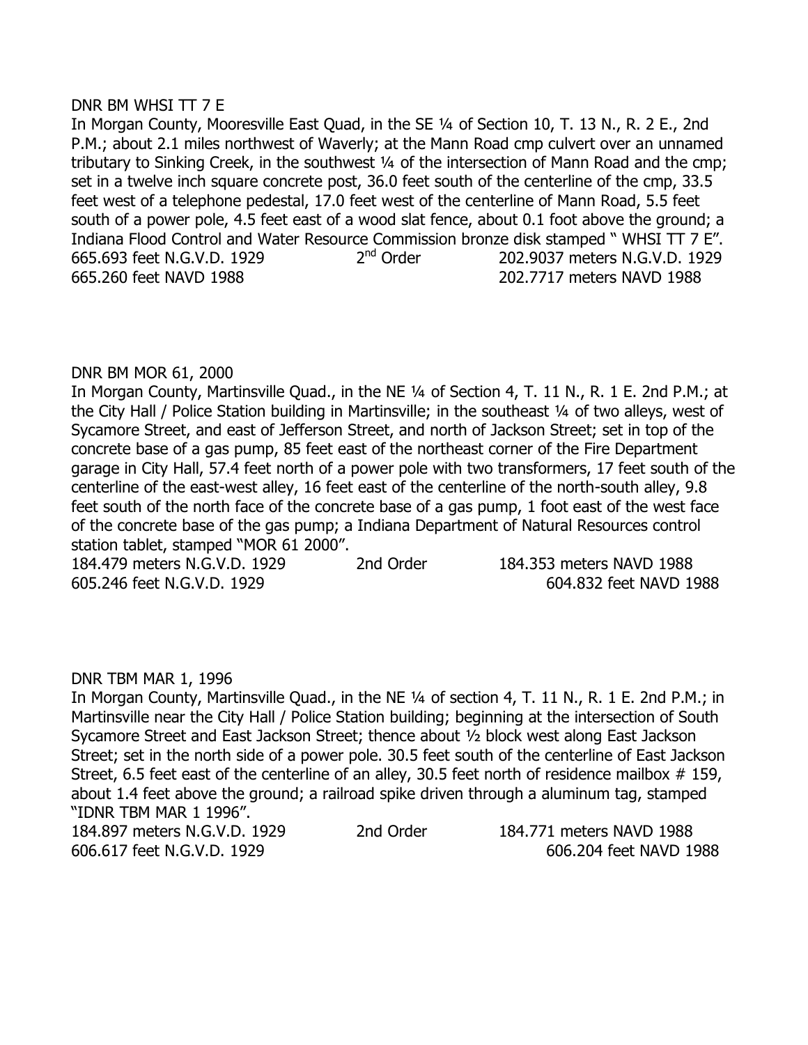DNR BM WHSI TT 7 E

In Morgan County, Mooresville East Quad, in the SE ¼ of Section 10, T. 13 N., R. 2 E., 2nd P.M.; about 2.1 miles northwest of Waverly; at the Mann Road cmp culvert over an unnamed tributary to Sinking Creek, in the southwest ¼ of the intersection of Mann Road and the cmp; set in a twelve inch square concrete post, 36.0 feet south of the centerline of the cmp, 33.5 feet west of a telephone pedestal, 17.0 feet west of the centerline of Mann Road, 5.5 feet south of a power pole, 4.5 feet east of a wood slat fence, about 0.1 foot above the ground; a Indiana Flood Control and Water Resource Commission bronze disk stamped " WHSI TT 7 E".

665.693 feet N.G.V.D. 1929 2nd Order 202.9037 meters N.G.V.D. 1929
665.260 feet NAVD 1988 202.7717 meters NAVD 1988

DNR BM MOR 61, 2000

In Morgan County, Martinsville Quad., in the NE ¼ of Section 4, T. 11 N., R. 1 E. 2nd P.M.; at the City Hall / Police Station building in Martinsville; in the southeast ¼ of two alleys, west of Sycamore Street, and east of Jefferson Street, and north of Jackson Street; set in top of the concrete base of a gas pump, 85 feet east of the northeast corner of the Fire Department garage in City Hall, 57.4 feet north of a power pole with two transformers, 17 feet south of the centerline of the east-west alley, 16 feet east of the centerline of the north-south alley, 9.8 feet south of the north face of the concrete base of a gas pump, 1 foot east of the west face of the concrete base of the gas pump; a Indiana Department of Natural Resources control station tablet, stamped "MOR 61 2000".

184.479 meters N.G.V.D. 1929 2nd Order 184.353 meters NAVD 1988
605.246 feet N.G.V.D. 1929 604.832 feet NAVD 1988

DNR TBM MAR 1, 1996

In Morgan County, Martinsville Quad., in the NE ¼ of section 4, T. 11 N., R. 1 E. 2nd P.M.; in Martinsville near the City Hall / Police Station building; beginning at the intersection of South Sycamore Street and East Jackson Street; thence about ½ block west along East Jackson Street; set in the north side of a power pole. 30.5 feet south of the centerline of East Jackson Street, 6.5 feet east of the centerline of an alley, 30.5 feet north of residence mailbox # 159, about 1.4 feet above the ground; a railroad spike driven through a aluminum tag, stamped "IDNR TBM MAR 1 1996".

184.897 meters N.G.V.D. 1929 2nd Order 184.771 meters NAVD 1988
606.617 feet N.G.V.D. 1929 606.204 feet NAVD 1988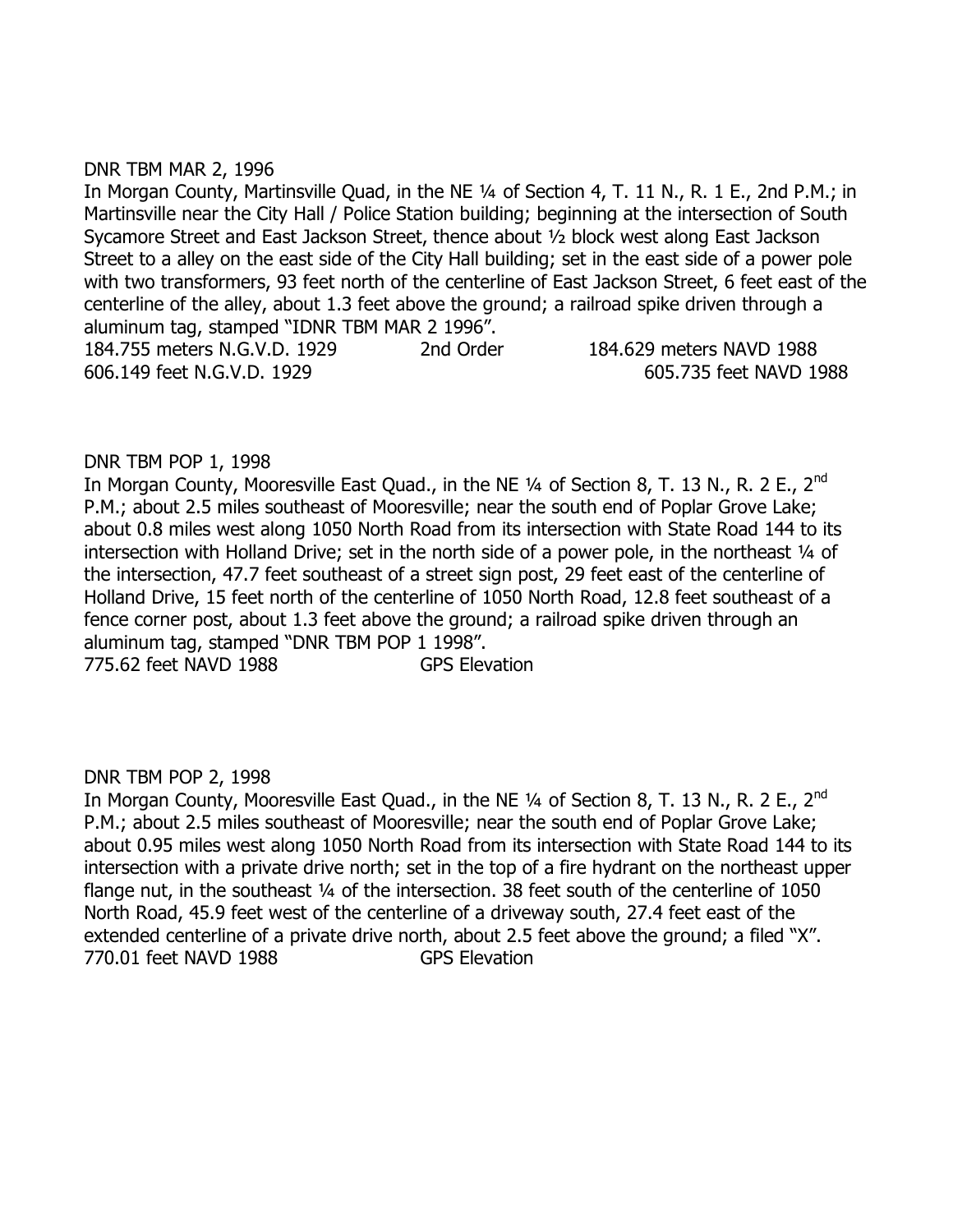DNR TBM MAR 2, 1996

In Morgan County, Martinsville Quad, in the NE ¼ of Section 4, T. 11 N., R. 1 E., 2nd P.M.; in Martinsville near the City Hall / Police Station building; beginning at the intersection of South Sycamore Street and East Jackson Street, thence about ½ block west along East Jackson Street to a alley on the east side of the City Hall building; set in the east side of a power pole with two transformers, 93 feet north of the centerline of East Jackson Street, 6 feet east of the centerline of the alley, about 1.3 feet above the ground; a railroad spike driven through a aluminum tag, stamped "IDNR TBM MAR 2 1996".

184.755 meters N.G.V.D. 1929 2nd Order 184.629 meters NAVD 1988
606.149 feet N.G.V.D. 1929 605.735 feet NAVD 1988

DNR TBM POP 1, 1998

In Morgan County, Mooresville East Quad., in the NE ¼ of Section 8, T. 13 N., R. 2 E., 2nd P.M.; about 2.5 miles southeast of Mooresville; near the south end of Poplar Grove Lake; about 0.8 miles west along 1050 North Road from its intersection with State Road 144 to its intersection with Holland Drive; set in the north side of a power pole, in the northeast ¼ of the intersection, 47.7 feet southeast of a street sign post, 29 feet east of the centerline of Holland Drive, 15 feet north of the centerline of 1050 North Road, 12.8 feet southeast of a fence corner post, about 1.3 feet above the ground; a railroad spike driven through an aluminum tag, stamped "DNR TBM POP 1 1998".

775.62 feet NAVD 1988 GPS Elevation

DNR TBM POP 2, 1998

In Morgan County, Mooresville East Quad., in the NE ¼ of Section 8, T. 13 N., R. 2 E., 2nd P.M.; about 2.5 miles southeast of Mooresville; near the south end of Poplar Grove Lake; about 0.95 miles west along 1050 North Road from its intersection with State Road 144 to its intersection with a private drive north; set in the top of a fire hydrant on the northeast upper flange nut, in the southeast ¼ of the intersection. 38 feet south of the centerline of 1050 North Road, 45.9 feet west of the centerline of a driveway south, 27.4 feet east of the extended centerline of a private drive north, about 2.5 feet above the ground; a filed "X".

770.01 feet NAVD 1988 GPS Elevation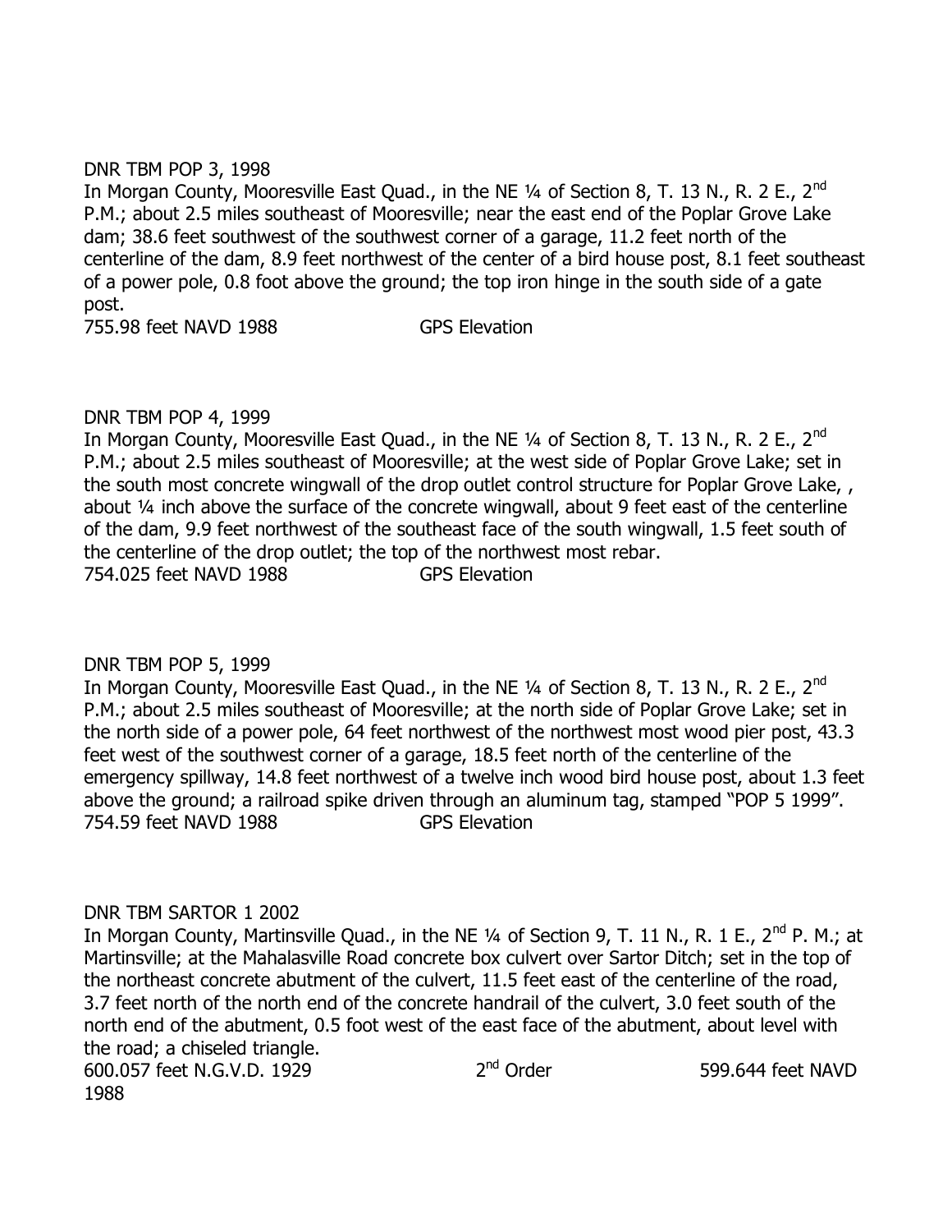DNR TBM POP 3, 1998

In Morgan County, Mooresville East Quad., in the NE ¼ of Section 8, T. 13 N., R. 2 E., 2nd P.M.; about 2.5 miles southeast of Mooresville; near the east end of the Poplar Grove Lake dam; 38.6 feet southwest of the southwest corner of a garage, 11.2 feet north of the centerline of the dam, 8.9 feet northwest of the center of a bird house post, 8.1 feet southeast of a power pole, 0.8 foot above the ground; the top iron hinge in the south side of a gate post.

755.98 feet NAVD 1988 GPS Elevation

DNR TBM POP 4, 1999

In Morgan County, Mooresville East Quad., in the NE ¼ of Section 8, T. 13 N., R. 2 E., 2nd P.M.; about 2.5 miles southeast of Mooresville; at the west side of Poplar Grove Lake; set in the south most concrete wingwall of the drop outlet control structure for Poplar Grove Lake, , about ¼ inch above the surface of the concrete wingwall, about 9 feet east of the centerline of the dam, 9.9 feet northwest of the southeast face of the south wingwall, 1.5 feet south of the centerline of the drop outlet; the top of the northwest most rebar.

754.025 feet NAVD 1988 GPS Elevation

DNR TBM POP 5, 1999

In Morgan County, Mooresville East Quad., in the NE ¼ of Section 8, T. 13 N., R. 2 E., 2nd P.M.; about 2.5 miles southeast of Mooresville; at the north side of Poplar Grove Lake; set in the north side of a power pole, 64 feet northwest of the northwest most wood pier post, 43.3 feet west of the southwest corner of a garage, 18.5 feet north of the centerline of the emergency spillway, 14.8 feet northwest of a twelve inch wood bird house post, about 1.3 feet above the ground; a railroad spike driven through an aluminum tag, stamped "POP 5 1999".

754.59 feet NAVD 1988 GPS Elevation

DNR TBM SARTOR 1 2002

In Morgan County, Martinsville Quad., in the NE ¼ of Section 9, T. 11 N., R. 1 E., 2nd P. M.; at Martinsville; at the Mahalasville Road concrete box culvert over Sartor Ditch; set in the top of the northeast concrete abutment of the culvert, 11.5 feet east of the centerline of the road, 3.7 feet north of the north end of the concrete handrail of the culvert, 3.0 feet south of the north end of the abutment, 0.5 foot west of the east face of the abutment, about level with the road; a chiseled triangle.

600.057 feet N.G.V.D. 1929 2nd Order 599.644 feet NAVD 1988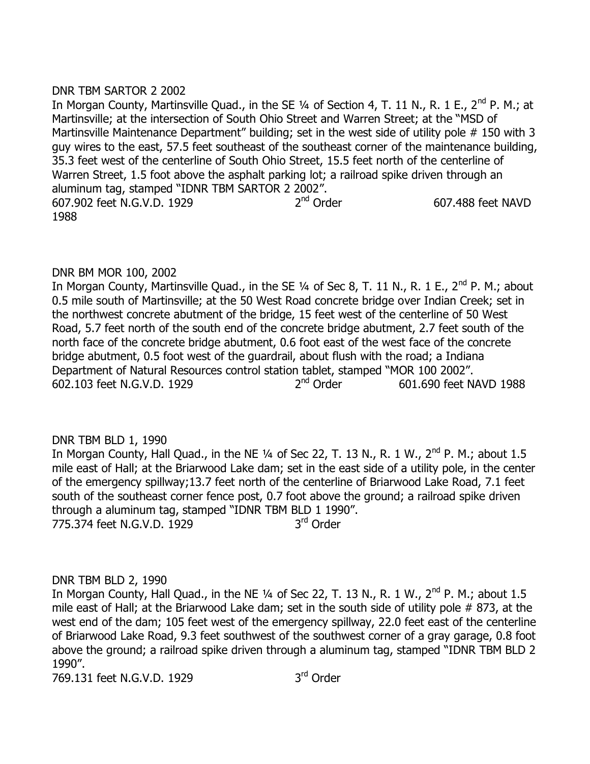DNR TBM SARTOR 2 2002

In Morgan County, Martinsville Quad., in the SE ¼ of Section 4, T. 11 N., R. 1 E., 2nd P. M.; at Martinsville; at the intersection of South Ohio Street and Warren Street; at the "MSD of Martinsville Maintenance Department" building; set in the west side of utility pole # 150 with 3 guy wires to the east, 57.5 feet southeast of the southeast corner of the maintenance building, 35.3 feet west of the centerline of South Ohio Street, 15.5 feet north of the centerline of Warren Street, 1.5 foot above the asphalt parking lot; a railroad spike driven through an aluminum tag, stamped "IDNR TBM SARTOR 2 2002".

607.902 feet N.G.V.D. 1929 2nd Order 607.488 feet NAVD 1988

DNR BM MOR 100, 2002

In Morgan County, Martinsville Quad., in the SE ¼ of Sec 8, T. 11 N., R. 1 E., 2nd P. M.; about 0.5 mile south of Martinsville; at the 50 West Road concrete bridge over Indian Creek; set in the northwest concrete abutment of the bridge, 15 feet west of the centerline of 50 West Road, 5.7 feet north of the south end of the concrete bridge abutment, 2.7 feet south of the north face of the concrete bridge abutment, 0.6 foot east of the west face of the concrete bridge abutment, 0.5 foot west of the guardrail, about flush with the road; a Indiana Department of Natural Resources control station tablet, stamped "MOR 100 2002".

602.103 feet N.G.V.D. 1929 2nd Order 601.690 feet NAVD 1988

DNR TBM BLD 1, 1990

In Morgan County, Hall Quad., in the NE ¼ of Sec 22, T. 13 N., R. 1 W., 2nd P. M.; about 1.5 mile east of Hall; at the Briarwood Lake dam; set in the east side of a utility pole, in the center of the emergency spillway;13.7 feet north of the centerline of Briarwood Lake Road, 7.1 feet south of the southeast corner fence post, 0.7 foot above the ground; a railroad spike driven through a aluminum tag, stamped "IDNR TBM BLD 1 1990".

775.374 feet N.G.V.D. 1929 3rd Order

DNR TBM BLD 2, 1990

In Morgan County, Hall Quad., in the NE ¼ of Sec 22, T. 13 N., R. 1 W., 2nd P. M.; about 1.5 mile east of Hall; at the Briarwood Lake dam; set in the south side of utility pole # 873, at the west end of the dam; 105 feet west of the emergency spillway, 22.0 feet east of the centerline of Briarwood Lake Road, 9.3 feet southwest of the southwest corner of a gray garage, 0.8 foot above the ground; a railroad spike driven through a aluminum tag, stamped "IDNR TBM BLD 2 1990".

769.131 feet N.G.V.D. 1929 3rd Order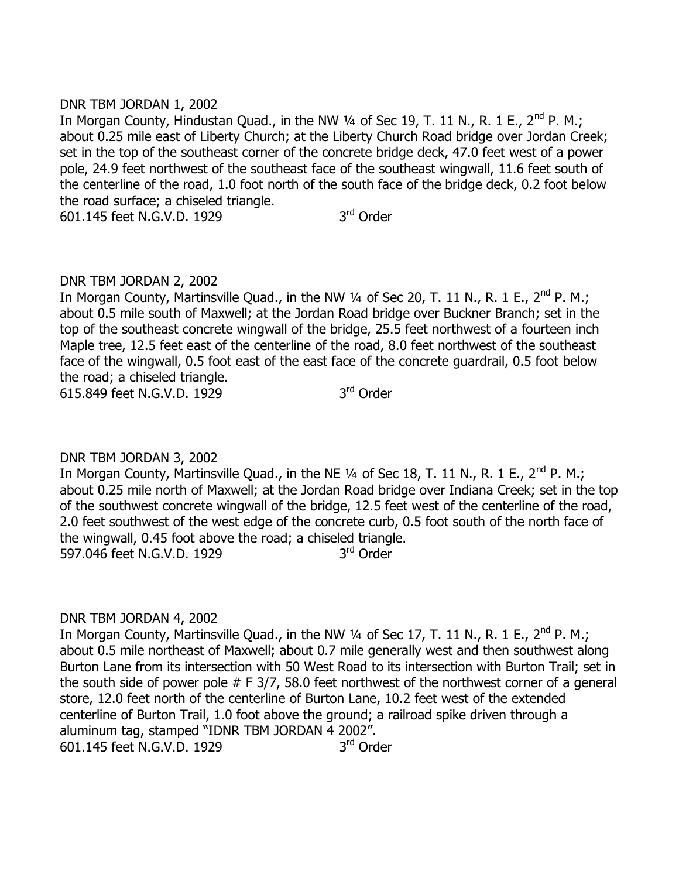DNR TBM JORDAN 1, 2002

In Morgan County, Hindustan Quad., in the NW ¼ of Sec 19, T. 11 N., R. 1 E., 2nd P. M.; about 0.25 mile east of Liberty Church; at the Liberty Church Road bridge over Jordan Creek; set in the top of the southeast corner of the concrete bridge deck, 47.0 feet west of a power pole, 24.9 feet northwest of the southeast face of the southeast wingwall, 11.6 feet south of the centerline of the road, 1.0 foot north of the south face of the bridge deck, 0.2 foot below the road surface; a chiseled triangle.

601.145 feet N.G.V.D. 1929 3rd Order

DNR TBM JORDAN 2, 2002

In Morgan County, Martinsville Quad., in the NW ¼ of Sec 20, T. 11 N., R. 1 E., 2nd P. M.; about 0.5 mile south of Maxwell; at the Jordan Road bridge over Buckner Branch; set in the top of the southeast concrete wingwall of the bridge, 25.5 feet northwest of a fourteen inch Maple tree, 12.5 feet east of the centerline of the road, 8.0 feet northwest of the southeast face of the wingwall, 0.5 foot east of the east face of the concrete guardrail, 0.5 foot below the road; a chiseled triangle.

615.849 feet N.G.V.D. 1929 3rd Order

DNR TBM JORDAN 3, 2002

In Morgan County, Martinsville Quad., in the NE ¼ of Sec 18, T. 11 N., R. 1 E., 2nd P. M.; about 0.25 mile north of Maxwell; at the Jordan Road bridge over Indiana Creek; set in the top of the southwest concrete wingwall of the bridge, 12.5 feet west of the centerline of the road, 2.0 feet southwest of the west edge of the concrete curb, 0.5 foot south of the north face of the wingwall, 0.45 foot above the road; a chiseled triangle.

597.046 feet N.G.V.D. 1929 3rd Order

DNR TBM JORDAN 4, 2002

In Morgan County, Martinsville Quad., in the NW ¼ of Sec 17, T. 11 N., R. 1 E., 2nd P. M.; about 0.5 mile northeast of Maxwell; about 0.7 mile generally west and then southwest along Burton Lane from its intersection with 50 West Road to its intersection with Burton Trail; set in the south side of power pole # F 3/7, 58.0 feet northwest of the northwest corner of a general store, 12.0 feet north of the centerline of Burton Lane, 10.2 feet west of the extended centerline of Burton Trail, 1.0 foot above the ground; a railroad spike driven through a aluminum tag, stamped "IDNR TBM JORDAN 4 2002".

601.145 feet N.G.V.D. 1929 3rd Order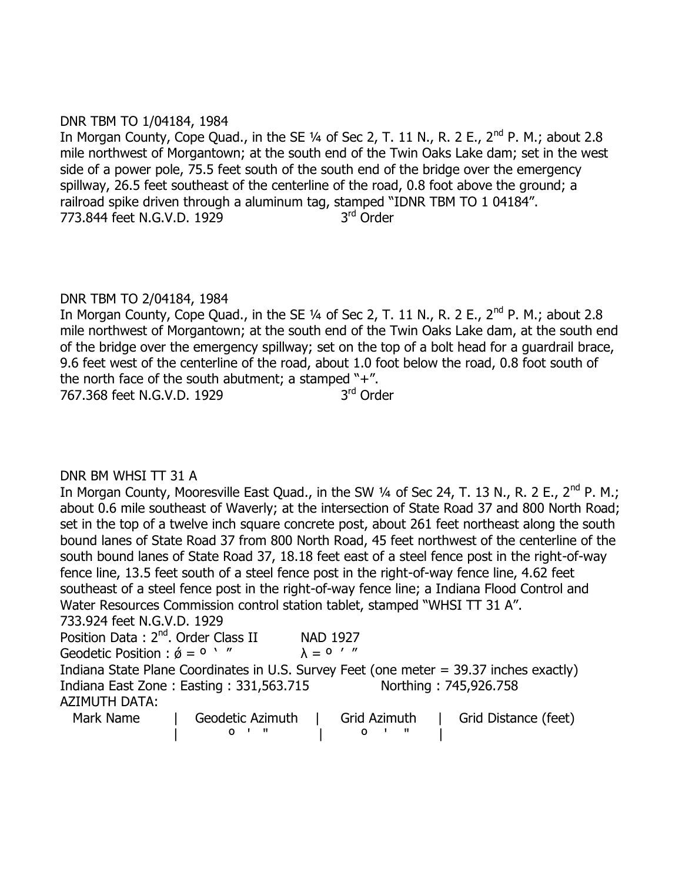DNR TBM TO 1/04184, 1984

In Morgan County, Cope Quad., in the SE ¼ of Sec 2, T. 11 N., R. 2 E., 2nd P. M.; about 2.8 mile northwest of Morgantown; at the south end of the Twin Oaks Lake dam; set in the west side of a power pole, 75.5 feet south of the south end of the bridge over the emergency spillway, 26.5 feet southeast of the centerline of the road, 0.8 foot above the ground; a railroad spike driven through a aluminum tag, stamped "IDNR TBM TO 1 04184".

773.844 feet N.G.V.D. 1929 3rd Order

DNR TBM TO 2/04184, 1984

In Morgan County, Cope Quad., in the SE ¼ of Sec 2, T. 11 N., R. 2 E., 2nd P. M.; about 2.8 mile northwest of Morgantown; at the south end of the Twin Oaks Lake dam, at the south end of the bridge over the emergency spillway; set on the top of a bolt head for a guardrail brace, 9.6 feet west of the centerline of the road, about 1.0 foot below the road, 0.8 foot south of the north face of the south abutment; a stamped "+".

767.368 feet N.G.V.D. 1929 3rd Order

DNR BM WHSI TT 31 A

In Morgan County, Mooresville East Quad., in the SW ¼ of Sec 24, T. 13 N., R. 2 E., 2nd P. M.; about 0.6 mile southeast of Waverly; at the intersection of State Road 37 and 800 North Road; set in the top of a twelve inch square concrete post, about 261 feet northeast along the south bound lanes of State Road 37 from 800 North Road, 45 feet northwest of the centerline of the south bound lanes of State Road 37, 18.18 feet east of a steel fence post in the right-of-way fence line, 13.5 feet south of a steel fence post in the right-of-way fence line, 4.62 feet southeast of a steel fence post in the right-of-way fence line; a Indiana Flood Control and Water Resources Commission control station tablet, stamped "WHSI TT 31 A".

733.924 feet N.G.V.D. 1929

Position Data : 2nd. Order Class II NAD 1927

Geodetic Position : ǿ = º ` " λ = º ' "

Indiana State Plane Coordinates in U.S. Survey Feet (one meter = 39.37 inches exactly)

Indiana East Zone : Easting : 331,563.715 Northing : 745,926.758

AZIMUTH DATA:

| Mark Name | Geodetic Azimuth | Grid Azimuth | Grid Distance (feet) |
|---|---|---|---|
| | º ' " | º ' " | |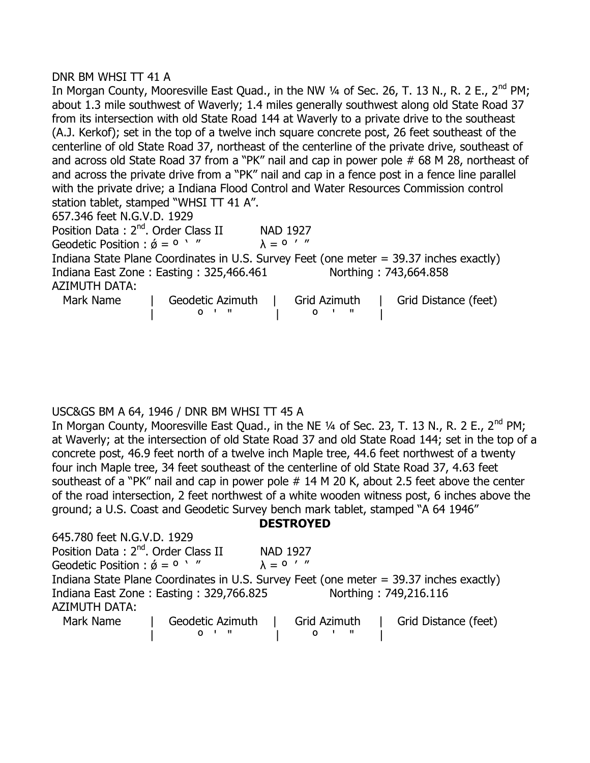DNR BM WHSI TT 41 A

In Morgan County, Mooresville East Quad., in the NW ¼ of Sec. 26, T. 13 N., R. 2 E., 2nd PM; about 1.3 mile southwest of Waverly; 1.4 miles generally southwest along old State Road 37 from its intersection with old State Road 144 at Waverly to a private drive to the southeast (A.J. Kerkof); set in the top of a twelve inch square concrete post, 26 feet southeast of the centerline of old State Road 37, northeast of the centerline of the private drive, southeast of and across old State Road 37 from a "PK" nail and cap in power pole # 68 M 28, northeast of and across the private drive from a "PK" nail and cap in a fence post in a fence line parallel with the private drive; a Indiana Flood Control and Water Resources Commission control station tablet, stamped "WHSI TT 41 A".

657.346 feet N.G.V.D. 1929

Position Data : 2nd. Order Class II NAD 1927

Geodetic Position : ǿ = º ' " λ = º ' "

Indiana State Plane Coordinates in U.S. Survey Feet (one meter = 39.37 inches exactly)

Indiana East Zone : Easting : 325,466.461 Northing : 743,664.858

AZIMUTH DATA:

| Mark Name | Geodetic Azimuth | Grid Azimuth | Grid Distance (feet) |
|---|---|---|---|
| | º ' " | º ' " | |

USC&GS BM A 64, 1946 / DNR BM WHSI TT 45 A

In Morgan County, Mooresville East Quad., in the NE ¼ of Sec. 23, T. 13 N., R. 2 E., 2nd PM; at Waverly; at the intersection of old State Road 37 and old State Road 144; set in the top of a concrete post, 46.9 feet north of a twelve inch Maple tree, 44.6 feet northwest of a twenty four inch Maple tree, 34 feet southeast of the centerline of old State Road 37, 4.63 feet southeast of a "PK" nail and cap in power pole # 14 M 20 K, about 2.5 feet above the center of the road intersection, 2 feet northwest of a white wooden witness post, 6 inches above the ground; a U.S. Coast and Geodetic Survey bench mark tablet, stamped "A 64 1946"

**DESTROYED**

645.780 feet N.G.V.D. 1929

Position Data : 2nd. Order Class II NAD 1927

Geodetic Position : ǿ = º ' " λ = º ' "

Indiana State Plane Coordinates in U.S. Survey Feet (one meter = 39.37 inches exactly)

Indiana East Zone : Easting : 329,766.825 Northing : 749,216.116

AZIMUTH DATA:

| Mark Name | Geodetic Azimuth | Grid Azimuth | Grid Distance (feet) |
|---|---|---|---|
| | º ' " | º ' " | |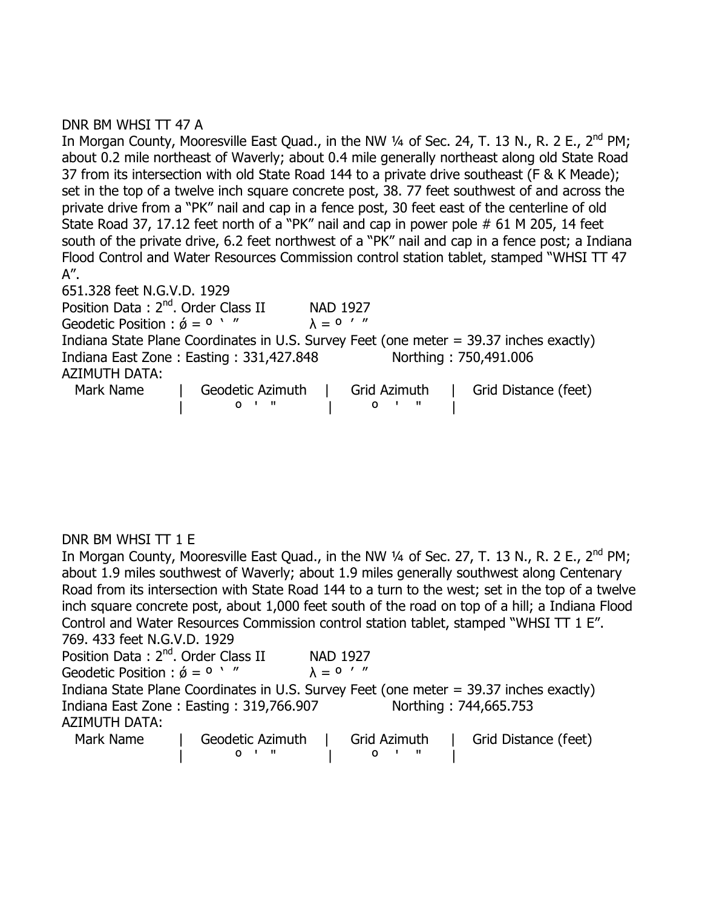DNR BM WHSI TT 47 A

In Morgan County, Mooresville East Quad., in the NW ¼ of Sec. 24, T. 13 N., R. 2 E., 2nd PM; about 0.2 mile northeast of Waverly; about 0.4 mile generally northeast along old State Road 37 from its intersection with old State Road 144 to a private drive southeast (F & K Meade); set in the top of a twelve inch square concrete post, 38. 77 feet southwest of and across the private drive from a "PK" nail and cap in a fence post, 30 feet east of the centerline of old State Road 37, 17.12 feet north of a "PK" nail and cap in power pole # 61 M 205, 14 feet south of the private drive, 6.2 feet northwest of a "PK" nail and cap in a fence post; a Indiana Flood Control and Water Resources Commission control station tablet, stamped "WHSI TT 47 A".

651.328 feet N.G.V.D. 1929

Position Data : 2nd. Order Class II NAD 1927

Geodetic Position : ǿ = º ' " λ = º ' "

Indiana State Plane Coordinates in U.S. Survey Feet (one meter = 39.37 inches exactly)

Indiana East Zone : Easting : 331,427.848 Northing : 750,491.006

AZIMUTH DATA:

| Mark Name | Geodetic Azimuth | Grid Azimuth | Grid Distance (feet) |
|---|---|---|---|
| | º ' " | º ' " | |

DNR BM WHSI TT 1 E

In Morgan County, Mooresville East Quad., in the NW ¼ of Sec. 27, T. 13 N., R. 2 E., 2nd PM; about 1.9 miles southwest of Waverly; about 1.9 miles generally southwest along Centenary Road from its intersection with State Road 144 to a turn to the west; set in the top of a twelve inch square concrete post, about 1,000 feet south of the road on top of a hill; a Indiana Flood Control and Water Resources Commission control station tablet, stamped "WHSI TT 1 E".

769. 433 feet N.G.V.D. 1929

Position Data : 2nd. Order Class II NAD 1927

Geodetic Position : ǿ = º ' " λ = º ' "

Indiana State Plane Coordinates in U.S. Survey Feet (one meter = 39.37 inches exactly)

Indiana East Zone : Easting : 319,766.907 Northing : 744,665.753

AZIMUTH DATA:

| Mark Name | Geodetic Azimuth | Grid Azimuth | Grid Distance (feet) |
|---|---|---|---|
| | º ' " | º ' " | |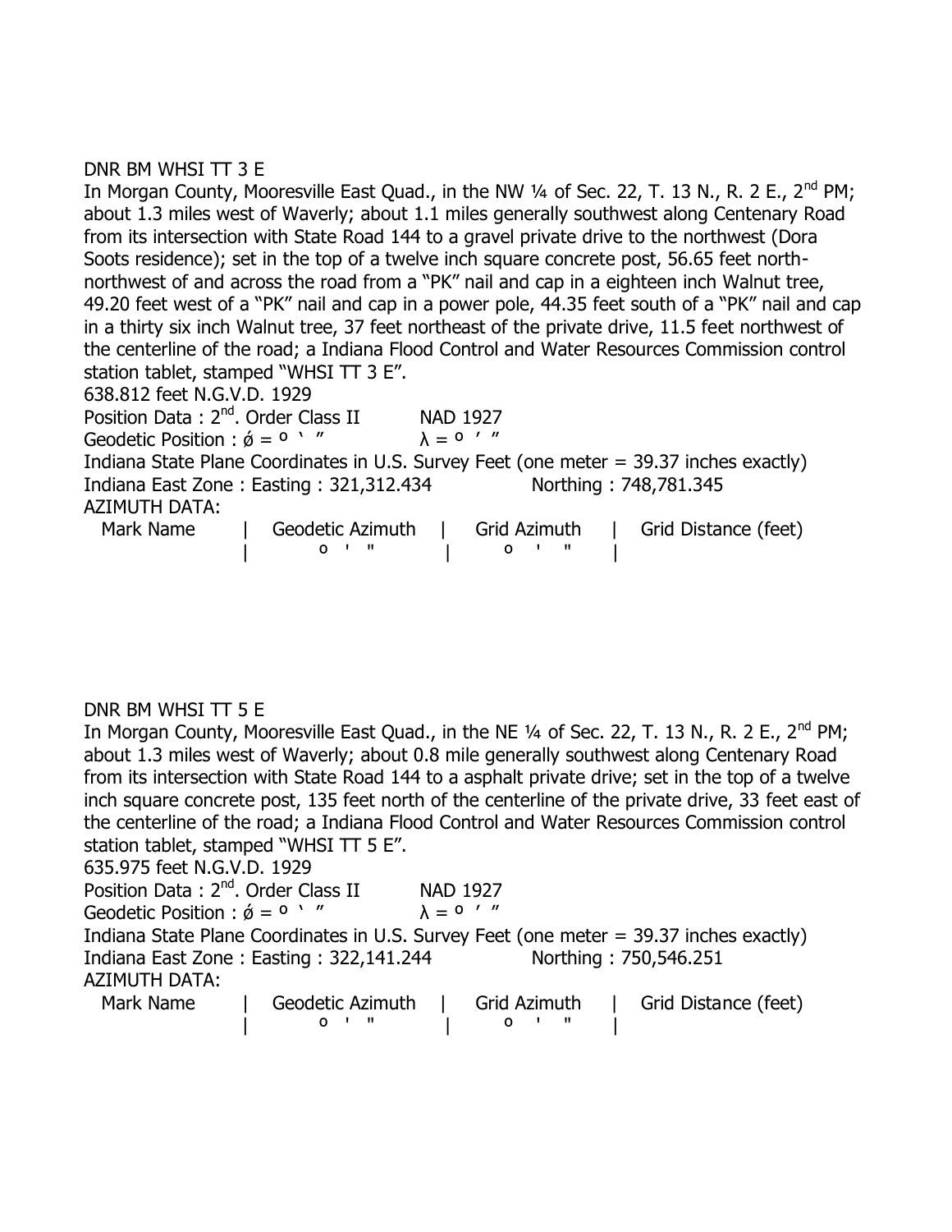DNR BM WHSI TT 3 E

In Morgan County, Mooresville East Quad., in the NW ¼ of Sec. 22, T. 13 N., R. 2 E., 2[nd] PM; about 1.3 miles west of Waverly; about 1.1 miles generally southwest along Centenary Road from its intersection with State Road 144 to a gravel private drive to the northwest (Dora Soots residence); set in the top of a twelve inch square concrete post, 56.65 feet north-northwest of and across the road from a "PK" nail and cap in a eighteen inch Walnut tree, 49.20 feet west of a "PK" nail and cap in a power pole, 44.35 feet south of a "PK" nail and cap in a thirty six inch Walnut tree, 37 feet northeast of the private drive, 11.5 feet northwest of the centerline of the road; a Indiana Flood Control and Water Resources Commission control station tablet, stamped "WHSI TT 3 E".

638.812 feet N.G.V.D. 1929

Position Data : 2[nd]. Order Class II NAD 1927

Geodetic Position : ǿ = º ' " λ = º ' "

Indiana State Plane Coordinates in U.S. Survey Feet (one meter = 39.37 inches exactly)

Indiana East Zone : Easting : 321,312.434 Northing : 748,781.345

AZIMUTH DATA:

| Mark Name | Geodetic Azimuth | Grid Azimuth | Grid Distance (feet) |
|---|---|---|---|
| | º ' " | º ' " | |

DNR BM WHSI TT 5 E

In Morgan County, Mooresville East Quad., in the NE ¼ of Sec. 22, T. 13 N., R. 2 E., 2[nd] PM; about 1.3 miles west of Waverly; about 0.8 mile generally southwest along Centenary Road from its intersection with State Road 144 to a asphalt private drive; set in the top of a twelve inch square concrete post, 135 feet north of the centerline of the private drive, 33 feet east of the centerline of the road; a Indiana Flood Control and Water Resources Commission control station tablet, stamped "WHSI TT 5 E".

635.975 feet N.G.V.D. 1929

Position Data : 2[nd]. Order Class II NAD 1927

Geodetic Position : ǿ = º ' " λ = º ' "

Indiana State Plane Coordinates in U.S. Survey Feet (one meter = 39.37 inches exactly)

Indiana East Zone : Easting : 322,141.244 Northing : 750,546.251

AZIMUTH DATA:

| Mark Name | Geodetic Azimuth | Grid Azimuth | Grid Distance (feet) |
|---|---|---|---|
| | º ' " | º ' " | |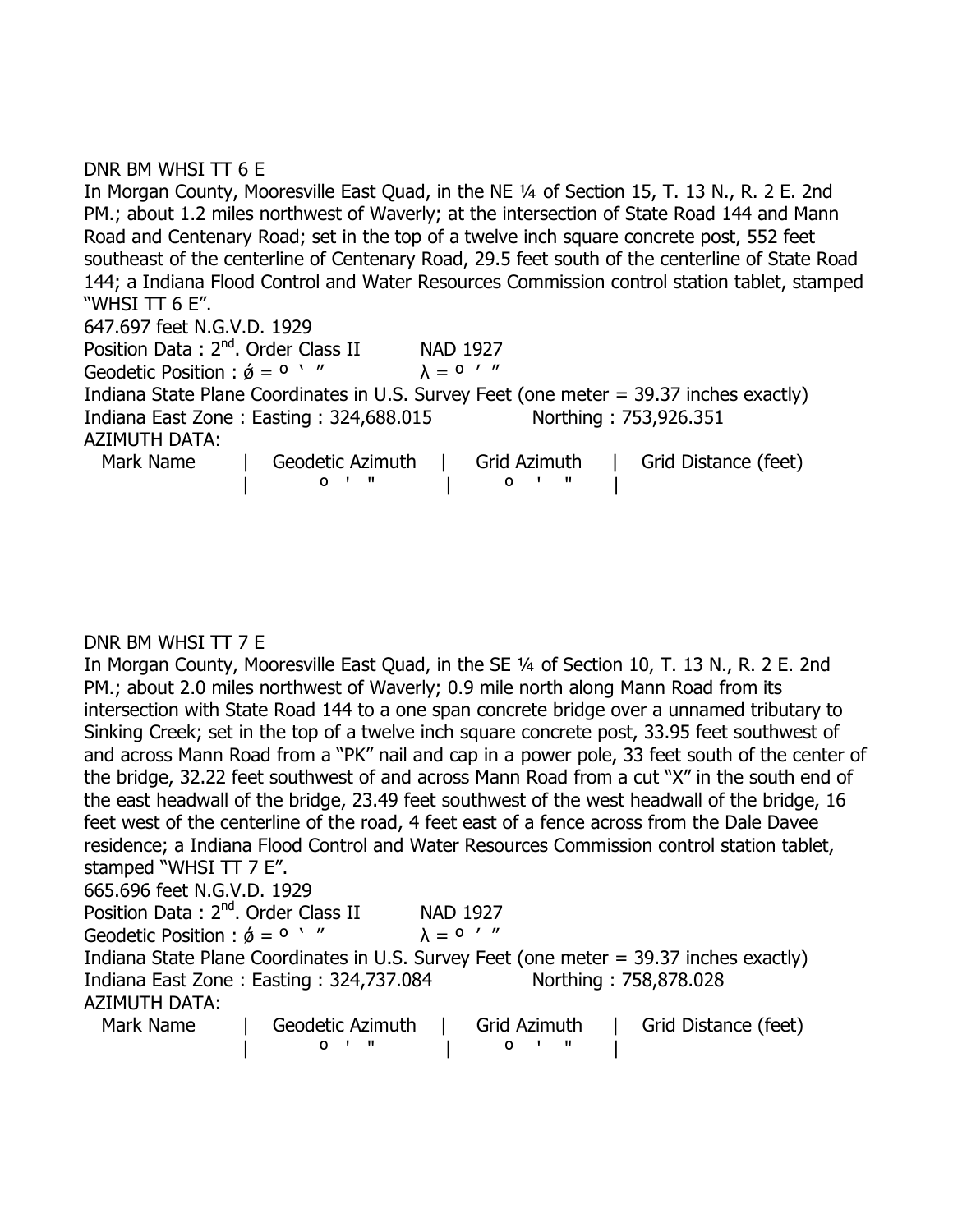DNR BM WHSI TT 6 E

In Morgan County, Mooresville East Quad, in the NE ¼ of Section 15, T. 13 N., R. 2 E. 2nd PM.; about 1.2 miles northwest of Waverly; at the intersection of State Road 144 and Mann Road and Centenary Road; set in the top of a twelve inch square concrete post, 552 feet southeast of the centerline of Centenary Road, 29.5 feet south of the centerline of State Road 144; a Indiana Flood Control and Water Resources Commission control station tablet, stamped "WHSI TT 6 E".

647.697 feet N.G.V.D. 1929

Position Data : 2nd. Order Class II NAD 1927

Geodetic Position : ǿ = º ' " λ = º ' "

Indiana State Plane Coordinates in U.S. Survey Feet (one meter = 39.37 inches exactly)

Indiana East Zone : Easting : 324,688.015 Northing : 753,926.351

AZIMUTH DATA:

| Mark Name | Geodetic Azimuth | Grid Azimuth | Grid Distance (feet) |
|---|---|---|---|
| | º ' " | º ' " | |

DNR BM WHSI TT 7 E

In Morgan County, Mooresville East Quad, in the SE ¼ of Section 10, T. 13 N., R. 2 E. 2nd PM.; about 2.0 miles northwest of Waverly; 0.9 mile north along Mann Road from its intersection with State Road 144 to a one span concrete bridge over a unnamed tributary to Sinking Creek; set in the top of a twelve inch square concrete post, 33.95 feet southwest of and across Mann Road from a "PK" nail and cap in a power pole, 33 feet south of the center of the bridge, 32.22 feet southwest of and across Mann Road from a cut "X" in the south end of the east headwall of the bridge, 23.49 feet southwest of the west headwall of the bridge, 16 feet west of the centerline of the road, 4 feet east of a fence across from the Dale Davee residence; a Indiana Flood Control and Water Resources Commission control station tablet, stamped "WHSI TT 7 E".

665.696 feet N.G.V.D. 1929

Position Data : 2nd. Order Class II NAD 1927

Geodetic Position : ǿ = º ' " λ = º ' "

Indiana State Plane Coordinates in U.S. Survey Feet (one meter = 39.37 inches exactly)

Indiana East Zone : Easting : 324,737.084 Northing : 758,878.028

AZIMUTH DATA:

| Mark Name | Geodetic Azimuth | Grid Azimuth | Grid Distance (feet) |
|---|---|---|---|
| | º ' " | º ' " | |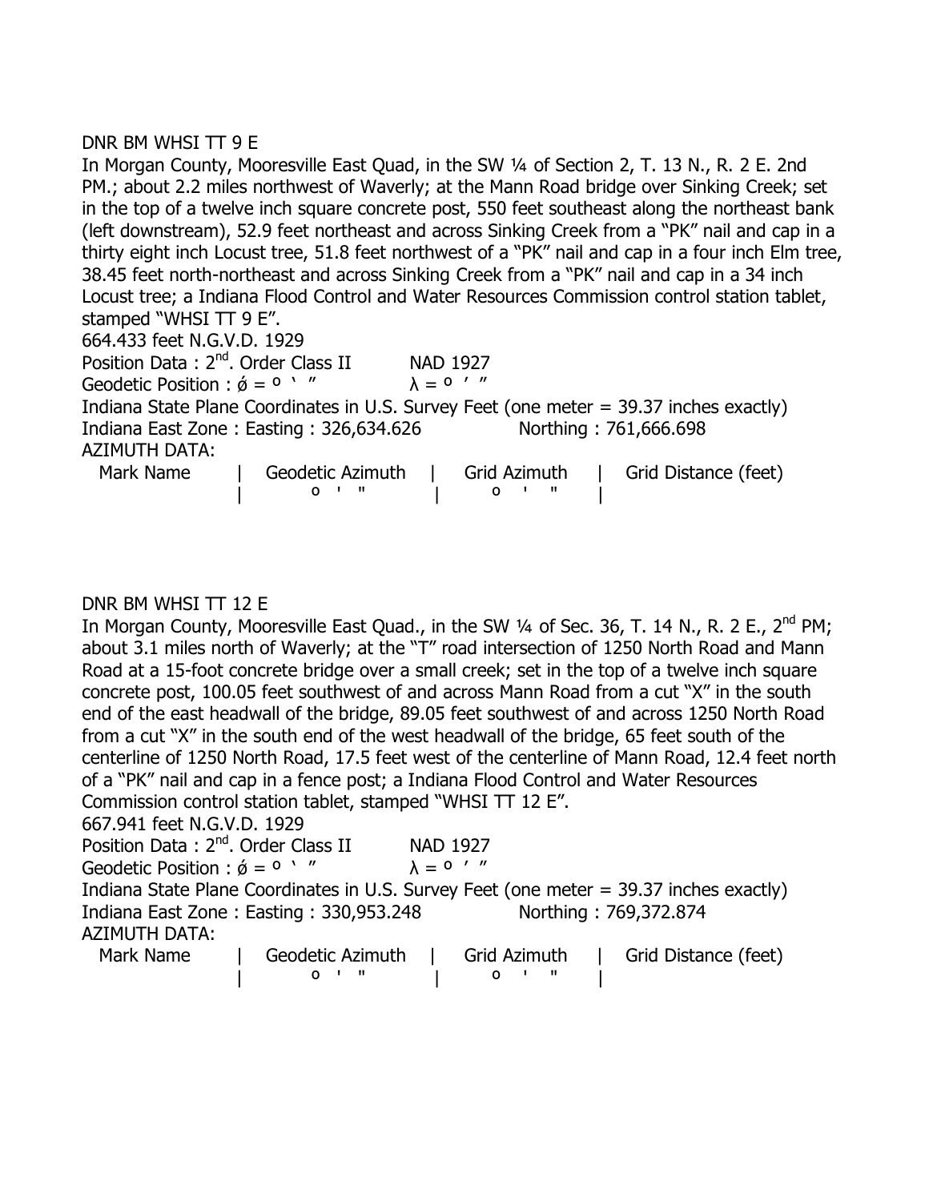DNR BM WHSI TT 9 E

In Morgan County, Mooresville East Quad, in the SW ¼ of Section 2, T. 13 N., R. 2 E. 2nd PM.; about 2.2 miles northwest of Waverly; at the Mann Road bridge over Sinking Creek; set in the top of a twelve inch square concrete post, 550 feet southeast along the northeast bank (left downstream), 52.9 feet northeast and across Sinking Creek from a "PK" nail and cap in a thirty eight inch Locust tree, 51.8 feet northwest of a "PK" nail and cap in a four inch Elm tree, 38.45 feet north-northeast and across Sinking Creek from a "PK" nail and cap in a 34 inch Locust tree; a Indiana Flood Control and Water Resources Commission control station tablet, stamped "WHSI TT 9 E".

664.433 feet N.G.V.D. 1929

Position Data : 2nd. Order Class II NAD 1927

Geodetic Position : ǿ = º ` " λ = º ' "

Indiana State Plane Coordinates in U.S. Survey Feet (one meter = 39.37 inches exactly)

Indiana East Zone : Easting : 326,634.626 Northing : 761,666.698

AZIMUTH DATA:

| Mark Name | Geodetic Azimuth | Grid Azimuth | Grid Distance (feet) |
|---|---|---|---|
| | º ' " | º ' " | |

DNR BM WHSI TT 12 E

In Morgan County, Mooresville East Quad., in the SW ¼ of Sec. 36, T. 14 N., R. 2 E., 2nd PM; about 3.1 miles north of Waverly; at the "T" road intersection of 1250 North Road and Mann Road at a 15-foot concrete bridge over a small creek; set in the top of a twelve inch square concrete post, 100.05 feet southwest of and across Mann Road from a cut "X" in the south end of the east headwall of the bridge, 89.05 feet southwest of and across 1250 North Road from a cut "X" in the south end of the west headwall of the bridge, 65 feet south of the centerline of 1250 North Road, 17.5 feet west of the centerline of Mann Road, 12.4 feet north of a "PK" nail and cap in a fence post; a Indiana Flood Control and Water Resources Commission control station tablet, stamped "WHSI TT 12 E".

667.941 feet N.G.V.D. 1929

Position Data : 2nd. Order Class II NAD 1927

Geodetic Position : ǿ = º ` " λ = º ' "

Indiana State Plane Coordinates in U.S. Survey Feet (one meter = 39.37 inches exactly)

Indiana East Zone : Easting : 330,953.248 Northing : 769,372.874

AZIMUTH DATA:

| Mark Name | Geodetic Azimuth | Grid Azimuth | Grid Distance (feet) |
|---|---|---|---|
| | º ' " | º ' " | |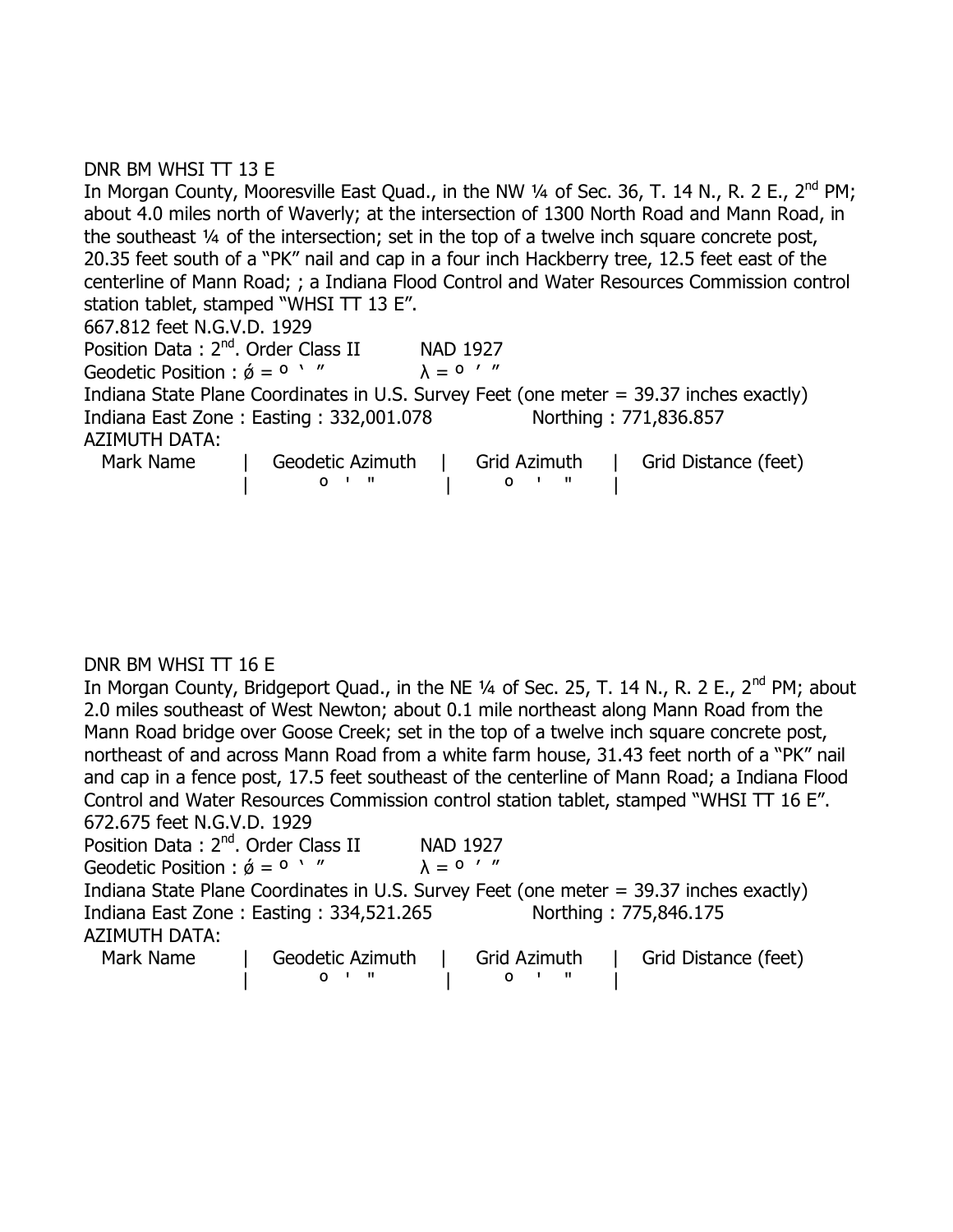DNR BM WHSI TT 13 E

In Morgan County, Mooresville East Quad., in the NW ¼ of Sec. 36, T. 14 N., R. 2 E., 2nd PM; about 4.0 miles north of Waverly; at the intersection of 1300 North Road and Mann Road, in the southeast ¼ of the intersection; set in the top of a twelve inch square concrete post, 20.35 feet south of a “PK” nail and cap in a four inch Hackberry tree, 12.5 feet east of the centerline of Mann Road; ; a Indiana Flood Control and Water Resources Commission control station tablet, stamped “WHSI TT 13 E”.

667.812 feet N.G.V.D. 1929

Position Data : 2nd. Order Class II    NAD 1927

Geodetic Position : ǿ = º ‵ ″    λ = º ′ ″

Indiana State Plane Coordinates in U.S. Survey Feet (one meter = 39.37 inches exactly)

Indiana East Zone : Easting : 332,001.078    Northing : 771,836.857

AZIMUTH DATA:

| Mark Name | Geodetic Azimuth | Grid Azimuth | Grid Distance (feet) |
|---|---|---|---|
| | o ' " | o ' " | |

DNR BM WHSI TT 16 E

In Morgan County, Bridgeport Quad., in the NE ¼ of Sec. 25, T. 14 N., R. 2 E., 2nd PM; about 2.0 miles southeast of West Newton; about 0.1 mile northeast along Mann Road from the Mann Road bridge over Goose Creek; set in the top of a twelve inch square concrete post, northeast of and across Mann Road from a white farm house, 31.43 feet north of a “PK” nail and cap in a fence post, 17.5 feet southeast of the centerline of Mann Road; a Indiana Flood Control and Water Resources Commission control station tablet, stamped “WHSI TT 16 E”.

672.675 feet N.G.V.D. 1929

Position Data : 2nd. Order Class II    NAD 1927

Geodetic Position : ǿ = º ‵ ″    λ = º ′ ″

Indiana State Plane Coordinates in U.S. Survey Feet (one meter = 39.37 inches exactly)

Indiana East Zone : Easting : 334,521.265    Northing : 775,846.175

AZIMUTH DATA:

| Mark Name | Geodetic Azimuth | Grid Azimuth | Grid Distance (feet) |
|---|---|---|---|
| | o ' " | o ' " | |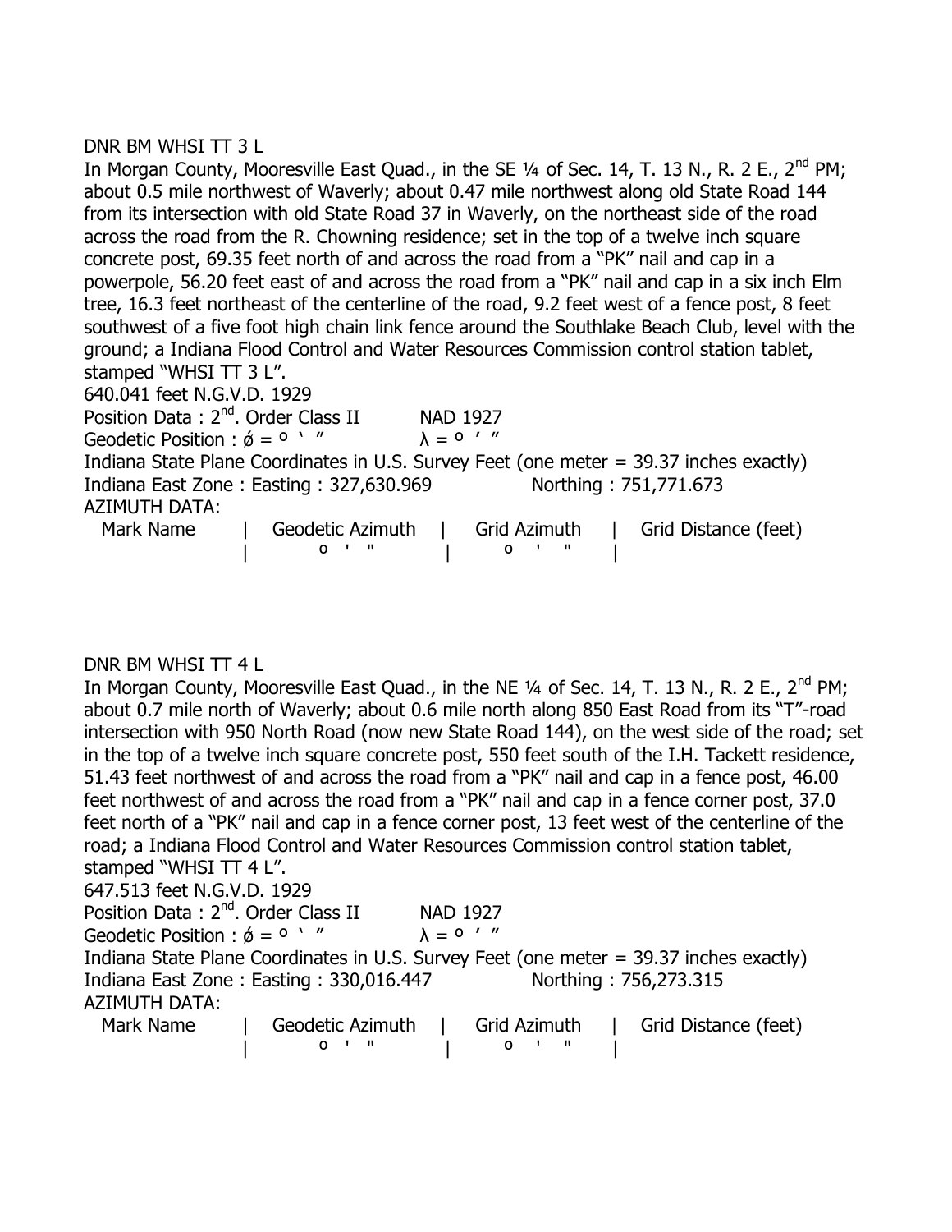DNR BM WHSI TT 3 L

In Morgan County, Mooresville East Quad., in the SE ¼ of Sec. 14, T. 13 N., R. 2 E., 2nd PM; about 0.5 mile northwest of Waverly; about 0.47 mile northwest along old State Road 144 from its intersection with old State Road 37 in Waverly, on the northeast side of the road across the road from the R. Chowning residence; set in the top of a twelve inch square concrete post, 69.35 feet north of and across the road from a "PK" nail and cap in a powerpole, 56.20 feet east of and across the road from a "PK" nail and cap in a six inch Elm tree, 16.3 feet northeast of the centerline of the road, 9.2 feet west of a fence post, 8 feet southwest of a five foot high chain link fence around the Southlake Beach Club, level with the ground; a Indiana Flood Control and Water Resources Commission control station tablet, stamped "WHSI TT 3 L".

640.041 feet N.G.V.D. 1929

Position Data : 2nd. Order Class II NAD 1927

Geodetic Position : ǿ = º ' " λ = º ' "

Indiana State Plane Coordinates in U.S. Survey Feet (one meter = 39.37 inches exactly)

Indiana East Zone : Easting : 327,630.969 Northing : 751,771.673

AZIMUTH DATA:

| Mark Name | Geodetic Azimuth | Grid Azimuth | Grid Distance (feet) |
|---|---|---|---|
| | º ' " | º ' " | |

DNR BM WHSI TT 4 L

In Morgan County, Mooresville East Quad., in the NE ¼ of Sec. 14, T. 13 N., R. 2 E., 2nd PM; about 0.7 mile north of Waverly; about 0.6 mile north along 850 East Road from its "T"-road intersection with 950 North Road (now new State Road 144), on the west side of the road; set in the top of a twelve inch square concrete post, 550 feet south of the I.H. Tackett residence, 51.43 feet northwest of and across the road from a "PK" nail and cap in a fence post, 46.00 feet northwest of and across the road from a "PK" nail and cap in a fence corner post, 37.0 feet north of a "PK" nail and cap in a fence corner post, 13 feet west of the centerline of the road; a Indiana Flood Control and Water Resources Commission control station tablet, stamped "WHSI TT 4 L".

647.513 feet N.G.V.D. 1929

Position Data : 2nd. Order Class II NAD 1927

Geodetic Position : ǿ = º ' " λ = º ' "

Indiana State Plane Coordinates in U.S. Survey Feet (one meter = 39.37 inches exactly)

Indiana East Zone : Easting : 330,016.447 Northing : 756,273.315

AZIMUTH DATA:

| Mark Name | Geodetic Azimuth | Grid Azimuth | Grid Distance (feet) |
|---|---|---|---|
| | º ' " | º ' " | |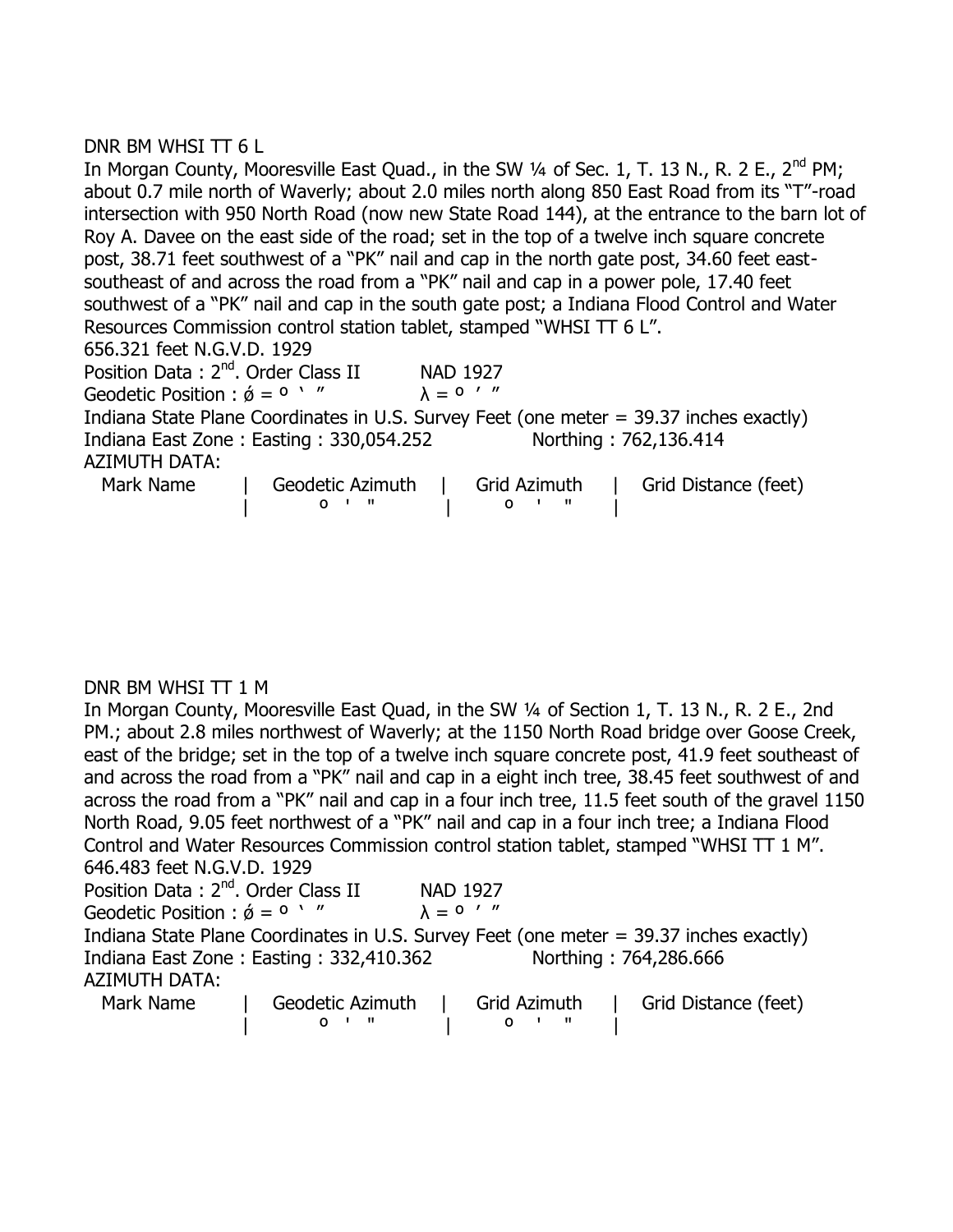DNR BM WHSI TT 6 L

In Morgan County, Mooresville East Quad., in the SW ¼ of Sec. 1, T. 13 N., R. 2 E., 2nd PM; about 0.7 mile north of Waverly; about 2.0 miles north along 850 East Road from its "T"-road intersection with 950 North Road (now new State Road 144), at the entrance to the barn lot of Roy A. Davee on the east side of the road; set in the top of a twelve inch square concrete post, 38.71 feet southwest of a "PK" nail and cap in the north gate post, 34.60 feet east-southeast of and across the road from a "PK" nail and cap in a power pole, 17.40 feet southwest of a "PK" nail and cap in the south gate post; a Indiana Flood Control and Water Resources Commission control station tablet, stamped "WHSI TT 6 L".

656.321 feet N.G.V.D. 1929

Position Data : 2nd. Order Class II NAD 1927

Geodetic Position : ǿ = º ` " λ = º ' "

Indiana State Plane Coordinates in U.S. Survey Feet (one meter = 39.37 inches exactly)

Indiana East Zone : Easting : 330,054.252 Northing : 762,136.414

AZIMUTH DATA:

| Mark Name | Geodetic Azimuth | Grid Azimuth | Grid Distance (feet) |
|---|---|---|---|
| | º ' " | º ' " | |

DNR BM WHSI TT 1 M

In Morgan County, Mooresville East Quad, in the SW ¼ of Section 1, T. 13 N., R. 2 E., 2nd PM.; about 2.8 miles northwest of Waverly; at the 1150 North Road bridge over Goose Creek, east of the bridge; set in the top of a twelve inch square concrete post, 41.9 feet southeast of and across the road from a "PK" nail and cap in a eight inch tree, 38.45 feet southwest of and across the road from a "PK" nail and cap in a four inch tree, 11.5 feet south of the gravel 1150 North Road, 9.05 feet northwest of a "PK" nail and cap in a four inch tree; a Indiana Flood Control and Water Resources Commission control station tablet, stamped "WHSI TT 1 M".

646.483 feet N.G.V.D. 1929

Position Data : 2nd. Order Class II NAD 1927

Geodetic Position : ǿ = º ` " λ = º ' "

Indiana State Plane Coordinates in U.S. Survey Feet (one meter = 39.37 inches exactly)

Indiana East Zone : Easting : 332,410.362 Northing : 764,286.666

AZIMUTH DATA:

| Mark Name | Geodetic Azimuth | Grid Azimuth | Grid Distance (feet) |
|---|---|---|---|
| | º ' " | º ' " | |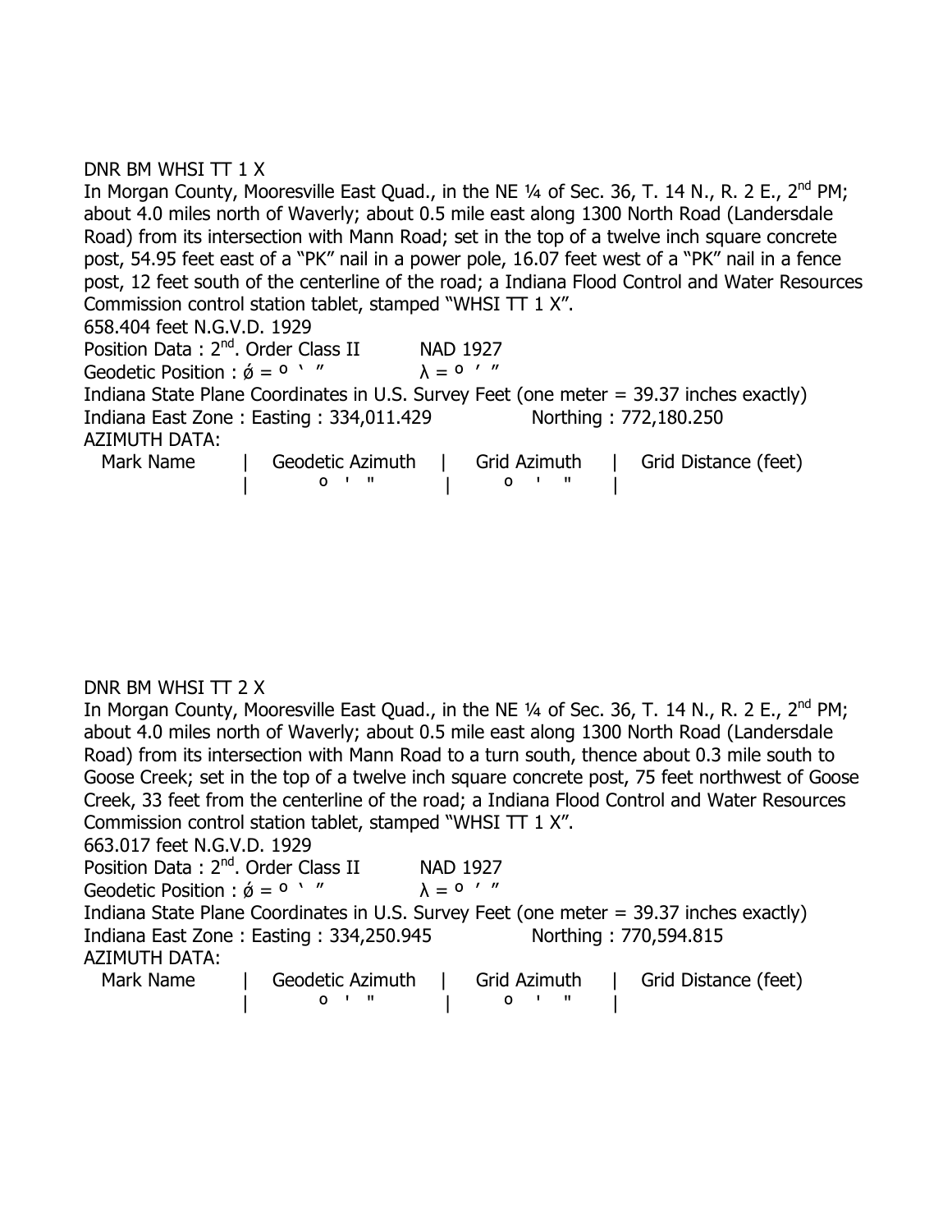DNR BM WHSI TT 1 X

In Morgan County, Mooresville East Quad., in the NE ¼ of Sec. 36, T. 14 N., R. 2 E., 2nd PM; about 4.0 miles north of Waverly; about 0.5 mile east along 1300 North Road (Landersdale Road) from its intersection with Mann Road; set in the top of a twelve inch square concrete post, 54.95 feet east of a "PK" nail in a power pole, 16.07 feet west of a "PK" nail in a fence post, 12 feet south of the centerline of the road; a Indiana Flood Control and Water Resources Commission control station tablet, stamped "WHSI TT 1 X".

658.404 feet N.G.V.D. 1929

Position Data : 2nd. Order Class II NAD 1927

Geodetic Position : ǿ = º ` " λ = º ' "

Indiana State Plane Coordinates in U.S. Survey Feet (one meter = 39.37 inches exactly)

Indiana East Zone : Easting : 334,011.429 Northing : 772,180.250

AZIMUTH DATA:

| Mark Name | Geodetic Azimuth | Grid Azimuth | Grid Distance (feet) |
|---|---|---|---|
| | º ' " | º ' " | |

DNR BM WHSI TT 2 X

In Morgan County, Mooresville East Quad., in the NE ¼ of Sec. 36, T. 14 N., R. 2 E., 2nd PM; about 4.0 miles north of Waverly; about 0.5 mile east along 1300 North Road (Landersdale Road) from its intersection with Mann Road to a turn south, thence about 0.3 mile south to Goose Creek; set in the top of a twelve inch square concrete post, 75 feet northwest of Goose Creek, 33 feet from the centerline of the road; a Indiana Flood Control and Water Resources Commission control station tablet, stamped "WHSI TT 1 X".

663.017 feet N.G.V.D. 1929

Position Data : 2nd. Order Class II NAD 1927

Geodetic Position : ǿ = º ` " λ = º ' "

Indiana State Plane Coordinates in U.S. Survey Feet (one meter = 39.37 inches exactly)

Indiana East Zone : Easting : 334,250.945 Northing : 770,594.815

AZIMUTH DATA:

| Mark Name | Geodetic Azimuth | Grid Azimuth | Grid Distance (feet) |
|---|---|---|---|
| | º ' " | º ' " | |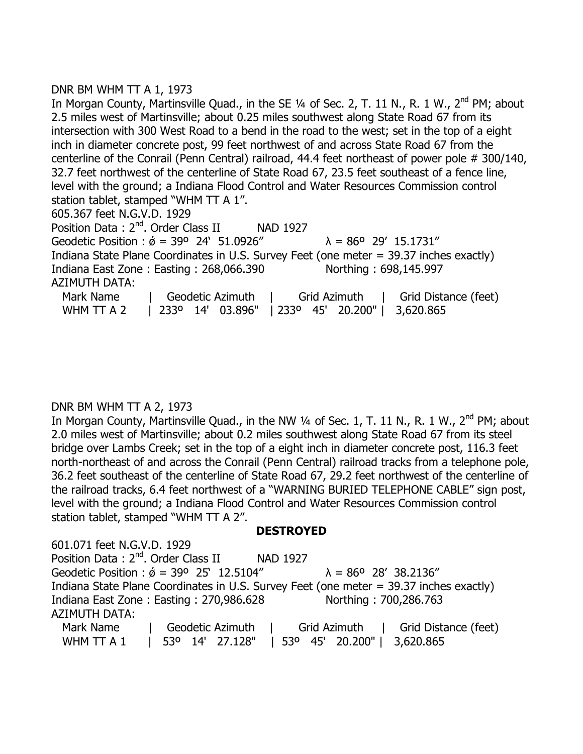DNR BM WHM TT A 1, 1973

In Morgan County, Martinsville Quad., in the SE ¼ of Sec. 2, T. 11 N., R. 1 W., 2nd PM; about 2.5 miles west of Martinsville; about 0.25 miles southwest along State Road 67 from its intersection with 300 West Road to a bend in the road to the west; set in the top of a eight inch in diameter concrete post, 99 feet northwest of and across State Road 67 from the centerline of the Conrail (Penn Central) railroad, 44.4 feet northeast of power pole # 300/140, 32.7 feet northwest of the centerline of State Road 67, 23.5 feet southeast of a fence line, level with the ground; a Indiana Flood Control and Water Resources Commission control station tablet, stamped "WHM TT A 1".

605.367 feet N.G.V.D. 1929

Position Data : 2nd. Order Class II NAD 1927

Geodetic Position : ǿ = 39º 24' 51.0926" λ = 86º 29' 15.1731"

Indiana State Plane Coordinates in U.S. Survey Feet (one meter = 39.37 inches exactly)

Indiana East Zone : Easting : 268,066.390 Northing : 698,145.997

AZIMUTH DATA:

| Mark Name | Geodetic Azimuth | Grid Azimuth | Grid Distance (feet) |
|---|---|---|---|
| WHM TT A 2 | 233º 14' 03.896" | 233º 45' 20.200" | 3,620.865 |

DNR BM WHM TT A 2, 1973

In Morgan County, Martinsville Quad., in the NW ¼ of Sec. 1, T. 11 N., R. 1 W., 2nd PM; about 2.0 miles west of Martinsville; about 0.2 miles southwest along State Road 67 from its steel bridge over Lambs Creek; set in the top of a eight inch in diameter concrete post, 116.3 feet north-northeast of and across the Conrail (Penn Central) railroad tracks from a telephone pole, 36.2 feet southeast of the centerline of State Road 67, 29.2 feet northwest of the centerline of the railroad tracks, 6.4 feet northwest of a "WARNING BURIED TELEPHONE CABLE" sign post, level with the ground; a Indiana Flood Control and Water Resources Commission control station tablet, stamped "WHM TT A 2".

**DESTROYED**

601.071 feet N.G.V.D. 1929

Position Data : 2nd. Order Class II NAD 1927

Geodetic Position : ǿ = 39º 25' 12.5104" λ = 86º 28' 38.2136"

Indiana State Plane Coordinates in U.S. Survey Feet (one meter = 39.37 inches exactly)

Indiana East Zone : Easting : 270,986.628 Northing : 700,286.763

AZIMUTH DATA:

| Mark Name | Geodetic Azimuth | Grid Azimuth | Grid Distance (feet) |
|---|---|---|---|
| WHM TT A 1 | 53º 14' 27.128" | 53º 45' 20.200" | 3,620.865 |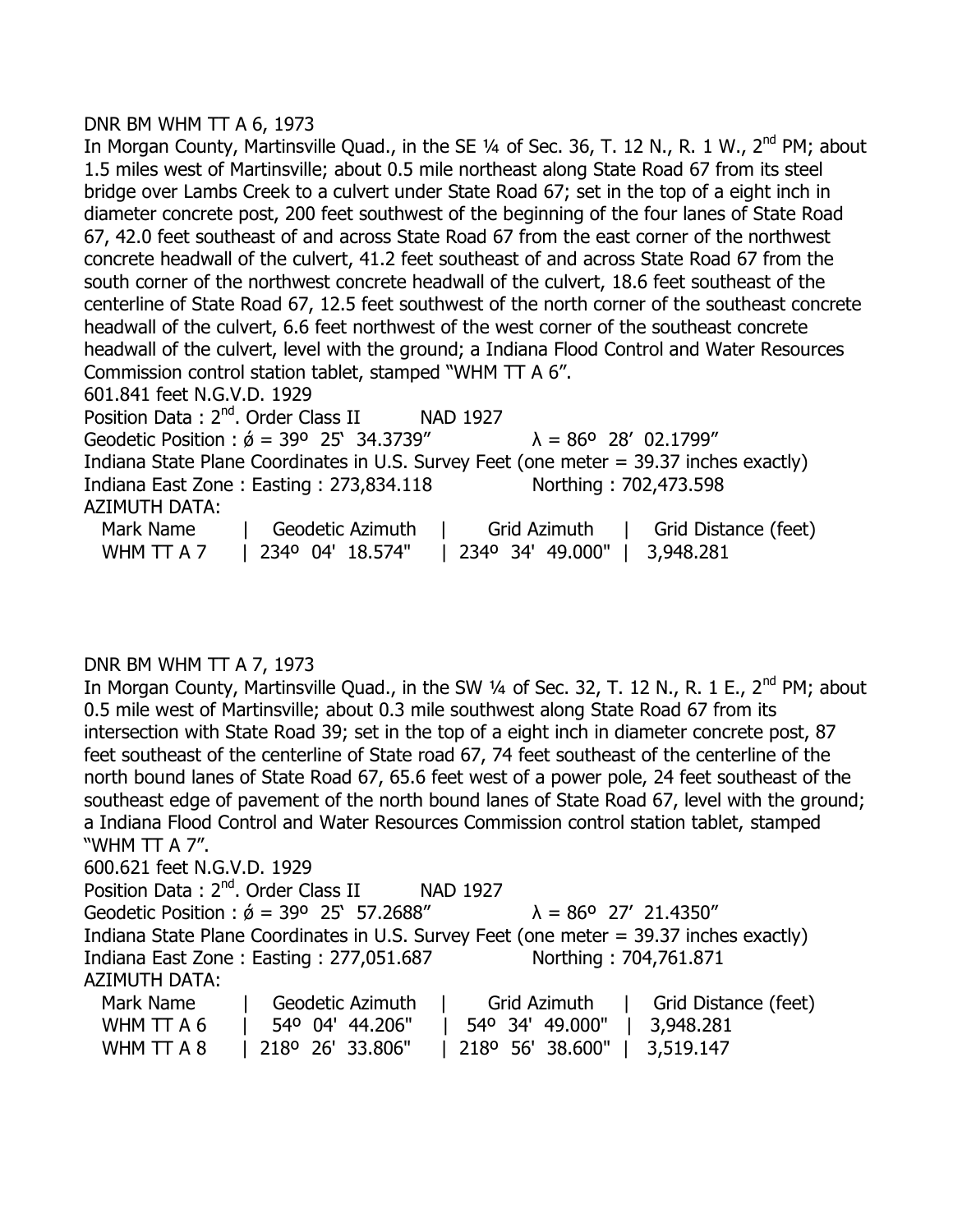DNR BM WHM TT A 6, 1973

In Morgan County, Martinsville Quad., in the SE ¼ of Sec. 36, T. 12 N., R. 1 W., 2nd PM; about 1.5 miles west of Martinsville; about 0.5 mile northeast along State Road 67 from its steel bridge over Lambs Creek to a culvert under State Road 67; set in the top of a eight inch in diameter concrete post, 200 feet southwest of the beginning of the four lanes of State Road 67, 42.0 feet southeast of and across State Road 67 from the east corner of the northwest concrete headwall of the culvert, 41.2 feet southeast of and across State Road 67 from the south corner of the northwest concrete headwall of the culvert, 18.6 feet southeast of the centerline of State Road 67, 12.5 feet southwest of the north corner of the southeast concrete headwall of the culvert, 6.6 feet northwest of the west corner of the southeast concrete headwall of the culvert, level with the ground; a Indiana Flood Control and Water Resources Commission control station tablet, stamped "WHM TT A 6".

601.841 feet N.G.V.D. 1929

Position Data : 2nd. Order Class II NAD 1927

Geodetic Position : ǿ = 39º 25` 34.3739" λ = 86º 28' 02.1799"

Indiana State Plane Coordinates in U.S. Survey Feet (one meter = 39.37 inches exactly)

Indiana East Zone : Easting : 273,834.118 Northing : 702,473.598

AZIMUTH DATA:

| Mark Name | Geodetic Azimuth | Grid Azimuth | Grid Distance (feet) |
|---|---|---|---|
| WHM TT A 7 | 234º 04' 18.574" | 234º 34' 49.000" | 3,948.281 |

DNR BM WHM TT A 7, 1973

In Morgan County, Martinsville Quad., in the SW ¼ of Sec. 32, T. 12 N., R. 1 E., 2nd PM; about 0.5 mile west of Martinsville; about 0.3 mile southwest along State Road 67 from its intersection with State Road 39; set in the top of a eight inch in diameter concrete post, 87 feet southeast of the centerline of State road 67, 74 feet southeast of the centerline of the north bound lanes of State Road 67, 65.6 feet west of a power pole, 24 feet southeast of the southeast edge of pavement of the north bound lanes of State Road 67, level with the ground; a Indiana Flood Control and Water Resources Commission control station tablet, stamped "WHM TT A 7".

600.621 feet N.G.V.D. 1929

Position Data : 2nd. Order Class II NAD 1927

Geodetic Position : ǿ = 39º 25` 57.2688" λ = 86º 27' 21.4350"

Indiana State Plane Coordinates in U.S. Survey Feet (one meter = 39.37 inches exactly)

Indiana East Zone : Easting : 277,051.687 Northing : 704,761.871

AZIMUTH DATA:

| Mark Name | Geodetic Azimuth | Grid Azimuth | Grid Distance (feet) |
|---|---|---|---|
| WHM TT A 6 | 54º 04' 44.206" | 54º 34' 49.000" | 3,948.281 |
| WHM TT A 8 | 218º 26' 33.806" | 218º 56' 38.600" | 3,519.147 |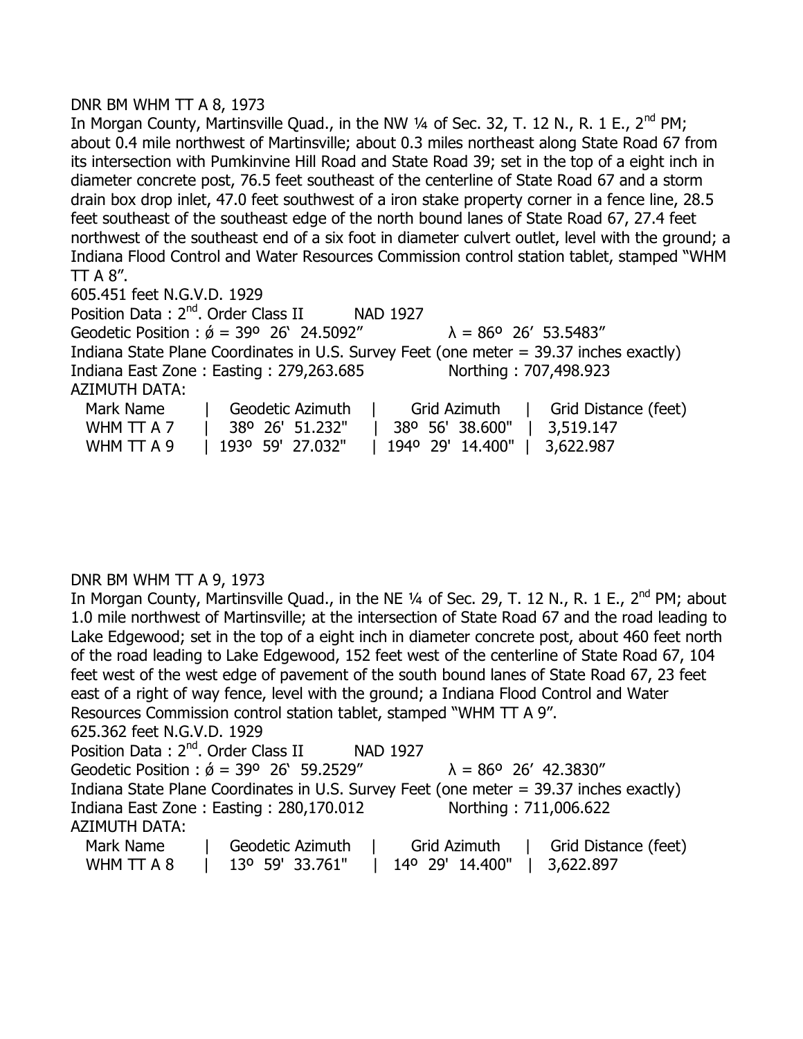DNR BM WHM TT A 8, 1973

In Morgan County, Martinsville Quad., in the NW ¼ of Sec. 32, T. 12 N., R. 1 E., 2nd PM; about 0.4 mile northwest of Martinsville; about 0.3 miles northeast along State Road 67 from its intersection with Pumkinvine Hill Road and State Road 39; set in the top of a eight inch in diameter concrete post, 76.5 feet southeast of the centerline of State Road 67 and a storm drain box drop inlet, 47.0 feet southwest of a iron stake property corner in a fence line, 28.5 feet southeast of the southeast edge of the north bound lanes of State Road 67, 27.4 feet northwest of the southeast end of a six foot in diameter culvert outlet, level with the ground; a Indiana Flood Control and Water Resources Commission control station tablet, stamped "WHM TT A 8".

605.451 feet N.G.V.D. 1929

Position Data : 2nd. Order Class II NAD 1927

Geodetic Position : ǿ = 39º 26' 24.5092" λ = 86º 26' 53.5483"

Indiana State Plane Coordinates in U.S. Survey Feet (one meter = 39.37 inches exactly)

Indiana East Zone : Easting : 279,263.685 Northing : 707,498.923

AZIMUTH DATA:

| Mark Name | Geodetic Azimuth | Grid Azimuth | Grid Distance (feet) |
|---|---|---|---|
| WHM TT A 7 | 38º 26' 51.232" | 38º 56' 38.600" | 3,519.147 |
| WHM TT A 9 | 193º 59' 27.032" | 194º 29' 14.400" | 3,622.987 |

DNR BM WHM TT A 9, 1973

In Morgan County, Martinsville Quad., in the NE ¼ of Sec. 29, T. 12 N., R. 1 E., 2nd PM; about 1.0 mile northwest of Martinsville; at the intersection of State Road 67 and the road leading to Lake Edgewood; set in the top of a eight inch in diameter concrete post, about 460 feet north of the road leading to Lake Edgewood, 152 feet west of the centerline of State Road 67, 104 feet west of the west edge of pavement of the south bound lanes of State Road 67, 23 feet east of a right of way fence, level with the ground; a Indiana Flood Control and Water Resources Commission control station tablet, stamped "WHM TT A 9".

625.362 feet N.G.V.D. 1929

Position Data : 2nd. Order Class II NAD 1927

Geodetic Position : ǿ = 39º 26' 59.2529" λ = 86º 26' 42.3830"

Indiana State Plane Coordinates in U.S. Survey Feet (one meter = 39.37 inches exactly)

Indiana East Zone : Easting : 280,170.012 Northing : 711,006.622

AZIMUTH DATA:

| Mark Name | Geodetic Azimuth | Grid Azimuth | Grid Distance (feet) |
|---|---|---|---|
| WHM TT A 8 | 13º 59' 33.761" | 14º 29' 14.400" | 3,622.897 |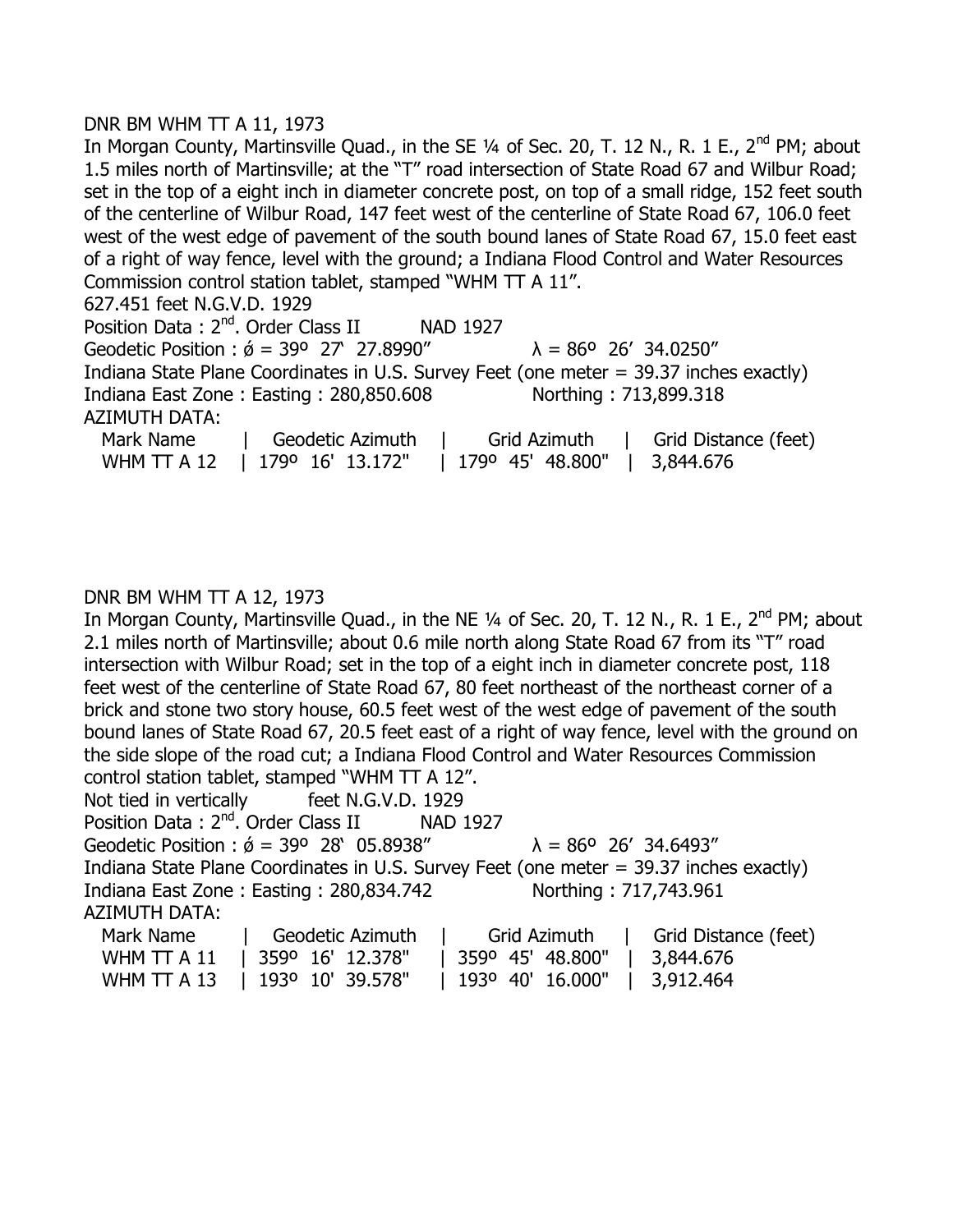DNR BM WHM TT A 11, 1973

In Morgan County, Martinsville Quad., in the SE ¼ of Sec. 20, T. 12 N., R. 1 E., 2nd PM; about 1.5 miles north of Martinsville; at the "T" road intersection of State Road 67 and Wilbur Road; set in the top of a eight inch in diameter concrete post, on top of a small ridge, 152 feet south of the centerline of Wilbur Road, 147 feet west of the centerline of State Road 67, 106.0 feet west of the west edge of pavement of the south bound lanes of State Road 67, 15.0 feet east of a right of way fence, level with the ground; a Indiana Flood Control and Water Resources Commission control station tablet, stamped "WHM TT A 11".

627.451 feet N.G.V.D. 1929

Position Data : 2nd. Order Class II NAD 1927

Geodetic Position : ǿ = 39º 27' 27.8990" λ = 86º 26' 34.0250"

Indiana State Plane Coordinates in U.S. Survey Feet (one meter = 39.37 inches exactly)

Indiana East Zone : Easting : 280,850.608 Northing : 713,899.318

AZIMUTH DATA:

| Mark Name | Geodetic Azimuth | Grid Azimuth | Grid Distance (feet) |
|---|---|---|---|
| WHM TT A 12 | 179º 16' 13.172" | 179º 45' 48.800" | 3,844.676 |

DNR BM WHM TT A 12, 1973

In Morgan County, Martinsville Quad., in the NE ¼ of Sec. 20, T. 12 N., R. 1 E., 2nd PM; about 2.1 miles north of Martinsville; about 0.6 mile north along State Road 67 from its "T" road intersection with Wilbur Road; set in the top of a eight inch in diameter concrete post, 118 feet west of the centerline of State Road 67, 80 feet northeast of the northeast corner of a brick and stone two story house, 60.5 feet west of the west edge of pavement of the south bound lanes of State Road 67, 20.5 feet east of a right of way fence, level with the ground on the side slope of the road cut; a Indiana Flood Control and Water Resources Commission control station tablet, stamped "WHM TT A 12".

Not tied in vertically feet N.G.V.D. 1929

Position Data : 2nd. Order Class II NAD 1927

Geodetic Position : ǿ = 39º 28' 05.8938" λ = 86º 26' 34.6493"

Indiana State Plane Coordinates in U.S. Survey Feet (one meter = 39.37 inches exactly)

Indiana East Zone : Easting : 280,834.742 Northing : 717,743.961

AZIMUTH DATA:

| Mark Name | Geodetic Azimuth | Grid Azimuth | Grid Distance (feet) |
|---|---|---|---|
| WHM TT A 11 | 359º 16' 12.378" | 359º 45' 48.800" | 3,844.676 |
| WHM TT A 13 | 193º 10' 39.578" | 193º 40' 16.000" | 3,912.464 |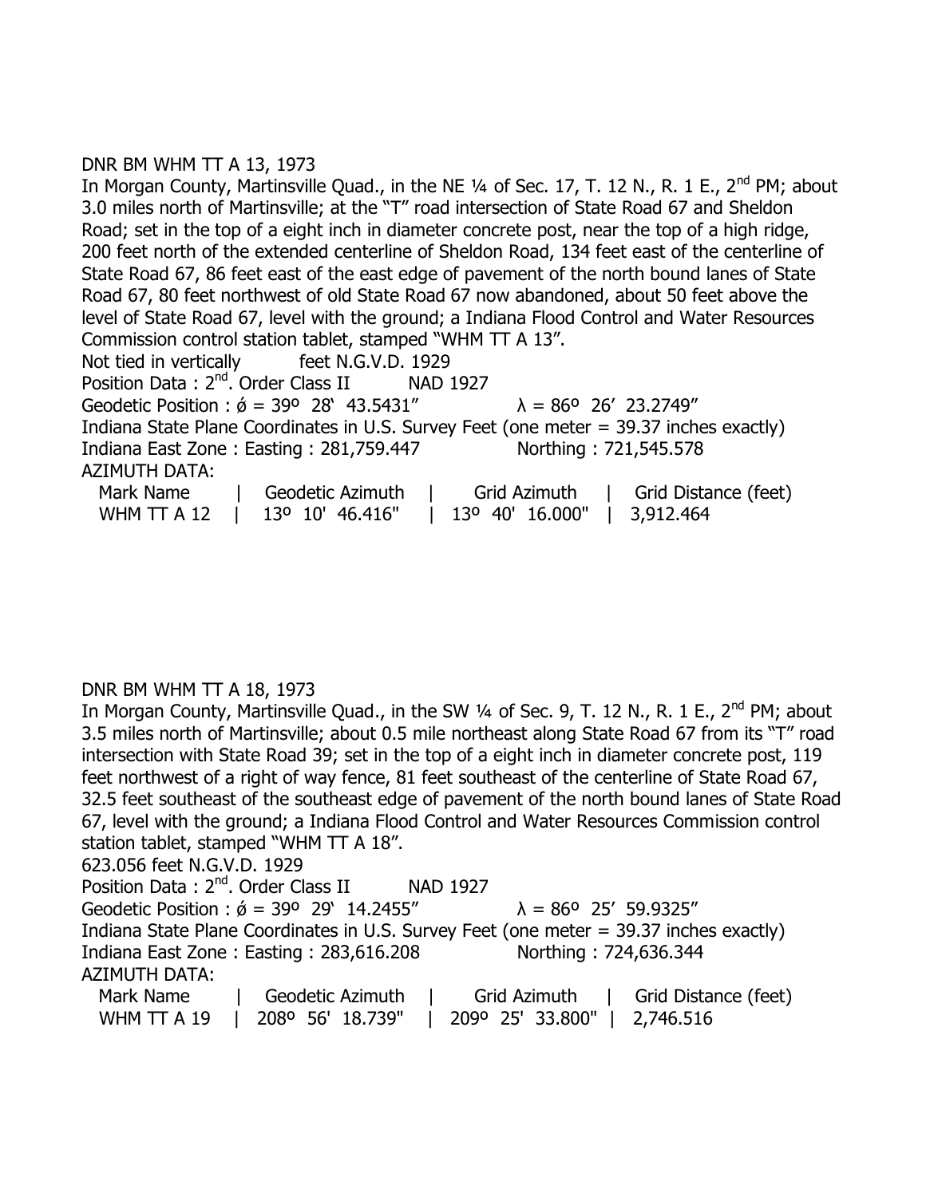DNR BM WHM TT A 13, 1973

In Morgan County, Martinsville Quad., in the NE ¼ of Sec. 17, T. 12 N., R. 1 E., 2nd PM; about 3.0 miles north of Martinsville; at the "T" road intersection of State Road 67 and Sheldon Road; set in the top of a eight inch in diameter concrete post, near the top of a high ridge, 200 feet north of the extended centerline of Sheldon Road, 134 feet east of the centerline of State Road 67, 86 feet east of the east edge of pavement of the north bound lanes of State Road 67, 80 feet northwest of old State Road 67 now abandoned, about 50 feet above the level of State Road 67, level with the ground; a Indiana Flood Control and Water Resources Commission control station tablet, stamped "WHM TT A 13".

Not tied in vertically feet N.G.V.D. 1929

Position Data : 2nd. Order Class II NAD 1927

Geodetic Position : ǿ = 39º 28' 43.5431" λ = 86º 26' 23.2749"

Indiana State Plane Coordinates in U.S. Survey Feet (one meter = 39.37 inches exactly)

Indiana East Zone : Easting : 281,759.447 Northing : 721,545.578

AZIMUTH DATA:

| Mark Name | Geodetic Azimuth | Grid Azimuth | Grid Distance (feet) |
|---|---|---|---|
| WHM TT A 12 | 13º 10' 46.416" | 13º 40' 16.000" | 3,912.464 |

DNR BM WHM TT A 18, 1973

In Morgan County, Martinsville Quad., in the SW ¼ of Sec. 9, T. 12 N., R. 1 E., 2nd PM; about 3.5 miles north of Martinsville; about 0.5 mile northeast along State Road 67 from its "T" road intersection with State Road 39; set in the top of a eight inch in diameter concrete post, 119 feet northwest of a right of way fence, 81 feet southeast of the centerline of State Road 67, 32.5 feet southeast of the southeast edge of pavement of the north bound lanes of State Road 67, level with the ground; a Indiana Flood Control and Water Resources Commission control station tablet, stamped "WHM TT A 18".

623.056 feet N.G.V.D. 1929

Position Data : 2nd. Order Class II NAD 1927

Geodetic Position : ǿ = 39º 29' 14.2455" λ = 86º 25' 59.9325"

Indiana State Plane Coordinates in U.S. Survey Feet (one meter = 39.37 inches exactly)

Indiana East Zone : Easting : 283,616.208 Northing : 724,636.344

AZIMUTH DATA:

| Mark Name | Geodetic Azimuth | Grid Azimuth | Grid Distance (feet) |
|---|---|---|---|
| WHM TT A 19 | 208º 56' 18.739" | 209º 25' 33.800" | 2,746.516 |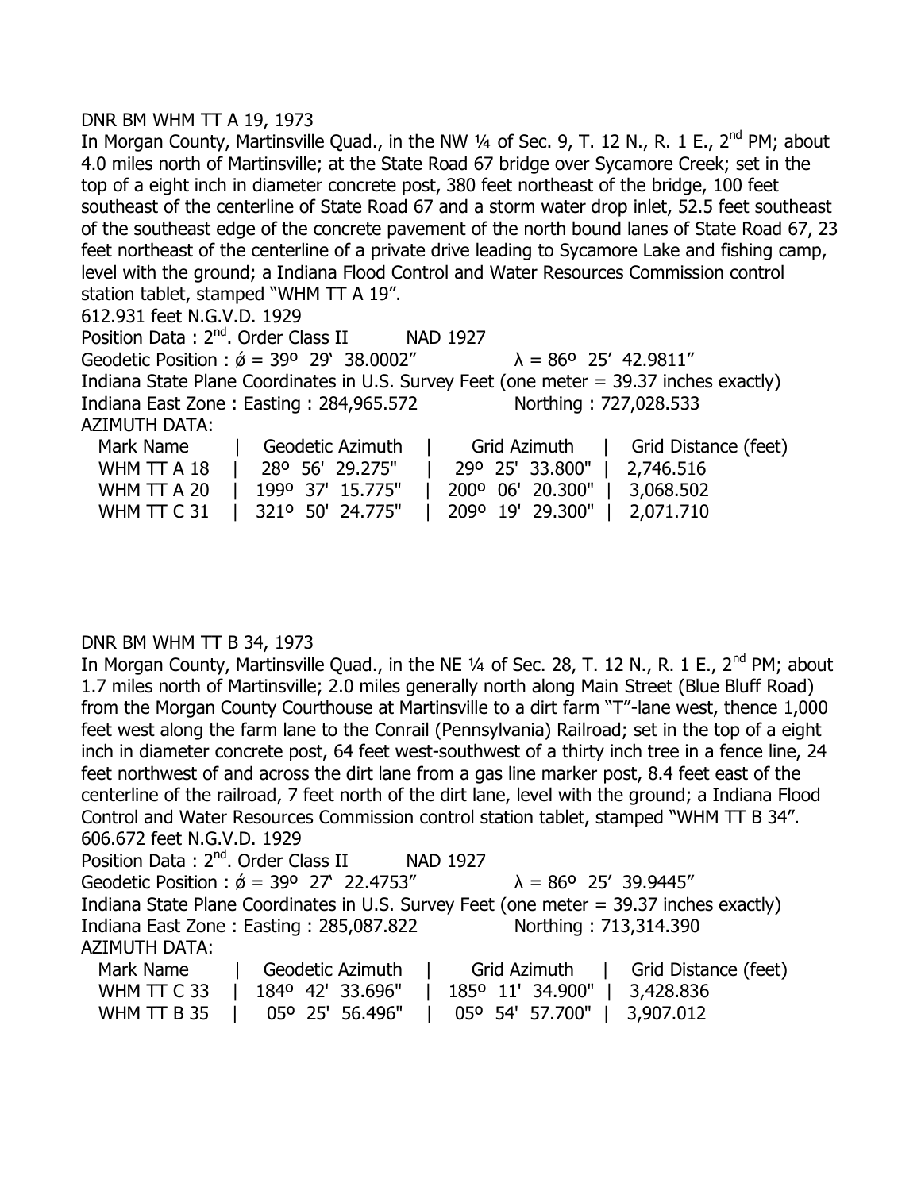DNR BM WHM TT A 19, 1973

In Morgan County, Martinsville Quad., in the NW ¼ of Sec. 9, T. 12 N., R. 1 E., 2nd PM; about 4.0 miles north of Martinsville; at the State Road 67 bridge over Sycamore Creek; set in the top of a eight inch in diameter concrete post, 380 feet northeast of the bridge, 100 feet southeast of the centerline of State Road 67 and a storm water drop inlet, 52.5 feet southeast of the southeast edge of the concrete pavement of the north bound lanes of State Road 67, 23 feet northeast of the centerline of a private drive leading to Sycamore Lake and fishing camp, level with the ground; a Indiana Flood Control and Water Resources Commission control station tablet, stamped “WHM TT A 19”.

612.931 feet N.G.V.D. 1929

Position Data : 2nd. Order Class II NAD 1927

Geodetic Position : ǿ = 39º 29‘ 38.0002” λ = 86º 25’ 42.9811”

Indiana State Plane Coordinates in U.S. Survey Feet (one meter = 39.37 inches exactly)

Indiana East Zone : Easting : 284,965.572 Northing : 727,028.533

AZIMUTH DATA:

| Mark Name | Geodetic Azimuth | Grid Azimuth | Grid Distance (feet) |
|---|---|---|---|
| WHM TT A 18 | 28º 56' 29.275" | 29º 25' 33.800" | 2,746.516 |
| WHM TT A 20 | 199º 37' 15.775" | 200º 06' 20.300" | 3,068.502 |
| WHM TT C 31 | 321º 50' 24.775" | 209º 19' 29.300" | 2,071.710 |

DNR BM WHM TT B 34, 1973

In Morgan County, Martinsville Quad., in the NE ¼ of Sec. 28, T. 12 N., R. 1 E., 2nd PM; about 1.7 miles north of Martinsville; 2.0 miles generally north along Main Street (Blue Bluff Road) from the Morgan County Courthouse at Martinsville to a dirt farm “T”-lane west, thence 1,000 feet west along the farm lane to the Conrail (Pennsylvania) Railroad; set in the top of a eight inch in diameter concrete post, 64 feet west-southwest of a thirty inch tree in a fence line, 24 feet northwest of and across the dirt lane from a gas line marker post, 8.4 feet east of the centerline of the railroad, 7 feet north of the dirt lane, level with the ground; a Indiana Flood Control and Water Resources Commission control station tablet, stamped “WHM TT B 34”.

606.672 feet N.G.V.D. 1929

Position Data : 2nd. Order Class II NAD 1927

Geodetic Position : ǿ = 39º 27‘ 22.4753” λ = 86º 25’ 39.9445”

Indiana State Plane Coordinates in U.S. Survey Feet (one meter = 39.37 inches exactly)

Indiana East Zone : Easting : 285,087.822 Northing : 713,314.390

AZIMUTH DATA:

| Mark Name | Geodetic Azimuth | Grid Azimuth | Grid Distance (feet) |
|---|---|---|---|
| WHM TT C 33 | 184º 42' 33.696" | 185º 11' 34.900" | 3,428.836 |
| WHM TT B 35 | 05º 25' 56.496" | 05º 54' 57.700" | 3,907.012 |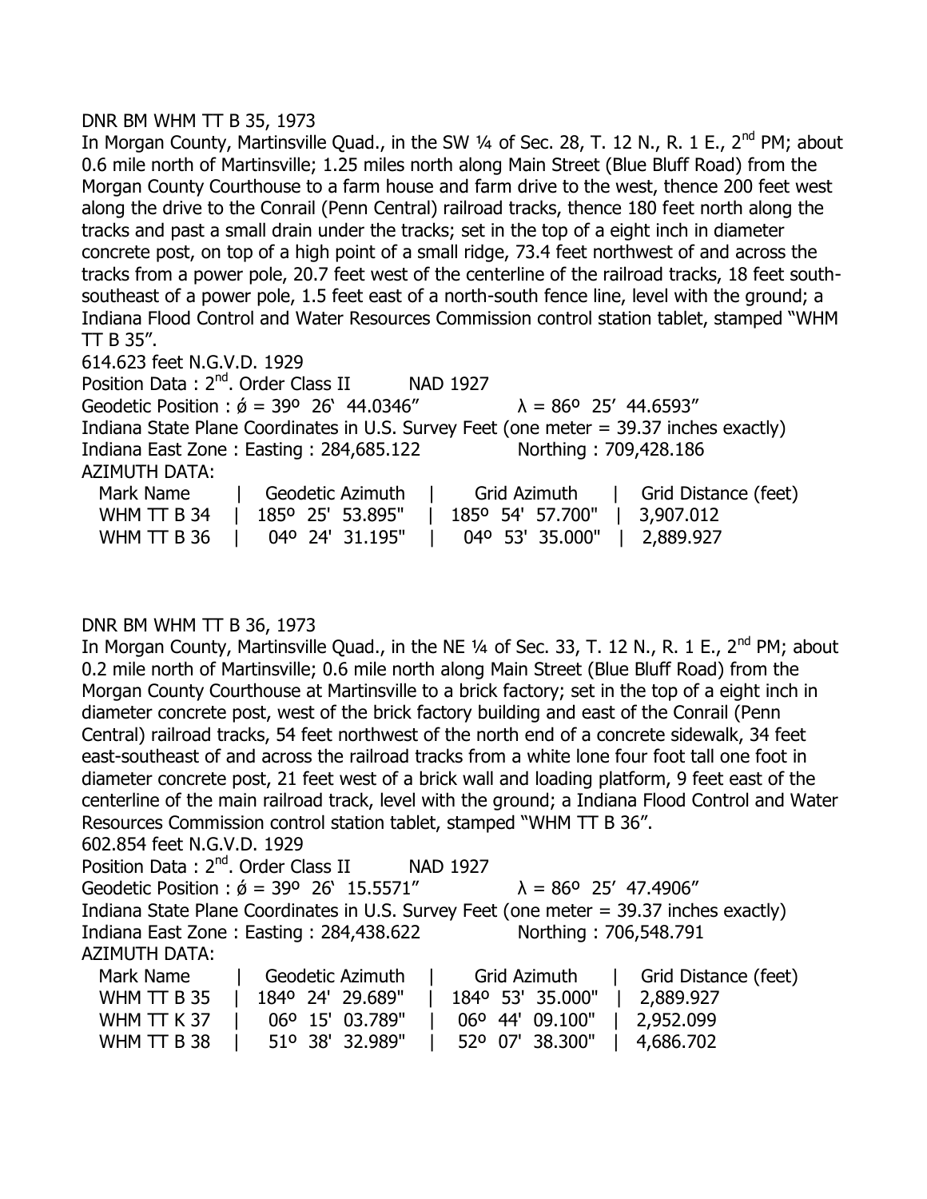DNR BM WHM TT B 35, 1973

In Morgan County, Martinsville Quad., in the SW ¼ of Sec. 28, T. 12 N., R. 1 E., 2nd PM; about 0.6 mile north of Martinsville; 1.25 miles north along Main Street (Blue Bluff Road) from the Morgan County Courthouse to a farm house and farm drive to the west, thence 200 feet west along the drive to the Conrail (Penn Central) railroad tracks, thence 180 feet north along the tracks and past a small drain under the tracks; set in the top of a eight inch in diameter concrete post, on top of a high point of a small ridge, 73.4 feet northwest of and across the tracks from a power pole, 20.7 feet west of the centerline of the railroad tracks, 18 feet south-southeast of a power pole, 1.5 feet east of a north-south fence line, level with the ground; a Indiana Flood Control and Water Resources Commission control station tablet, stamped “WHM TT B 35”.

614.623 feet N.G.V.D. 1929

Position Data : 2nd. Order Class II NAD 1927

Geodetic Position : ǿ = 39º 26‘ 44.0346” λ = 86º 25’ 44.6593”

Indiana State Plane Coordinates in U.S. Survey Feet (one meter = 39.37 inches exactly)

Indiana East Zone : Easting : 284,685.122 Northing : 709,428.186

AZIMUTH DATA:

| Mark Name | Geodetic Azimuth | Grid Azimuth | Grid Distance (feet) |
|---|---|---|---|
| WHM TT B 34 | 185º 25' 53.895" | 185º 54' 57.700" | 3,907.012 |
| WHM TT B 36 | 04º 24' 31.195" | 04º 53' 35.000" | 2,889.927 |

DNR BM WHM TT B 36, 1973

In Morgan County, Martinsville Quad., in the NE ¼ of Sec. 33, T. 12 N., R. 1 E., 2nd PM; about 0.2 mile north of Martinsville; 0.6 mile north along Main Street (Blue Bluff Road) from the Morgan County Courthouse at Martinsville to a brick factory; set in the top of a eight inch in diameter concrete post, west of the brick factory building and east of the Conrail (Penn Central) railroad tracks, 54 feet northwest of the north end of a concrete sidewalk, 34 feet east-southeast of and across the railroad tracks from a white lone four foot tall one foot in diameter concrete post, 21 feet west of a brick wall and loading platform, 9 feet east of the centerline of the main railroad track, level with the ground; a Indiana Flood Control and Water Resources Commission control station tablet, stamped “WHM TT B 36”.

602.854 feet N.G.V.D. 1929

Position Data : 2nd. Order Class II NAD 1927

Geodetic Position : ǿ = 39º 26‘ 15.5571” λ = 86º 25’ 47.4906”

Indiana State Plane Coordinates in U.S. Survey Feet (one meter = 39.37 inches exactly)

Indiana East Zone : Easting : 284,438.622 Northing : 706,548.791

AZIMUTH DATA:

| Mark Name | Geodetic Azimuth | Grid Azimuth | Grid Distance (feet) |
|---|---|---|---|
| WHM TT B 35 | 184º 24' 29.689" | 184º 53' 35.000" | 2,889.927 |
| WHM TT K 37 | 06º 15' 03.789" | 06º 44' 09.100" | 2,952.099 |
| WHM TT B 38 | 51º 38' 32.989" | 52º 07' 38.300" | 4,686.702 |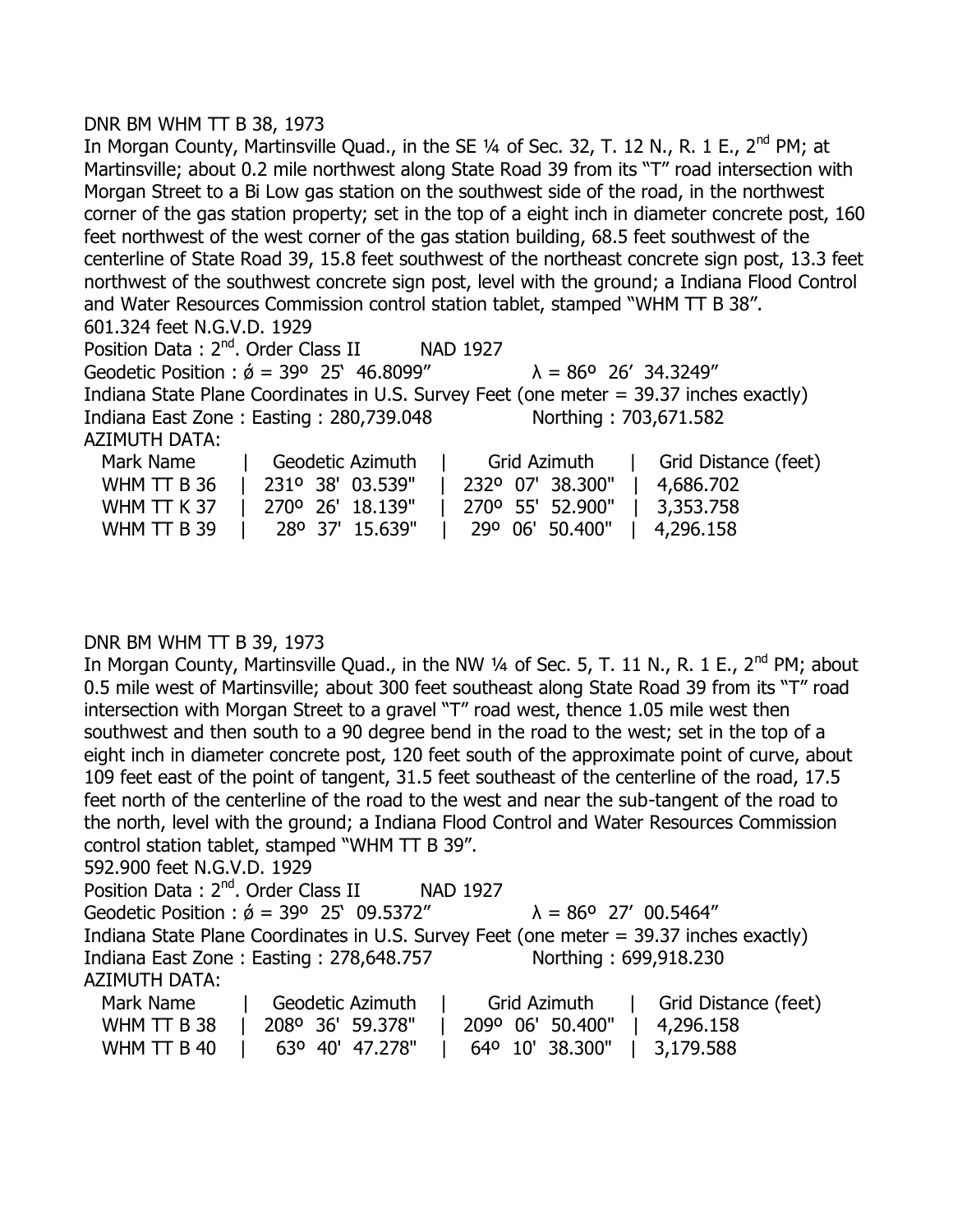DNR BM WHM TT B 38, 1973

In Morgan County, Martinsville Quad., in the SE ¼ of Sec. 32, T. 12 N., R. 1 E., 2nd PM; at Martinsville; about 0.2 mile northwest along State Road 39 from its "T" road intersection with Morgan Street to a Bi Low gas station on the southwest side of the road, in the northwest corner of the gas station property; set in the top of a eight inch in diameter concrete post, 160 feet northwest of the west corner of the gas station building, 68.5 feet southwest of the centerline of State Road 39, 15.8 feet southwest of the northeast concrete sign post, 13.3 feet northwest of the southwest concrete sign post, level with the ground; a Indiana Flood Control and Water Resources Commission control station tablet, stamped "WHM TT B 38".

601.324 feet N.G.V.D. 1929

Position Data : 2nd. Order Class II NAD 1927

Geodetic Position : ǿ = 39º 25` 46.8099" λ = 86º 26' 34.3249"

Indiana State Plane Coordinates in U.S. Survey Feet (one meter = 39.37 inches exactly)

Indiana East Zone : Easting : 280,739.048 Northing : 703,671.582

AZIMUTH DATA:

| Mark Name | Geodetic Azimuth | Grid Azimuth | Grid Distance (feet) |
|---|---|---|---|
| WHM TT B 36 | 231º 38' 03.539" | 232º 07' 38.300" | 4,686.702 |
| WHM TT K 37 | 270º 26' 18.139" | 270º 55' 52.900" | 3,353.758 |
| WHM TT B 39 | 28º 37' 15.639" | 29º 06' 50.400" | 4,296.158 |

DNR BM WHM TT B 39, 1973

In Morgan County, Martinsville Quad., in the NW ¼ of Sec. 5, T. 11 N., R. 1 E., 2nd PM; about 0.5 mile west of Martinsville; about 300 feet southeast along State Road 39 from its "T" road intersection with Morgan Street to a gravel "T" road west, thence 1.05 mile west then southwest and then south to a 90 degree bend in the road to the west; set in the top of a eight inch in diameter concrete post, 120 feet south of the approximate point of curve, about 109 feet east of the point of tangent, 31.5 feet southeast of the centerline of the road, 17.5 feet north of the centerline of the road to the west and near the sub-tangent of the road to the north, level with the ground; a Indiana Flood Control and Water Resources Commission control station tablet, stamped "WHM TT B 39".

592.900 feet N.G.V.D. 1929

Position Data : 2nd. Order Class II NAD 1927

Geodetic Position : ǿ = 39º 25` 09.5372" λ = 86º 27' 00.5464"

Indiana State Plane Coordinates in U.S. Survey Feet (one meter = 39.37 inches exactly)

Indiana East Zone : Easting : 278,648.757 Northing : 699,918.230

AZIMUTH DATA:

| Mark Name | Geodetic Azimuth | Grid Azimuth | Grid Distance (feet) |
|---|---|---|---|
| WHM TT B 38 | 208º 36' 59.378" | 209º 06' 50.400" | 4,296.158 |
| WHM TT B 40 | 63º 40' 47.278" | 64º 10' 38.300" | 3,179.588 |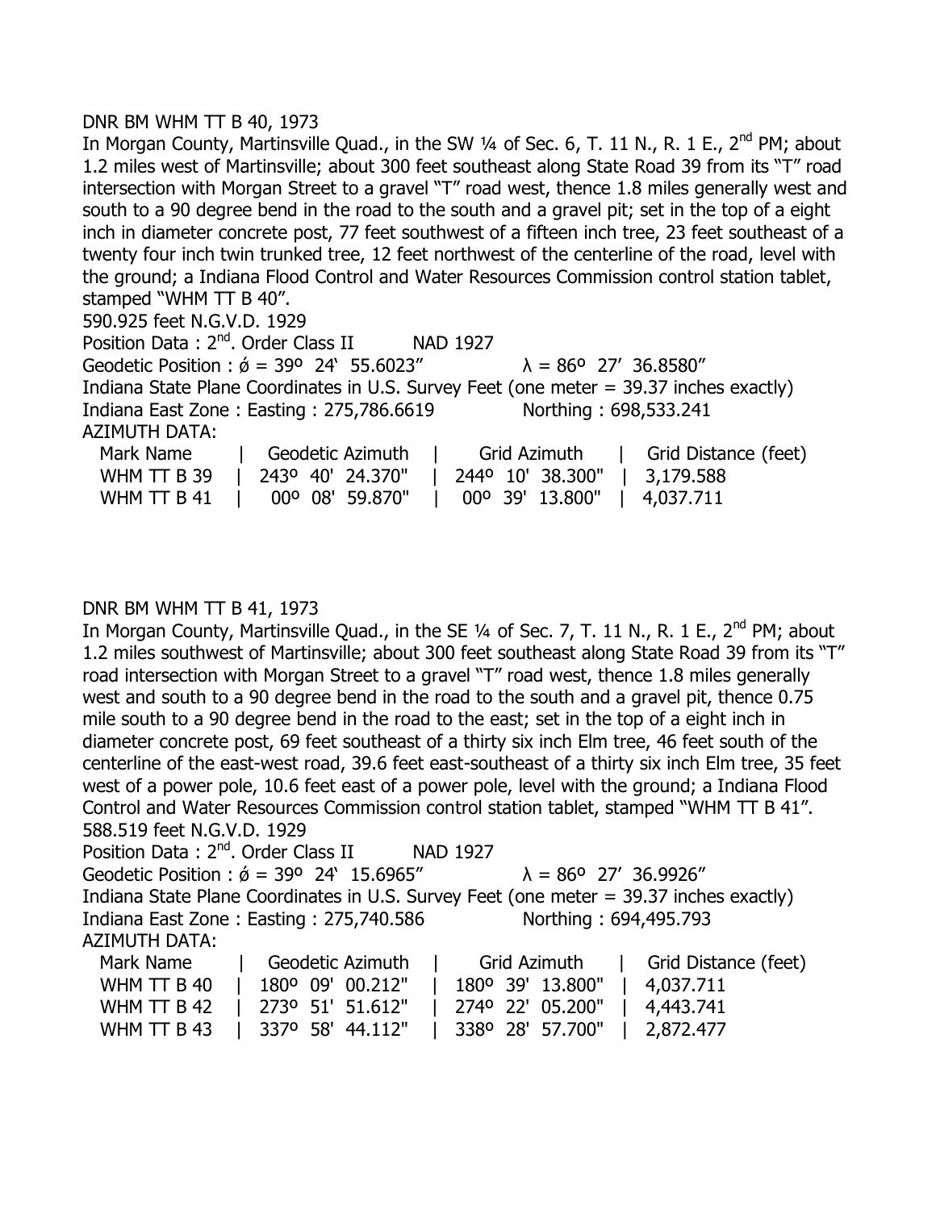DNR BM WHM TT B 40, 1973

In Morgan County, Martinsville Quad., in the SW ¼ of Sec. 6, T. 11 N., R. 1 E., 2nd PM; about 1.2 miles west of Martinsville; about 300 feet southeast along State Road 39 from its "T" road intersection with Morgan Street to a gravel "T" road west, thence 1.8 miles generally west and south to a 90 degree bend in the road to the south and a gravel pit; set in the top of a eight inch in diameter concrete post, 77 feet southwest of a fifteen inch tree, 23 feet southeast of a twenty four inch twin trunked tree, 12 feet northwest of the centerline of the road, level with the ground; a Indiana Flood Control and Water Resources Commission control station tablet, stamped "WHM TT B 40".

590.925 feet N.G.V.D. 1929

Position Data : 2nd. Order Class II NAD 1927

Geodetic Position : ǿ = 39º 24' 55.6023" λ = 86º 27' 36.8580"

Indiana State Plane Coordinates in U.S. Survey Feet (one meter = 39.37 inches exactly)

Indiana East Zone : Easting : 275,786.6619 Northing : 698,533.241

AZIMUTH DATA:

| Mark Name | Geodetic Azimuth | Grid Azimuth | Grid Distance (feet) |
|---|---|---|---|
| WHM TT B 39 | 243º 40' 24.370" | 244º 10' 38.300" | 3,179.588 |
| WHM TT B 41 | 00º 08' 59.870" | 00º 39' 13.800" | 4,037.711 |

DNR BM WHM TT B 41, 1973

In Morgan County, Martinsville Quad., in the SE ¼ of Sec. 7, T. 11 N., R. 1 E., 2nd PM; about 1.2 miles southwest of Martinsville; about 300 feet southeast along State Road 39 from its "T" road intersection with Morgan Street to a gravel "T" road west, thence 1.8 miles generally west and south to a 90 degree bend in the road to the south and a gravel pit, thence 0.75 mile south to a 90 degree bend in the road to the east; set in the top of a eight inch in diameter concrete post, 69 feet southeast of a thirty six inch Elm tree, 46 feet south of the centerline of the east-west road, 39.6 feet east-southeast of a thirty six inch Elm tree, 35 feet west of a power pole, 10.6 feet east of a power pole, level with the ground; a Indiana Flood Control and Water Resources Commission control station tablet, stamped "WHM TT B 41".

588.519 feet N.G.V.D. 1929

Position Data : 2nd. Order Class II NAD 1927

Geodetic Position : ǿ = 39º 24' 15.6965" λ = 86º 27' 36.9926"

Indiana State Plane Coordinates in U.S. Survey Feet (one meter = 39.37 inches exactly)

Indiana East Zone : Easting : 275,740.586 Northing : 694,495.793

AZIMUTH DATA:

| Mark Name | Geodetic Azimuth | Grid Azimuth | Grid Distance (feet) |
|---|---|---|---|
| WHM TT B 40 | 180º 09' 00.212" | 180º 39' 13.800" | 4,037.711 |
| WHM TT B 42 | 273º 51' 51.612" | 274º 22' 05.200" | 4,443.741 |
| WHM TT B 43 | 337º 58' 44.112" | 338º 28' 57.700" | 2,872.477 |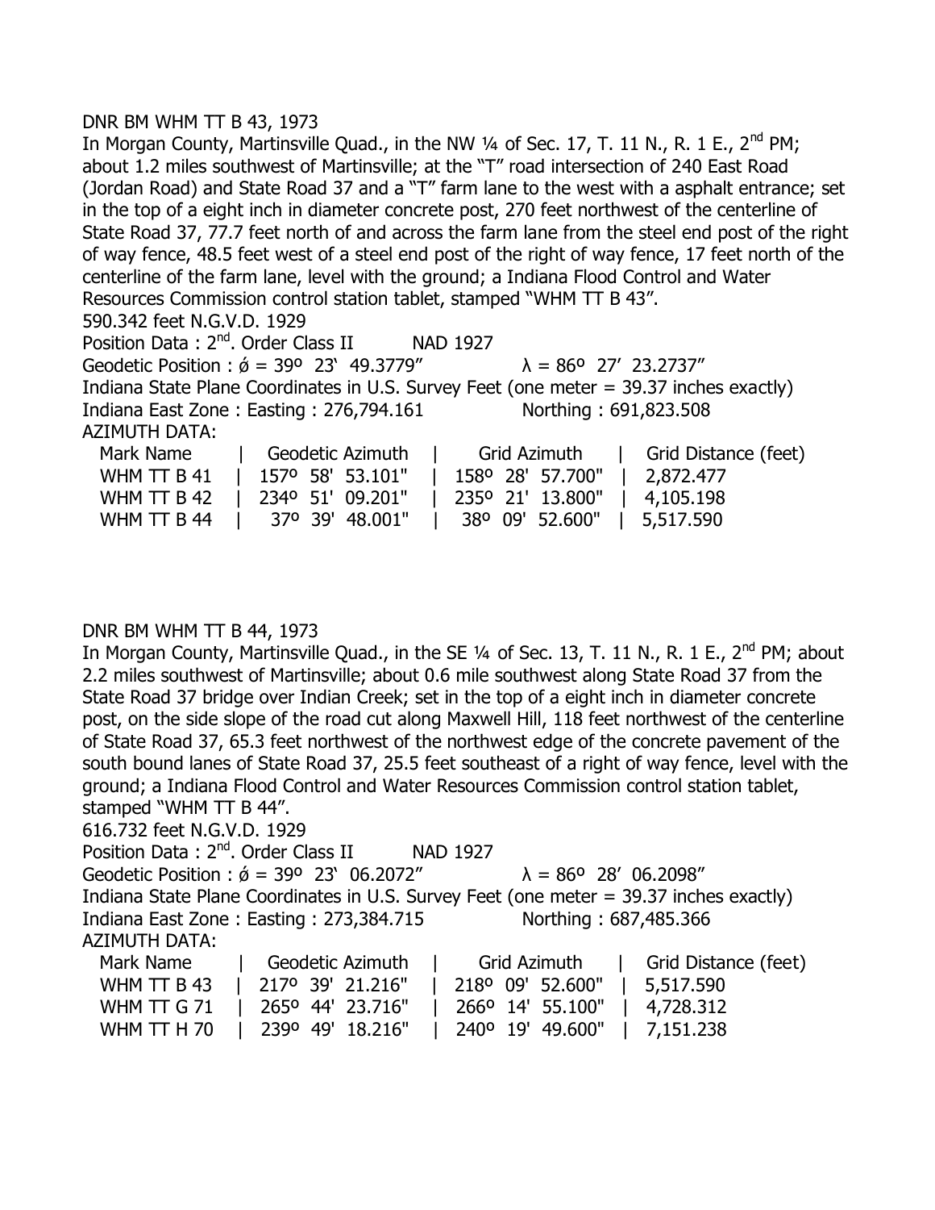DNR BM WHM TT B 43, 1973

In Morgan County, Martinsville Quad., in the NW ¼ of Sec. 17, T. 11 N., R. 1 E., 2nd PM; about 1.2 miles southwest of Martinsville; at the "T" road intersection of 240 East Road (Jordan Road) and State Road 37 and a "T" farm lane to the west with a asphalt entrance; set in the top of a eight inch in diameter concrete post, 270 feet northwest of the centerline of State Road 37, 77.7 feet north of and across the farm lane from the steel end post of the right of way fence, 48.5 feet west of a steel end post of the right of way fence, 17 feet north of the centerline of the farm lane, level with the ground; a Indiana Flood Control and Water Resources Commission control station tablet, stamped "WHM TT B 43".

590.342 feet N.G.V.D. 1929

Position Data : 2nd. Order Class II NAD 1927

Geodetic Position : ǿ = 39º 23' 49.3779" λ = 86º 27' 23.2737"

Indiana State Plane Coordinates in U.S. Survey Feet (one meter = 39.37 inches exactly)

Indiana East Zone : Easting : 276,794.161 Northing : 691,823.508

AZIMUTH DATA:

| Mark Name | Geodetic Azimuth | Grid Azimuth | Grid Distance (feet) |
|---|---|---|---|
| WHM TT B 41 | 157º 58' 53.101" | 158º 28' 57.700" | 2,872.477 |
| WHM TT B 42 | 234º 51' 09.201" | 235º 21' 13.800" | 4,105.198 |
| WHM TT B 44 | 37º 39' 48.001" | 38º 09' 52.600" | 5,517.590 |

DNR BM WHM TT B 44, 1973

In Morgan County, Martinsville Quad., in the SE ¼ of Sec. 13, T. 11 N., R. 1 E., 2nd PM; about 2.2 miles southwest of Martinsville; about 0.6 mile southwest along State Road 37 from the State Road 37 bridge over Indian Creek; set in the top of a eight inch in diameter concrete post, on the side slope of the road cut along Maxwell Hill, 118 feet northwest of the centerline of State Road 37, 65.3 feet northwest of the northwest edge of the concrete pavement of the south bound lanes of State Road 37, 25.5 feet southeast of a right of way fence, level with the ground; a Indiana Flood Control and Water Resources Commission control station tablet, stamped "WHM TT B 44".

616.732 feet N.G.V.D. 1929

Position Data : 2nd. Order Class II NAD 1927

Geodetic Position : ǿ = 39º 23' 06.2072" λ = 86º 28' 06.2098"

Indiana State Plane Coordinates in U.S. Survey Feet (one meter = 39.37 inches exactly)

Indiana East Zone : Easting : 273,384.715 Northing : 687,485.366

AZIMUTH DATA:

| Mark Name | Geodetic Azimuth | Grid Azimuth | Grid Distance (feet) |
|---|---|---|---|
| WHM TT B 43 | 217º 39' 21.216" | 218º 09' 52.600" | 5,517.590 |
| WHM TT G 71 | 265º 44' 23.716" | 266º 14' 55.100" | 4,728.312 |
| WHM TT H 70 | 239º 49' 18.216" | 240º 19' 49.600" | 7,151.238 |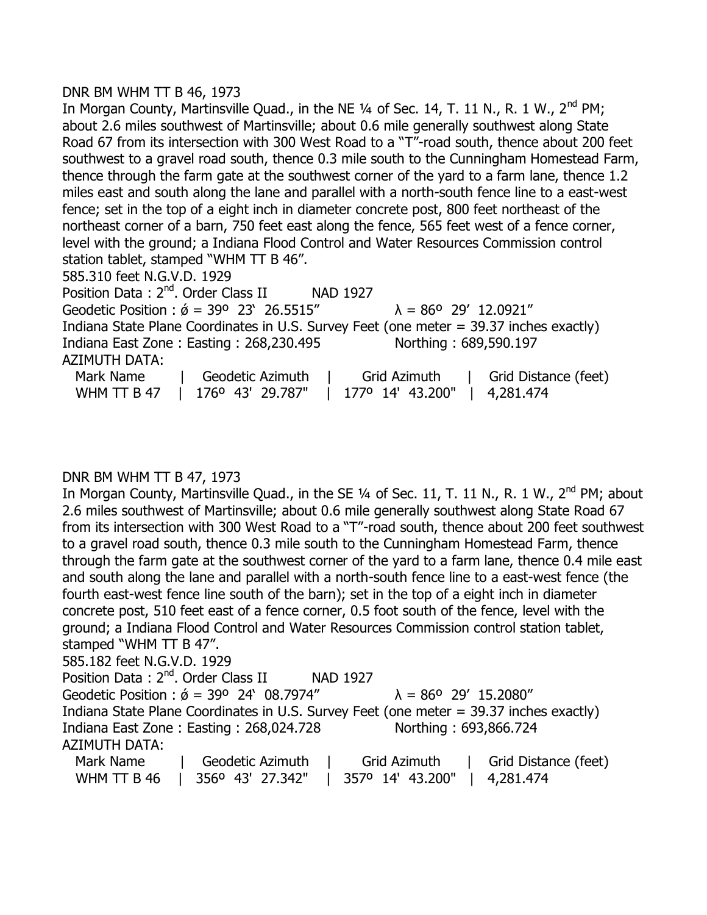DNR BM WHM TT B 46, 1973

In Morgan County, Martinsville Quad., in the NE ¼ of Sec. 14, T. 11 N., R. 1 W., 2nd PM; about 2.6 miles southwest of Martinsville; about 0.6 mile generally southwest along State Road 67 from its intersection with 300 West Road to a "T"-road south, thence about 200 feet southwest to a gravel road south, thence 0.3 mile south to the Cunningham Homestead Farm, thence through the farm gate at the southwest corner of the yard to a farm lane, thence 1.2 miles east and south along the lane and parallel with a north-south fence line to a east-west fence; set in the top of a eight inch in diameter concrete post, 800 feet northeast of the northeast corner of a barn, 750 feet east along the fence, 565 feet west of a fence corner, level with the ground; a Indiana Flood Control and Water Resources Commission control station tablet, stamped "WHM TT B 46".

585.310 feet N.G.V.D. 1929

Position Data : 2nd. Order Class II NAD 1927

Geodetic Position : ǿ = 39º 23' 26.5515" λ = 86º 29' 12.0921"

Indiana State Plane Coordinates in U.S. Survey Feet (one meter = 39.37 inches exactly)

Indiana East Zone : Easting : 268,230.495 Northing : 689,590.197

AZIMUTH DATA:

| Mark Name | Geodetic Azimuth | Grid Azimuth | Grid Distance (feet) |
|---|---|---|---|
| WHM TT B 47 | 176º 43' 29.787" | 177º 14' 43.200" | 4,281.474 |

DNR BM WHM TT B 47, 1973

In Morgan County, Martinsville Quad., in the SE ¼ of Sec. 11, T. 11 N., R. 1 W., 2nd PM; about 2.6 miles southwest of Martinsville; about 0.6 mile generally southwest along State Road 67 from its intersection with 300 West Road to a "T"-road south, thence about 200 feet southwest to a gravel road south, thence 0.3 mile south to the Cunningham Homestead Farm, thence through the farm gate at the southwest corner of the yard to a farm lane, thence 0.4 mile east and south along the lane and parallel with a north-south fence line to a east-west fence (the fourth east-west fence line south of the barn); set in the top of a eight inch in diameter concrete post, 510 feet east of a fence corner, 0.5 foot south of the fence, level with the ground; a Indiana Flood Control and Water Resources Commission control station tablet, stamped "WHM TT B 47".

585.182 feet N.G.V.D. 1929

Position Data : 2nd. Order Class II NAD 1927

Geodetic Position : ǿ = 39º 24' 08.7974" λ = 86º 29' 15.2080"

Indiana State Plane Coordinates in U.S. Survey Feet (one meter = 39.37 inches exactly)

Indiana East Zone : Easting : 268,024.728 Northing : 693,866.724

AZIMUTH DATA:

| Mark Name | Geodetic Azimuth | Grid Azimuth | Grid Distance (feet) |
|---|---|---|---|
| WHM TT B 46 | 356º 43' 27.342" | 357º 14' 43.200" | 4,281.474 |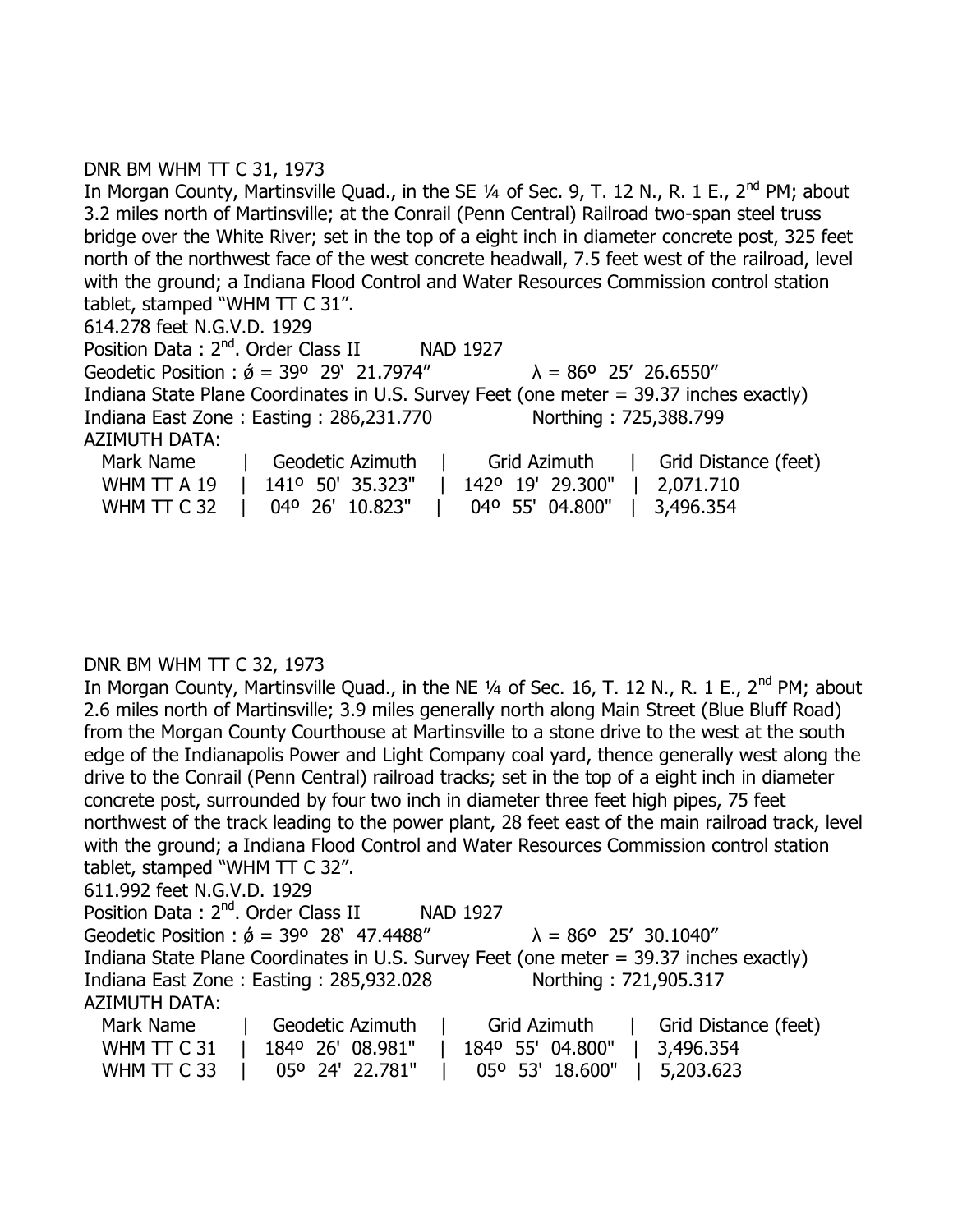DNR BM WHM TT C 31, 1973

In Morgan County, Martinsville Quad., in the SE ¼ of Sec. 9, T. 12 N., R. 1 E., 2[nd] PM; about 3.2 miles north of Martinsville; at the Conrail (Penn Central) Railroad two-span steel truss bridge over the White River; set in the top of a eight inch in diameter concrete post, 325 feet north of the northwest face of the west concrete headwall, 7.5 feet west of the railroad, level with the ground; a Indiana Flood Control and Water Resources Commission control station tablet, stamped "WHM TT C 31".

614.278 feet N.G.V.D. 1929

Position Data : 2[nd]. Order Class II NAD 1927

Geodetic Position : ǿ = 39º 29' 21.7974" λ = 86º 25' 26.6550"

Indiana State Plane Coordinates in U.S. Survey Feet (one meter = 39.37 inches exactly)

Indiana East Zone : Easting : 286,231.770 Northing : 725,388.799

AZIMUTH DATA:

| Mark Name | Geodetic Azimuth | Grid Azimuth | Grid Distance (feet) |
|---|---|---|---|
| WHM TT A 19 | 141º 50' 35.323" | 142º 19' 29.300" | 2,071.710 |
| WHM TT C 32 | 04º 26' 10.823" | 04º 55' 04.800" | 3,496.354 |

DNR BM WHM TT C 32, 1973

In Morgan County, Martinsville Quad., in the NE ¼ of Sec. 16, T. 12 N., R. 1 E., 2[nd] PM; about 2.6 miles north of Martinsville; 3.9 miles generally north along Main Street (Blue Bluff Road) from the Morgan County Courthouse at Martinsville to a stone drive to the west at the south edge of the Indianapolis Power and Light Company coal yard, thence generally west along the drive to the Conrail (Penn Central) railroad tracks; set in the top of a eight inch in diameter concrete post, surrounded by four two inch in diameter three feet high pipes, 75 feet northwest of the track leading to the power plant, 28 feet east of the main railroad track, level with the ground; a Indiana Flood Control and Water Resources Commission control station tablet, stamped "WHM TT C 32".

611.992 feet N.G.V.D. 1929

Position Data : 2[nd]. Order Class II NAD 1927

Geodetic Position : ǿ = 39º 28' 47.4488" λ = 86º 25' 30.1040"

Indiana State Plane Coordinates in U.S. Survey Feet (one meter = 39.37 inches exactly)

Indiana East Zone : Easting : 285,932.028 Northing : 721,905.317

AZIMUTH DATA:

| Mark Name | Geodetic Azimuth | Grid Azimuth | Grid Distance (feet) |
|---|---|---|---|
| WHM TT C 31 | 184º 26' 08.981" | 184º 55' 04.800" | 3,496.354 |
| WHM TT C 33 | 05º 24' 22.781" | 05º 53' 18.600" | 5,203.623 |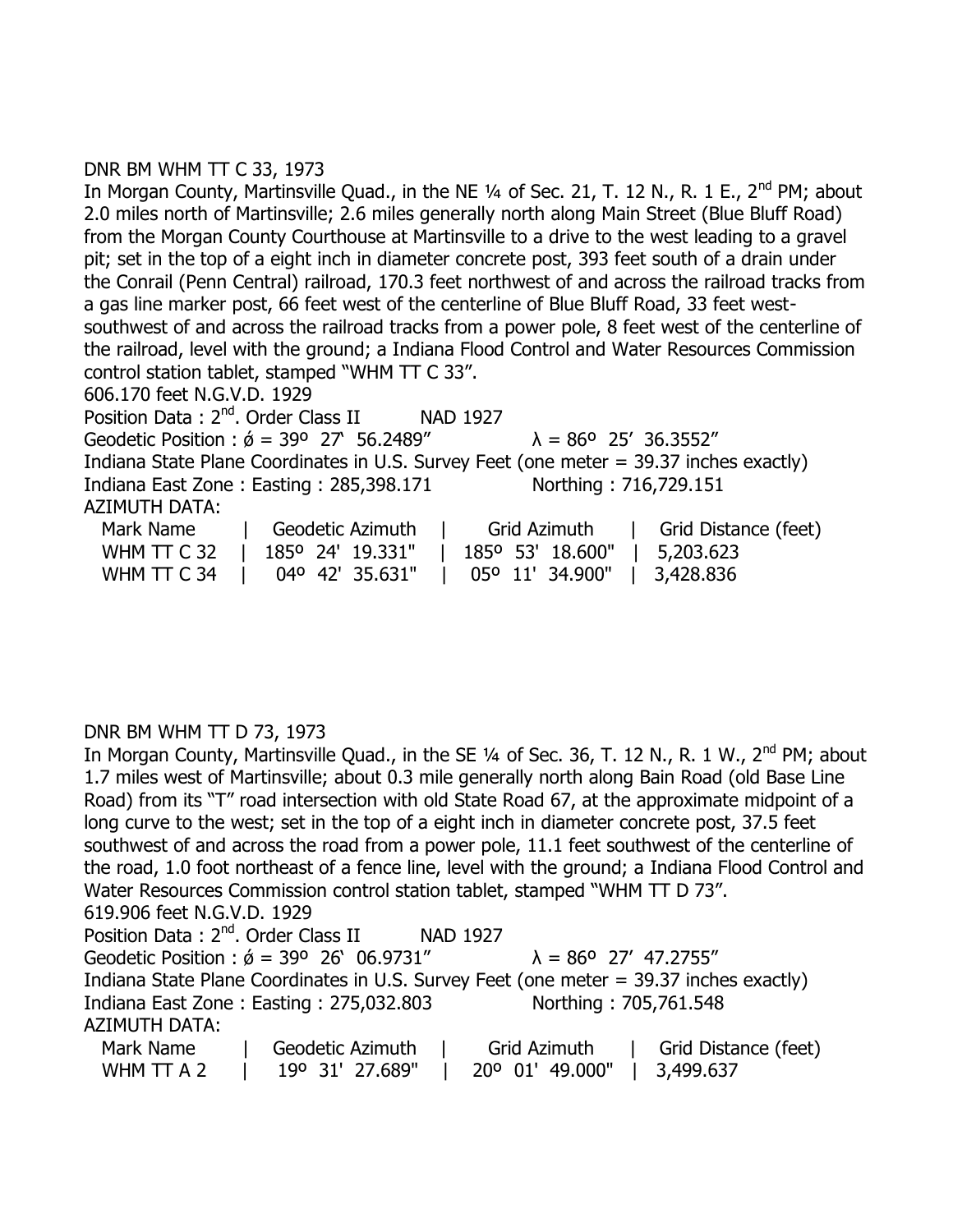DNR BM WHM TT C 33, 1973

In Morgan County, Martinsville Quad., in the NE ¼ of Sec. 21, T. 12 N., R. 1 E., 2nd PM; about 2.0 miles north of Martinsville; 2.6 miles generally north along Main Street (Blue Bluff Road) from the Morgan County Courthouse at Martinsville to a drive to the west leading to a gravel pit; set in the top of a eight inch in diameter concrete post, 393 feet south of a drain under the Conrail (Penn Central) railroad, 170.3 feet northwest of and across the railroad tracks from a gas line marker post, 66 feet west of the centerline of Blue Bluff Road, 33 feet west-southwest of and across the railroad tracks from a power pole, 8 feet west of the centerline of the railroad, level with the ground; a Indiana Flood Control and Water Resources Commission control station tablet, stamped "WHM TT C 33".

606.170 feet N.G.V.D. 1929

Position Data : 2nd. Order Class II NAD 1927

Geodetic Position : ǿ = 39º 27' 56.2489" λ = 86º 25' 36.3552"

Indiana State Plane Coordinates in U.S. Survey Feet (one meter = 39.37 inches exactly)

Indiana East Zone : Easting : 285,398.171 Northing : 716,729.151

AZIMUTH DATA:

| Mark Name | Geodetic Azimuth | Grid Azimuth | Grid Distance (feet) |
|---|---|---|---|
| WHM TT C 32 | 185º 24' 19.331" | 185º 53' 18.600" | 5,203.623 |
| WHM TT C 34 | 04º 42' 35.631" | 05º 11' 34.900" | 3,428.836 |

DNR BM WHM TT D 73, 1973

In Morgan County, Martinsville Quad., in the SE ¼ of Sec. 36, T. 12 N., R. 1 W., 2nd PM; about 1.7 miles west of Martinsville; about 0.3 mile generally north along Bain Road (old Base Line Road) from its "T" road intersection with old State Road 67, at the approximate midpoint of a long curve to the west; set in the top of a eight inch in diameter concrete post, 37.5 feet southwest of and across the road from a power pole, 11.1 feet southwest of the centerline of the road, 1.0 foot northeast of a fence line, level with the ground; a Indiana Flood Control and Water Resources Commission control station tablet, stamped "WHM TT D 73".

619.906 feet N.G.V.D. 1929

Position Data : 2nd. Order Class II NAD 1927

Geodetic Position : ǿ = 39º 26' 06.9731" λ = 86º 27' 47.2755"

Indiana State Plane Coordinates in U.S. Survey Feet (one meter = 39.37 inches exactly)

Indiana East Zone : Easting : 275,032.803 Northing : 705,761.548

AZIMUTH DATA:

| Mark Name | Geodetic Azimuth | Grid Azimuth | Grid Distance (feet) |
|---|---|---|---|
| WHM TT A 2 | 19º 31' 27.689" | 20º 01' 49.000" | 3,499.637 |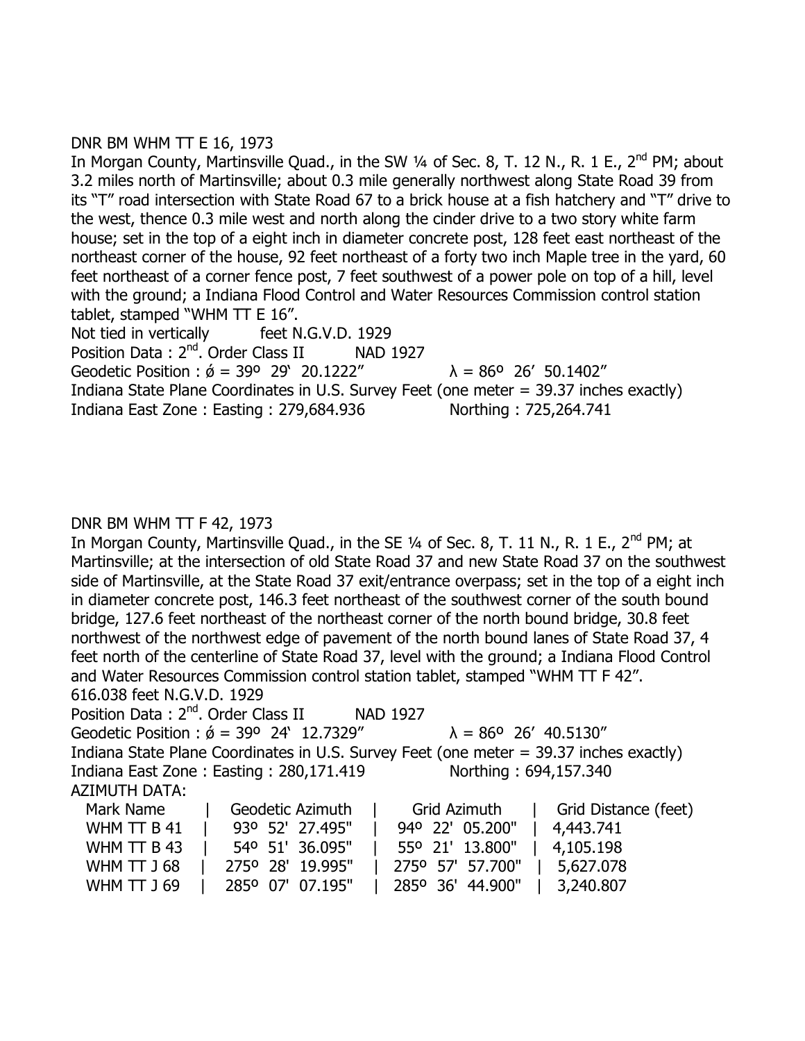DNR BM WHM TT E 16, 1973

In Morgan County, Martinsville Quad., in the SW ¼ of Sec. 8, T. 12 N., R. 1 E., 2nd PM; about 3.2 miles north of Martinsville; about 0.3 mile generally northwest along State Road 39 from its "T" road intersection with State Road 67 to a brick house at a fish hatchery and "T" drive to the west, thence 0.3 mile west and north along the cinder drive to a two story white farm house; set in the top of a eight inch in diameter concrete post, 128 feet east northeast of the northeast corner of the house, 92 feet northeast of a forty two inch Maple tree in the yard, 60 feet northeast of a corner fence post, 7 feet southwest of a power pole on top of a hill, level with the ground; a Indiana Flood Control and Water Resources Commission control station tablet, stamped "WHM TT E 16".

Not tied in vertically feet N.G.V.D. 1929

Position Data : 2nd. Order Class II NAD 1927

Geodetic Position : ǿ = 39º 29' 20.1222" λ = 86º 26' 50.1402"

Indiana State Plane Coordinates in U.S. Survey Feet (one meter = 39.37 inches exactly)

Indiana East Zone : Easting : 279,684.936 Northing : 725,264.741

DNR BM WHM TT F 42, 1973

In Morgan County, Martinsville Quad., in the SE ¼ of Sec. 8, T. 11 N., R. 1 E., 2nd PM; at Martinsville; at the intersection of old State Road 37 and new State Road 37 on the southwest side of Martinsville, at the State Road 37 exit/entrance overpass; set in the top of a eight inch in diameter concrete post, 146.3 feet northeast of the southwest corner of the south bound bridge, 127.6 feet northeast of the northeast corner of the north bound bridge, 30.8 feet northwest of the northwest edge of pavement of the north bound lanes of State Road 37, 4 feet north of the centerline of State Road 37, level with the ground; a Indiana Flood Control and Water Resources Commission control station tablet, stamped "WHM TT F 42".

616.038 feet N.G.V.D. 1929

Position Data : 2nd. Order Class II NAD 1927

Geodetic Position : ǿ = 39º 24' 12.7329" λ = 86º 26' 40.5130"

Indiana State Plane Coordinates in U.S. Survey Feet (one meter = 39.37 inches exactly)

Indiana East Zone : Easting : 280,171.419 Northing : 694,157.340

AZIMUTH DATA:

| Mark Name | Geodetic Azimuth | Grid Azimuth | Grid Distance (feet) |
|---|---|---|---|
| WHM TT B 41 | 93º 52' 27.495" | 94º 22' 05.200" | 4,443.741 |
| WHM TT B 43 | 54º 51' 36.095" | 55º 21' 13.800" | 4,105.198 |
| WHM TT J 68 | 275º 28' 19.995" | 275º 57' 57.700" | 5,627.078 |
| WHM TT J 69 | 285º 07' 07.195" | 285º 36' 44.900" | 3,240.807 |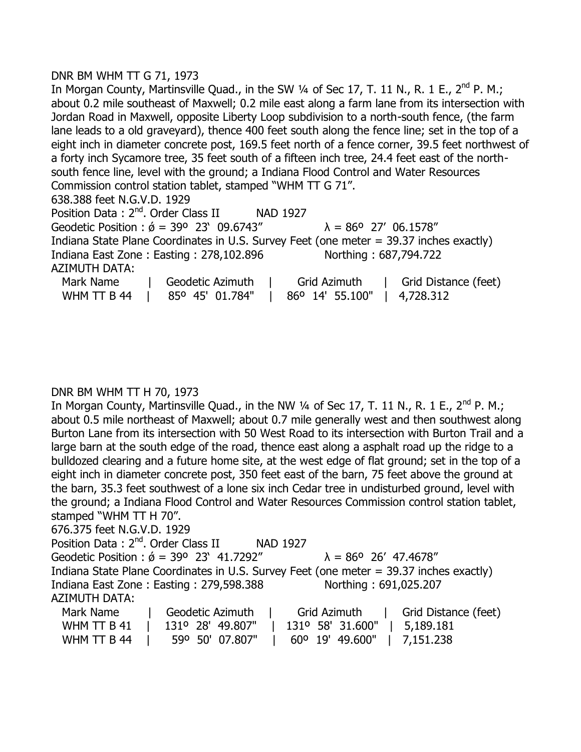DNR BM WHM TT G 71, 1973

In Morgan County, Martinsville Quad., in the SW ¼ of Sec 17, T. 11 N., R. 1 E., 2nd P. M.; about 0.2 mile southeast of Maxwell; 0.2 mile east along a farm lane from its intersection with Jordan Road in Maxwell, opposite Liberty Loop subdivision to a north-south fence, (the farm lane leads to a old graveyard), thence 400 feet south along the fence line; set in the top of a eight inch in diameter concrete post, 169.5 feet north of a fence corner, 39.5 feet northwest of a forty inch Sycamore tree, 35 feet south of a fifteen inch tree, 24.4 feet east of the north-south fence line, level with the ground; a Indiana Flood Control and Water Resources Commission control station tablet, stamped "WHM TT G 71".

638.388 feet N.G.V.D. 1929

Position Data : 2nd. Order Class II NAD 1927

Geodetic Position : ǿ = 39º 23' 09.6743" λ = 86º 27' 06.1578"

Indiana State Plane Coordinates in U.S. Survey Feet (one meter = 39.37 inches exactly)

Indiana East Zone : Easting : 278,102.896 Northing : 687,794.722

AZIMUTH DATA:

| Mark Name | Geodetic Azimuth | Grid Azimuth | Grid Distance (feet) |
|---|---|---|---|
| WHM TT B 44 | 85º 45' 01.784" | 86º 14' 55.100" | 4,728.312 |

DNR BM WHM TT H 70, 1973

In Morgan County, Martinsville Quad., in the NW ¼ of Sec 17, T. 11 N., R. 1 E., 2nd P. M.; about 0.5 mile northeast of Maxwell; about 0.7 mile generally west and then southwest along Burton Lane from its intersection with 50 West Road to its intersection with Burton Trail and a large barn at the south edge of the road, thence east along a asphalt road up the ridge to a bulldozed clearing and a future home site, at the west edge of flat ground; set in the top of a eight inch in diameter concrete post, 350 feet east of the barn, 75 feet above the ground at the barn, 35.3 feet southwest of a lone six inch Cedar tree in undisturbed ground, level with the ground; a Indiana Flood Control and Water Resources Commission control station tablet, stamped "WHM TT H 70".

676.375 feet N.G.V.D. 1929

Position Data : 2nd. Order Class II NAD 1927

Geodetic Position : ǿ = 39º 23' 41.7292" λ = 86º 26' 47.4678"

Indiana State Plane Coordinates in U.S. Survey Feet (one meter = 39.37 inches exactly)

Indiana East Zone : Easting : 279,598.388 Northing : 691,025.207

AZIMUTH DATA:

| Mark Name | Geodetic Azimuth | Grid Azimuth | Grid Distance (feet) |
|---|---|---|---|
| WHM TT B 41 | 131º 28' 49.807" | 131º 58' 31.600" | 5,189.181 |
| WHM TT B 44 | 59º 50' 07.807" | 60º 19' 49.600" | 7,151.238 |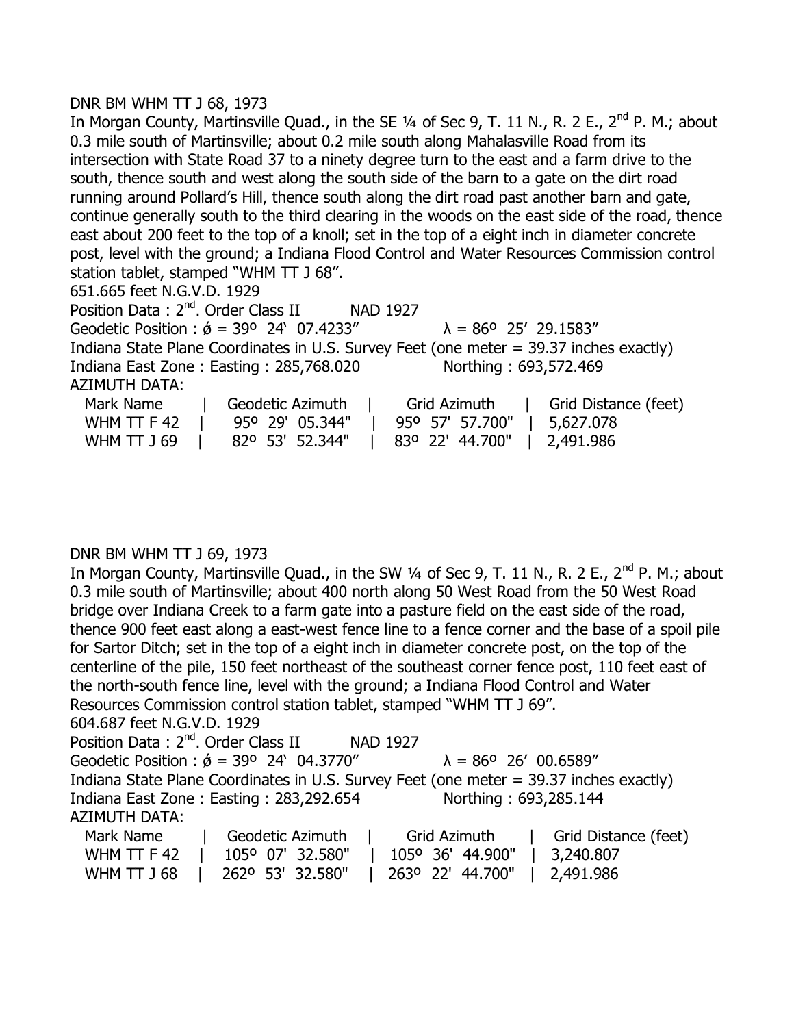DNR BM WHM TT J 68, 1973

In Morgan County, Martinsville Quad., in the SE ¼ of Sec 9, T. 11 N., R. 2 E., 2nd P. M.; about 0.3 mile south of Martinsville; about 0.2 mile south along Mahalasville Road from its intersection with State Road 37 to a ninety degree turn to the east and a farm drive to the south, thence south and west along the south side of the barn to a gate on the dirt road running around Pollard's Hill, thence south along the dirt road past another barn and gate, continue generally south to the third clearing in the woods on the east side of the road, thence east about 200 feet to the top of a knoll; set in the top of a eight inch in diameter concrete post, level with the ground; a Indiana Flood Control and Water Resources Commission control station tablet, stamped "WHM TT J 68".

651.665 feet N.G.V.D. 1929

Position Data : 2nd. Order Class II NAD 1927

Geodetic Position : ǿ = 39º 24' 07.4233" λ = 86º 25' 29.1583"

Indiana State Plane Coordinates in U.S. Survey Feet (one meter = 39.37 inches exactly)

Indiana East Zone : Easting : 285,768.020 Northing : 693,572.469

AZIMUTH DATA:

| Mark Name | Geodetic Azimuth | Grid Azimuth | Grid Distance (feet) |
|---|---|---|---|
| WHM TT F 42 | 95º 29' 05.344" | 95º 57' 57.700" | 5,627.078 |
| WHM TT J 69 | 82º 53' 52.344" | 83º 22' 44.700" | 2,491.986 |

DNR BM WHM TT J 69, 1973

In Morgan County, Martinsville Quad., in the SW ¼ of Sec 9, T. 11 N., R. 2 E., 2nd P. M.; about 0.3 mile south of Martinsville; about 400 north along 50 West Road from the 50 West Road bridge over Indiana Creek to a farm gate into a pasture field on the east side of the road, thence 900 feet east along a east-west fence line to a fence corner and the base of a spoil pile for Sartor Ditch; set in the top of a eight inch in diameter concrete post, on the top of the centerline of the pile, 150 feet northeast of the southeast corner fence post, 110 feet east of the north-south fence line, level with the ground; a Indiana Flood Control and Water Resources Commission control station tablet, stamped "WHM TT J 69".

604.687 feet N.G.V.D. 1929

Position Data : 2nd. Order Class II NAD 1927

Geodetic Position : ǿ = 39º 24' 04.3770" λ = 86º 26' 00.6589"

Indiana State Plane Coordinates in U.S. Survey Feet (one meter = 39.37 inches exactly)

Indiana East Zone : Easting : 283,292.654 Northing : 693,285.144

AZIMUTH DATA:

| Mark Name | Geodetic Azimuth | Grid Azimuth | Grid Distance (feet) |
|---|---|---|---|
| WHM TT F 42 | 105º 07' 32.580" | 105º 36' 44.900" | 3,240.807 |
| WHM TT J 68 | 262º 53' 32.580" | 263º 22' 44.700" | 2,491.986 |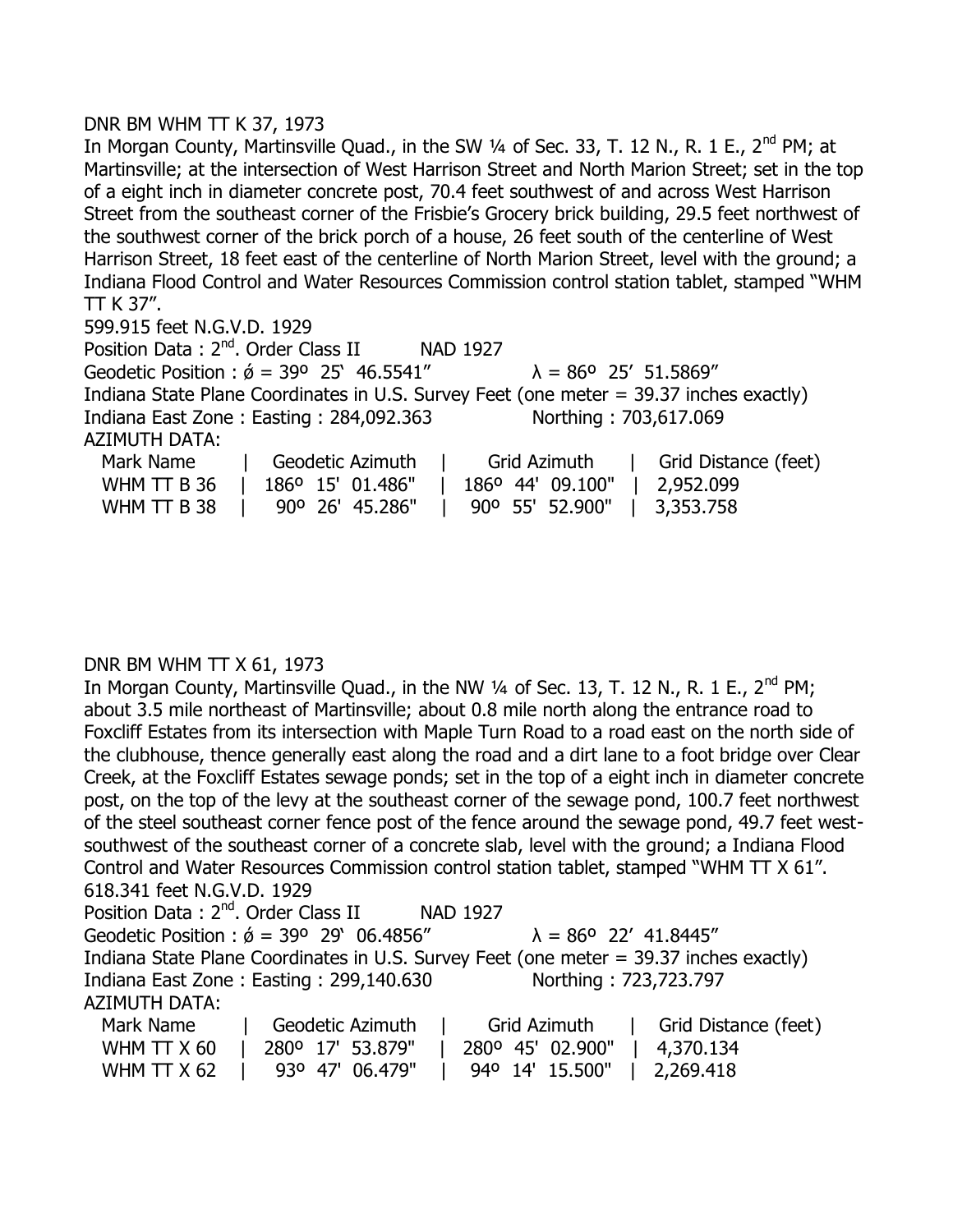DNR BM WHM TT K 37, 1973

In Morgan County, Martinsville Quad., in the SW ¼ of Sec. 33, T. 12 N., R. 1 E., 2nd PM; at Martinsville; at the intersection of West Harrison Street and North Marion Street; set in the top of a eight inch in diameter concrete post, 70.4 feet southwest of and across West Harrison Street from the southeast corner of the Frisbie's Grocery brick building, 29.5 feet northwest of the southwest corner of the brick porch of a house, 26 feet south of the centerline of West Harrison Street, 18 feet east of the centerline of North Marion Street, level with the ground; a Indiana Flood Control and Water Resources Commission control station tablet, stamped "WHM TT K 37".

599.915 feet N.G.V.D. 1929

Position Data : 2nd. Order Class II NAD 1927

Geodetic Position : ǿ = 39º 25' 46.5541" λ = 86º 25' 51.5869"

Indiana State Plane Coordinates in U.S. Survey Feet (one meter = 39.37 inches exactly)

Indiana East Zone : Easting : 284,092.363 Northing : 703,617.069

AZIMUTH DATA:

| Mark Name | Geodetic Azimuth | Grid Azimuth | Grid Distance (feet) |
|---|---|---|---|
| WHM TT B 36 | 186º 15' 01.486" | 186º 44' 09.100" | 2,952.099 |
| WHM TT B 38 | 90º 26' 45.286" | 90º 55' 52.900" | 3,353.758 |

DNR BM WHM TT X 61, 1973

In Morgan County, Martinsville Quad., in the NW ¼ of Sec. 13, T. 12 N., R. 1 E., 2nd PM; about 3.5 mile northeast of Martinsville; about 0.8 mile north along the entrance road to Foxcliff Estates from its intersection with Maple Turn Road to a road east on the north side of the clubhouse, thence generally east along the road and a dirt lane to a foot bridge over Clear Creek, at the Foxcliff Estates sewage ponds; set in the top of a eight inch in diameter concrete post, on the top of the levy at the southeast corner of the sewage pond, 100.7 feet northwest of the steel southeast corner fence post of the fence around the sewage pond, 49.7 feet west-southwest of the southeast corner of a concrete slab, level with the ground; a Indiana Flood Control and Water Resources Commission control station tablet, stamped "WHM TT X 61".

618.341 feet N.G.V.D. 1929

Position Data : 2nd. Order Class II NAD 1927

Geodetic Position : ǿ = 39º 29' 06.4856" λ = 86º 22' 41.8445"

Indiana State Plane Coordinates in U.S. Survey Feet (one meter = 39.37 inches exactly)

Indiana East Zone : Easting : 299,140.630 Northing : 723,723.797

AZIMUTH DATA:

| Mark Name | Geodetic Azimuth | Grid Azimuth | Grid Distance (feet) |
|---|---|---|---|
| WHM TT X 60 | 280º 17' 53.879" | 280º 45' 02.900" | 4,370.134 |
| WHM TT X 62 | 93º 47' 06.479" | 94º 14' 15.500" | 2,269.418 |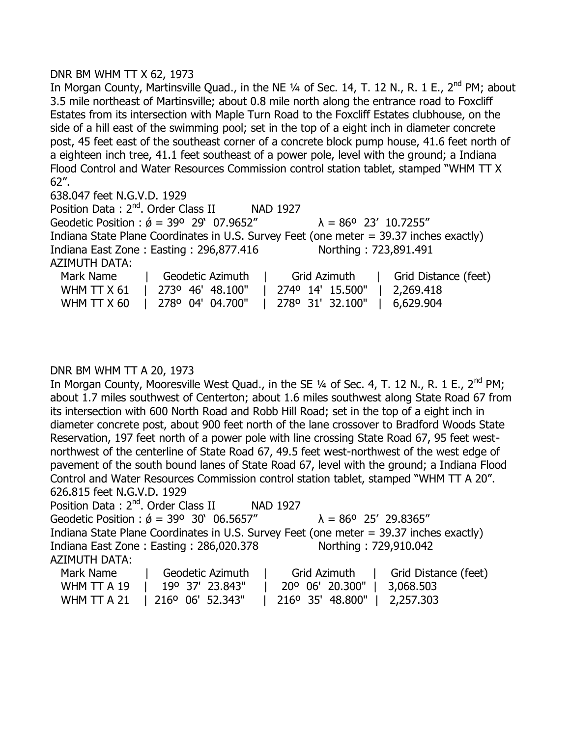DNR BM WHM TT X 62, 1973

In Morgan County, Martinsville Quad., in the NE ¼ of Sec. 14, T. 12 N., R. 1 E., 2nd PM; about 3.5 mile northeast of Martinsville; about 0.8 mile north along the entrance road to Foxcliff Estates from its intersection with Maple Turn Road to the Foxcliff Estates clubhouse, on the side of a hill east of the swimming pool; set in the top of a eight inch in diameter concrete post, 45 feet east of the southeast corner of a concrete block pump house, 41.6 feet north of a eighteen inch tree, 41.1 feet southeast of a power pole, level with the ground; a Indiana Flood Control and Water Resources Commission control station tablet, stamped "WHM TT X 62".

638.047 feet N.G.V.D. 1929

Position Data : 2nd. Order Class II NAD 1927

Geodetic Position : ǿ = 39º 29' 07.9652" λ = 86º 23' 10.7255"

Indiana State Plane Coordinates in U.S. Survey Feet (one meter = 39.37 inches exactly)

Indiana East Zone : Easting : 296,877.416 Northing : 723,891.491

AZIMUTH DATA:

| Mark Name | Geodetic Azimuth | Grid Azimuth | Grid Distance (feet) |
|---|---|---|---|
| WHM TT X 61 | 273º 46' 48.100" | 274º 14' 15.500" | 2,269.418 |
| WHM TT X 60 | 278º 04' 04.700" | 278º 31' 32.100" | 6,629.904 |

DNR BM WHM TT A 20, 1973

In Morgan County, Mooresville West Quad., in the SE ¼ of Sec. 4, T. 12 N., R. 1 E., 2nd PM; about 1.7 miles southwest of Centerton; about 1.6 miles southwest along State Road 67 from its intersection with 600 North Road and Robb Hill Road; set in the top of a eight inch in diameter concrete post, about 900 feet north of the lane crossover to Bradford Woods State Reservation, 197 feet north of a power pole with line crossing State Road 67, 95 feet west-northwest of the centerline of State Road 67, 49.5 feet west-northwest of the west edge of pavement of the south bound lanes of State Road 67, level with the ground; a Indiana Flood Control and Water Resources Commission control station tablet, stamped "WHM TT A 20".

626.815 feet N.G.V.D. 1929

Position Data : 2nd. Order Class II NAD 1927

Geodetic Position : ǿ = 39º 30' 06.5657" λ = 86º 25' 29.8365"

Indiana State Plane Coordinates in U.S. Survey Feet (one meter = 39.37 inches exactly)

Indiana East Zone : Easting : 286,020.378 Northing : 729,910.042

AZIMUTH DATA:

| Mark Name | Geodetic Azimuth | Grid Azimuth | Grid Distance (feet) |
|---|---|---|---|
| WHM TT A 19 | 19º 37' 23.843" | 20º 06' 20.300" | 3,068.503 |
| WHM TT A 21 | 216º 06' 52.343" | 216º 35' 48.800" | 2,257.303 |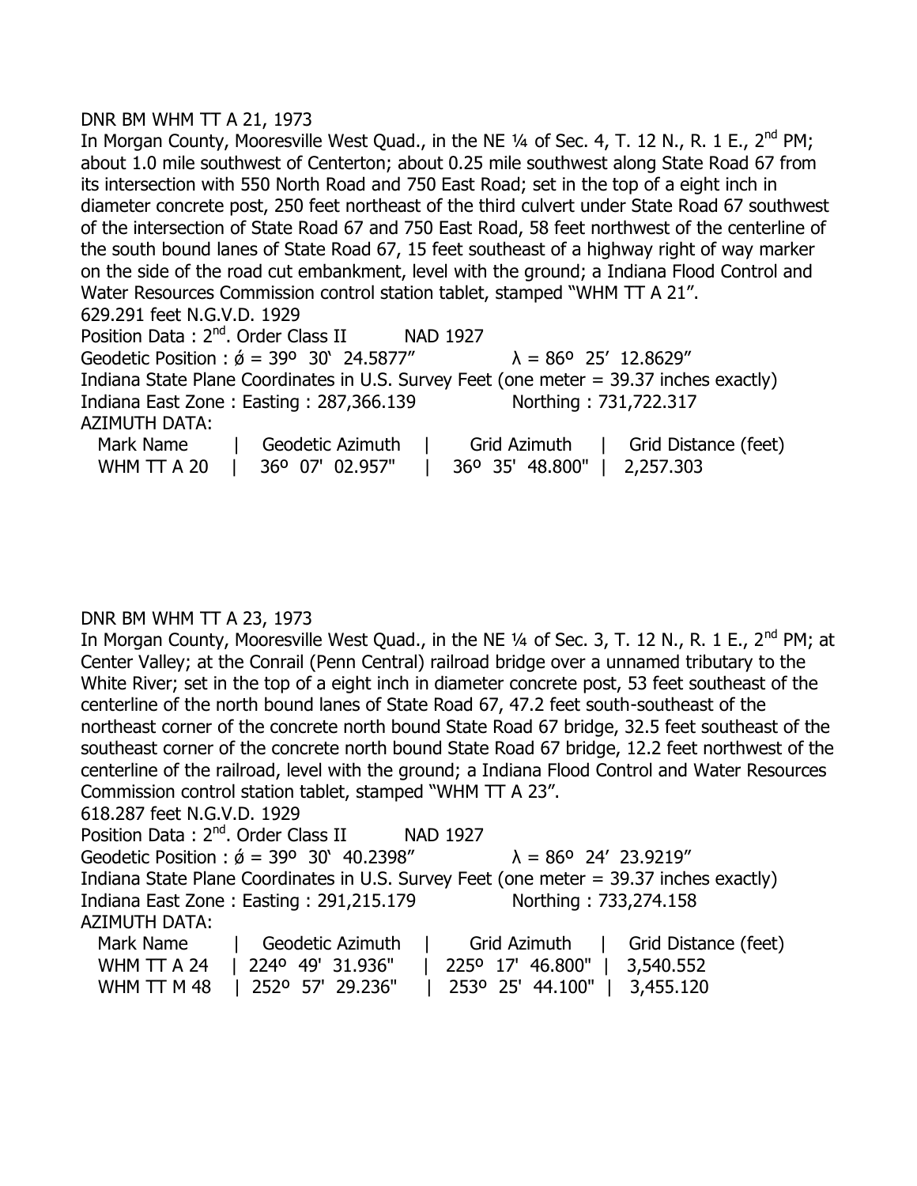DNR BM WHM TT A 21, 1973

In Morgan County, Mooresville West Quad., in the NE ¼ of Sec. 4, T. 12 N., R. 1 E., 2nd PM; about 1.0 mile southwest of Centerton; about 0.25 mile southwest along State Road 67 from its intersection with 550 North Road and 750 East Road; set in the top of a eight inch in diameter concrete post, 250 feet northeast of the third culvert under State Road 67 southwest of the intersection of State Road 67 and 750 East Road, 58 feet northwest of the centerline of the south bound lanes of State Road 67, 15 feet southeast of a highway right of way marker on the side of the road cut embankment, level with the ground; a Indiana Flood Control and Water Resources Commission control station tablet, stamped "WHM TT A 21".

629.291 feet N.G.V.D. 1929

Position Data : 2nd. Order Class II NAD 1927

Geodetic Position : ǿ = 39º 30' 24.5877" λ = 86º 25' 12.8629"

Indiana State Plane Coordinates in U.S. Survey Feet (one meter = 39.37 inches exactly)

Indiana East Zone : Easting : 287,366.139 Northing : 731,722.317

AZIMUTH DATA:

| Mark Name | Geodetic Azimuth | Grid Azimuth | Grid Distance (feet) |
|---|---|---|---|
| WHM TT A 20 | 36º 07' 02.957" | 36º 35' 48.800" | 2,257.303 |

DNR BM WHM TT A 23, 1973

In Morgan County, Mooresville West Quad., in the NE ¼ of Sec. 3, T. 12 N., R. 1 E., 2nd PM; at Center Valley; at the Conrail (Penn Central) railroad bridge over a unnamed tributary to the White River; set in the top of a eight inch in diameter concrete post, 53 feet southeast of the centerline of the north bound lanes of State Road 67, 47.2 feet south-southeast of the northeast corner of the concrete north bound State Road 67 bridge, 32.5 feet southeast of the southeast corner of the concrete north bound State Road 67 bridge, 12.2 feet northwest of the centerline of the railroad, level with the ground; a Indiana Flood Control and Water Resources Commission control station tablet, stamped "WHM TT A 23".

618.287 feet N.G.V.D. 1929

Position Data : 2nd. Order Class II NAD 1927

Geodetic Position : ǿ = 39º 30' 40.2398" λ = 86º 24' 23.9219"

Indiana State Plane Coordinates in U.S. Survey Feet (one meter = 39.37 inches exactly)

Indiana East Zone : Easting : 291,215.179 Northing : 733,274.158

AZIMUTH DATA:

| Mark Name | Geodetic Azimuth | Grid Azimuth | Grid Distance (feet) |
|---|---|---|---|
| WHM TT A 24 | 224º 49' 31.936" | 225º 17' 46.800" | 3,540.552 |
| WHM TT M 48 | 252º 57' 29.236" | 253º 25' 44.100" | 3,455.120 |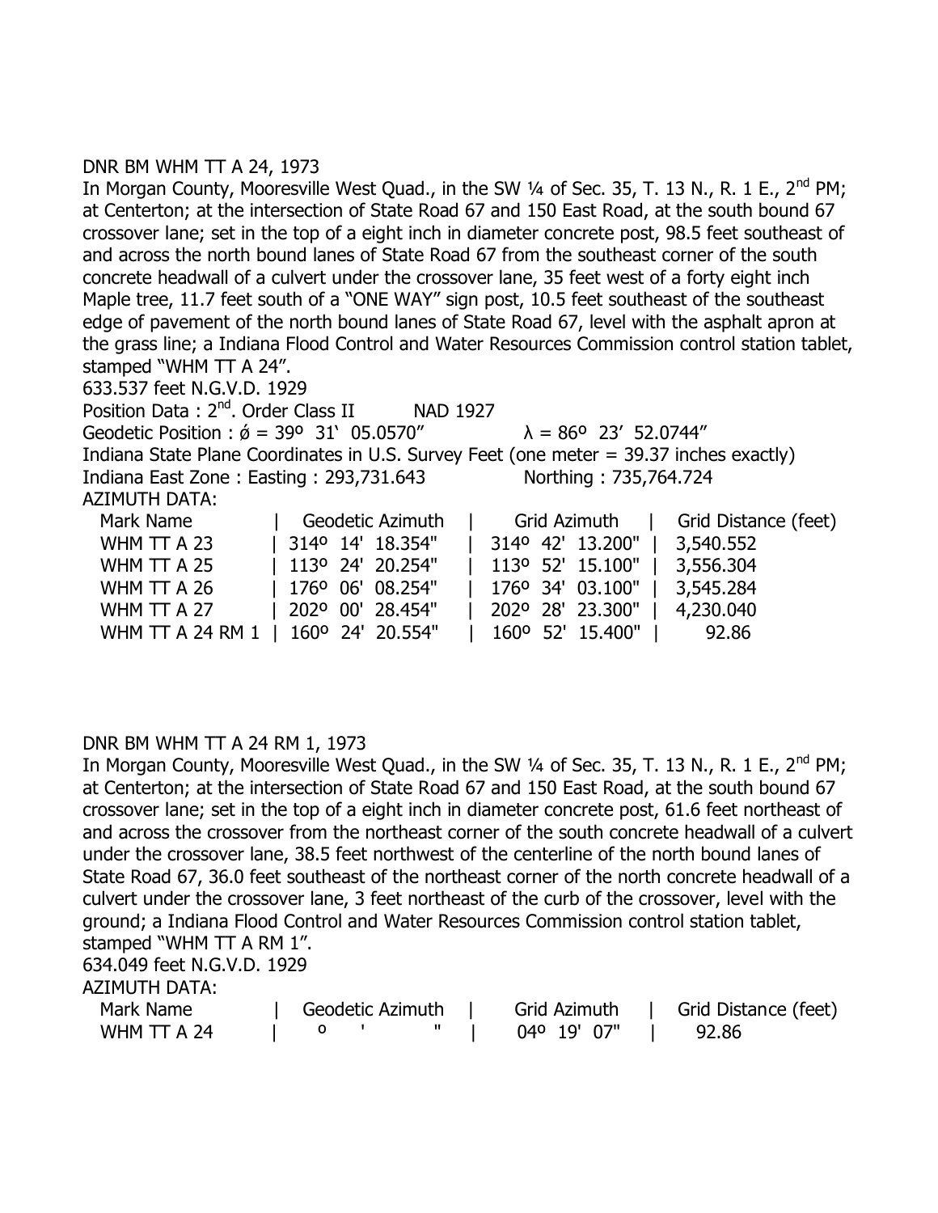DNR BM WHM TT A 24, 1973

In Morgan County, Mooresville West Quad., in the SW ¼ of Sec. 35, T. 13 N., R. 1 E., 2nd PM; at Centerton; at the intersection of State Road 67 and 150 East Road, at the south bound 67 crossover lane; set in the top of a eight inch in diameter concrete post, 98.5 feet southeast of and across the north bound lanes of State Road 67 from the southeast corner of the south concrete headwall of a culvert under the crossover lane, 35 feet west of a forty eight inch Maple tree, 11.7 feet south of a "ONE WAY" sign post, 10.5 feet southeast of the southeast edge of pavement of the north bound lanes of State Road 67, level with the asphalt apron at the grass line; a Indiana Flood Control and Water Resources Commission control station tablet, stamped "WHM TT A 24".

633.537 feet N.G.V.D. 1929

Position Data : 2nd. Order Class II NAD 1927

Geodetic Position : ǿ = 39º 31' 05.0570" λ = 86º 23' 52.0744"

Indiana State Plane Coordinates in U.S. Survey Feet (one meter = 39.37 inches exactly)

Indiana East Zone : Easting : 293,731.643 Northing : 735,764.724

AZIMUTH DATA:

| Mark Name | Geodetic Azimuth | Grid Azimuth | Grid Distance (feet) |
|---|---|---|---|
| WHM TT A 23 | 314º 14' 18.354" | 314º 42' 13.200" | 3,540.552 |
| WHM TT A 25 | 113º 24' 20.254" | 113º 52' 15.100" | 3,556.304 |
| WHM TT A 26 | 176º 06' 08.254" | 176º 34' 03.100" | 3,545.284 |
| WHM TT A 27 | 202º 00' 28.454" | 202º 28' 23.300" | 4,230.040 |
| WHM TT A 24 RM 1 | 160º 24' 20.554" | 160º 52' 15.400" | 92.86 |

DNR BM WHM TT A 24 RM 1, 1973

In Morgan County, Mooresville West Quad., in the SW ¼ of Sec. 35, T. 13 N., R. 1 E., 2nd PM; at Centerton; at the intersection of State Road 67 and 150 East Road, at the south bound 67 crossover lane; set in the top of a eight inch in diameter concrete post, 61.6 feet northeast of and across the crossover from the northeast corner of the south concrete headwall of a culvert under the crossover lane, 38.5 feet northwest of the centerline of the north bound lanes of State Road 67, 36.0 feet southeast of the northeast corner of the north concrete headwall of a culvert under the crossover lane, 3 feet northeast of the curb of the crossover, level with the ground; a Indiana Flood Control and Water Resources Commission control station tablet, stamped "WHM TT A RM 1".

634.049 feet N.G.V.D. 1929

AZIMUTH DATA:

| Mark Name | Geodetic Azimuth | Grid Azimuth | Grid Distance (feet) |
|---|---|---|---|
| WHM TT A 24 | º ' " | 04º 19' 07" | 92.86 |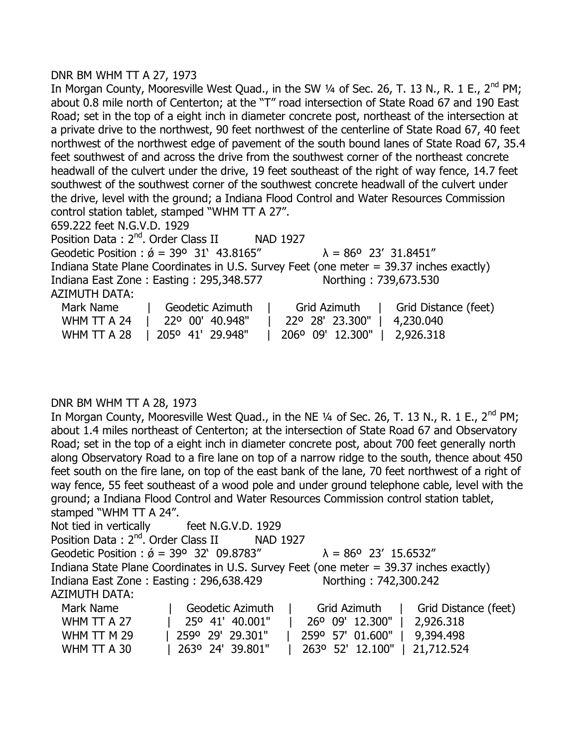DNR BM WHM TT A 27, 1973

In Morgan County, Mooresville West Quad., in the SW ¼ of Sec. 26, T. 13 N., R. 1 E., 2nd PM; about 0.8 mile north of Centerton; at the "T" road intersection of State Road 67 and 190 East Road; set in the top of a eight inch in diameter concrete post, northeast of the intersection at a private drive to the northwest, 90 feet northwest of the centerline of State Road 67, 40 feet northwest of the northwest edge of pavement of the south bound lanes of State Road 67, 35.4 feet southwest of and across the drive from the southwest corner of the northeast concrete headwall of the culvert under the drive, 19 feet southeast of the right of way fence, 14.7 feet southwest of the southwest corner of the southwest concrete headwall of the culvert under the drive, level with the ground; a Indiana Flood Control and Water Resources Commission control station tablet, stamped "WHM TT A 27".

659.222 feet N.G.V.D. 1929

Position Data : 2nd. Order Class II NAD 1927

Geodetic Position : ǿ = 39º 31' 43.8165" λ = 86º 23' 31.8451"

Indiana State Plane Coordinates in U.S. Survey Feet (one meter = 39.37 inches exactly)

Indiana East Zone : Easting : 295,348.577 Northing : 739,673.530

AZIMUTH DATA:

| Mark Name | Geodetic Azimuth | Grid Azimuth | Grid Distance (feet) |
|---|---|---|---|
| WHM TT A 24 | 22º 00' 40.948" | 22º 28' 23.300" | 4,230.040 |
| WHM TT A 28 | 205º 41' 29.948" | 206º 09' 12.300" | 2,926.318 |

DNR BM WHM TT A 28, 1973

In Morgan County, Mooresville West Quad., in the NE ¼ of Sec. 26, T. 13 N., R. 1 E., 2nd PM; about 1.4 miles northeast of Centerton; at the intersection of State Road 67 and Observatory Road; set in the top of a eight inch in diameter concrete post, about 700 feet generally north along Observatory Road to a fire lane on top of a narrow ridge to the south, thence about 450 feet south on the fire lane, on top of the east bank of the lane, 70 feet northwest of a right of way fence, 55 feet southeast of a wood pole and under ground telephone cable, level with the ground; a Indiana Flood Control and Water Resources Commission control station tablet, stamped "WHM TT A 24".

Not tied in vertically feet N.G.V.D. 1929

Position Data : 2nd. Order Class II NAD 1927

Geodetic Position : ǿ = 39º 32' 09.8783" λ = 86º 23' 15.6532"

Indiana State Plane Coordinates in U.S. Survey Feet (one meter = 39.37 inches exactly)

Indiana East Zone : Easting : 296,638.429 Northing : 742,300.242

AZIMUTH DATA:

| Mark Name | Geodetic Azimuth | Grid Azimuth | Grid Distance (feet) |
|---|---|---|---|
| WHM TT A 27 | 25º 41' 40.001" | 26º 09' 12.300" | 2,926.318 |
| WHM TT M 29 | 259º 29' 29.301" | 259º 57' 01.600" | 9,394.498 |
| WHM TT A 30 | 263º 24' 39.801" | 263º 52' 12.100" | 21,712.524 |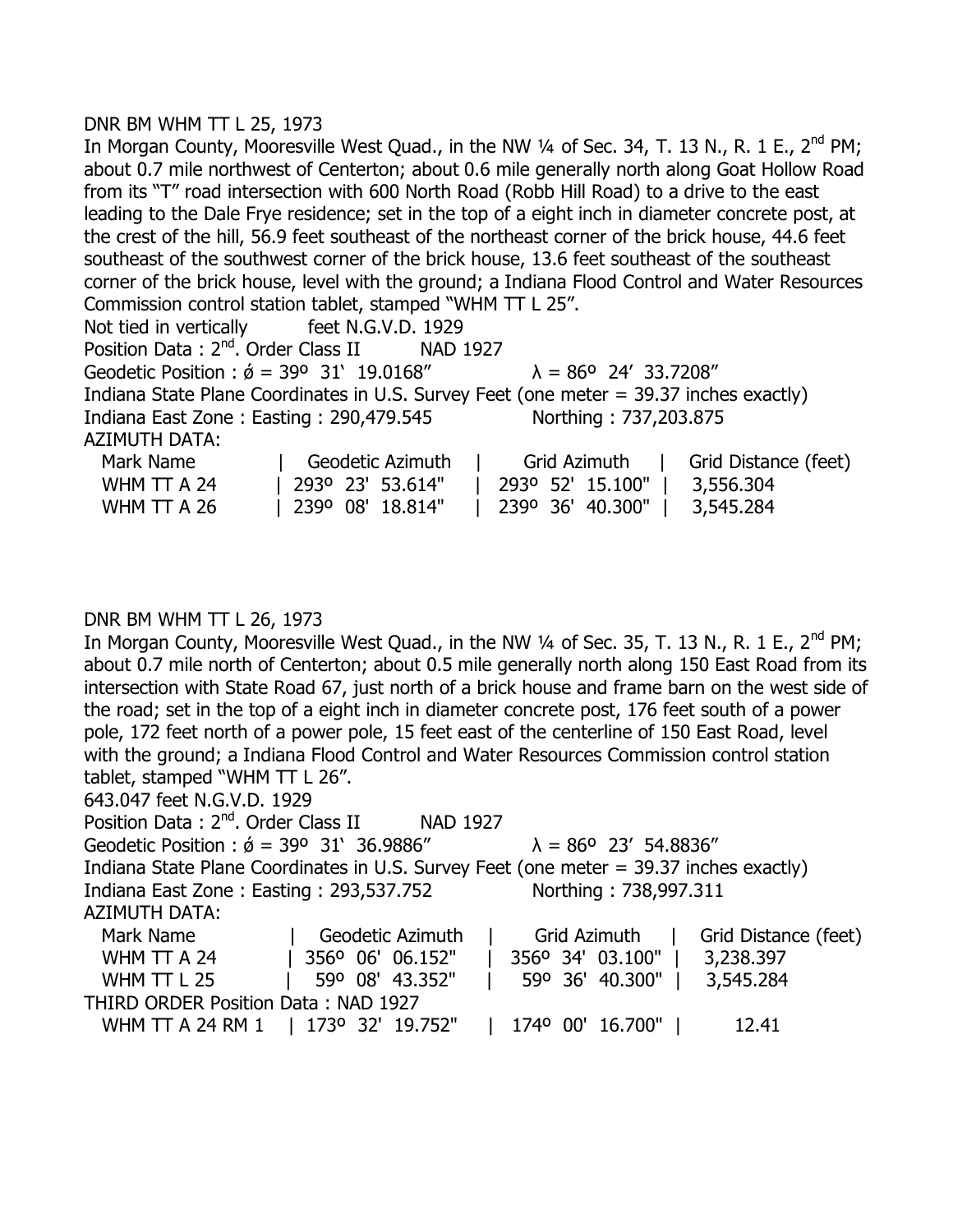DNR BM WHM TT L 25, 1973

In Morgan County, Mooresville West Quad., in the NW ¼ of Sec. 34, T. 13 N., R. 1 E., 2nd PM; about 0.7 mile northwest of Centerton; about 0.6 mile generally north along Goat Hollow Road from its "T" road intersection with 600 North Road (Robb Hill Road) to a drive to the east leading to the Dale Frye residence; set in the top of a eight inch in diameter concrete post, at the crest of the hill, 56.9 feet southeast of the northeast corner of the brick house, 44.6 feet southeast of the southwest corner of the brick house, 13.6 feet southeast of the southeast corner of the brick house, level with the ground; a Indiana Flood Control and Water Resources Commission control station tablet, stamped "WHM TT L 25".

Not tied in vertically feet N.G.V.D. 1929

Position Data : 2nd. Order Class II NAD 1927

Geodetic Position : ǿ = 39º 31' 19.0168" λ = 86º 24' 33.7208"

Indiana State Plane Coordinates in U.S. Survey Feet (one meter = 39.37 inches exactly)

Indiana East Zone : Easting : 290,479.545 Northing : 737,203.875

AZIMUTH DATA:

| Mark Name | Geodetic Azimuth | Grid Azimuth | Grid Distance (feet) |
|---|---|---|---|
| WHM TT A 24 | 293º 23' 53.614" | 293º 52' 15.100" | 3,556.304 |
| WHM TT A 26 | 239º 08' 18.814" | 239º 36' 40.300" | 3,545.284 |

DNR BM WHM TT L 26, 1973

In Morgan County, Mooresville West Quad., in the NW ¼ of Sec. 35, T. 13 N., R. 1 E., 2nd PM; about 0.7 mile north of Centerton; about 0.5 mile generally north along 150 East Road from its intersection with State Road 67, just north of a brick house and frame barn on the west side of the road; set in the top of a eight inch in diameter concrete post, 176 feet south of a power pole, 172 feet north of a power pole, 15 feet east of the centerline of 150 East Road, level with the ground; a Indiana Flood Control and Water Resources Commission control station tablet, stamped "WHM TT L 26".

643.047 feet N.G.V.D. 1929

Position Data : 2nd. Order Class II NAD 1927

Geodetic Position : ǿ = 39º 31' 36.9886" λ = 86º 23' 54.8836"

Indiana State Plane Coordinates in U.S. Survey Feet (one meter = 39.37 inches exactly)

Indiana East Zone : Easting : 293,537.752 Northing : 738,997.311

AZIMUTH DATA:

| Mark Name | Geodetic Azimuth | Grid Azimuth | Grid Distance (feet) |
|---|---|---|---|
| WHM TT A 24 | 356º 06' 06.152" | 356º 34' 03.100" | 3,238.397 |
| WHM TT L 25 | 59º 08' 43.352" | 59º 36' 40.300" | 3,545.284 |
| THIRD ORDER Position Data : NAD 1927 | | | |
| WHM TT A 24 RM 1 | 173º 32' 19.752" | 174º 00' 16.700" | 12.41 |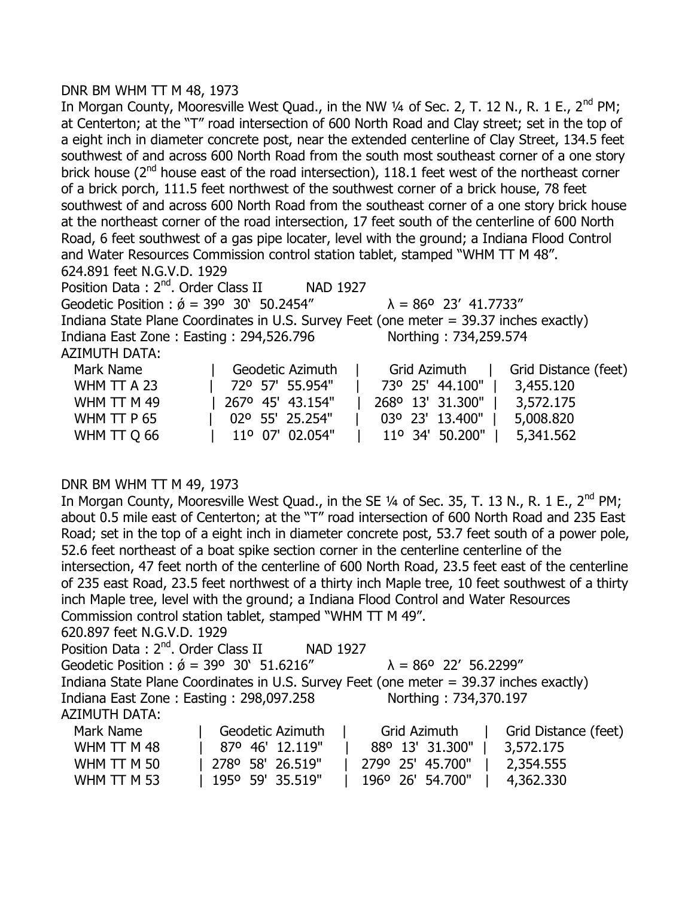DNR BM WHM TT M 48, 1973

In Morgan County, Mooresville West Quad., in the NW ¼ of Sec. 2, T. 12 N., R. 1 E., 2nd PM; at Centerton; at the "T" road intersection of 600 North Road and Clay street; set in the top of a eight inch in diameter concrete post, near the extended centerline of Clay Street, 134.5 feet southwest of and across 600 North Road from the south most southeast corner of a one story brick house (2nd house east of the road intersection), 118.1 feet west of the northeast corner of a brick porch, 111.5 feet northwest of the southwest corner of a brick house, 78 feet southwest of and across 600 North Road from the southeast corner of a one story brick house at the northeast corner of the road intersection, 17 feet south of the centerline of 600 North Road, 6 feet southwest of a gas pipe locater, level with the ground; a Indiana Flood Control and Water Resources Commission control station tablet, stamped "WHM TT M 48".

624.891 feet N.G.V.D. 1929

Position Data : 2nd. Order Class II NAD 1927

Geodetic Position : ǿ = 39º 30' 50.2454" λ = 86º 23' 41.7733"

Indiana State Plane Coordinates in U.S. Survey Feet (one meter = 39.37 inches exactly)

Indiana East Zone : Easting : 294,526.796 Northing : 734,259.574

AZIMUTH DATA:

| Mark Name | Geodetic Azimuth | Grid Azimuth | Grid Distance (feet) |
|---|---|---|---|
| WHM TT A 23 | 72º 57' 55.954" | 73º 25' 44.100" | 3,455.120 |
| WHM TT M 49 | 267º 45' 43.154" | 268º 13' 31.300" | 3,572.175 |
| WHM TT P 65 | 02º 55' 25.254" | 03º 23' 13.400" | 5,008.820 |
| WHM TT Q 66 | 11º 07' 02.054" | 11º 34' 50.200" | 5,341.562 |

DNR BM WHM TT M 49, 1973

In Morgan County, Mooresville West Quad., in the SE ¼ of Sec. 35, T. 13 N., R. 1 E., 2nd PM; about 0.5 mile east of Centerton; at the "T" road intersection of 600 North Road and 235 East Road; set in the top of a eight inch in diameter concrete post, 53.7 feet south of a power pole, 52.6 feet northeast of a boat spike section corner in the centerline centerline of the intersection, 47 feet north of the centerline of 600 North Road, 23.5 feet east of the centerline of 235 east Road, 23.5 feet northwest of a thirty inch Maple tree, 10 feet southwest of a thirty inch Maple tree, level with the ground; a Indiana Flood Control and Water Resources Commission control station tablet, stamped "WHM TT M 49".

620.897 feet N.G.V.D. 1929

Position Data : 2nd. Order Class II NAD 1927

Geodetic Position : ǿ = 39º 30' 51.6216" λ = 86º 22' 56.2299"

Indiana State Plane Coordinates in U.S. Survey Feet (one meter = 39.37 inches exactly)

Indiana East Zone : Easting : 298,097.258 Northing : 734,370.197

AZIMUTH DATA:

| Mark Name | Geodetic Azimuth | Grid Azimuth | Grid Distance (feet) |
|---|---|---|---|
| WHM TT M 48 | 87º 46' 12.119" | 88º 13' 31.300" | 3,572.175 |
| WHM TT M 50 | 278º 58' 26.519" | 279º 25' 45.700" | 2,354.555 |
| WHM TT M 53 | 195º 59' 35.519" | 196º 26' 54.700" | 4,362.330 |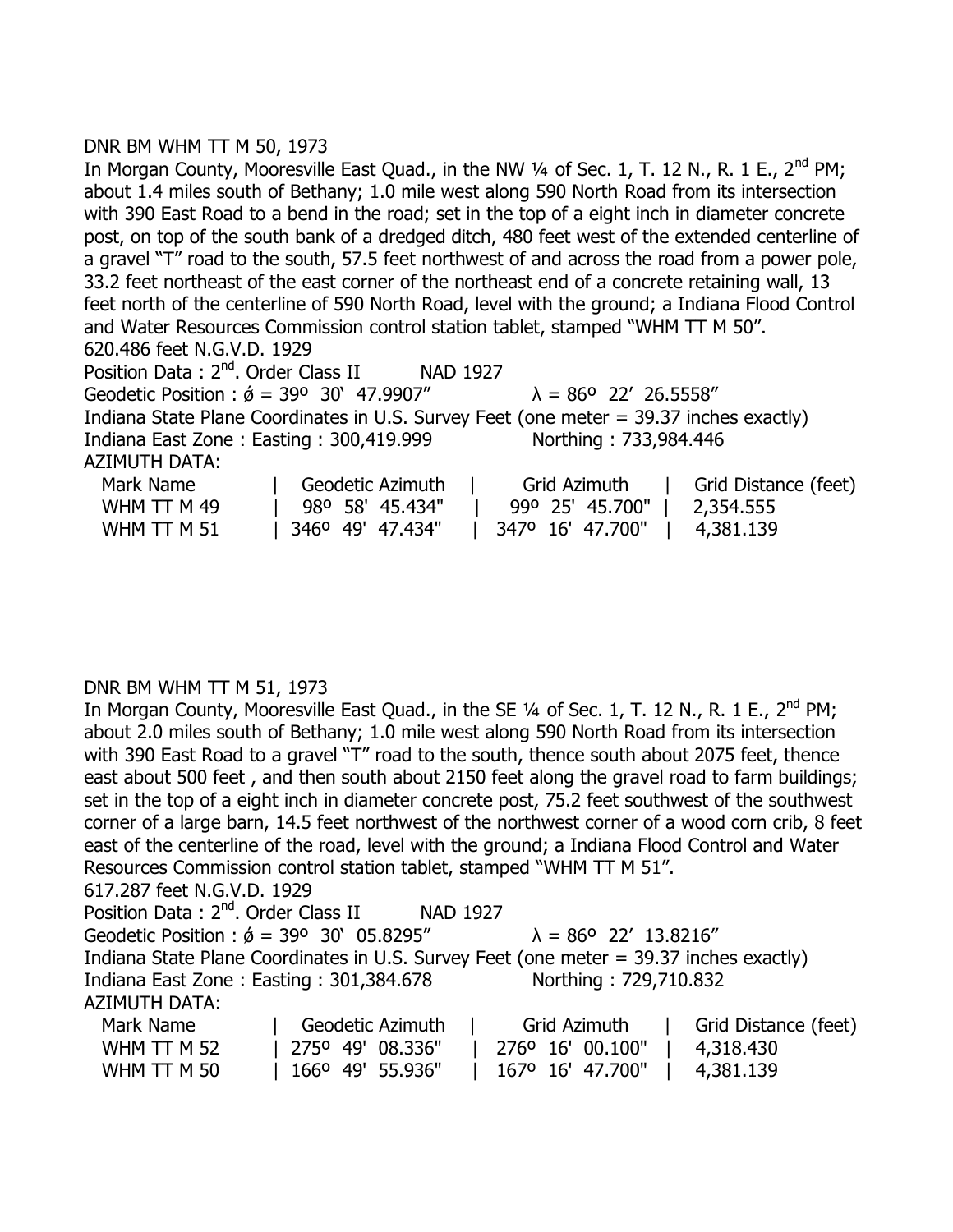DNR BM WHM TT M 50, 1973

In Morgan County, Mooresville East Quad., in the NW ¼ of Sec. 1, T. 12 N., R. 1 E., 2nd PM; about 1.4 miles south of Bethany; 1.0 mile west along 590 North Road from its intersection with 390 East Road to a bend in the road; set in the top of a eight inch in diameter concrete post, on top of the south bank of a dredged ditch, 480 feet west of the extended centerline of a gravel "T" road to the south, 57.5 feet northwest of and across the road from a power pole, 33.2 feet northeast of the east corner of the northeast end of a concrete retaining wall, 13 feet north of the centerline of 590 North Road, level with the ground; a Indiana Flood Control and Water Resources Commission control station tablet, stamped "WHM TT M 50".

620.486 feet N.G.V.D. 1929

Position Data : 2nd. Order Class II NAD 1927

Geodetic Position : ǿ = 39º 30' 47.9907" λ = 86º 22' 26.5558"

Indiana State Plane Coordinates in U.S. Survey Feet (one meter = 39.37 inches exactly)

Indiana East Zone : Easting : 300,419.999 Northing : 733,984.446

AZIMUTH DATA:

| Mark Name | Geodetic Azimuth | Grid Azimuth | Grid Distance (feet) |
|---|---|---|---|
| WHM TT M 49 | 98º 58' 45.434" | 99º 25' 45.700" | 2,354.555 |
| WHM TT M 51 | 346º 49' 47.434" | 347º 16' 47.700" | 4,381.139 |

DNR BM WHM TT M 51, 1973

In Morgan County, Mooresville East Quad., in the SE ¼ of Sec. 1, T. 12 N., R. 1 E., 2nd PM; about 2.0 miles south of Bethany; 1.0 mile west along 590 North Road from its intersection with 390 East Road to a gravel "T" road to the south, thence south about 2075 feet, thence east about 500 feet , and then south about 2150 feet along the gravel road to farm buildings; set in the top of a eight inch in diameter concrete post, 75.2 feet southwest of the southwest corner of a large barn, 14.5 feet northwest of the northwest corner of a wood corn crib, 8 feet east of the centerline of the road, level with the ground; a Indiana Flood Control and Water Resources Commission control station tablet, stamped "WHM TT M 51".

617.287 feet N.G.V.D. 1929

Position Data : 2nd. Order Class II NAD 1927

Geodetic Position : ǿ = 39º 30' 05.8295" λ = 86º 22' 13.8216"

Indiana State Plane Coordinates in U.S. Survey Feet (one meter = 39.37 inches exactly)

Indiana East Zone : Easting : 301,384.678 Northing : 729,710.832

AZIMUTH DATA:

| Mark Name | Geodetic Azimuth | Grid Azimuth | Grid Distance (feet) |
|---|---|---|---|
| WHM TT M 52 | 275º 49' 08.336" | 276º 16' 00.100" | 4,318.430 |
| WHM TT M 50 | 166º 49' 55.936" | 167º 16' 47.700" | 4,381.139 |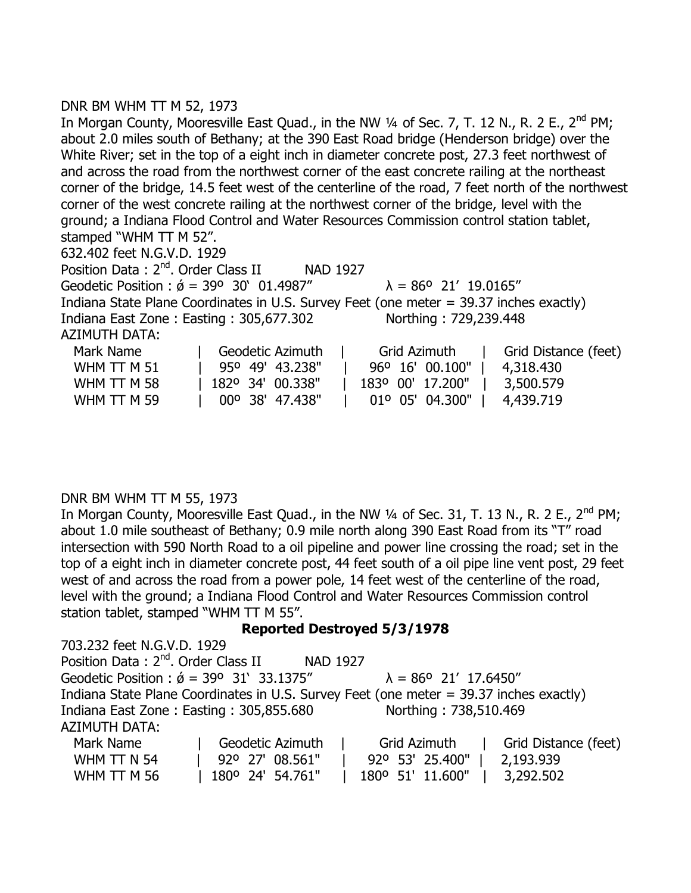DNR BM WHM TT M 52, 1973

In Morgan County, Mooresville East Quad., in the NW ¼ of Sec. 7, T. 12 N., R. 2 E., 2nd PM; about 2.0 miles south of Bethany; at the 390 East Road bridge (Henderson bridge) over the White River; set in the top of a eight inch in diameter concrete post, 27.3 feet northwest of and across the road from the northwest corner of the east concrete railing at the northeast corner of the bridge, 14.5 feet west of the centerline of the road, 7 feet north of the northwest corner of the west concrete railing at the northwest corner of the bridge, level with the ground; a Indiana Flood Control and Water Resources Commission control station tablet, stamped "WHM TT M 52".

632.402 feet N.G.V.D. 1929

Position Data : 2nd. Order Class II NAD 1927

Geodetic Position : ϕ = 39º 30' 01.4987" λ = 86º 21' 19.0165"

Indiana State Plane Coordinates in U.S. Survey Feet (one meter = 39.37 inches exactly)

Indiana East Zone : Easting : 305,677.302 Northing : 729,239.448

AZIMUTH DATA:

| Mark Name | Geodetic Azimuth | Grid Azimuth | Grid Distance (feet) |
|---|---|---|---|
| WHM TT M 51 | 95º 49' 43.238" | 96º 16' 00.100" | 4,318.430 |
| WHM TT M 58 | 182º 34' 00.338" | 183º 00' 17.200" | 3,500.579 |
| WHM TT M 59 | 00º 38' 47.438" | 01º 05' 04.300" | 4,439.719 |

DNR BM WHM TT M 55, 1973

In Morgan County, Mooresville East Quad., in the NW ¼ of Sec. 31, T. 13 N., R. 2 E., 2nd PM; about 1.0 mile southeast of Bethany; 0.9 mile north along 390 East Road from its "T" road intersection with 590 North Road to a oil pipeline and power line crossing the road; set in the top of a eight inch in diameter concrete post, 44 feet south of a oil pipe line vent post, 29 feet west of and across the road from a power pole, 14 feet west of the centerline of the road, level with the ground; a Indiana Flood Control and Water Resources Commission control station tablet, stamped "WHM TT M 55".

**Reported Destroyed 5/3/1978**

703.232 feet N.G.V.D. 1929

Position Data : 2nd. Order Class II NAD 1927

Geodetic Position : ϕ = 39º 31' 33.1375" λ = 86º 21' 17.6450"

Indiana State Plane Coordinates in U.S. Survey Feet (one meter = 39.37 inches exactly)

Indiana East Zone : Easting : 305,855.680 Northing : 738,510.469

AZIMUTH DATA:

| Mark Name | Geodetic Azimuth | Grid Azimuth | Grid Distance (feet) |
|---|---|---|---|
| WHM TT N 54 | 92º 27' 08.561" | 92º 53' 25.400" | 2,193.939 |
| WHM TT M 56 | 180º 24' 54.761" | 180º 51' 11.600" | 3,292.502 |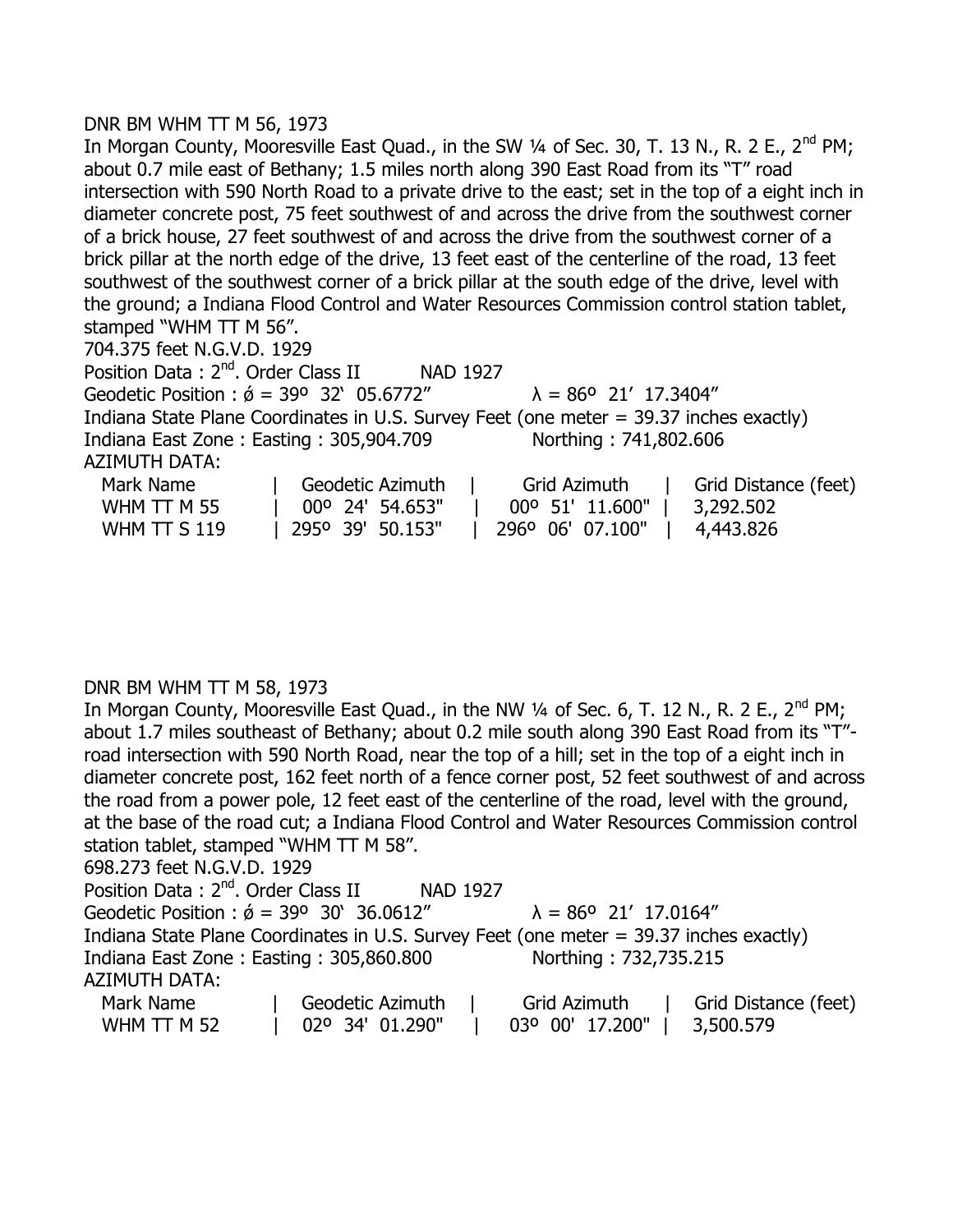DNR BM WHM TT M 56, 1973

In Morgan County, Mooresville East Quad., in the SW ¼ of Sec. 30, T. 13 N., R. 2 E., 2nd PM; about 0.7 mile east of Bethany; 1.5 miles north along 390 East Road from its "T" road intersection with 590 North Road to a private drive to the east; set in the top of a eight inch in diameter concrete post, 75 feet southwest of and across the drive from the southwest corner of a brick house, 27 feet southwest of and across the drive from the southwest corner of a brick pillar at the north edge of the drive, 13 feet east of the centerline of the road, 13 feet southwest of the southwest corner of a brick pillar at the south edge of the drive, level with the ground; a Indiana Flood Control and Water Resources Commission control station tablet, stamped "WHM TT M 56".

704.375 feet N.G.V.D. 1929

Position Data : 2nd. Order Class II NAD 1927

Geodetic Position : ǿ = 39º 32' 05.6772" λ = 86º 21' 17.3404"

Indiana State Plane Coordinates in U.S. Survey Feet (one meter = 39.37 inches exactly)

Indiana East Zone : Easting : 305,904.709 Northing : 741,802.606

AZIMUTH DATA:

| Mark Name | Geodetic Azimuth | Grid Azimuth | Grid Distance (feet) |
|---|---|---|---|
| WHM TT M 55 | 00º 24' 54.653" | 00º 51' 11.600" | 3,292.502 |
| WHM TT S 119 | 295º 39' 50.153" | 296º 06' 07.100" | 4,443.826 |

DNR BM WHM TT M 58, 1973

In Morgan County, Mooresville East Quad., in the NW ¼ of Sec. 6, T. 12 N., R. 2 E., 2nd PM; about 1.7 miles southeast of Bethany; about 0.2 mile south along 390 East Road from its "T"-road intersection with 590 North Road, near the top of a hill; set in the top of a eight inch in diameter concrete post, 162 feet north of a fence corner post, 52 feet southwest of and across the road from a power pole, 12 feet east of the centerline of the road, level with the ground, at the base of the road cut; a Indiana Flood Control and Water Resources Commission control station tablet, stamped "WHM TT M 58".

698.273 feet N.G.V.D. 1929

Position Data : 2nd. Order Class II NAD 1927

Geodetic Position : ǿ = 39º 30' 36.0612" λ = 86º 21' 17.0164"

Indiana State Plane Coordinates in U.S. Survey Feet (one meter = 39.37 inches exactly)

Indiana East Zone : Easting : 305,860.800 Northing : 732,735.215

AZIMUTH DATA:

| Mark Name | Geodetic Azimuth | Grid Azimuth | Grid Distance (feet) |
|---|---|---|---|
| WHM TT M 52 | 02º 34' 01.290" | 03º 00' 17.200" | 3,500.579 |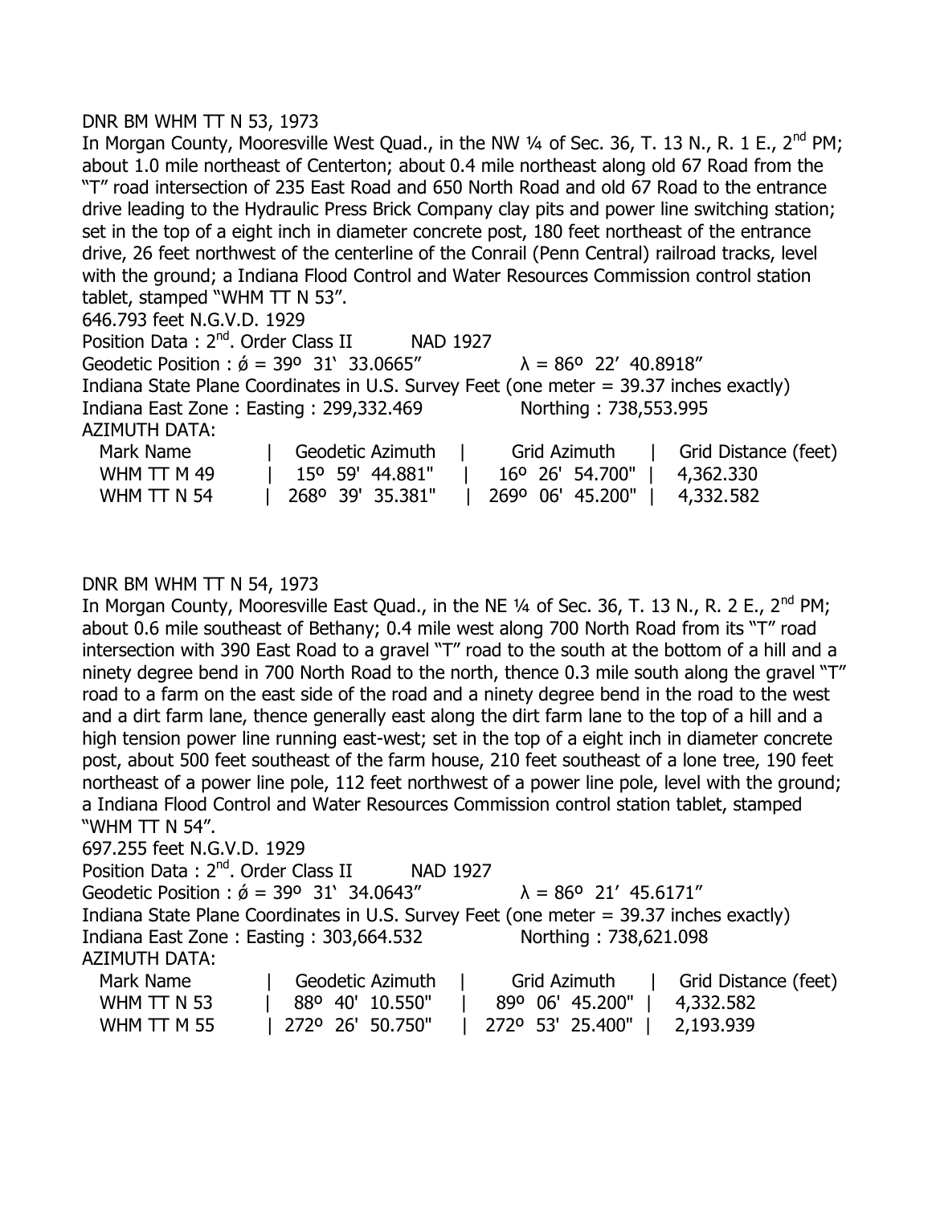DNR BM WHM TT N 53, 1973

In Morgan County, Mooresville West Quad., in the NW ¼ of Sec. 36, T. 13 N., R. 1 E., 2nd PM; about 1.0 mile northeast of Centerton; about 0.4 mile northeast along old 67 Road from the "T" road intersection of 235 East Road and 650 North Road and old 67 Road to the entrance drive leading to the Hydraulic Press Brick Company clay pits and power line switching station; set in the top of a eight inch in diameter concrete post, 180 feet northeast of the entrance drive, 26 feet northwest of the centerline of the Conrail (Penn Central) railroad tracks, level with the ground; a Indiana Flood Control and Water Resources Commission control station tablet, stamped "WHM TT N 53".

646.793 feet N.G.V.D. 1929

Position Data : 2nd. Order Class II NAD 1927

Geodetic Position : ǿ = 39º 31' 33.0665" λ = 86º 22' 40.8918"

Indiana State Plane Coordinates in U.S. Survey Feet (one meter = 39.37 inches exactly)

Indiana East Zone : Easting : 299,332.469 Northing : 738,553.995

AZIMUTH DATA:

| Mark Name | Geodetic Azimuth | Grid Azimuth | Grid Distance (feet) |
|---|---|---|---|
| WHM TT M 49 | 15º 59' 44.881" | 16º 26' 54.700" | 4,362.330 |
| WHM TT N 54 | 268º 39' 35.381" | 269º 06' 45.200" | 4,332.582 |

DNR BM WHM TT N 54, 1973

In Morgan County, Mooresville East Quad., in the NE ¼ of Sec. 36, T. 13 N., R. 2 E., 2nd PM; about 0.6 mile southeast of Bethany; 0.4 mile west along 700 North Road from its "T" road intersection with 390 East Road to a gravel "T" road to the south at the bottom of a hill and a ninety degree bend in 700 North Road to the north, thence 0.3 mile south along the gravel "T" road to a farm on the east side of the road and a ninety degree bend in the road to the west and a dirt farm lane, thence generally east along the dirt farm lane to the top of a hill and a high tension power line running east-west; set in the top of a eight inch in diameter concrete post, about 500 feet southeast of the farm house, 210 feet southeast of a lone tree, 190 feet northeast of a power line pole, 112 feet northwest of a power line pole, level with the ground; a Indiana Flood Control and Water Resources Commission control station tablet, stamped "WHM TT N 54".

697.255 feet N.G.V.D. 1929

Position Data : 2nd. Order Class II NAD 1927

Geodetic Position : ǿ = 39º 31' 34.0643" λ = 86º 21' 45.6171"

Indiana State Plane Coordinates in U.S. Survey Feet (one meter = 39.37 inches exactly)

Indiana East Zone : Easting : 303,664.532 Northing : 738,621.098

AZIMUTH DATA:

| Mark Name | Geodetic Azimuth | Grid Azimuth | Grid Distance (feet) |
|---|---|---|---|
| WHM TT N 53 | 88º 40' 10.550" | 89º 06' 45.200" | 4,332.582 |
| WHM TT M 55 | 272º 26' 50.750" | 272º 53' 25.400" | 2,193.939 |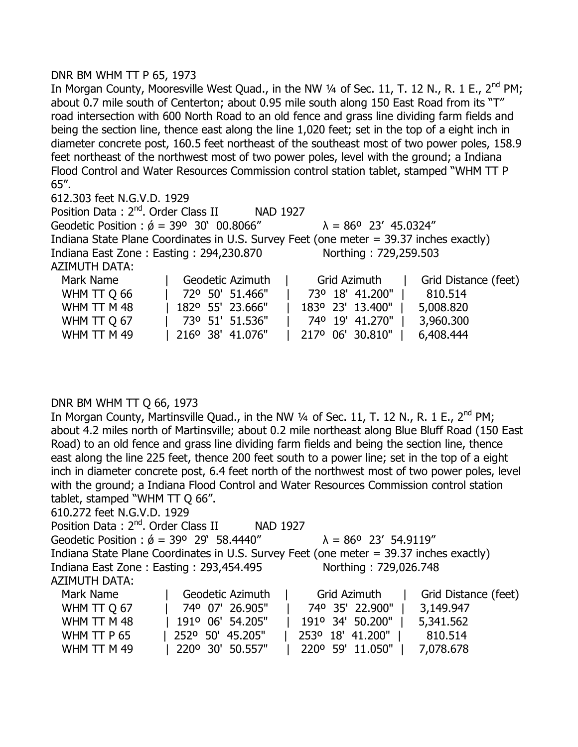DNR BM WHM TT P 65, 1973

In Morgan County, Mooresville West Quad., in the NW ¼ of Sec. 11, T. 12 N., R. 1 E., 2nd PM; about 0.7 mile south of Centerton; about 0.95 mile south along 150 East Road from its "T" road intersection with 600 North Road to an old fence and grass line dividing farm fields and being the section line, thence east along the line 1,020 feet; set in the top of a eight inch in diameter concrete post, 160.5 feet northeast of the southeast most of two power poles, 158.9 feet northeast of the northwest most of two power poles, level with the ground; a Indiana Flood Control and Water Resources Commission control station tablet, stamped "WHM TT P 65".

612.303 feet N.G.V.D. 1929

Position Data : 2nd. Order Class II NAD 1927

Geodetic Position : ǿ = 39º 30' 00.8066" λ = 86º 23' 45.0324"

Indiana State Plane Coordinates in U.S. Survey Feet (one meter = 39.37 inches exactly)

Indiana East Zone : Easting : 294,230.870 Northing : 729,259.503

AZIMUTH DATA:

| Mark Name | Geodetic Azimuth | Grid Azimuth | Grid Distance (feet) |
|---|---|---|---|
| WHM TT Q 66 | 72º 50' 51.466" | 73º 18' 41.200" | 810.514 |
| WHM TT M 48 | 182º 55' 23.666" | 183º 23' 13.400" | 5,008.820 |
| WHM TT Q 67 | 73º 51' 51.536" | 74º 19' 41.270" | 3,960.300 |
| WHM TT M 49 | 216º 38' 41.076" | 217º 06' 30.810" | 6,408.444 |

DNR BM WHM TT Q 66, 1973

In Morgan County, Martinsville Quad., in the NW ¼ of Sec. 11, T. 12 N., R. 1 E., 2nd PM; about 4.2 miles north of Martinsville; about 0.2 mile northeast along Blue Bluff Road (150 East Road) to an old fence and grass line dividing farm fields and being the section line, thence east along the line 225 feet, thence 200 feet south to a power line; set in the top of a eight inch in diameter concrete post, 6.4 feet north of the northwest most of two power poles, level with the ground; a Indiana Flood Control and Water Resources Commission control station tablet, stamped "WHM TT Q 66".

610.272 feet N.G.V.D. 1929

Position Data : 2nd. Order Class II NAD 1927

Geodetic Position : ǿ = 39º 29' 58.4440" λ = 86º 23' 54.9119"

Indiana State Plane Coordinates in U.S. Survey Feet (one meter = 39.37 inches exactly)

Indiana East Zone : Easting : 293,454.495 Northing : 729,026.748

AZIMUTH DATA:

| Mark Name | Geodetic Azimuth | Grid Azimuth | Grid Distance (feet) |
|---|---|---|---|
| WHM TT Q 67 | 74º 07' 26.905" | 74º 35' 22.900" | 3,149.947 |
| WHM TT M 48 | 191º 06' 54.205" | 191º 34' 50.200" | 5,341.562 |
| WHM TT P 65 | 252º 50' 45.205" | 253º 18' 41.200" | 810.514 |
| WHM TT M 49 | 220º 30' 50.557" | 220º 59' 11.050" | 7,078.678 |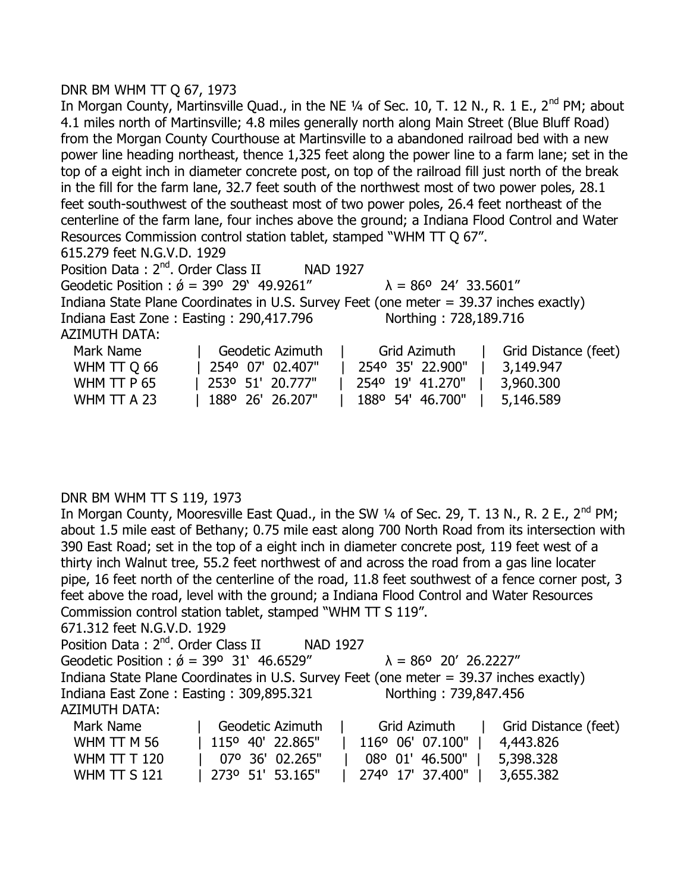DNR BM WHM TT Q 67, 1973

In Morgan County, Martinsville Quad., in the NE ¼ of Sec. 10, T. 12 N., R. 1 E., 2nd PM; about 4.1 miles north of Martinsville; 4.8 miles generally north along Main Street (Blue Bluff Road) from the Morgan County Courthouse at Martinsville to a abandoned railroad bed with a new power line heading northeast, thence 1,325 feet along the power line to a farm lane; set in the top of a eight inch in diameter concrete post, on top of the railroad fill just north of the break in the fill for the farm lane, 32.7 feet south of the northwest most of two power poles, 28.1 feet south-southwest of the southeast most of two power poles, 26.4 feet northeast of the centerline of the farm lane, four inches above the ground; a Indiana Flood Control and Water Resources Commission control station tablet, stamped "WHM TT Q 67".

615.279 feet N.G.V.D. 1929

Position Data : 2nd. Order Class II NAD 1927

Geodetic Position : ǿ = 39º 29�much 49.9261" λ = 86º 24' 33.5601"

Indiana State Plane Coordinates in U.S. Survey Feet (one meter = 39.37 inches exactly)

Indiana East Zone : Easting : 290,417.796 Northing : 728,189.716

AZIMUTH DATA:

| Mark Name | Geodetic Azimuth | Grid Azimuth | Grid Distance (feet) |
|---|---|---|---|
| WHM TT Q 66 | 254º 07' 02.407" | 254º 35' 22.900" | 3,149.947 |
| WHM TT P 65 | 253º 51' 20.777" | 254º 19' 41.270" | 3,960.300 |
| WHM TT A 23 | 188º 26' 26.207" | 188º 54' 46.700" | 5,146.589 |

DNR BM WHM TT S 119, 1973

In Morgan County, Mooresville East Quad., in the SW ¼ of Sec. 29, T. 13 N., R. 2 E., 2nd PM; about 1.5 mile east of Bethany; 0.75 mile east along 700 North Road from its intersection with 390 East Road; set in the top of a eight inch in diameter concrete post, 119 feet west of a thirty inch Walnut tree, 55.2 feet northwest of and across the road from a gas line locater pipe, 16 feet north of the centerline of the road, 11.8 feet southwest of a fence corner post, 3 feet above the road, level with the ground; a Indiana Flood Control and Water Resources Commission control station tablet, stamped "WHM TT S 119".

671.312 feet N.G.V.D. 1929

Position Data : 2nd. Order Class II NAD 1927

Geodetic Position : ǿ = 39º 31' 46.6529" λ = 86º 20' 26.2227"

Indiana State Plane Coordinates in U.S. Survey Feet (one meter = 39.37 inches exactly)

Indiana East Zone : Easting : 309,895.321 Northing : 739,847.456

AZIMUTH DATA:

| Mark Name | Geodetic Azimuth | Grid Azimuth | Grid Distance (feet) |
|---|---|---|---|
| WHM TT M 56 | 115º 40' 22.865" | 116º 06' 07.100" | 4,443.826 |
| WHM TT T 120 | 07º 36' 02.265" | 08º 01' 46.500" | 5,398.328 |
| WHM TT S 121 | 273º 51' 53.165" | 274º 17' 37.400" | 3,655.382 |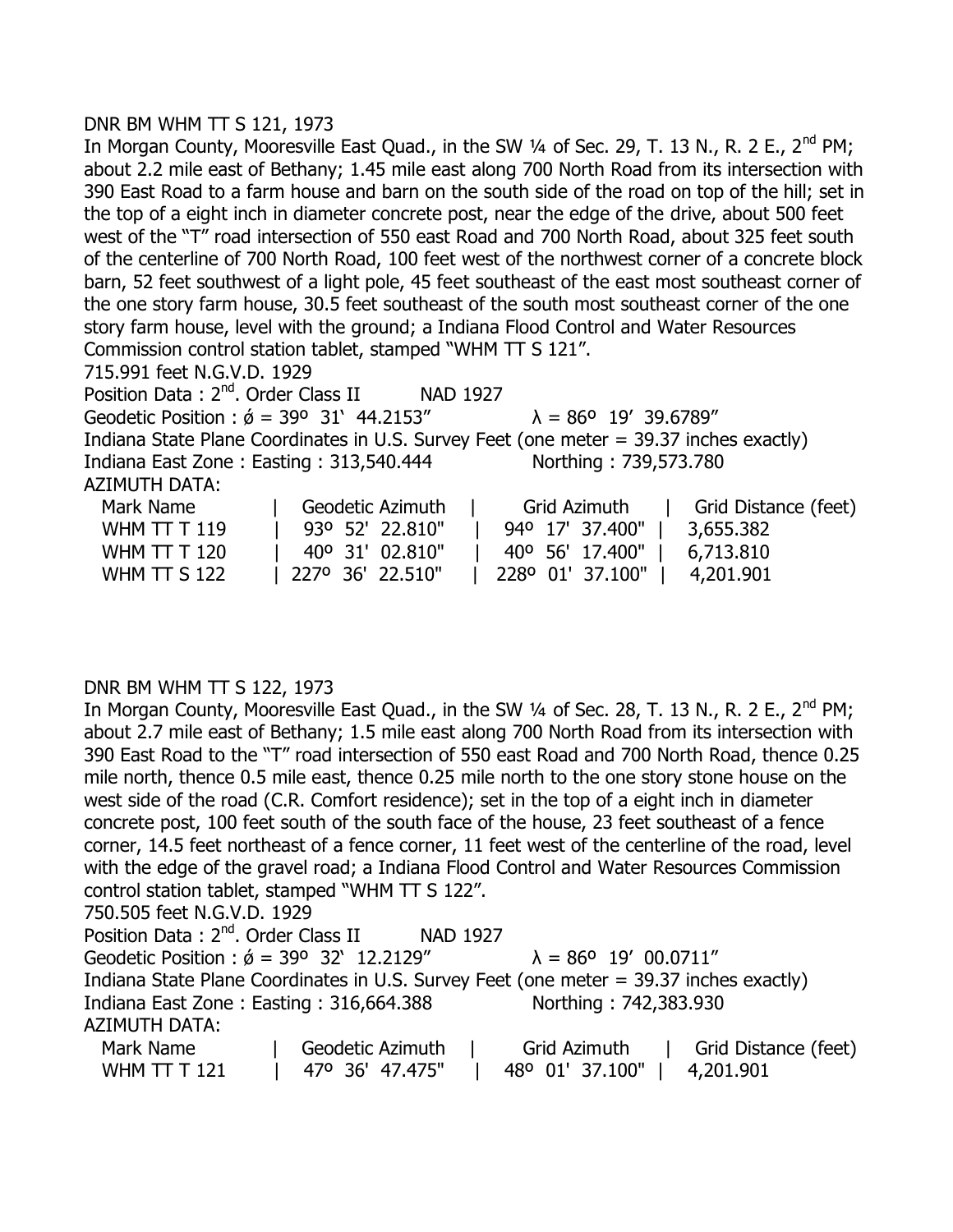DNR BM WHM TT S 121, 1973

In Morgan County, Mooresville East Quad., in the SW ¼ of Sec. 29, T. 13 N., R. 2 E., 2nd PM; about 2.2 mile east of Bethany; 1.45 mile east along 700 North Road from its intersection with 390 East Road to a farm house and barn on the south side of the road on top of the hill; set in the top of a eight inch in diameter concrete post, near the edge of the drive, about 500 feet west of the "T" road intersection of 550 east Road and 700 North Road, about 325 feet south of the centerline of 700 North Road, 100 feet west of the northwest corner of a concrete block barn, 52 feet southwest of a light pole, 45 feet southeast of the east most southeast corner of the one story farm house, 30.5 feet southeast of the south most southeast corner of the one story farm house, level with the ground; a Indiana Flood Control and Water Resources Commission control station tablet, stamped "WHM TT S 121".

715.991 feet N.G.V.D. 1929

Position Data : 2nd. Order Class II NAD 1927

Geodetic Position : ǿ = 39º 31' 44.2153" λ = 86º 19' 39.6789"

Indiana State Plane Coordinates in U.S. Survey Feet (one meter = 39.37 inches exactly)

Indiana East Zone : Easting : 313,540.444 Northing : 739,573.780

AZIMUTH DATA:

| Mark Name | Geodetic Azimuth | Grid Azimuth | Grid Distance (feet) |
|---|---|---|---|
| WHM TT T 119 | 93º 52' 22.810" | 94º 17' 37.400" | 3,655.382 |
| WHM TT T 120 | 40º 31' 02.810" | 40º 56' 17.400" | 6,713.810 |
| WHM TT S 122 | 227º 36' 22.510" | 228º 01' 37.100" | 4,201.901 |

DNR BM WHM TT S 122, 1973

In Morgan County, Mooresville East Quad., in the SW ¼ of Sec. 28, T. 13 N., R. 2 E., 2nd PM; about 2.7 mile east of Bethany; 1.5 mile east along 700 North Road from its intersection with 390 East Road to the "T" road intersection of 550 east Road and 700 North Road, thence 0.25 mile north, thence 0.5 mile east, thence 0.25 mile north to the one story stone house on the west side of the road (C.R. Comfort residence); set in the top of a eight inch in diameter concrete post, 100 feet south of the south face of the house, 23 feet southeast of a fence corner, 14.5 feet northeast of a fence corner, 11 feet west of the centerline of the road, level with the edge of the gravel road; a Indiana Flood Control and Water Resources Commission control station tablet, stamped "WHM TT S 122".

750.505 feet N.G.V.D. 1929

Position Data : 2nd. Order Class II NAD 1927

Geodetic Position : ǿ = 39º 32' 12.2129" λ = 86º 19' 00.0711"

Indiana State Plane Coordinates in U.S. Survey Feet (one meter = 39.37 inches exactly)

Indiana East Zone : Easting : 316,664.388 Northing : 742,383.930

AZIMUTH DATA:

| Mark Name | Geodetic Azimuth | Grid Azimuth | Grid Distance (feet) |
|---|---|---|---|
| WHM TT T 121 | 47º 36' 47.475" | 48º 01' 37.100" | 4,201.901 |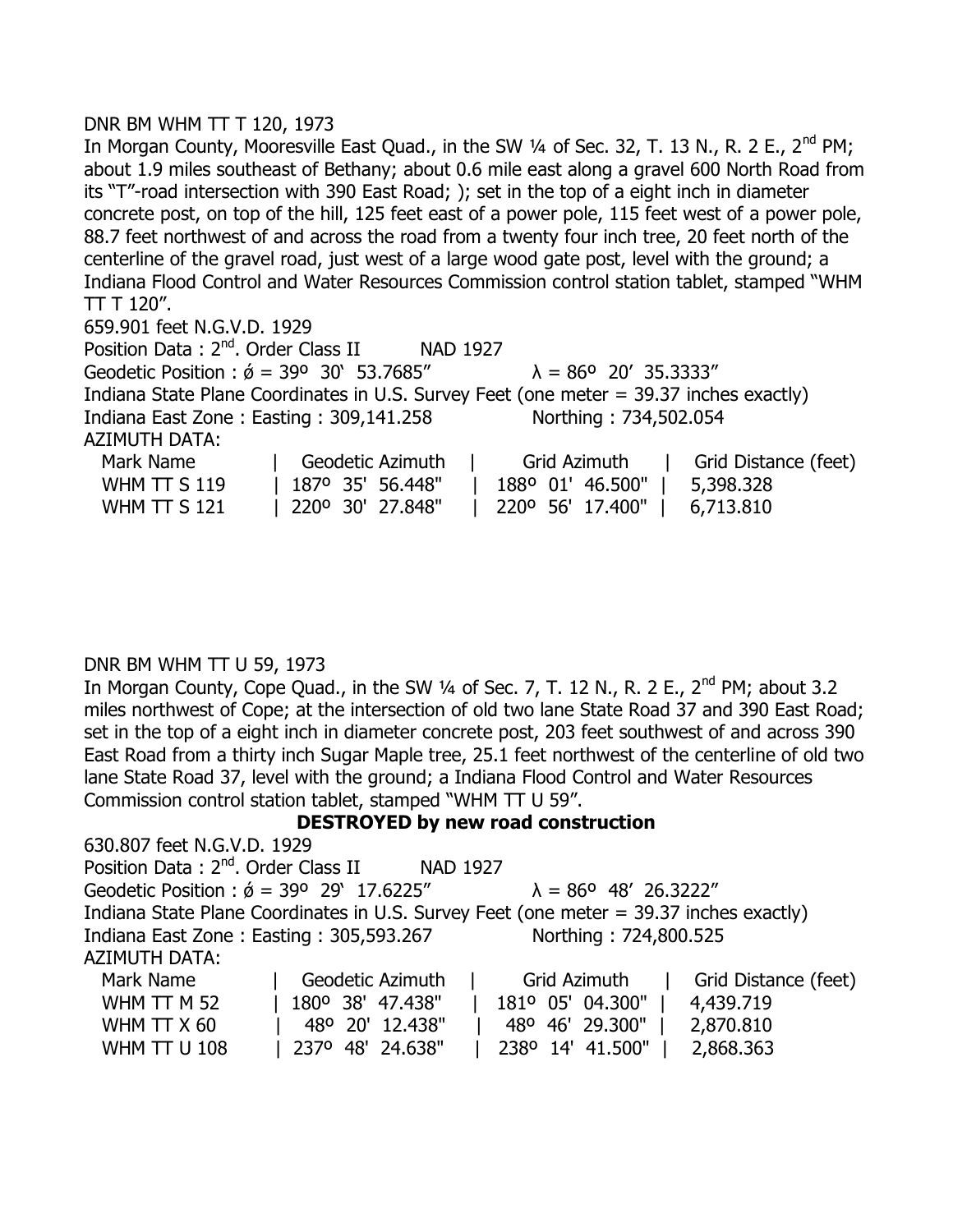DNR BM WHM TT T 120, 1973

In Morgan County, Mooresville East Quad., in the SW ¼ of Sec. 32, T. 13 N., R. 2 E., 2nd PM; about 1.9 miles southeast of Bethany; about 0.6 mile east along a gravel 600 North Road from its "T"-road intersection with 390 East Road; ); set in the top of a eight inch in diameter concrete post, on top of the hill, 125 feet east of a power pole, 115 feet west of a power pole, 88.7 feet northwest of and across the road from a twenty four inch tree, 20 feet north of the centerline of the gravel road, just west of a large wood gate post, level with the ground; a Indiana Flood Control and Water Resources Commission control station tablet, stamped "WHM TT T 120".

659.901 feet N.G.V.D. 1929

Position Data : 2nd. Order Class II NAD 1927

Geodetic Position : ǿ = 39º 30' 53.7685" λ = 86º 20' 35.3333"

Indiana State Plane Coordinates in U.S. Survey Feet (one meter = 39.37 inches exactly)

Indiana East Zone : Easting : 309,141.258 Northing : 734,502.054

AZIMUTH DATA:

| Mark Name | Geodetic Azimuth | Grid Azimuth | Grid Distance (feet) |
|---|---|---|---|
| WHM TT S 119 | 187º 35' 56.448" | 188º 01' 46.500" | 5,398.328 |
| WHM TT S 121 | 220º 30' 27.848" | 220º 56' 17.400" | 6,713.810 |

DNR BM WHM TT U 59, 1973

In Morgan County, Cope Quad., in the SW ¼ of Sec. 7, T. 12 N., R. 2 E., 2nd PM; about 3.2 miles northwest of Cope; at the intersection of old two lane State Road 37 and 390 East Road; set in the top of a eight inch in diameter concrete post, 203 feet southwest of and across 390 East Road from a thirty inch Sugar Maple tree, 25.1 feet northwest of the centerline of old two lane State Road 37, level with the ground; a Indiana Flood Control and Water Resources Commission control station tablet, stamped "WHM TT U 59".

**DESTROYED by new road construction**

630.807 feet N.G.V.D. 1929

Position Data : 2nd. Order Class II NAD 1927

Geodetic Position : ǿ = 39º 29' 17.6225" λ = 86º 48' 26.3222"

Indiana State Plane Coordinates in U.S. Survey Feet (one meter = 39.37 inches exactly)

Indiana East Zone : Easting : 305,593.267 Northing : 724,800.525

AZIMUTH DATA:

| Mark Name | Geodetic Azimuth | Grid Azimuth | Grid Distance (feet) |
|---|---|---|---|
| WHM TT M 52 | 180º 38' 47.438" | 181º 05' 04.300" | 4,439.719 |
| WHM TT X 60 | 48º 20' 12.438" | 48º 46' 29.300" | 2,870.810 |
| WHM TT U 108 | 237º 48' 24.638" | 238º 14' 41.500" | 2,868.363 |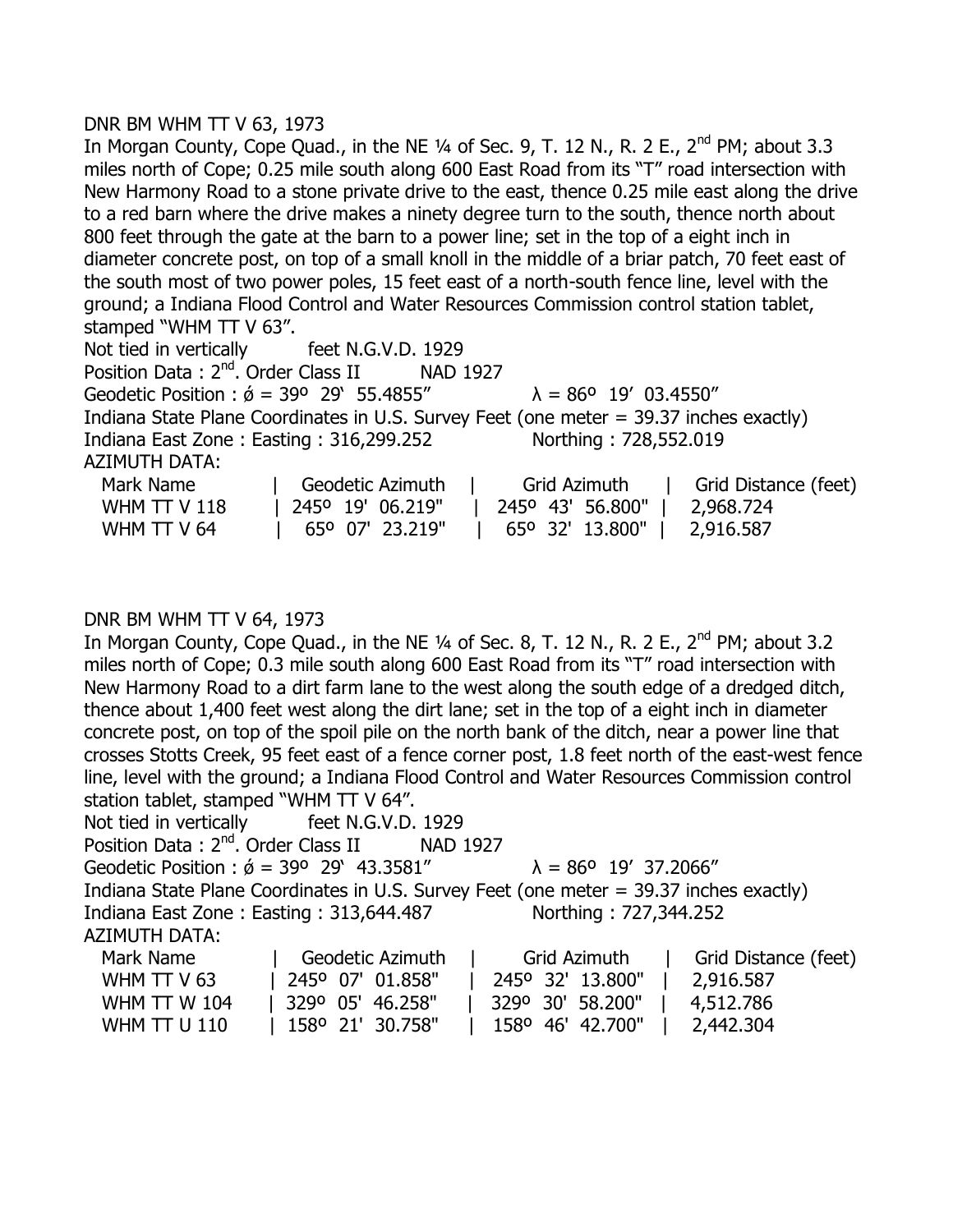DNR BM WHM TT V 63, 1973

In Morgan County, Cope Quad., in the NE ¼ of Sec. 9, T. 12 N., R. 2 E., 2nd PM; about 3.3 miles north of Cope; 0.25 mile south along 600 East Road from its "T" road intersection with New Harmony Road to a stone private drive to the east, thence 0.25 mile east along the drive to a red barn where the drive makes a ninety degree turn to the south, thence north about 800 feet through the gate at the barn to a power line; set in the top of a eight inch in diameter concrete post, on top of a small knoll in the middle of a briar patch, 70 feet east of the south most of two power poles, 15 feet east of a north-south fence line, level with the ground; a Indiana Flood Control and Water Resources Commission control station tablet, stamped "WHM TT V 63".

Not tied in vertically feet N.G.V.D. 1929

Position Data : 2nd. Order Class II NAD 1927

Geodetic Position : ǿ = 39º 29' 55.4855" λ = 86º 19' 03.4550"

Indiana State Plane Coordinates in U.S. Survey Feet (one meter = 39.37 inches exactly)

Indiana East Zone : Easting : 316,299.252 Northing : 728,552.019

AZIMUTH DATA:

| Mark Name | Geodetic Azimuth | Grid Azimuth | Grid Distance (feet) |
|---|---|---|---|
| WHM TT V 118 | 245º 19' 06.219" | 245º 43' 56.800" | 2,968.724 |
| WHM TT V 64 | 65º 07' 23.219" | 65º 32' 13.800" | 2,916.587 |

DNR BM WHM TT V 64, 1973

In Morgan County, Cope Quad., in the NE ¼ of Sec. 8, T. 12 N., R. 2 E., 2nd PM; about 3.2 miles north of Cope; 0.3 mile south along 600 East Road from its "T" road intersection with New Harmony Road to a dirt farm lane to the west along the south edge of a dredged ditch, thence about 1,400 feet west along the dirt lane; set in the top of a eight inch in diameter concrete post, on top of the spoil pile on the north bank of the ditch, near a power line that crosses Stotts Creek, 95 feet east of a fence corner post, 1.8 feet north of the east-west fence line, level with the ground; a Indiana Flood Control and Water Resources Commission control station tablet, stamped "WHM TT V 64".

Not tied in vertically feet N.G.V.D. 1929

Position Data : 2nd. Order Class II NAD 1927

Geodetic Position : ǿ = 39º 29' 43.3581" λ = 86º 19' 37.2066"

Indiana State Plane Coordinates in U.S. Survey Feet (one meter = 39.37 inches exactly)

Indiana East Zone : Easting : 313,644.487 Northing : 727,344.252

AZIMUTH DATA:

| Mark Name | Geodetic Azimuth | Grid Azimuth | Grid Distance (feet) |
|---|---|---|---|
| WHM TT V 63 | 245º 07' 01.858" | 245º 32' 13.800" | 2,916.587 |
| WHM TT W 104 | 329º 05' 46.258" | 329º 30' 58.200" | 4,512.786 |
| WHM TT U 110 | 158º 21' 30.758" | 158º 46' 42.700" | 2,442.304 |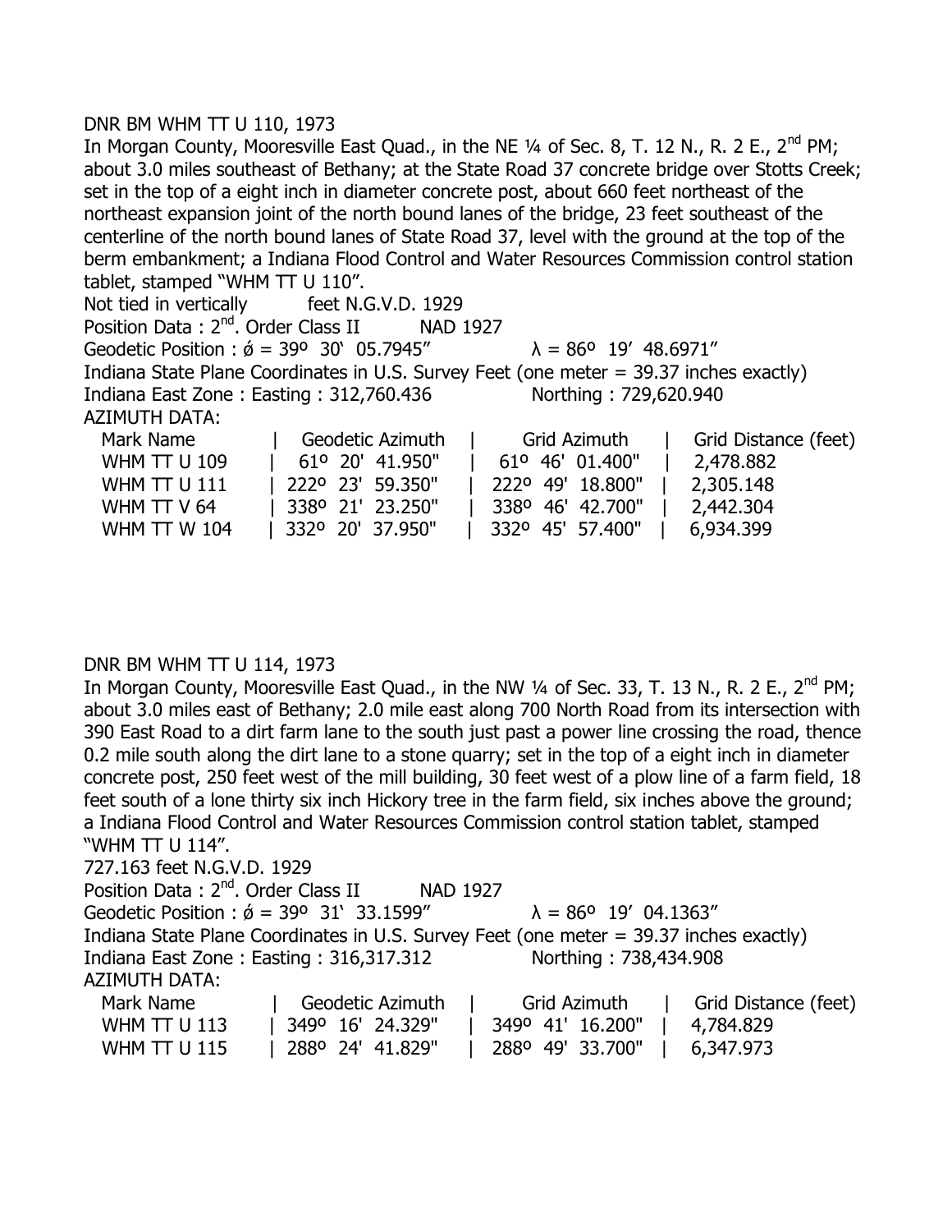DNR BM WHM TT U 110, 1973

In Morgan County, Mooresville East Quad., in the NE ¼ of Sec. 8, T. 12 N., R. 2 E., 2nd PM; about 3.0 miles southeast of Bethany; at the State Road 37 concrete bridge over Stotts Creek; set in the top of a eight inch in diameter concrete post, about 660 feet northeast of the northeast expansion joint of the north bound lanes of the bridge, 23 feet southeast of the centerline of the north bound lanes of State Road 37, level with the ground at the top of the berm embankment; a Indiana Flood Control and Water Resources Commission control station tablet, stamped "WHM TT U 110".

Not tied in vertically feet N.G.V.D. 1929

Position Data : 2nd. Order Class II NAD 1927

Geodetic Position : ǿ = 39º 30' 05.7945" λ = 86º 19' 48.6971"

Indiana State Plane Coordinates in U.S. Survey Feet (one meter = 39.37 inches exactly)

Indiana East Zone : Easting : 312,760.436 Northing : 729,620.940

AZIMUTH DATA:

| Mark Name | Geodetic Azimuth | Grid Azimuth | Grid Distance (feet) |
|---|---|---|---|
| WHM TT U 109 | 61º 20' 41.950" | 61º 46' 01.400" | 2,478.882 |
| WHM TT U 111 | 222º 23' 59.350" | 222º 49' 18.800" | 2,305.148 |
| WHM TT V 64 | 338º 21' 23.250" | 338º 46' 42.700" | 2,442.304 |
| WHM TT W 104 | 332º 20' 37.950" | 332º 45' 57.400" | 6,934.399 |

DNR BM WHM TT U 114, 1973

In Morgan County, Mooresville East Quad., in the NW ¼ of Sec. 33, T. 13 N., R. 2 E., 2nd PM; about 3.0 miles east of Bethany; 2.0 mile east along 700 North Road from its intersection with 390 East Road to a dirt farm lane to the south just past a power line crossing the road, thence 0.2 mile south along the dirt lane to a stone quarry; set in the top of a eight inch in diameter concrete post, 250 feet west of the mill building, 30 feet west of a plow line of a farm field, 18 feet south of a lone thirty six inch Hickory tree in the farm field, six inches above the ground; a Indiana Flood Control and Water Resources Commission control station tablet, stamped "WHM TT U 114".

727.163 feet N.G.V.D. 1929

Position Data : 2nd. Order Class II NAD 1927

Geodetic Position : ǿ = 39º 31' 33.1599" λ = 86º 19' 04.1363"

Indiana State Plane Coordinates in U.S. Survey Feet (one meter = 39.37 inches exactly)

Indiana East Zone : Easting : 316,317.312 Northing : 738,434.908

AZIMUTH DATA:

| Mark Name | Geodetic Azimuth | Grid Azimuth | Grid Distance (feet) |
|---|---|---|---|
| WHM TT U 113 | 349º 16' 24.329" | 349º 41' 16.200" | 4,784.829 |
| WHM TT U 115 | 288º 24' 41.829" | 288º 49' 33.700" | 6,347.973 |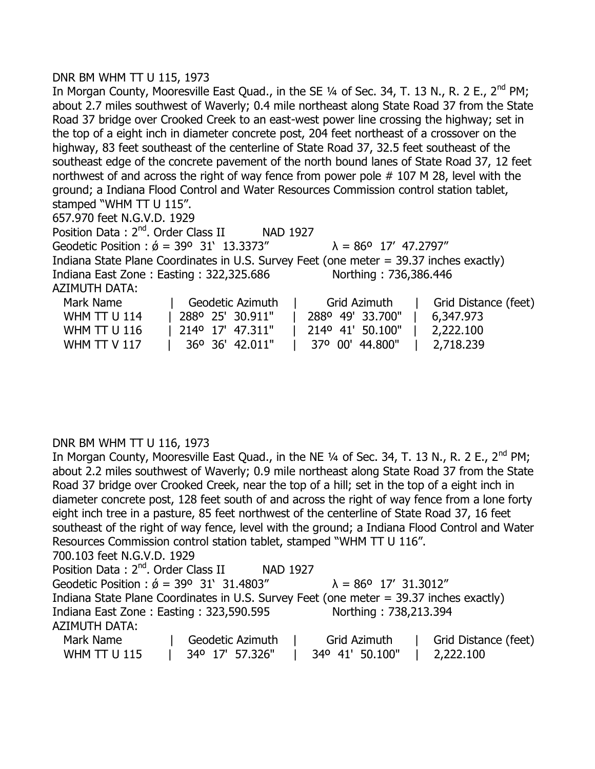DNR BM WHM TT U 115, 1973

In Morgan County, Mooresville East Quad., in the SE ¼ of Sec. 34, T. 13 N., R. 2 E., 2nd PM; about 2.7 miles southwest of Waverly; 0.4 mile northeast along State Road 37 from the State Road 37 bridge over Crooked Creek to an east-west power line crossing the highway; set in the top of a eight inch in diameter concrete post, 204 feet northeast of a crossover on the highway, 83 feet southeast of the centerline of State Road 37, 32.5 feet southeast of the southeast edge of the concrete pavement of the north bound lanes of State Road 37, 12 feet northwest of and across the right of way fence from power pole # 107 M 28, level with the ground; a Indiana Flood Control and Water Resources Commission control station tablet, stamped "WHM TT U 115".

657.970 feet N.G.V.D. 1929

Position Data : 2nd. Order Class II NAD 1927

Geodetic Position : ǿ = 39º 31' 13.3373" λ = 86º 17' 47.2797"

Indiana State Plane Coordinates in U.S. Survey Feet (one meter = 39.37 inches exactly)

Indiana East Zone : Easting : 322,325.686 Northing : 736,386.446

AZIMUTH DATA:

| Mark Name | Geodetic Azimuth | Grid Azimuth | Grid Distance (feet) |
|---|---|---|---|
| WHM TT U 114 | 288º 25' 30.911" | 288º 49' 33.700" | 6,347.973 |
| WHM TT U 116 | 214º 17' 47.311" | 214º 41' 50.100" | 2,222.100 |
| WHM TT V 117 | 36º 36' 42.011" | 37º 00' 44.800" | 2,718.239 |

DNR BM WHM TT U 116, 1973

In Morgan County, Mooresville East Quad., in the NE ¼ of Sec. 34, T. 13 N., R. 2 E., 2nd PM; about 2.2 miles southwest of Waverly; 0.9 mile northeast along State Road 37 from the State Road 37 bridge over Crooked Creek, near the top of a hill; set in the top of a eight inch in diameter concrete post, 128 feet south of and across the right of way fence from a lone forty eight inch tree in a pasture, 85 feet northwest of the centerline of State Road 37, 16 feet southeast of the right of way fence, level with the ground; a Indiana Flood Control and Water Resources Commission control station tablet, stamped "WHM TT U 116".

700.103 feet N.G.V.D. 1929

Position Data : 2nd. Order Class II NAD 1927

Geodetic Position : ǿ = 39º 31' 31.4803" λ = 86º 17' 31.3012"

Indiana State Plane Coordinates in U.S. Survey Feet (one meter = 39.37 inches exactly)

Indiana East Zone : Easting : 323,590.595 Northing : 738,213.394

AZIMUTH DATA:

| Mark Name | Geodetic Azimuth | Grid Azimuth | Grid Distance (feet) |
|---|---|---|---|
| WHM TT U 115 | 34º 17' 57.326" | 34º 41' 50.100" | 2,222.100 |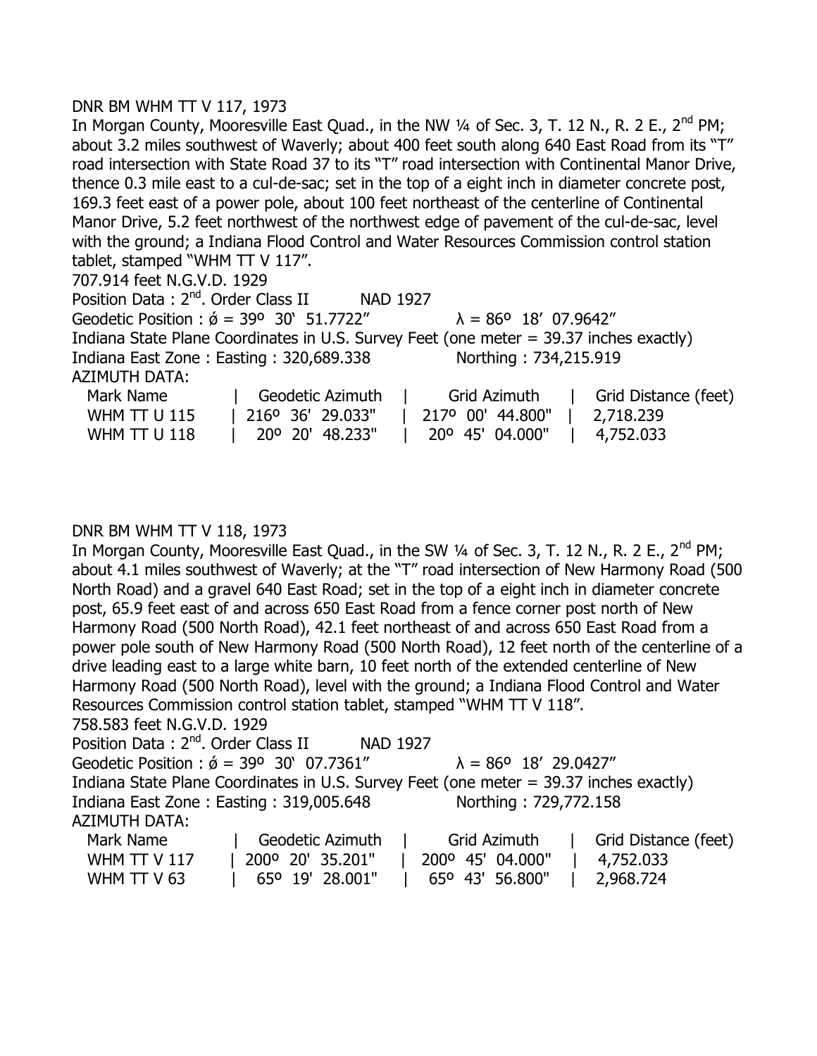DNR BM WHM TT V 117, 1973

In Morgan County, Mooresville East Quad., in the NW ¼ of Sec. 3, T. 12 N., R. 2 E., 2nd PM; about 3.2 miles southwest of Waverly; about 400 feet south along 640 East Road from its "T" road intersection with State Road 37 to its "T" road intersection with Continental Manor Drive, thence 0.3 mile east to a cul-de-sac; set in the top of a eight inch in diameter concrete post, 169.3 feet east of a power pole, about 100 feet northeast of the centerline of Continental Manor Drive, 5.2 feet northwest of the northwest edge of pavement of the cul-de-sac, level with the ground; a Indiana Flood Control and Water Resources Commission control station tablet, stamped "WHM TT V 117".

707.914 feet N.G.V.D. 1929

Position Data : 2nd. Order Class II NAD 1927

Geodetic Position : ǿ = 39º 30' 51.7722" λ = 86º 18' 07.9642"

Indiana State Plane Coordinates in U.S. Survey Feet (one meter = 39.37 inches exactly)

Indiana East Zone : Easting : 320,689.338 Northing : 734,215.919

AZIMUTH DATA:

| Mark Name | Geodetic Azimuth | Grid Azimuth | Grid Distance (feet) |
|---|---|---|---|
| WHM TT U 115 | 216º 36' 29.033" | 217º 00' 44.800" | 2,718.239 |
| WHM TT U 118 | 20º 20' 48.233" | 20º 45' 04.000" | 4,752.033 |

DNR BM WHM TT V 118, 1973

In Morgan County, Mooresville East Quad., in the SW ¼ of Sec. 3, T. 12 N., R. 2 E., 2nd PM; about 4.1 miles southwest of Waverly; at the "T" road intersection of New Harmony Road (500 North Road) and a gravel 640 East Road; set in the top of a eight inch in diameter concrete post, 65.9 feet east of and across 650 East Road from a fence corner post north of New Harmony Road (500 North Road), 42.1 feet northeast of and across 650 East Road from a power pole south of New Harmony Road (500 North Road), 12 feet north of the centerline of a drive leading east to a large white barn, 10 feet north of the extended centerline of New Harmony Road (500 North Road), level with the ground; a Indiana Flood Control and Water Resources Commission control station tablet, stamped "WHM TT V 118".

758.583 feet N.G.V.D. 1929

Position Data : 2nd. Order Class II NAD 1927

Geodetic Position : ǿ = 39º 30' 07.7361" λ = 86º 18' 29.0427"

Indiana State Plane Coordinates in U.S. Survey Feet (one meter = 39.37 inches exactly)

Indiana East Zone : Easting : 319,005.648 Northing : 729,772.158

AZIMUTH DATA:

| Mark Name | Geodetic Azimuth | Grid Azimuth | Grid Distance (feet) |
|---|---|---|---|
| WHM TT V 117 | 200º 20' 35.201" | 200º 45' 04.000" | 4,752.033 |
| WHM TT V 63 | 65º 19' 28.001" | 65º 43' 56.800" | 2,968.724 |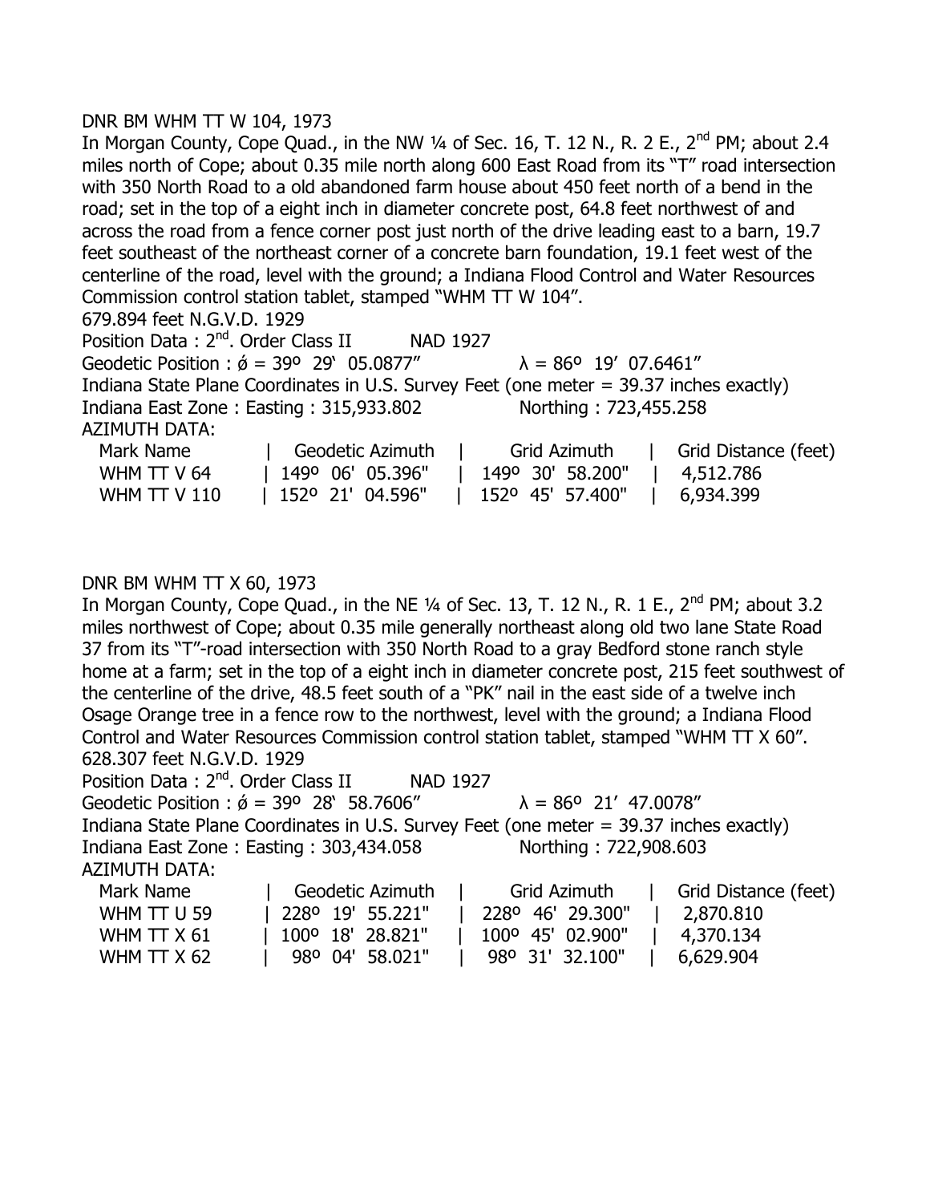DNR BM WHM TT W 104, 1973

In Morgan County, Cope Quad., in the NW ¼ of Sec. 16, T. 12 N., R. 2 E., 2nd PM; about 2.4 miles north of Cope; about 0.35 mile north along 600 East Road from its "T" road intersection with 350 North Road to a old abandoned farm house about 450 feet north of a bend in the road; set in the top of a eight inch in diameter concrete post, 64.8 feet northwest of and across the road from a fence corner post just north of the drive leading east to a barn, 19.7 feet southeast of the northeast corner of a concrete barn foundation, 19.1 feet west of the centerline of the road, level with the ground; a Indiana Flood Control and Water Resources Commission control station tablet, stamped "WHM TT W 104".

679.894 feet N.G.V.D. 1929

Position Data : 2nd. Order Class II NAD 1927

Geodetic Position : ǿ = 39º 29' 05.0877" λ = 86º 19' 07.6461"

Indiana State Plane Coordinates in U.S. Survey Feet (one meter = 39.37 inches exactly)

Indiana East Zone : Easting : 315,933.802 Northing : 723,455.258

AZIMUTH DATA:

| Mark Name | Geodetic Azimuth | Grid Azimuth | Grid Distance (feet) |
|---|---|---|---|
| WHM TT V 64 | 149º 06' 05.396" | 149º 30' 58.200" | 4,512.786 |
| WHM TT V 110 | 152º 21' 04.596" | 152º 45' 57.400" | 6,934.399 |

DNR BM WHM TT X 60, 1973

In Morgan County, Cope Quad., in the NE ¼ of Sec. 13, T. 12 N., R. 1 E., 2nd PM; about 3.2 miles northwest of Cope; about 0.35 mile generally northeast along old two lane State Road 37 from its "T"-road intersection with 350 North Road to a gray Bedford stone ranch style home at a farm; set in the top of a eight inch in diameter concrete post, 215 feet southwest of the centerline of the drive, 48.5 feet south of a "PK" nail in the east side of a twelve inch Osage Orange tree in a fence row to the northwest, level with the ground; a Indiana Flood Control and Water Resources Commission control station tablet, stamped "WHM TT X 60".

628.307 feet N.G.V.D. 1929

Position Data : 2nd. Order Class II NAD 1927

Geodetic Position : ǿ = 39º 28' 58.7606" λ = 86º 21' 47.0078"

Indiana State Plane Coordinates in U.S. Survey Feet (one meter = 39.37 inches exactly)

Indiana East Zone : Easting : 303,434.058 Northing : 722,908.603

AZIMUTH DATA:

| Mark Name | Geodetic Azimuth | Grid Azimuth | Grid Distance (feet) |
|---|---|---|---|
| WHM TT U 59 | 228º 19' 55.221" | 228º 46' 29.300" | 2,870.810 |
| WHM TT X 61 | 100º 18' 28.821" | 100º 45' 02.900" | 4,370.134 |
| WHM TT X 62 | 98º 04' 58.021" | 98º 31' 32.100" | 6,629.904 |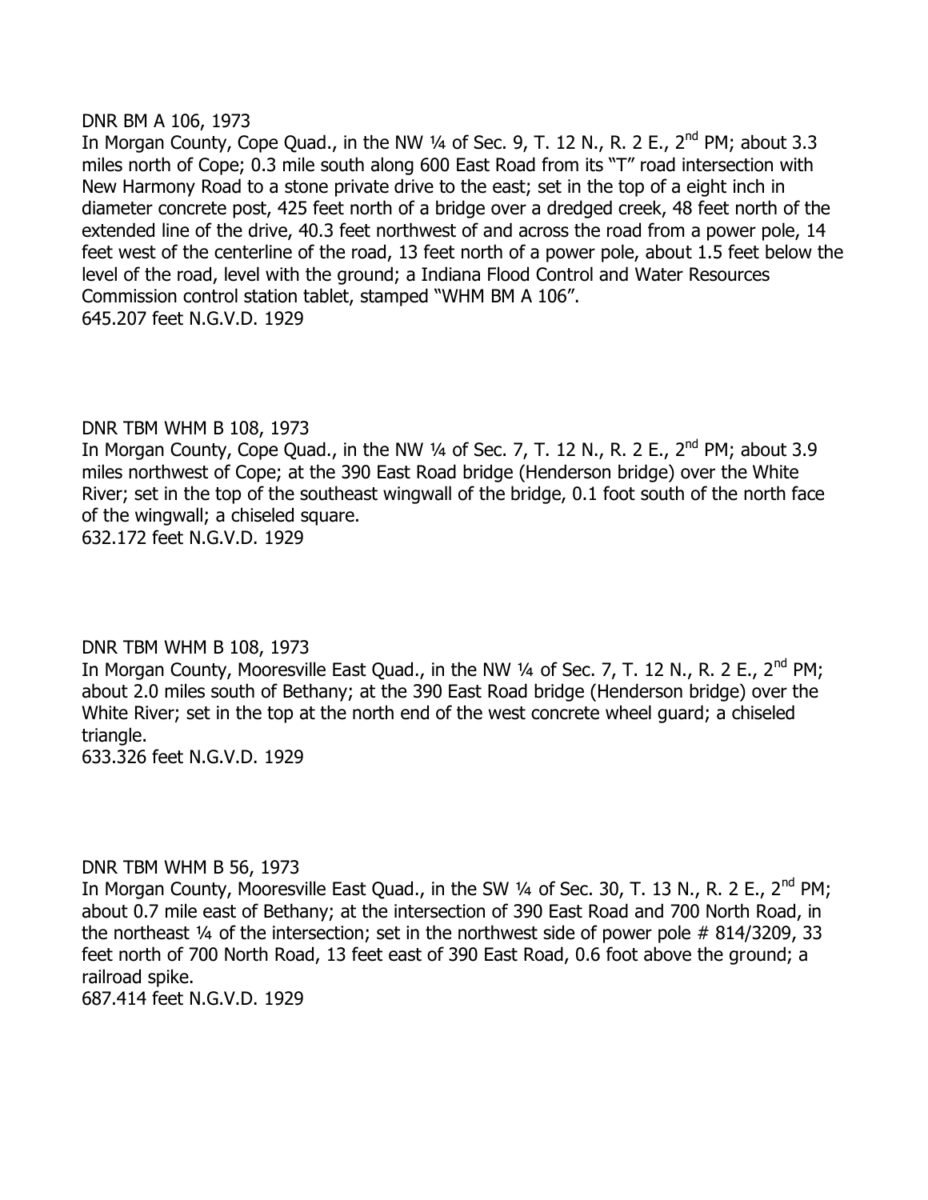DNR BM A 106, 1973

In Morgan County, Cope Quad., in the NW ¼ of Sec. 9, T. 12 N., R. 2 E., 2nd PM; about 3.3 miles north of Cope; 0.3 mile south along 600 East Road from its "T" road intersection with New Harmony Road to a stone private drive to the east; set in the top of a eight inch in diameter concrete post, 425 feet north of a bridge over a dredged creek, 48 feet north of the extended line of the drive, 40.3 feet northwest of and across the road from a power pole, 14 feet west of the centerline of the road, 13 feet north of a power pole, about 1.5 feet below the level of the road, level with the ground; a Indiana Flood Control and Water Resources Commission control station tablet, stamped "WHM BM A 106".

645.207 feet N.G.V.D. 1929

DNR TBM WHM B 108, 1973

In Morgan County, Cope Quad., in the NW ¼ of Sec. 7, T. 12 N., R. 2 E., 2nd PM; about 3.9 miles northwest of Cope; at the 390 East Road bridge (Henderson bridge) over the White River; set in the top of the southeast wingwall of the bridge, 0.1 foot south of the north face of the wingwall; a chiseled square.

632.172 feet N.G.V.D. 1929

DNR TBM WHM B 108, 1973

In Morgan County, Mooresville East Quad., in the NW ¼ of Sec. 7, T. 12 N., R. 2 E., 2nd PM; about 2.0 miles south of Bethany; at the 390 East Road bridge (Henderson bridge) over the White River; set in the top at the north end of the west concrete wheel guard; a chiseled triangle.

633.326 feet N.G.V.D. 1929

DNR TBM WHM B 56, 1973

In Morgan County, Mooresville East Quad., in the SW ¼ of Sec. 30, T. 13 N., R. 2 E., 2nd PM; about 0.7 mile east of Bethany; at the intersection of 390 East Road and 700 North Road, in the northeast ¼ of the intersection; set in the northwest side of power pole # 814/3209, 33 feet north of 700 North Road, 13 feet east of 390 East Road, 0.6 foot above the ground; a railroad spike.

687.414 feet N.G.V.D. 1929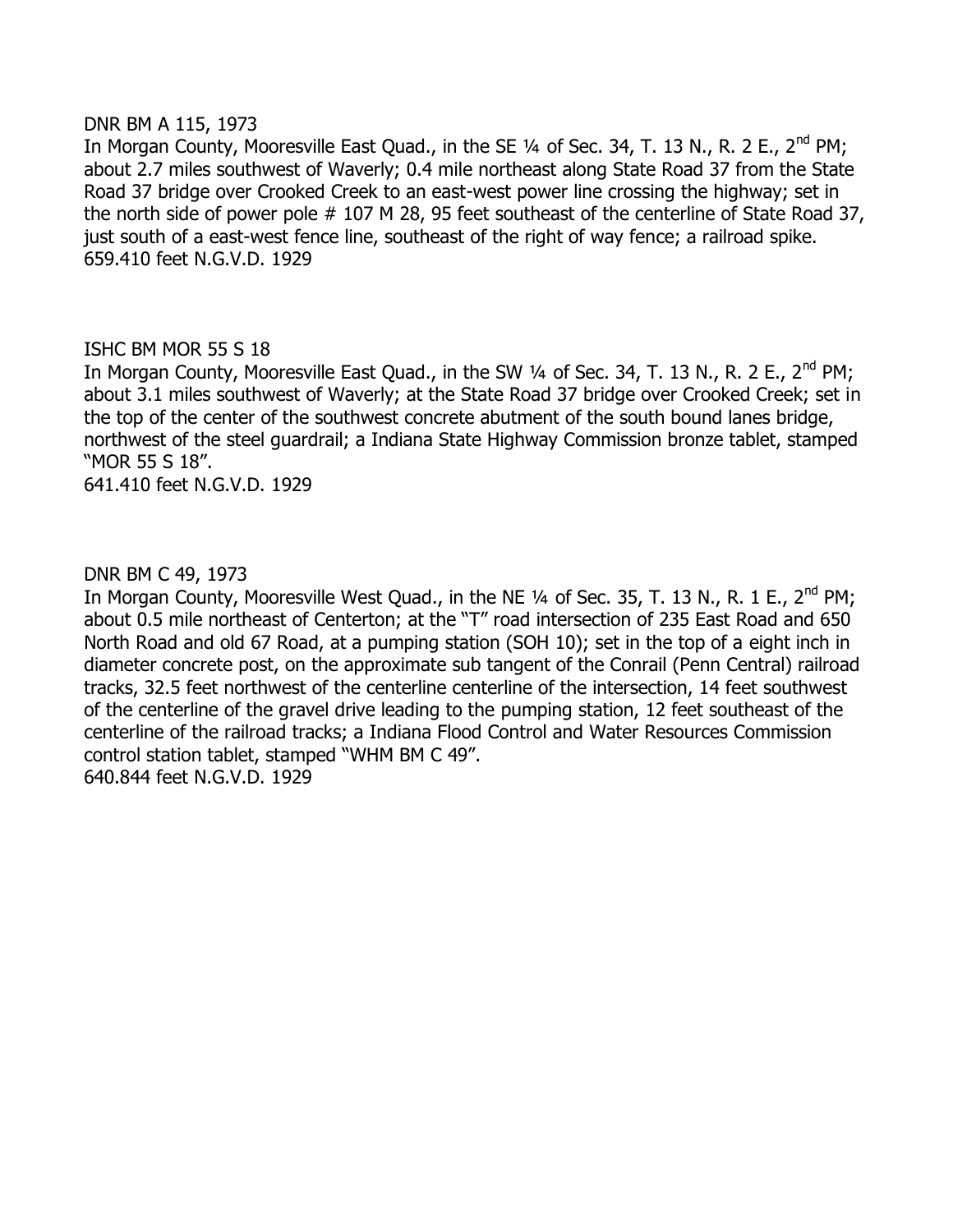DNR BM A 115, 1973

In Morgan County, Mooresville East Quad., in the SE ¼ of Sec. 34, T. 13 N., R. 2 E., 2nd PM; about 2.7 miles southwest of Waverly; 0.4 mile northeast along State Road 37 from the State Road 37 bridge over Crooked Creek to an east-west power line crossing the highway; set in the north side of power pole # 107 M 28, 95 feet southeast of the centerline of State Road 37, just south of a east-west fence line, southeast of the right of way fence; a railroad spike.
659.410 feet N.G.V.D. 1929

ISHC BM MOR 55 S 18

In Morgan County, Mooresville East Quad., in the SW ¼ of Sec. 34, T. 13 N., R. 2 E., 2nd PM; about 3.1 miles southwest of Waverly; at the State Road 37 bridge over Crooked Creek; set in the top of the center of the southwest concrete abutment of the south bound lanes bridge, northwest of the steel guardrail; a Indiana State Highway Commission bronze tablet, stamped "MOR 55 S 18".
641.410 feet N.G.V.D. 1929

DNR BM C 49, 1973

In Morgan County, Mooresville West Quad., in the NE ¼ of Sec. 35, T. 13 N., R. 1 E., 2nd PM; about 0.5 mile northeast of Centerton; at the "T" road intersection of 235 East Road and 650 North Road and old 67 Road, at a pumping station (SOH 10); set in the top of a eight inch in diameter concrete post, on the approximate sub tangent of the Conrail (Penn Central) railroad tracks, 32.5 feet northwest of the centerline centerline of the intersection, 14 feet southwest of the centerline of the gravel drive leading to the pumping station, 12 feet southeast of the centerline of the railroad tracks; a Indiana Flood Control and Water Resources Commission control station tablet, stamped "WHM BM C 49".
640.844 feet N.G.V.D. 1929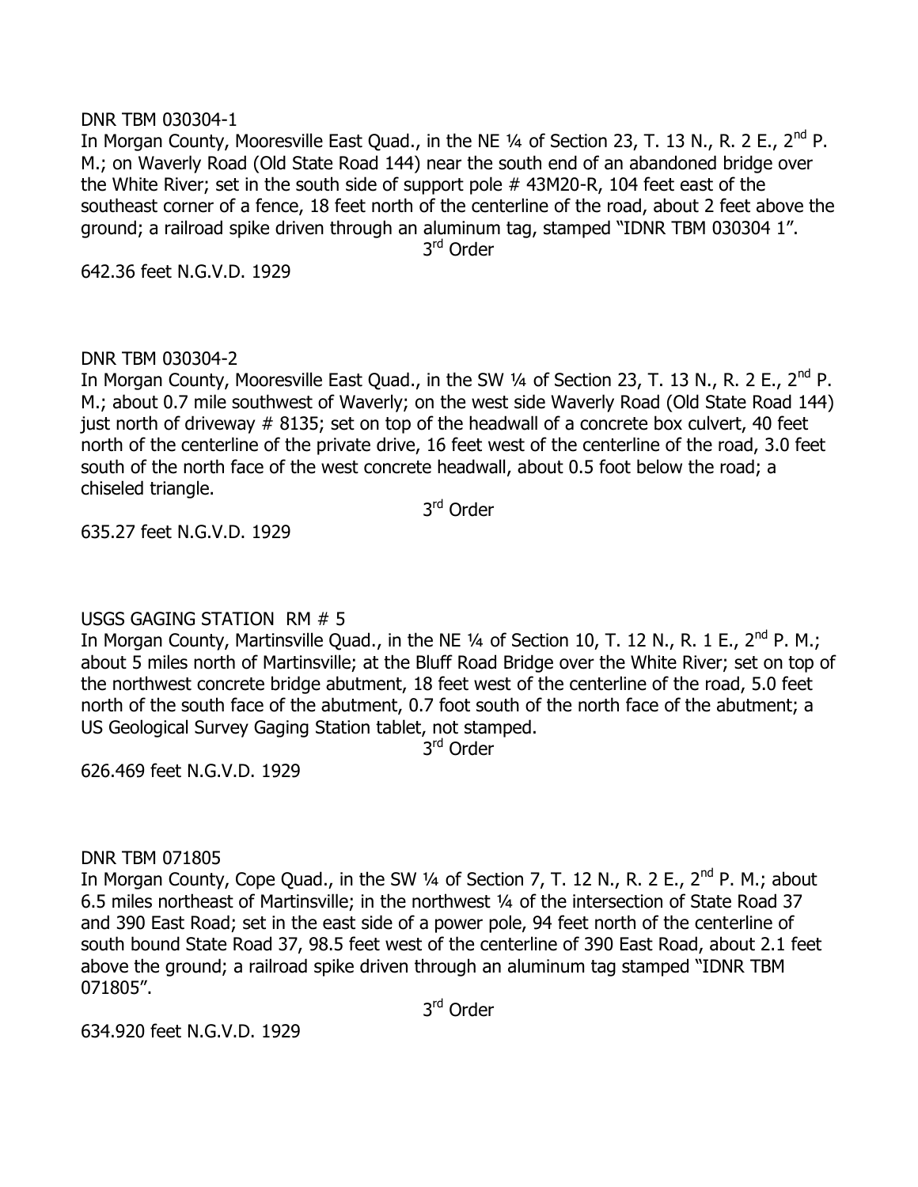DNR TBM 030304-1

In Morgan County, Mooresville East Quad., in the NE ¼ of Section 23, T. 13 N., R. 2 E., 2nd P. M.; on Waverly Road (Old State Road 144) near the south end of an abandoned bridge over the White River; set in the south side of support pole # 43M20-R, 104 feet east of the southeast corner of a fence, 18 feet north of the centerline of the road, about 2 feet above the ground; a railroad spike driven through an aluminum tag, stamped "IDNR TBM 030304 1".

3rd Order

642.36 feet N.G.V.D. 1929

DNR TBM 030304-2

In Morgan County, Mooresville East Quad., in the SW ¼ of Section 23, T. 13 N., R. 2 E., 2nd P. M.; about 0.7 mile southwest of Waverly; on the west side Waverly Road (Old State Road 144) just north of driveway # 8135; set on top of the headwall of a concrete box culvert, 40 feet north of the centerline of the private drive, 16 feet west of the centerline of the road, 3.0 feet south of the north face of the west concrete headwall, about 0.5 foot below the road; a chiseled triangle.

3rd Order

635.27 feet N.G.V.D. 1929

USGS GAGING STATION RM # 5

In Morgan County, Martinsville Quad., in the NE ¼ of Section 10, T. 12 N., R. 1 E., 2nd P. M.; about 5 miles north of Martinsville; at the Bluff Road Bridge over the White River; set on top of the northwest concrete bridge abutment, 18 feet west of the centerline of the road, 5.0 feet north of the south face of the abutment, 0.7 foot south of the north face of the abutment; a US Geological Survey Gaging Station tablet, not stamped.

3rd Order

626.469 feet N.G.V.D. 1929

DNR TBM 071805

In Morgan County, Cope Quad., in the SW ¼ of Section 7, T. 12 N., R. 2 E., 2nd P. M.; about 6.5 miles northeast of Martinsville; in the northwest ¼ of the intersection of State Road 37 and 390 East Road; set in the east side of a power pole, 94 feet north of the centerline of south bound State Road 37, 98.5 feet west of the centerline of 390 East Road, about 2.1 feet above the ground; a railroad spike driven through an aluminum tag stamped "IDNR TBM 071805".

3rd Order

634.920 feet N.G.V.D. 1929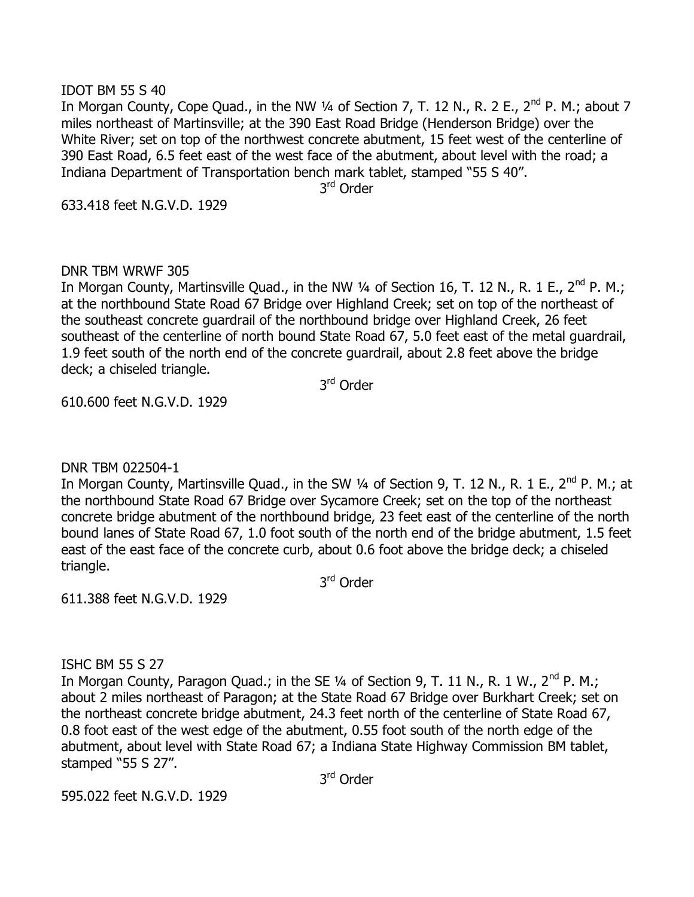IDOT BM 55 S 40

In Morgan County, Cope Quad., in the NW ¼ of Section 7, T. 12 N., R. 2 E., 2nd P. M.; about 7 miles northeast of Martinsville; at the 390 East Road Bridge (Henderson Bridge) over the White River; set on top of the northwest concrete abutment, 15 feet west of the centerline of 390 East Road, 6.5 feet east of the west face of the abutment, about level with the road; a Indiana Department of Transportation bench mark tablet, stamped "55 S 40".

3rd Order

633.418 feet N.G.V.D. 1929

DNR TBM WRWF 305

In Morgan County, Martinsville Quad., in the NW ¼ of Section 16, T. 12 N., R. 1 E., 2nd P. M.; at the northbound State Road 67 Bridge over Highland Creek; set on top of the northeast of the southeast concrete guardrail of the northbound bridge over Highland Creek, 26 feet southeast of the centerline of north bound State Road 67, 5.0 feet east of the metal guardrail, 1.9 feet south of the north end of the concrete guardrail, about 2.8 feet above the bridge deck; a chiseled triangle.

3rd Order

610.600 feet N.G.V.D. 1929

DNR TBM 022504-1

In Morgan County, Martinsville Quad., in the SW ¼ of Section 9, T. 12 N., R. 1 E., 2nd P. M.; at the northbound State Road 67 Bridge over Sycamore Creek; set on the top of the northeast concrete bridge abutment of the northbound bridge, 23 feet east of the centerline of the north bound lanes of State Road 67, 1.0 foot south of the north end of the bridge abutment, 1.5 feet east of the east face of the concrete curb, about 0.6 foot above the bridge deck; a chiseled triangle.

3rd Order

611.388 feet N.G.V.D. 1929

ISHC BM 55 S 27

In Morgan County, Paragon Quad.; in the SE ¼ of Section 9, T. 11 N., R. 1 W., 2nd P. M.; about 2 miles northeast of Paragon; at the State Road 67 Bridge over Burkhart Creek; set on the northeast concrete bridge abutment, 24.3 feet north of the centerline of State Road 67, 0.8 foot east of the west edge of the abutment, 0.55 foot south of the north edge of the abutment, about level with State Road 67; a Indiana State Highway Commission BM tablet, stamped "55 S 27".

3rd Order

595.022 feet N.G.V.D. 1929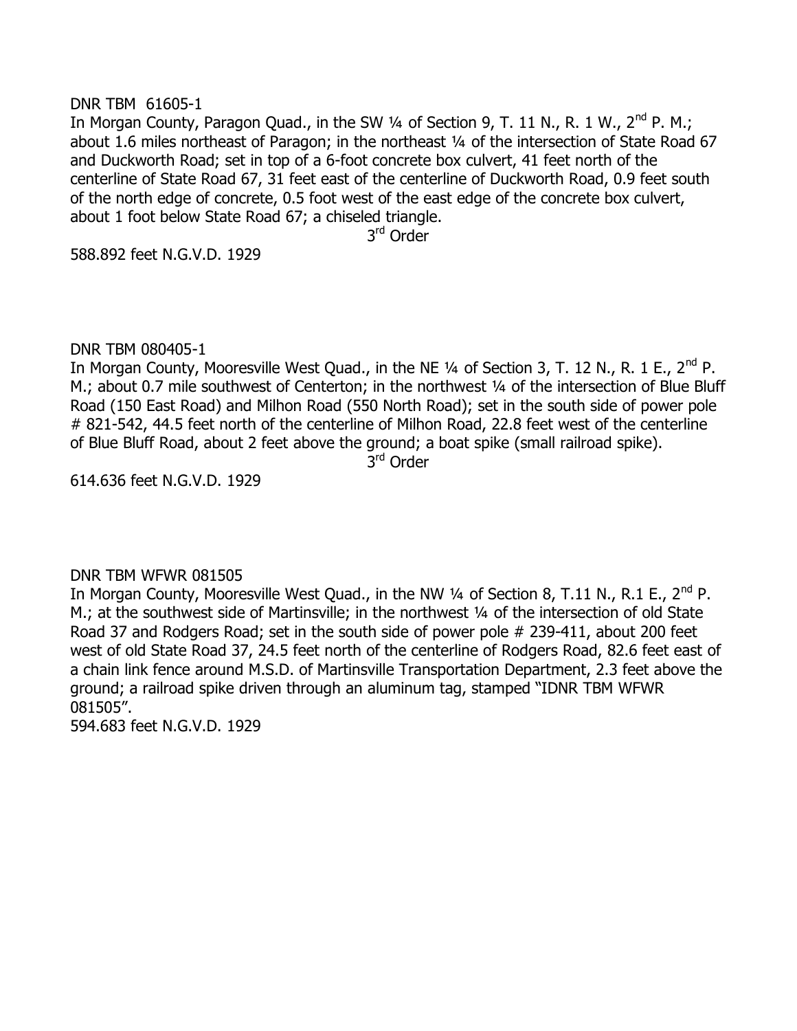DNR TBM 61605-1

In Morgan County, Paragon Quad., in the SW ¼ of Section 9, T. 11 N., R. 1 W., 2nd P. M.; about 1.6 miles northeast of Paragon; in the northeast ¼ of the intersection of State Road 67 and Duckworth Road; set in top of a 6-foot concrete box culvert, 41 feet north of the centerline of State Road 67, 31 feet east of the centerline of Duckworth Road, 0.9 feet south of the north edge of concrete, 0.5 foot west of the east edge of the concrete box culvert, about 1 foot below State Road 67; a chiseled triangle.

3rd Order

588.892 feet N.G.V.D. 1929

DNR TBM 080405-1

In Morgan County, Mooresville West Quad., in the NE ¼ of Section 3, T. 12 N., R. 1 E., 2nd P. M.; about 0.7 mile southwest of Centerton; in the northwest ¼ of the intersection of Blue Bluff Road (150 East Road) and Milhon Road (550 North Road); set in the south side of power pole # 821-542, 44.5 feet north of the centerline of Milhon Road, 22.8 feet west of the centerline of Blue Bluff Road, about 2 feet above the ground; a boat spike (small railroad spike).

3rd Order

614.636 feet N.G.V.D. 1929

DNR TBM WFWR 081505

In Morgan County, Mooresville West Quad., in the NW ¼ of Section 8, T.11 N., R.1 E., 2nd P. M.; at the southwest side of Martinsville; in the northwest ¼ of the intersection of old State Road 37 and Rodgers Road; set in the south side of power pole # 239-411, about 200 feet west of old State Road 37, 24.5 feet north of the centerline of Rodgers Road, 82.6 feet east of a chain link fence around M.S.D. of Martinsville Transportation Department, 2.3 feet above the ground; a railroad spike driven through an aluminum tag, stamped "IDNR TBM WFWR 081505".

594.683 feet N.G.V.D. 1929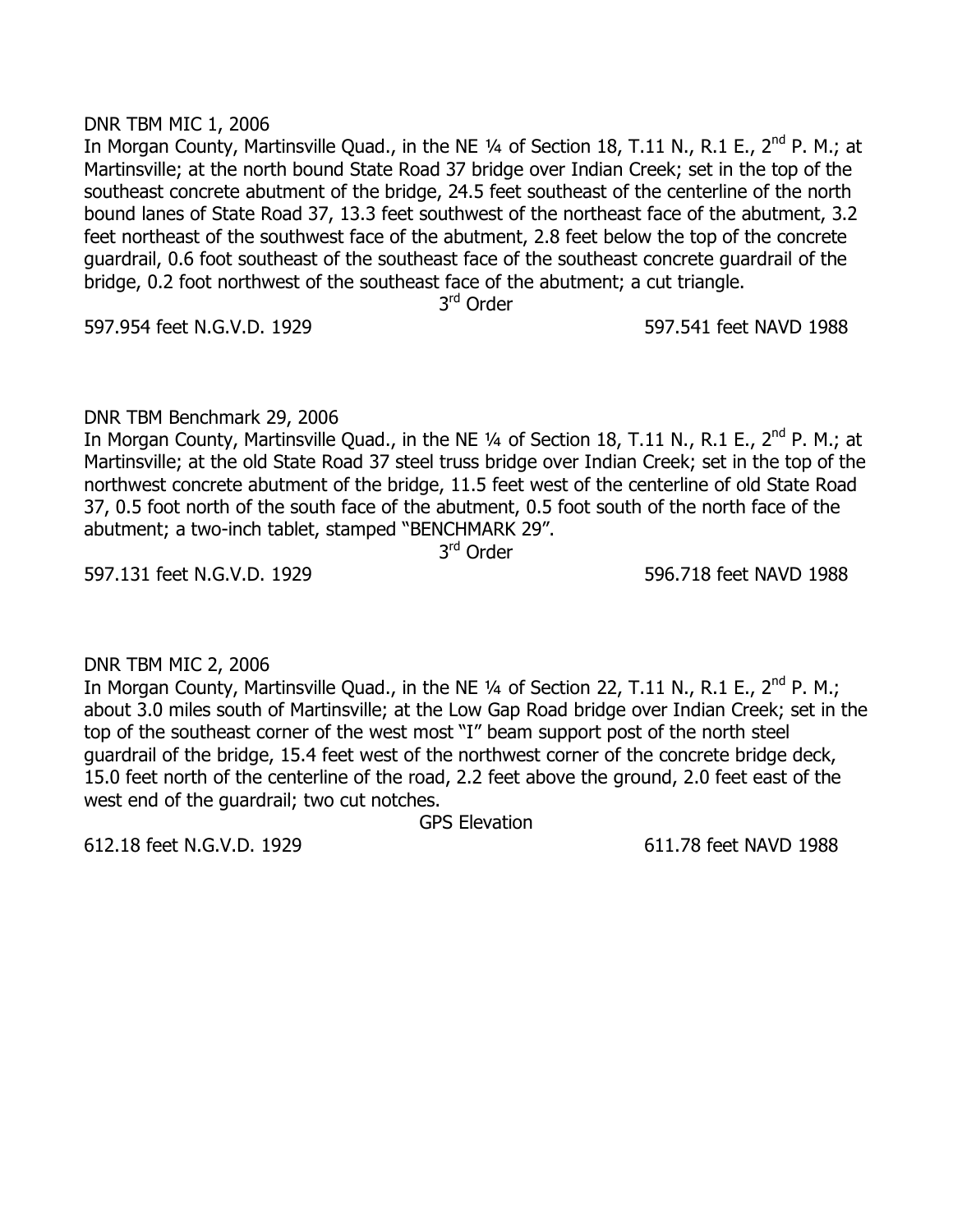DNR TBM MIC 1, 2006

In Morgan County, Martinsville Quad., in the NE ¼ of Section 18, T.11 N., R.1 E., 2nd P. M.; at Martinsville; at the north bound State Road 37 bridge over Indian Creek; set in the top of the southeast concrete abutment of the bridge, 24.5 feet southeast of the centerline of the north bound lanes of State Road 37, 13.3 feet southwest of the northeast face of the abutment, 3.2 feet northeast of the southwest face of the abutment, 2.8 feet below the top of the concrete guardrail, 0.6 foot southeast of the southeast face of the southeast concrete guardrail of the bridge, 0.2 foot northwest of the southeast face of the abutment; a cut triangle.

3rd Order

597.954 feet N.G.V.D. 1929 597.541 feet NAVD 1988

DNR TBM Benchmark 29, 2006

In Morgan County, Martinsville Quad., in the NE ¼ of Section 18, T.11 N., R.1 E., 2nd P. M.; at Martinsville; at the old State Road 37 steel truss bridge over Indian Creek; set in the top of the northwest concrete abutment of the bridge, 11.5 feet west of the centerline of old State Road 37, 0.5 foot north of the south face of the abutment, 0.5 foot south of the north face of the abutment; a two-inch tablet, stamped "BENCHMARK 29".

3rd Order

597.131 feet N.G.V.D. 1929 596.718 feet NAVD 1988

DNR TBM MIC 2, 2006

In Morgan County, Martinsville Quad., in the NE ¼ of Section 22, T.11 N., R.1 E., 2nd P. M.; about 3.0 miles south of Martinsville; at the Low Gap Road bridge over Indian Creek; set in the top of the southeast corner of the west most "I" beam support post of the north steel guardrail of the bridge, 15.4 feet west of the northwest corner of the concrete bridge deck, 15.0 feet north of the centerline of the road, 2.2 feet above the ground, 2.0 feet east of the west end of the guardrail; two cut notches.

GPS Elevation

612.18 feet N.G.V.D. 1929 611.78 feet NAVD 1988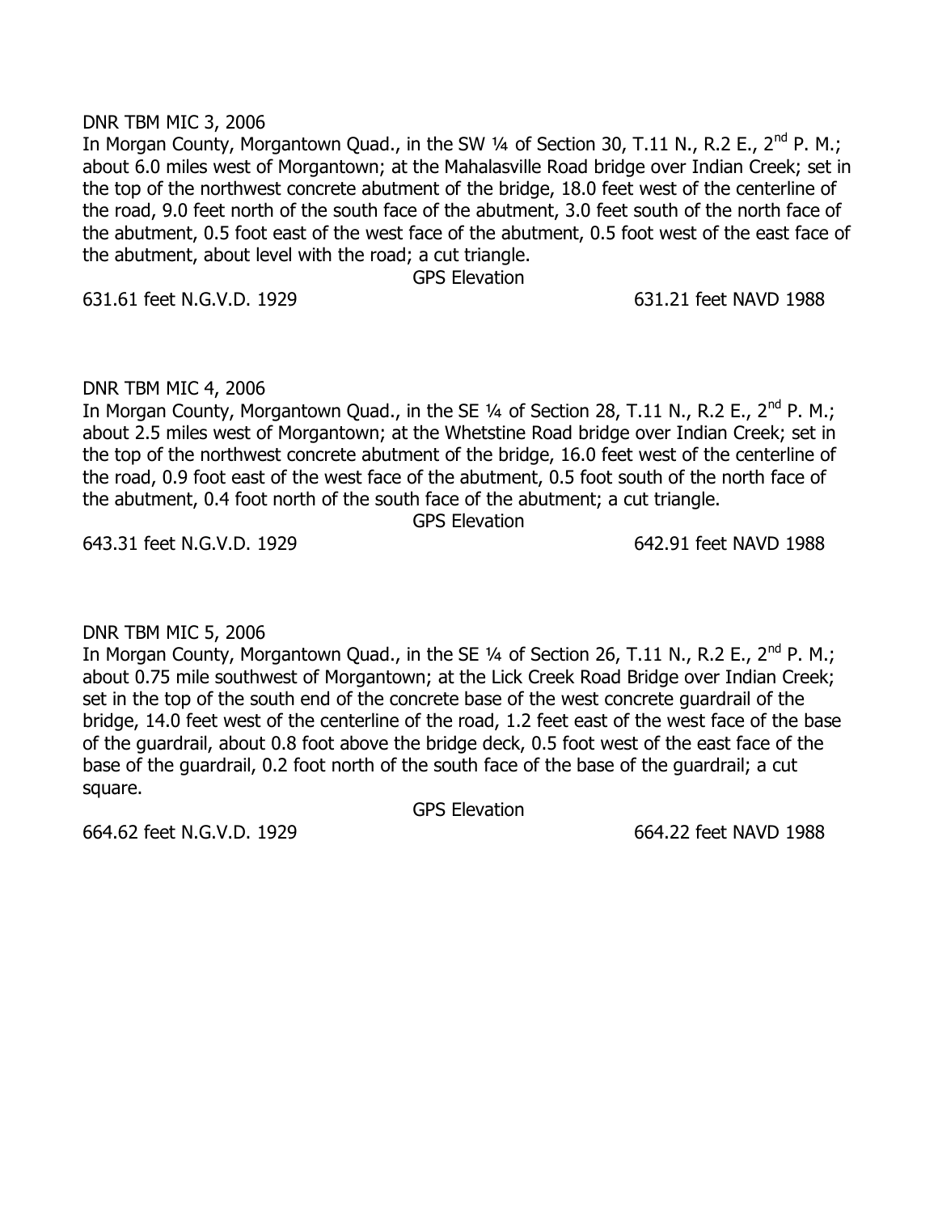DNR TBM MIC 3, 2006

In Morgan County, Morgantown Quad., in the SW ¼ of Section 30, T.11 N., R.2 E., 2nd P. M.; about 6.0 miles west of Morgantown; at the Mahalasville Road bridge over Indian Creek; set in the top of the northwest concrete abutment of the bridge, 18.0 feet west of the centerline of the road, 9.0 feet north of the south face of the abutment, 3.0 feet south of the north face of the abutment, 0.5 foot east of the west face of the abutment, 0.5 foot west of the east face of the abutment, about level with the road; a cut triangle.

GPS Elevation

631.61 feet N.G.V.D. 1929 631.21 feet NAVD 1988

DNR TBM MIC 4, 2006

In Morgan County, Morgantown Quad., in the SE ¼ of Section 28, T.11 N., R.2 E., 2nd P. M.; about 2.5 miles west of Morgantown; at the Whetstine Road bridge over Indian Creek; set in the top of the northwest concrete abutment of the bridge, 16.0 feet west of the centerline of the road, 0.9 foot east of the west face of the abutment, 0.5 foot south of the north face of the abutment, 0.4 foot north of the south face of the abutment; a cut triangle.

GPS Elevation

643.31 feet N.G.V.D. 1929 642.91 feet NAVD 1988

DNR TBM MIC 5, 2006

In Morgan County, Morgantown Quad., in the SE ¼ of Section 26, T.11 N., R.2 E., 2nd P. M.; about 0.75 mile southwest of Morgantown; at the Lick Creek Road Bridge over Indian Creek; set in the top of the south end of the concrete base of the west concrete guardrail of the bridge, 14.0 feet west of the centerline of the road, 1.2 feet east of the west face of the base of the guardrail, about 0.8 foot above the bridge deck, 0.5 foot west of the east face of the base of the guardrail, 0.2 foot north of the south face of the base of the guardrail; a cut square.

GPS Elevation

664.62 feet N.G.V.D. 1929 664.22 feet NAVD 1988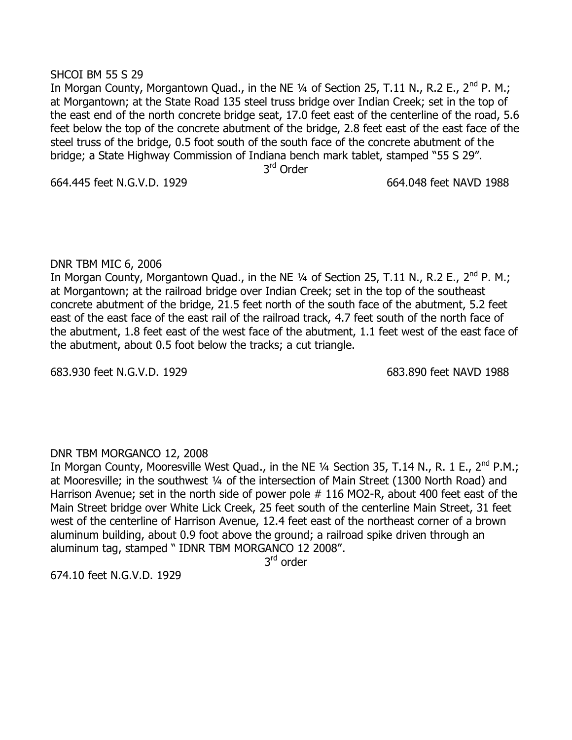SHCOI BM 55 S 29

In Morgan County, Morgantown Quad., in the NE ¼ of Section 25, T.11 N., R.2 E., 2nd P. M.; at Morgantown; at the State Road 135 steel truss bridge over Indian Creek; set in the top of the east end of the north concrete bridge seat, 17.0 feet east of the centerline of the road, 5.6 feet below the top of the concrete abutment of the bridge, 2.8 feet east of the east face of the steel truss of the bridge, 0.5 foot south of the south face of the concrete abutment of the bridge; a State Highway Commission of Indiana bench mark tablet, stamped "55 S 29".

3rd Order

664.445 feet N.G.V.D. 1929 664.048 feet NAVD 1988

DNR TBM MIC 6, 2006

In Morgan County, Morgantown Quad., in the NE ¼ of Section 25, T.11 N., R.2 E., 2nd P. M.; at Morgantown; at the railroad bridge over Indian Creek; set in the top of the southeast concrete abutment of the bridge, 21.5 feet north of the south face of the abutment, 5.2 feet east of the east face of the east rail of the railroad track, 4.7 feet south of the north face of the abutment, 1.8 feet east of the west face of the abutment, 1.1 feet west of the east face of the abutment, about 0.5 foot below the tracks; a cut triangle.

683.930 feet N.G.V.D. 1929 683.890 feet NAVD 1988

DNR TBM MORGANCO 12, 2008

In Morgan County, Mooresville West Quad., in the NE ¼ Section 35, T.14 N., R. 1 E., 2nd P.M.; at Mooresville; in the southwest ¼ of the intersection of Main Street (1300 North Road) and Harrison Avenue; set in the north side of power pole # 116 MO2-R, about 400 feet east of the Main Street bridge over White Lick Creek, 25 feet south of the centerline Main Street, 31 feet west of the centerline of Harrison Avenue, 12.4 feet east of the northeast corner of a brown aluminum building, about 0.9 foot above the ground; a railroad spike driven through an aluminum tag, stamped " IDNR TBM MORGANCO 12 2008".

3rd order

674.10 feet N.G.V.D. 1929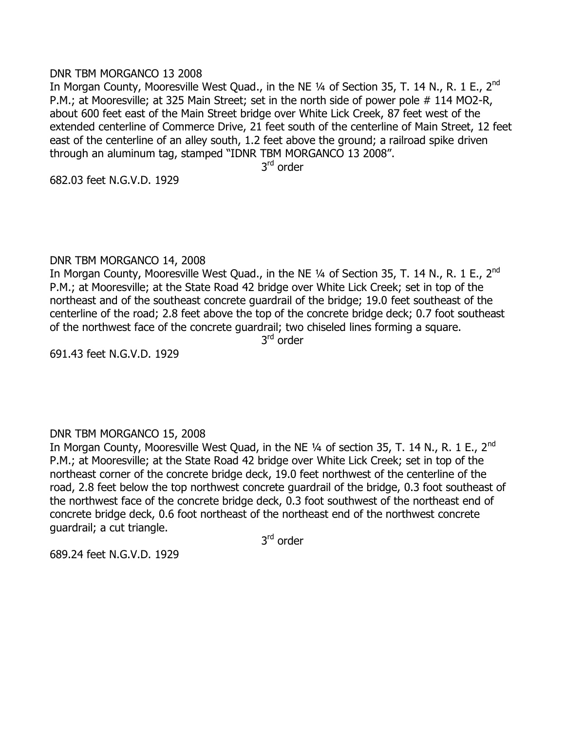DNR TBM MORGANCO 13 2008

In Morgan County, Mooresville West Quad., in the NE ¼ of Section 35, T. 14 N., R. 1 E., 2nd P.M.; at Mooresville; at 325 Main Street; set in the north side of power pole # 114 MO2-R, about 600 feet east of the Main Street bridge over White Lick Creek, 87 feet west of the extended centerline of Commerce Drive, 21 feet south of the centerline of Main Street, 12 feet east of the centerline of an alley south, 1.2 feet above the ground; a railroad spike driven through an aluminum tag, stamped "IDNR TBM MORGANCO 13 2008".

3rd order

682.03 feet N.G.V.D. 1929

DNR TBM MORGANCO 14, 2008

In Morgan County, Mooresville West Quad., in the NE ¼ of Section 35, T. 14 N., R. 1 E., 2nd P.M.; at Mooresville; at the State Road 42 bridge over White Lick Creek; set in top of the northeast and of the southeast concrete guardrail of the bridge; 19.0 feet southeast of the centerline of the road; 2.8 feet above the top of the concrete bridge deck; 0.7 foot southeast of the northwest face of the concrete guardrail; two chiseled lines forming a square.

3rd order

691.43 feet N.G.V.D. 1929

DNR TBM MORGANCO 15, 2008

In Morgan County, Mooresville West Quad, in the NE ¼ of section 35, T. 14 N., R. 1 E., 2nd P.M.; at Mooresville; at the State Road 42 bridge over White Lick Creek; set in top of the northeast corner of the concrete bridge deck, 19.0 feet northwest of the centerline of the road, 2.8 feet below the top northwest concrete guardrail of the bridge, 0.3 foot southeast of the northwest face of the concrete bridge deck, 0.3 foot southwest of the northeast end of concrete bridge deck, 0.6 foot northeast of the northeast end of the northwest concrete guardrail; a cut triangle.

3rd order

689.24 feet N.G.V.D. 1929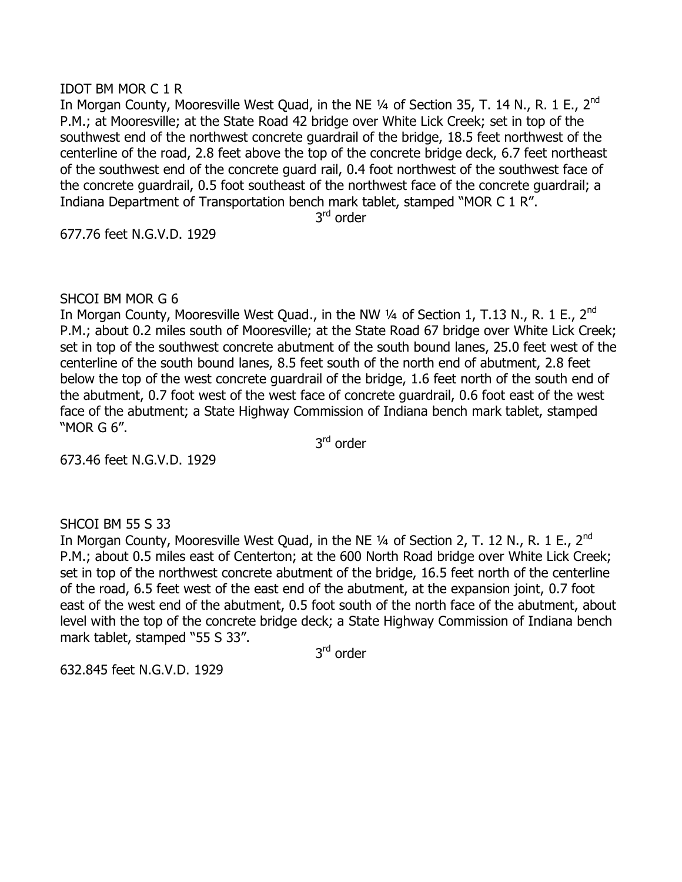IDOT BM MOR C 1 R

In Morgan County, Mooresville West Quad, in the NE ¼ of Section 35, T. 14 N., R. 1 E., 2nd P.M.; at Mooresville; at the State Road 42 bridge over White Lick Creek; set in top of the southwest end of the northwest concrete guardrail of the bridge, 18.5 feet northwest of the centerline of the road, 2.8 feet above the top of the concrete bridge deck, 6.7 feet northeast of the southwest end of the concrete guard rail, 0.4 foot northwest of the southwest face of the concrete guardrail, 0.5 foot southeast of the northwest face of the concrete guardrail; a Indiana Department of Transportation bench mark tablet, stamped "MOR C 1 R".

3rd order

677.76 feet N.G.V.D. 1929

SHCOI BM MOR G 6

In Morgan County, Mooresville West Quad., in the NW ¼ of Section 1, T.13 N., R. 1 E., 2nd P.M.; about 0.2 miles south of Mooresville; at the State Road 67 bridge over White Lick Creek; set in top of the southwest concrete abutment of the south bound lanes, 25.0 feet west of the centerline of the south bound lanes, 8.5 feet south of the north end of abutment, 2.8 feet below the top of the west concrete guardrail of the bridge, 1.6 feet north of the south end of the abutment, 0.7 foot west of the west face of concrete guardrail, 0.6 foot east of the west face of the abutment; a State Highway Commission of Indiana bench mark tablet, stamped "MOR G 6".

3rd order

673.46 feet N.G.V.D. 1929

SHCOI BM 55 S 33

In Morgan County, Mooresville West Quad, in the NE ¼ of Section 2, T. 12 N., R. 1 E., 2nd P.M.; about 0.5 miles east of Centerton; at the 600 North Road bridge over White Lick Creek; set in top of the northwest concrete abutment of the bridge, 16.5 feet north of the centerline of the road, 6.5 feet west of the east end of the abutment, at the expansion joint, 0.7 foot east of the west end of the abutment, 0.5 foot south of the north face of the abutment, about level with the top of the concrete bridge deck; a State Highway Commission of Indiana bench mark tablet, stamped "55 S 33".

3rd order

632.845 feet N.G.V.D. 1929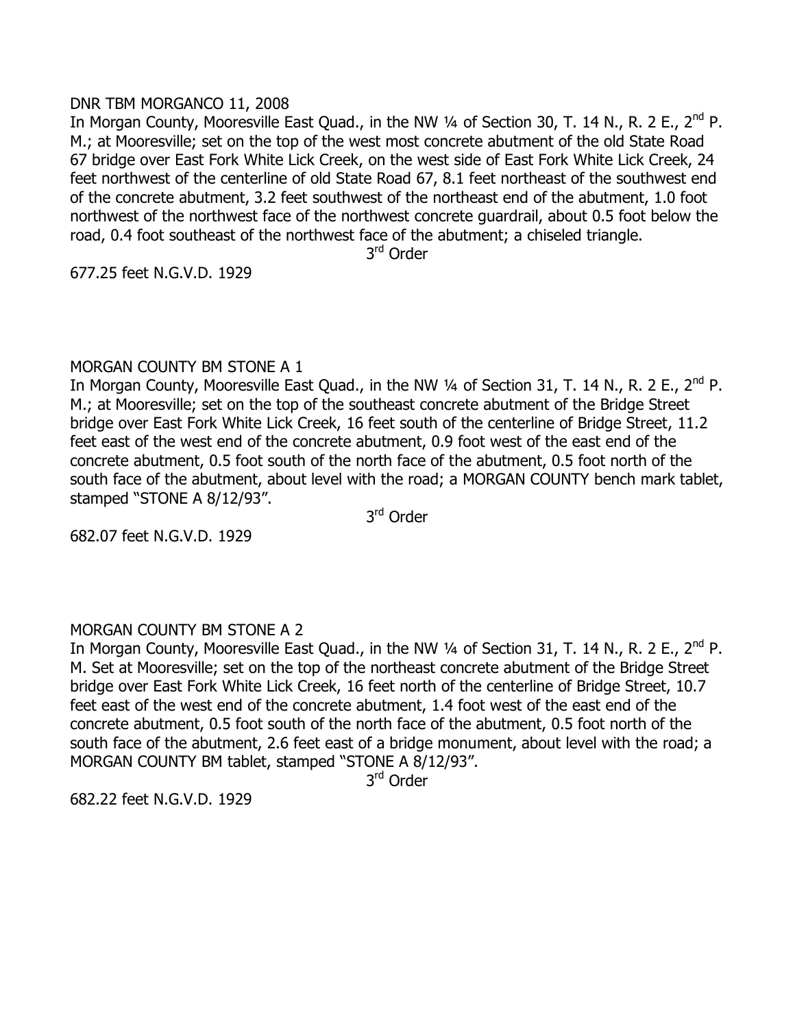DNR TBM MORGANCO 11, 2008

In Morgan County, Mooresville East Quad., in the NW ¼ of Section 30, T. 14 N., R. 2 E., 2nd P. M.; at Mooresville; set on the top of the west most concrete abutment of the old State Road 67 bridge over East Fork White Lick Creek, on the west side of East Fork White Lick Creek, 24 feet northwest of the centerline of old State Road 67, 8.1 feet northeast of the southwest end of the concrete abutment, 3.2 feet southwest of the northeast end of the abutment, 1.0 foot northwest of the northwest face of the northwest concrete guardrail, about 0.5 foot below the road, 0.4 foot southeast of the northwest face of the abutment; a chiseled triangle.

3rd Order

677.25 feet N.G.V.D. 1929

MORGAN COUNTY BM STONE A 1

In Morgan County, Mooresville East Quad., in the NW ¼ of Section 31, T. 14 N., R. 2 E., 2nd P. M.; at Mooresville; set on the top of the southeast concrete abutment of the Bridge Street bridge over East Fork White Lick Creek, 16 feet south of the centerline of Bridge Street, 11.2 feet east of the west end of the concrete abutment, 0.9 foot west of the east end of the concrete abutment, 0.5 foot south of the north face of the abutment, 0.5 foot north of the south face of the abutment, about level with the road; a MORGAN COUNTY bench mark tablet, stamped "STONE A 8/12/93".

3rd Order

682.07 feet N.G.V.D. 1929

MORGAN COUNTY BM STONE A 2

In Morgan County, Mooresville East Quad., in the NW ¼ of Section 31, T. 14 N., R. 2 E., 2nd P. M. Set at Mooresville; set on the top of the northeast concrete abutment of the Bridge Street bridge over East Fork White Lick Creek, 16 feet north of the centerline of Bridge Street, 10.7 feet east of the west end of the concrete abutment, 1.4 foot west of the east end of the concrete abutment, 0.5 foot south of the north face of the abutment, 0.5 foot north of the south face of the abutment, 2.6 feet east of a bridge monument, about level with the road; a MORGAN COUNTY BM tablet, stamped "STONE A 8/12/93".

3rd Order

682.22 feet N.G.V.D. 1929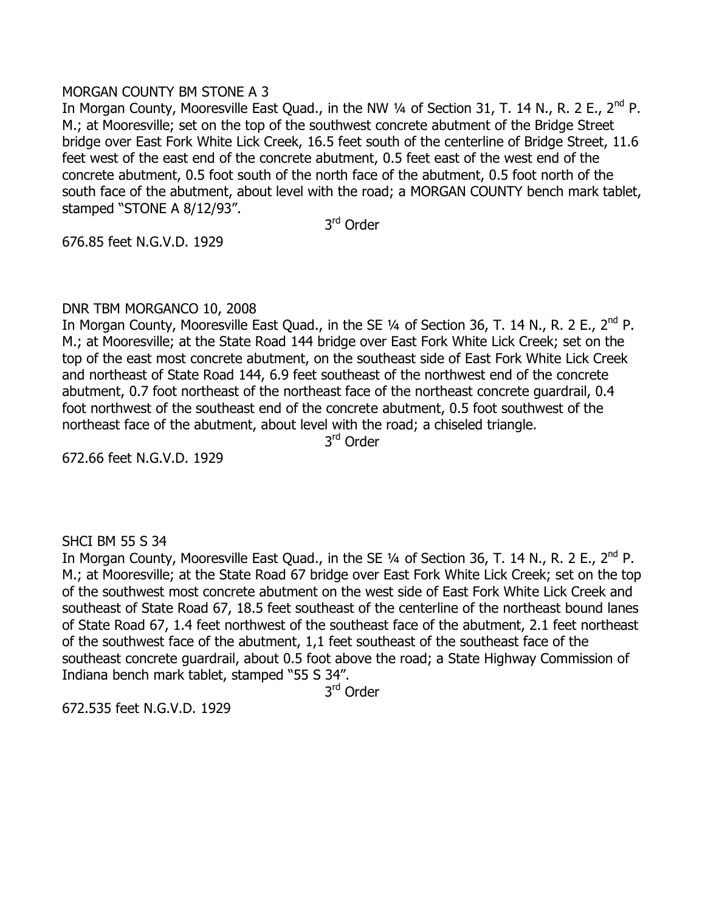MORGAN COUNTY BM STONE A 3

In Morgan County, Mooresville East Quad., in the NW ¼ of Section 31, T. 14 N., R. 2 E., 2nd P. M.; at Mooresville; set on the top of the southwest concrete abutment of the Bridge Street bridge over East Fork White Lick Creek, 16.5 feet south of the centerline of Bridge Street, 11.6 feet west of the east end of the concrete abutment, 0.5 feet east of the west end of the concrete abutment, 0.5 foot south of the north face of the abutment, 0.5 foot north of the south face of the abutment, about level with the road; a MORGAN COUNTY bench mark tablet, stamped "STONE A 8/12/93".

3rd Order

676.85 feet N.G.V.D. 1929

DNR TBM MORGANCO 10, 2008

In Morgan County, Mooresville East Quad., in the SE ¼ of Section 36, T. 14 N., R. 2 E., 2nd P. M.; at Mooresville; at the State Road 144 bridge over East Fork White Lick Creek; set on the top of the east most concrete abutment, on the southeast side of East Fork White Lick Creek and northeast of State Road 144, 6.9 feet southeast of the northwest end of the concrete abutment, 0.7 foot northeast of the northeast face of the northeast concrete guardrail, 0.4 foot northwest of the southeast end of the concrete abutment, 0.5 foot southwest of the northeast face of the abutment, about level with the road; a chiseled triangle.

3rd Order

672.66 feet N.G.V.D. 1929

SHCI BM 55 S 34

In Morgan County, Mooresville East Quad., in the SE ¼ of Section 36, T. 14 N., R. 2 E., 2nd P. M.; at Mooresville; at the State Road 67 bridge over East Fork White Lick Creek; set on the top of the southwest most concrete abutment on the west side of East Fork White Lick Creek and southeast of State Road 67, 18.5 feet southeast of the centerline of the northeast bound lanes of State Road 67, 1.4 feet northwest of the southeast face of the abutment, 2.1 feet northeast of the southwest face of the abutment, 1,1 feet southeast of the southeast face of the southeast concrete guardrail, about 0.5 foot above the road; a State Highway Commission of Indiana bench mark tablet, stamped "55 S 34".

3rd Order

672.535 feet N.G.V.D. 1929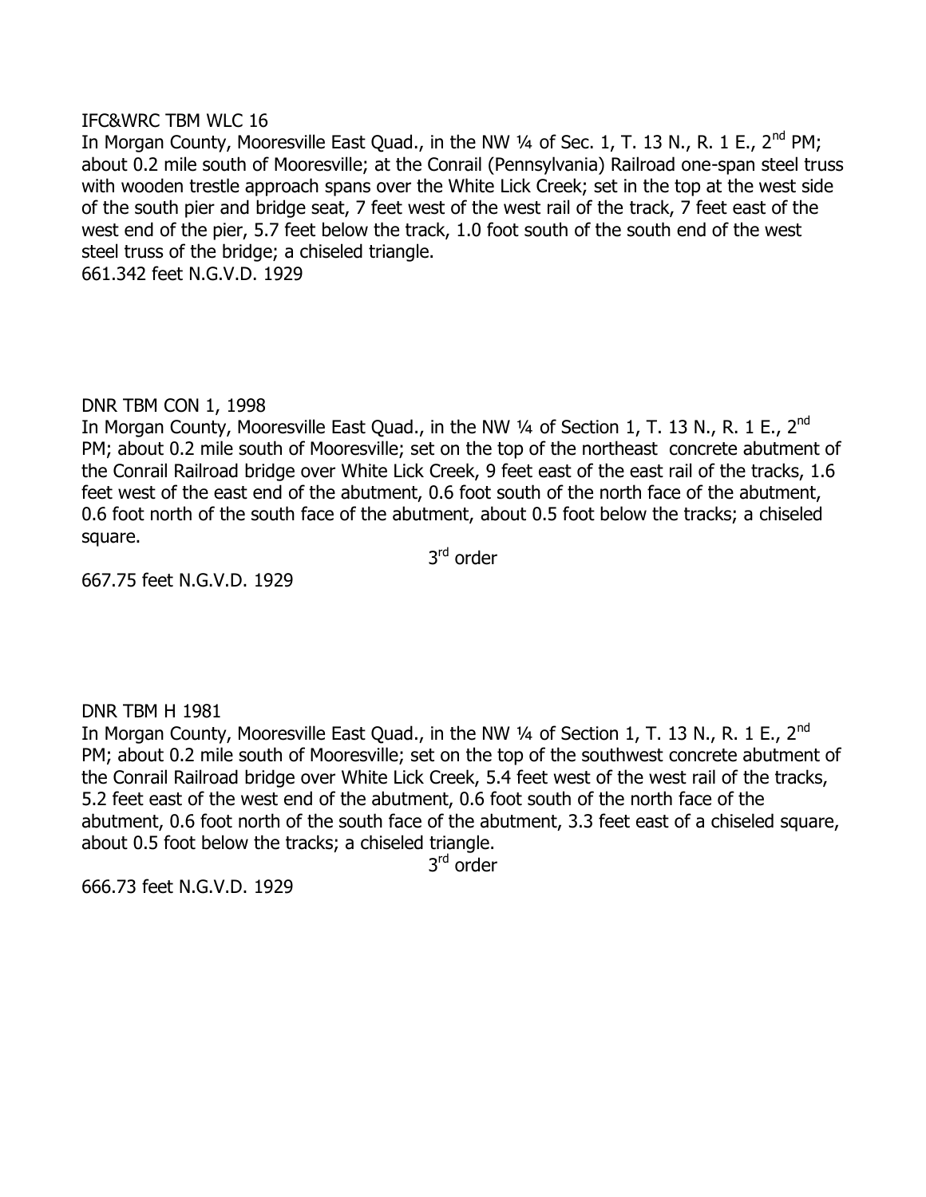IFC&WRC TBM WLC 16

In Morgan County, Mooresville East Quad., in the NW ¼ of Sec. 1, T. 13 N., R. 1 E., 2nd PM; about 0.2 mile south of Mooresville; at the Conrail (Pennsylvania) Railroad one-span steel truss with wooden trestle approach spans over the White Lick Creek; set in the top at the west side of the south pier and bridge seat, 7 feet west of the west rail of the track, 7 feet east of the west end of the pier, 5.7 feet below the track, 1.0 foot south of the south end of the west steel truss of the bridge; a chiseled triangle.

661.342 feet N.G.V.D. 1929

DNR TBM CON 1, 1998

In Morgan County, Mooresville East Quad., in the NW ¼ of Section 1, T. 13 N., R. 1 E., 2nd PM; about 0.2 mile south of Mooresville; set on the top of the northeast concrete abutment of the Conrail Railroad bridge over White Lick Creek, 9 feet east of the east rail of the tracks, 1.6 feet west of the east end of the abutment, 0.6 foot south of the north face of the abutment, 0.6 foot north of the south face of the abutment, about 0.5 foot below the tracks; a chiseled square.

3rd order

667.75 feet N.G.V.D. 1929

DNR TBM H 1981

In Morgan County, Mooresville East Quad., in the NW ¼ of Section 1, T. 13 N., R. 1 E., 2nd PM; about 0.2 mile south of Mooresville; set on the top of the southwest concrete abutment of the Conrail Railroad bridge over White Lick Creek, 5.4 feet west of the west rail of the tracks, 5.2 feet east of the west end of the abutment, 0.6 foot south of the north face of the abutment, 0.6 foot north of the south face of the abutment, 3.3 feet east of a chiseled square, about 0.5 foot below the tracks; a chiseled triangle.

3rd order

666.73 feet N.G.V.D. 1929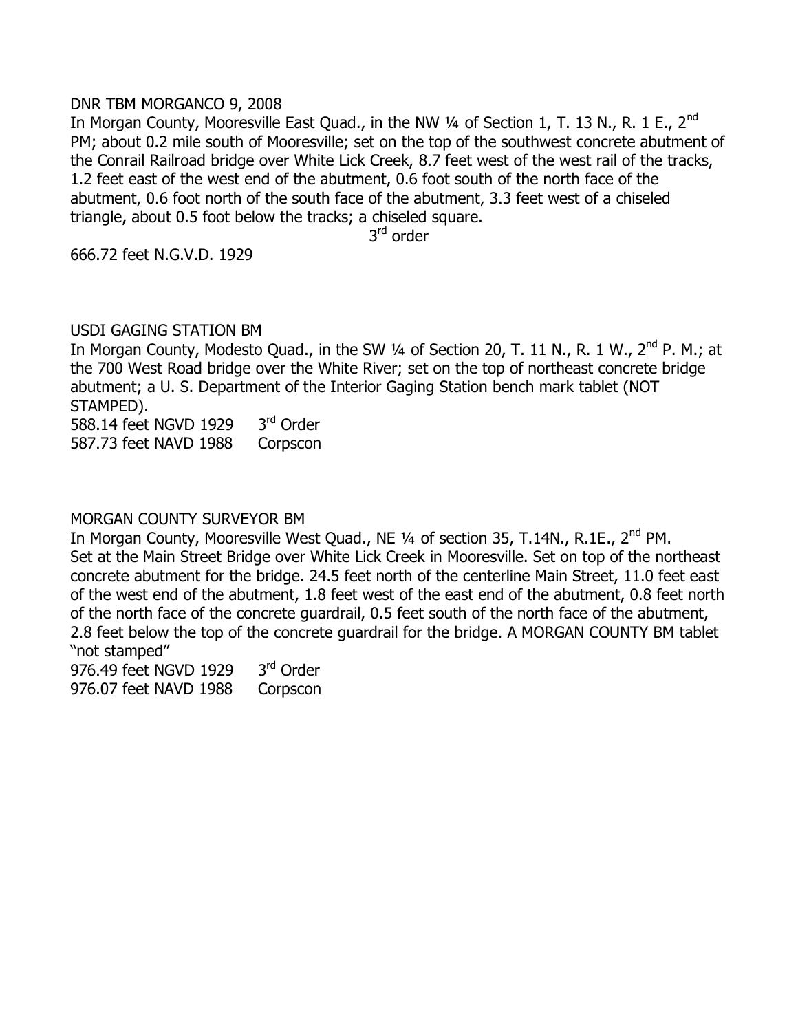DNR TBM MORGANCO 9, 2008

In Morgan County, Mooresville East Quad., in the NW ¼ of Section 1, T. 13 N., R. 1 E., 2nd PM; about 0.2 mile south of Mooresville; set on the top of the southwest concrete abutment of the Conrail Railroad bridge over White Lick Creek, 8.7 feet west of the west rail of the tracks, 1.2 feet east of the west end of the abutment, 0.6 foot south of the north face of the abutment, 0.6 foot north of the south face of the abutment, 3.3 feet west of a chiseled triangle, about 0.5 foot below the tracks; a chiseled square.

3rd order

666.72 feet N.G.V.D. 1929

USDI GAGING STATION BM

In Morgan County, Modesto Quad., in the SW ¼ of Section 20, T. 11 N., R. 1 W., 2nd P. M.; at the 700 West Road bridge over the White River; set on the top of northeast concrete bridge abutment; a U. S. Department of the Interior Gaging Station bench mark tablet (NOT STAMPED).

588.14 feet NGVD 1929 3rd Order
587.73 feet NAVD 1988 Corpscon

MORGAN COUNTY SURVEYOR BM

In Morgan County, Mooresville West Quad., NE ¼ of section 35, T.14N., R.1E., 2nd PM. Set at the Main Street Bridge over White Lick Creek in Mooresville. Set on top of the northeast concrete abutment for the bridge. 24.5 feet north of the centerline Main Street, 11.0 feet east of the west end of the abutment, 1.8 feet west of the east end of the abutment, 0.8 feet north of the north face of the concrete guardrail, 0.5 feet south of the north face of the abutment, 2.8 feet below the top of the concrete guardrail for the bridge. A MORGAN COUNTY BM tablet "not stamped"

976.49 feet NGVD 1929 3rd Order
976.07 feet NAVD 1988 Corpscon